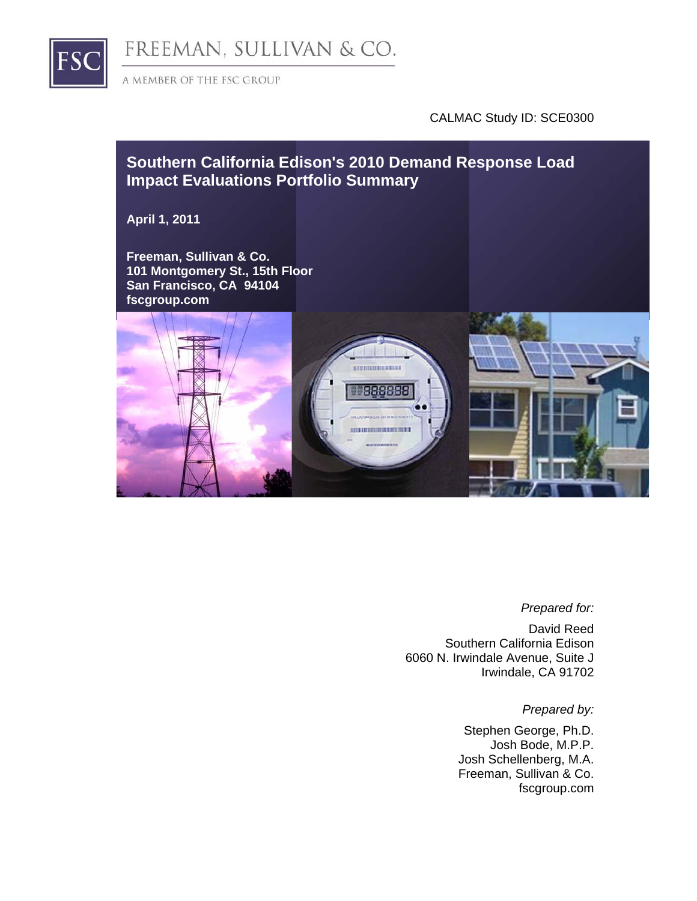FREEMAN, SULLIVAN & CO.

A MEMBER OF THE FSC GROUP

CALMAC Study ID: SCE0300

# Southern California Edison's 2010 Demand Response Load Impact Evaluations Portfolio Summary

**April 1, 2011**

**Freeman, Sullivan & Co.**
**101 Montgomery St., 15th Floor**
**San Francisco, CA 94104**
**fscgroup.com**

*Prepared for:*

David Reed
Southern California Edison
6060 N. Irwindale Avenue, Suite J
Irwindale, CA 91702

*Prepared by:*

Stephen George, Ph.D.
Josh Bode, M.P.P.
Josh Schellenberg, M.A.
Freeman, Sullivan & Co.
fscgroup.com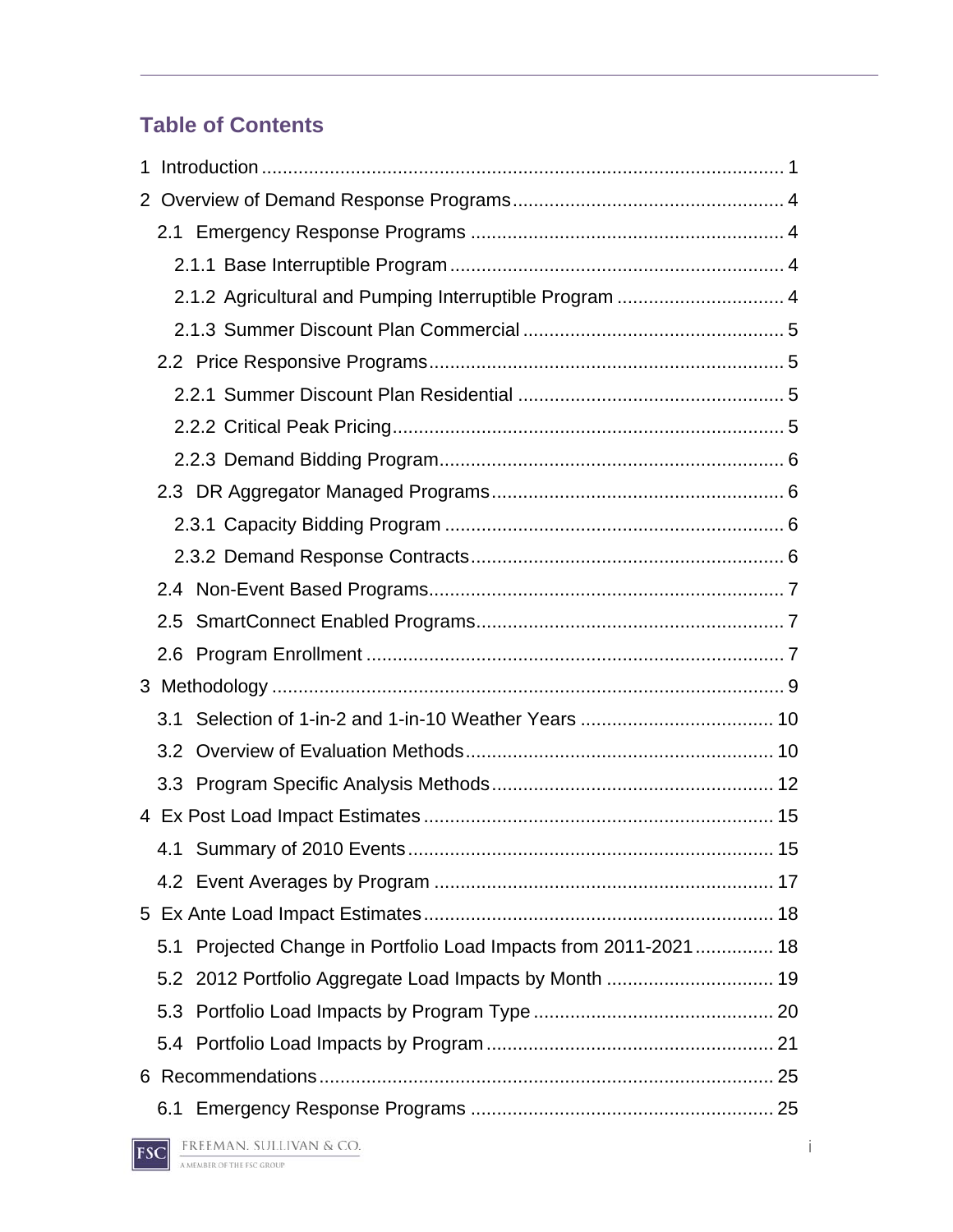## Table of Contents

1 Introduction ........................................................................................................ 1

2 Overview of Demand Response Programs ...................................................... 4

  2.1 Emergency Response Programs ............................................................ 4

    2.1.1 Base Interruptible Program ............................................................... 4

    2.1.2 Agricultural and Pumping Interruptible Program ................................ 4

    2.1.3 Summer Discount Plan Commercial ................................................. 5

  2.2 Price Responsive Programs .................................................................... 5

    2.2.1 Summer Discount Plan Residential ................................................... 5

    2.2.2 Critical Peak Pricing .......................................................................... 5

    2.2.3 Demand Bidding Program .................................................................. 6

  2.3 DR Aggregator Managed Programs ........................................................ 6

    2.3.1 Capacity Bidding Program ................................................................. 6

    2.3.2 Demand Response Contracts ............................................................ 6

  2.4 Non-Event Based Programs .................................................................... 7

  2.5 SmartConnect Enabled Programs ........................................................... 7

  2.6 Program Enrollment ................................................................................. 7

3 Methodology ...................................................................................................... 9

  3.1 Selection of 1-in-2 and 1-in-10 Weather Years ...................................... 10

  3.2 Overview of Evaluation Methods ........................................................... 10

  3.3 Program Specific Analysis Methods ...................................................... 12

4 Ex Post Load Impact Estimates ...................................................................... 15

  4.1 Summary of 2010 Events ...................................................................... 15

  4.2 Event Averages by Program ................................................................. 17

5 Ex Ante Load Impact Estimates ...................................................................... 18

  5.1 Projected Change in Portfolio Load Impacts from 2011-2021 ............... 18

  5.2 2012 Portfolio Aggregate Load Impacts by Month ................................. 19

  5.3 Portfolio Load Impacts by Program Type .............................................. 20

  5.4 Portfolio Load Impacts by Program ....................................................... 21

6 Recommendations .......................................................................................... 25

  6.1 Emergency Response Programs .......................................................... 25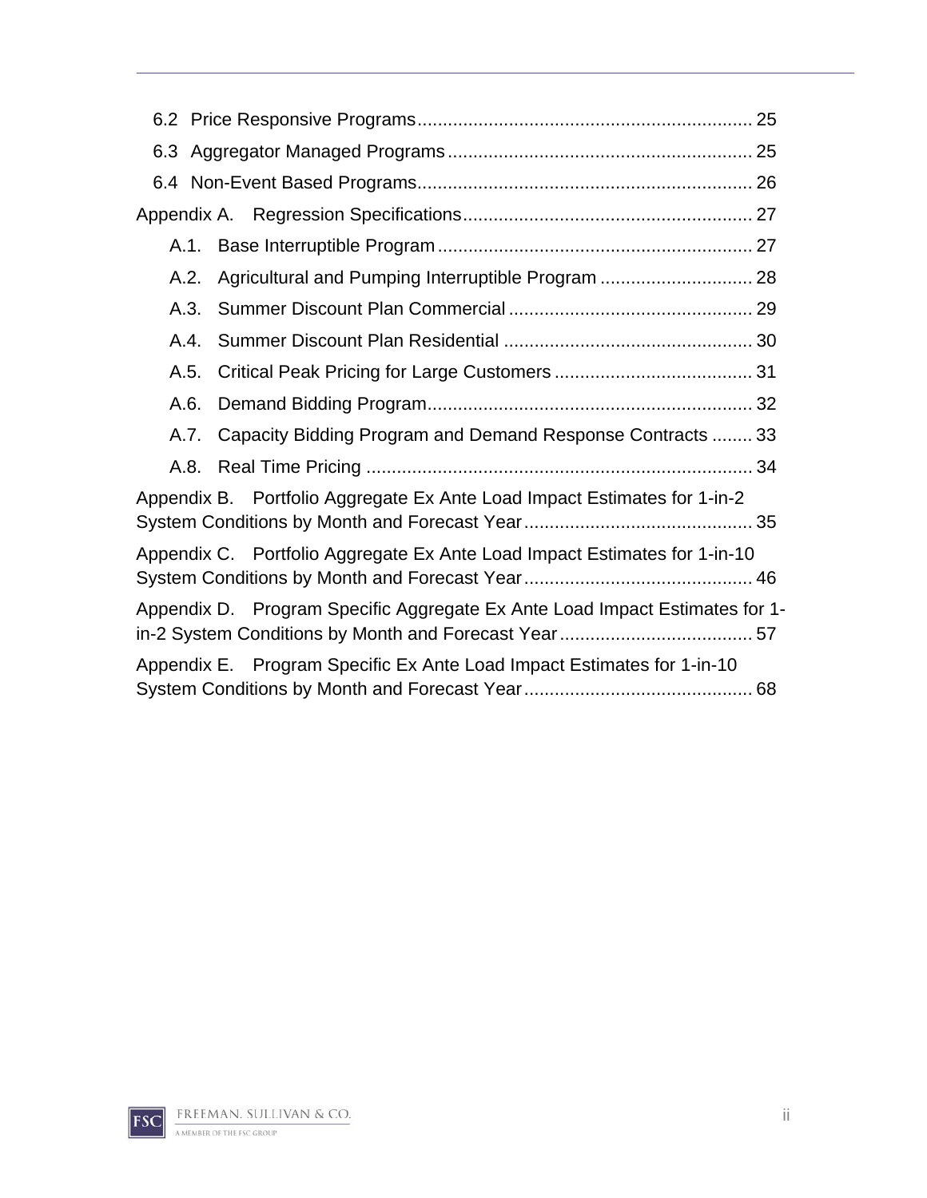- 6.2 Price Responsive Programs ........ 25
- 6.3 Aggregator Managed Programs ........ 25
- 6.4 Non-Event Based Programs ........ 26

Appendix A. Regression Specifications ........ 27

- A.1. Base Interruptible Program ........ 27
- A.2. Agricultural and Pumping Interruptible Program ........ 28
- A.3. Summer Discount Plan Commercial ........ 29
- A.4. Summer Discount Plan Residential ........ 30
- A.5. Critical Peak Pricing for Large Customers ........ 31
- A.6. Demand Bidding Program ........ 32
- A.7. Capacity Bidding Program and Demand Response Contracts ........ 33
- A.8. Real Time Pricing ........ 34

Appendix B. Portfolio Aggregate Ex Ante Load Impact Estimates for 1-in-2 System Conditions by Month and Forecast Year ........ 35

Appendix C. Portfolio Aggregate Ex Ante Load Impact Estimates for 1-in-10 System Conditions by Month and Forecast Year ........ 46

Appendix D. Program Specific Aggregate Ex Ante Load Impact Estimates for 1-in-2 System Conditions by Month and Forecast Year ........ 57

Appendix E. Program Specific Ex Ante Load Impact Estimates for 1-in-10 System Conditions by Month and Forecast Year ........ 68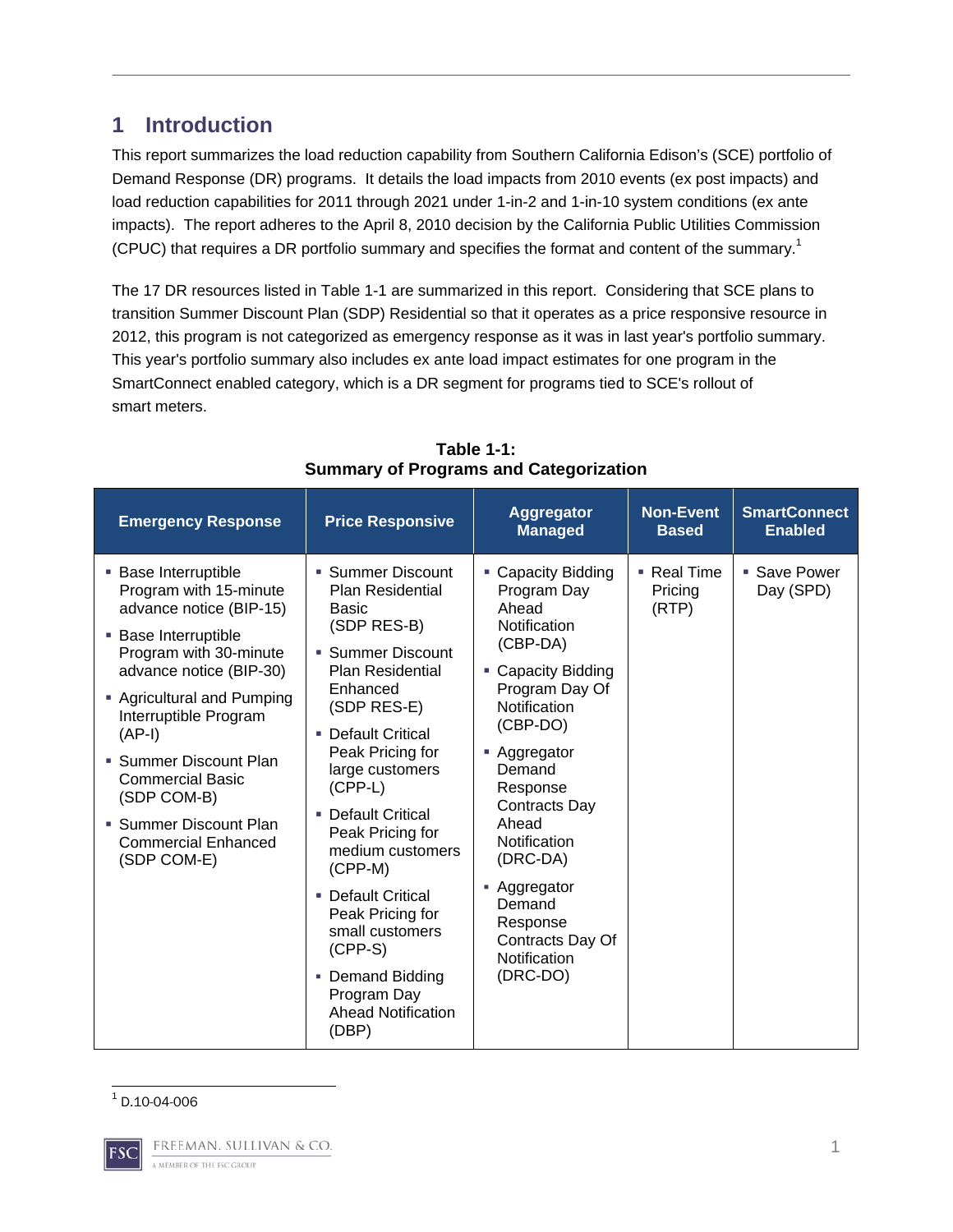# 1 Introduction

This report summarizes the load reduction capability from Southern California Edison's (SCE) portfolio of Demand Response (DR) programs. It details the load impacts from 2010 events (ex post impacts) and load reduction capabilities for 2011 through 2021 under 1-in-2 and 1-in-10 system conditions (ex ante impacts). The report adheres to the April 8, 2010 decision by the California Public Utilities Commission (CPUC) that requires a DR portfolio summary and specifies the format and content of the summary.[1]

The 17 DR resources listed in Table 1-1 are summarized in this report. Considering that SCE plans to transition Summer Discount Plan (SDP) Residential so that it operates as a price responsive resource in 2012, this program is not categorized as emergency response as it was in last year's portfolio summary. This year's portfolio summary also includes ex ante load impact estimates for one program in the SmartConnect enabled category, which is a DR segment for programs tied to SCE's rollout of smart meters.

**Table 1-1: Summary of Programs and Categorization**

| Emergency Response | Price Responsive | Aggregator Managed | Non-Event Based | SmartConnect Enabled |
|---|---|---|---|---|
| ▪ Base Interruptible Program with 15-minute advance notice (BIP-15)<br>▪ Base Interruptible Program with 30-minute advance notice (BIP-30)<br>▪ Agricultural and Pumping Interruptible Program (AP-I)<br>▪ Summer Discount Plan Commercial Basic (SDP COM-B)<br>▪ Summer Discount Plan Commercial Enhanced (SDP COM-E) | ▪ Summer Discount Plan Residential Basic (SDP RES-B)<br>▪ Summer Discount Plan Residential Enhanced (SDP RES-E)<br>▪ Default Critical Peak Pricing for large customers (CPP-L)<br>▪ Default Critical Peak Pricing for medium customers (CPP-M)<br>▪ Default Critical Peak Pricing for small customers (CPP-S)<br>▪ Demand Bidding Program Day Ahead Notification (DBP) | ▪ Capacity Bidding Program Day Ahead Notification (CBP-DA)<br>▪ Capacity Bidding Program Day Of Notification (CBP-DO)<br>▪ Aggregator Demand Response Contracts Day Ahead Notification (DRC-DA)<br>▪ Aggregator Demand Response Contracts Day Of Notification (DRC-DO) | ▪ Real Time Pricing (RTP) | ▪ Save Power Day (SPD) |

[1] D.10-04-006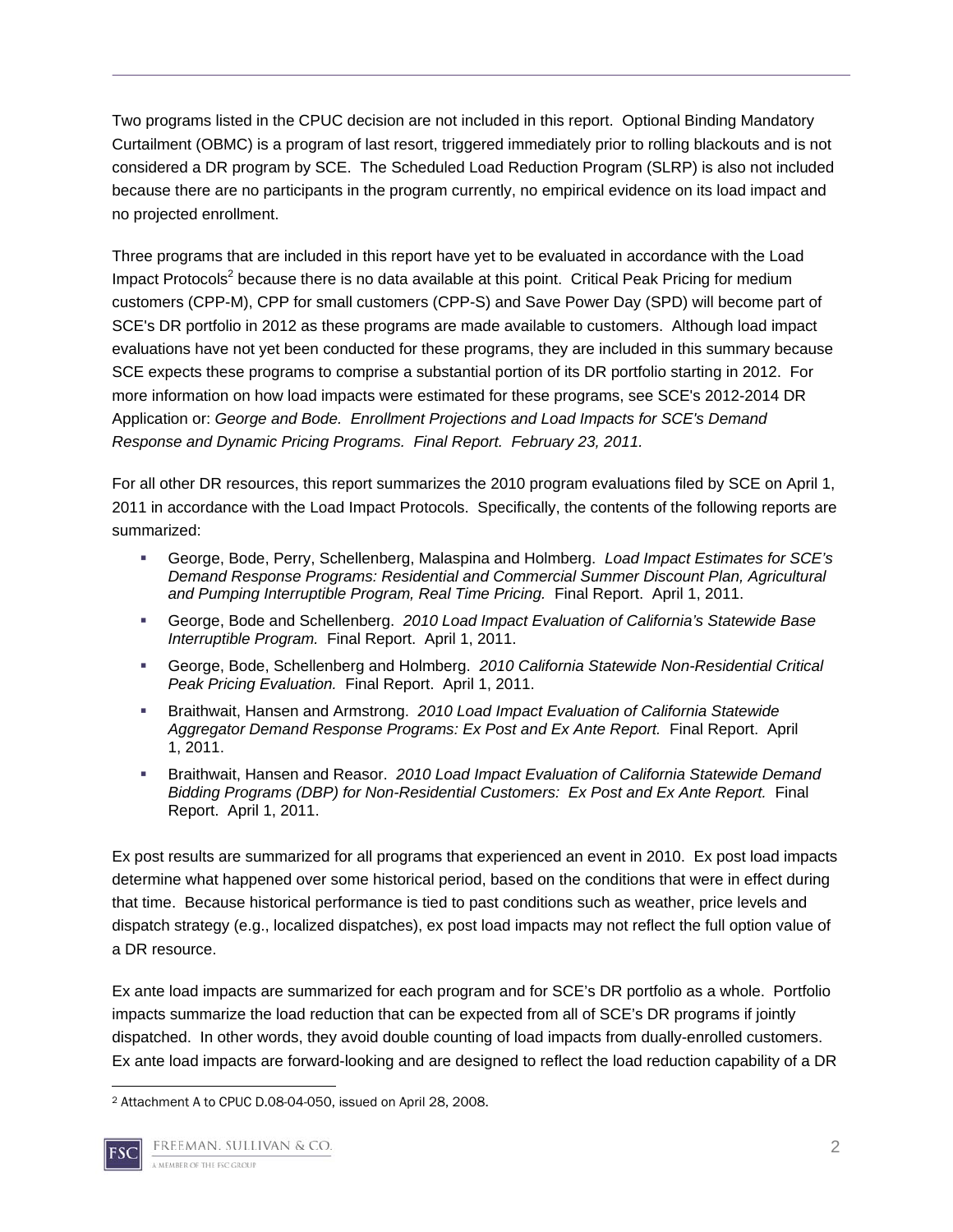Two programs listed in the CPUC decision are not included in this report. Optional Binding Mandatory Curtailment (OBMC) is a program of last resort, triggered immediately prior to rolling blackouts and is not considered a DR program by SCE. The Scheduled Load Reduction Program (SLRP) is also not included because there are no participants in the program currently, no empirical evidence on its load impact and no projected enrollment.

Three programs that are included in this report have yet to be evaluated in accordance with the Load Impact Protocols[2] because there is no data available at this point. Critical Peak Pricing for medium customers (CPP-M), CPP for small customers (CPP-S) and Save Power Day (SPD) will become part of SCE's DR portfolio in 2012 as these programs are made available to customers. Although load impact evaluations have not yet been conducted for these programs, they are included in this summary because SCE expects these programs to comprise a substantial portion of its DR portfolio starting in 2012. For more information on how load impacts were estimated for these programs, see SCE's 2012-2014 DR Application or: *George and Bode. Enrollment Projections and Load Impacts for SCE's Demand Response and Dynamic Pricing Programs. Final Report. February 23, 2011.*

For all other DR resources, this report summarizes the 2010 program evaluations filed by SCE on April 1, 2011 in accordance with the Load Impact Protocols. Specifically, the contents of the following reports are summarized:

- George, Bode, Perry, Schellenberg, Malaspina and Holmberg. *Load Impact Estimates for SCE's Demand Response Programs: Residential and Commercial Summer Discount Plan, Agricultural and Pumping Interruptible Program, Real Time Pricing.* Final Report. April 1, 2011.
- George, Bode and Schellenberg. *2010 Load Impact Evaluation of California's Statewide Base Interruptible Program.* Final Report. April 1, 2011.
- George, Bode, Schellenberg and Holmberg. *2010 California Statewide Non-Residential Critical Peak Pricing Evaluation.* Final Report. April 1, 2011.
- Braithwait, Hansen and Armstrong. *2010 Load Impact Evaluation of California Statewide Aggregator Demand Response Programs: Ex Post and Ex Ante Report.* Final Report. April 1, 2011.
- Braithwait, Hansen and Reasor. *2010 Load Impact Evaluation of California Statewide Demand Bidding Programs (DBP) for Non-Residential Customers: Ex Post and Ex Ante Report.* Final Report. April 1, 2011.

Ex post results are summarized for all programs that experienced an event in 2010. Ex post load impacts determine what happened over some historical period, based on the conditions that were in effect during that time. Because historical performance is tied to past conditions such as weather, price levels and dispatch strategy (e.g., localized dispatches), ex post load impacts may not reflect the full option value of a DR resource.

Ex ante load impacts are summarized for each program and for SCE's DR portfolio as a whole. Portfolio impacts summarize the load reduction that can be expected from all of SCE's DR programs if jointly dispatched. In other words, they avoid double counting of load impacts from dually-enrolled customers. Ex ante load impacts are forward-looking and are designed to reflect the load reduction capability of a DR

---

[2] Attachment A to CPUC D.08-04-050, issued on April 28, 2008.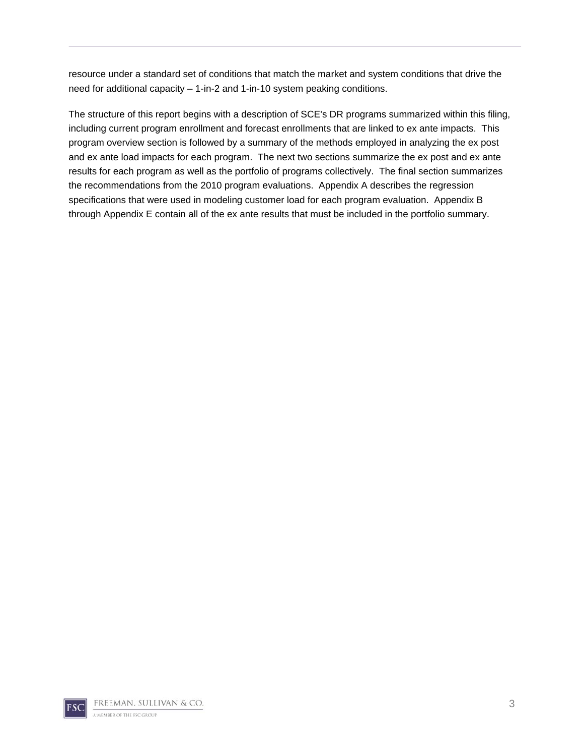resource under a standard set of conditions that match the market and system conditions that drive the need for additional capacity – 1-in-2 and 1-in-10 system peaking conditions.

The structure of this report begins with a description of SCE's DR programs summarized within this filing, including current program enrollment and forecast enrollments that are linked to ex ante impacts. This program overview section is followed by a summary of the methods employed in analyzing the ex post and ex ante load impacts for each program. The next two sections summarize the ex post and ex ante results for each program as well as the portfolio of programs collectively. The final section summarizes the recommendations from the 2010 program evaluations. Appendix A describes the regression specifications that were used in modeling customer load for each program evaluation. Appendix B through Appendix E contain all of the ex ante results that must be included in the portfolio summary.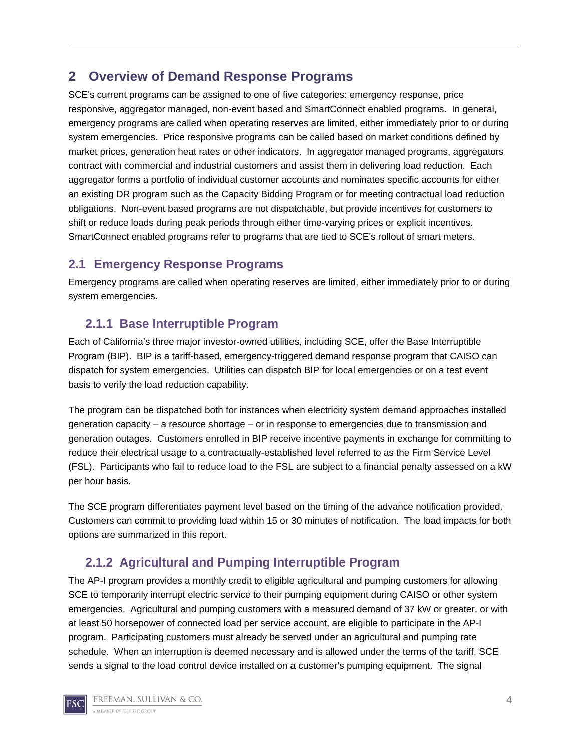# 2 Overview of Demand Response Programs

SCE's current programs can be assigned to one of five categories: emergency response, price responsive, aggregator managed, non-event based and SmartConnect enabled programs. In general, emergency programs are called when operating reserves are limited, either immediately prior to or during system emergencies. Price responsive programs can be called based on market conditions defined by market prices, generation heat rates or other indicators. In aggregator managed programs, aggregators contract with commercial and industrial customers and assist them in delivering load reduction. Each aggregator forms a portfolio of individual customer accounts and nominates specific accounts for either an existing DR program such as the Capacity Bidding Program or for meeting contractual load reduction obligations. Non-event based programs are not dispatchable, but provide incentives for customers to shift or reduce loads during peak periods through either time-varying prices or explicit incentives. SmartConnect enabled programs refer to programs that are tied to SCE's rollout of smart meters.

## 2.1 Emergency Response Programs

Emergency programs are called when operating reserves are limited, either immediately prior to or during system emergencies.

### 2.1.1 Base Interruptible Program

Each of California's three major investor-owned utilities, including SCE, offer the Base Interruptible Program (BIP). BIP is a tariff-based, emergency-triggered demand response program that CAISO can dispatch for system emergencies. Utilities can dispatch BIP for local emergencies or on a test event basis to verify the load reduction capability.

The program can be dispatched both for instances when electricity system demand approaches installed generation capacity – a resource shortage – or in response to emergencies due to transmission and generation outages. Customers enrolled in BIP receive incentive payments in exchange for committing to reduce their electrical usage to a contractually-established level referred to as the Firm Service Level (FSL). Participants who fail to reduce load to the FSL are subject to a financial penalty assessed on a kW per hour basis.

The SCE program differentiates payment level based on the timing of the advance notification provided. Customers can commit to providing load within 15 or 30 minutes of notification. The load impacts for both options are summarized in this report.

### 2.1.2 Agricultural and Pumping Interruptible Program

The AP-I program provides a monthly credit to eligible agricultural and pumping customers for allowing SCE to temporarily interrupt electric service to their pumping equipment during CAISO or other system emergencies. Agricultural and pumping customers with a measured demand of 37 kW or greater, or with at least 50 horsepower of connected load per service account, are eligible to participate in the AP-I program. Participating customers must already be served under an agricultural and pumping rate schedule. When an interruption is deemed necessary and is allowed under the terms of the tariff, SCE sends a signal to the load control device installed on a customer's pumping equipment. The signal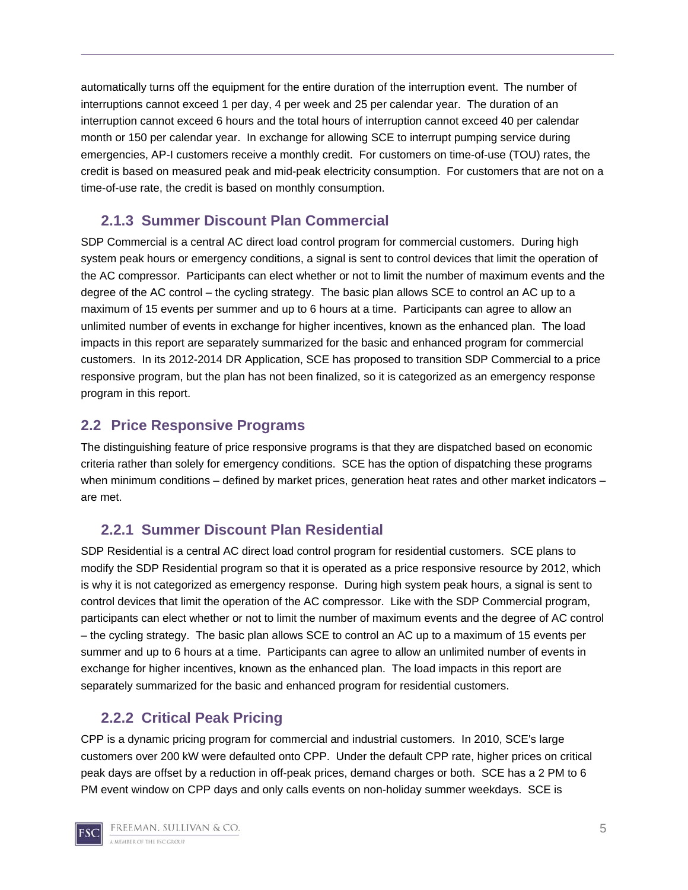automatically turns off the equipment for the entire duration of the interruption event. The number of interruptions cannot exceed 1 per day, 4 per week and 25 per calendar year. The duration of an interruption cannot exceed 6 hours and the total hours of interruption cannot exceed 40 per calendar month or 150 per calendar year. In exchange for allowing SCE to interrupt pumping service during emergencies, AP-I customers receive a monthly credit. For customers on time-of-use (TOU) rates, the credit is based on measured peak and mid-peak electricity consumption. For customers that are not on a time-of-use rate, the credit is based on monthly consumption.

### 2.1.3 Summer Discount Plan Commercial

SDP Commercial is a central AC direct load control program for commercial customers. During high system peak hours or emergency conditions, a signal is sent to control devices that limit the operation of the AC compressor. Participants can elect whether or not to limit the number of maximum events and the degree of the AC control – the cycling strategy. The basic plan allows SCE to control an AC up to a maximum of 15 events per summer and up to 6 hours at a time. Participants can agree to allow an unlimited number of events in exchange for higher incentives, known as the enhanced plan. The load impacts in this report are separately summarized for the basic and enhanced program for commercial customers. In its 2012-2014 DR Application, SCE has proposed to transition SDP Commercial to a price responsive program, but the plan has not been finalized, so it is categorized as an emergency response program in this report.

## 2.2 Price Responsive Programs

The distinguishing feature of price responsive programs is that they are dispatched based on economic criteria rather than solely for emergency conditions. SCE has the option of dispatching these programs when minimum conditions – defined by market prices, generation heat rates and other market indicators – are met.

### 2.2.1 Summer Discount Plan Residential

SDP Residential is a central AC direct load control program for residential customers. SCE plans to modify the SDP Residential program so that it is operated as a price responsive resource by 2012, which is why it is not categorized as emergency response. During high system peak hours, a signal is sent to control devices that limit the operation of the AC compressor. Like with the SDP Commercial program, participants can elect whether or not to limit the number of maximum events and the degree of AC control – the cycling strategy. The basic plan allows SCE to control an AC up to a maximum of 15 events per summer and up to 6 hours at a time. Participants can agree to allow an unlimited number of events in exchange for higher incentives, known as the enhanced plan. The load impacts in this report are separately summarized for the basic and enhanced program for residential customers.

### 2.2.2 Critical Peak Pricing

CPP is a dynamic pricing program for commercial and industrial customers. In 2010, SCE's large customers over 200 kW were defaulted onto CPP. Under the default CPP rate, higher prices on critical peak days are offset by a reduction in off-peak prices, demand charges or both. SCE has a 2 PM to 6 PM event window on CPP days and only calls events on non-holiday summer weekdays. SCE is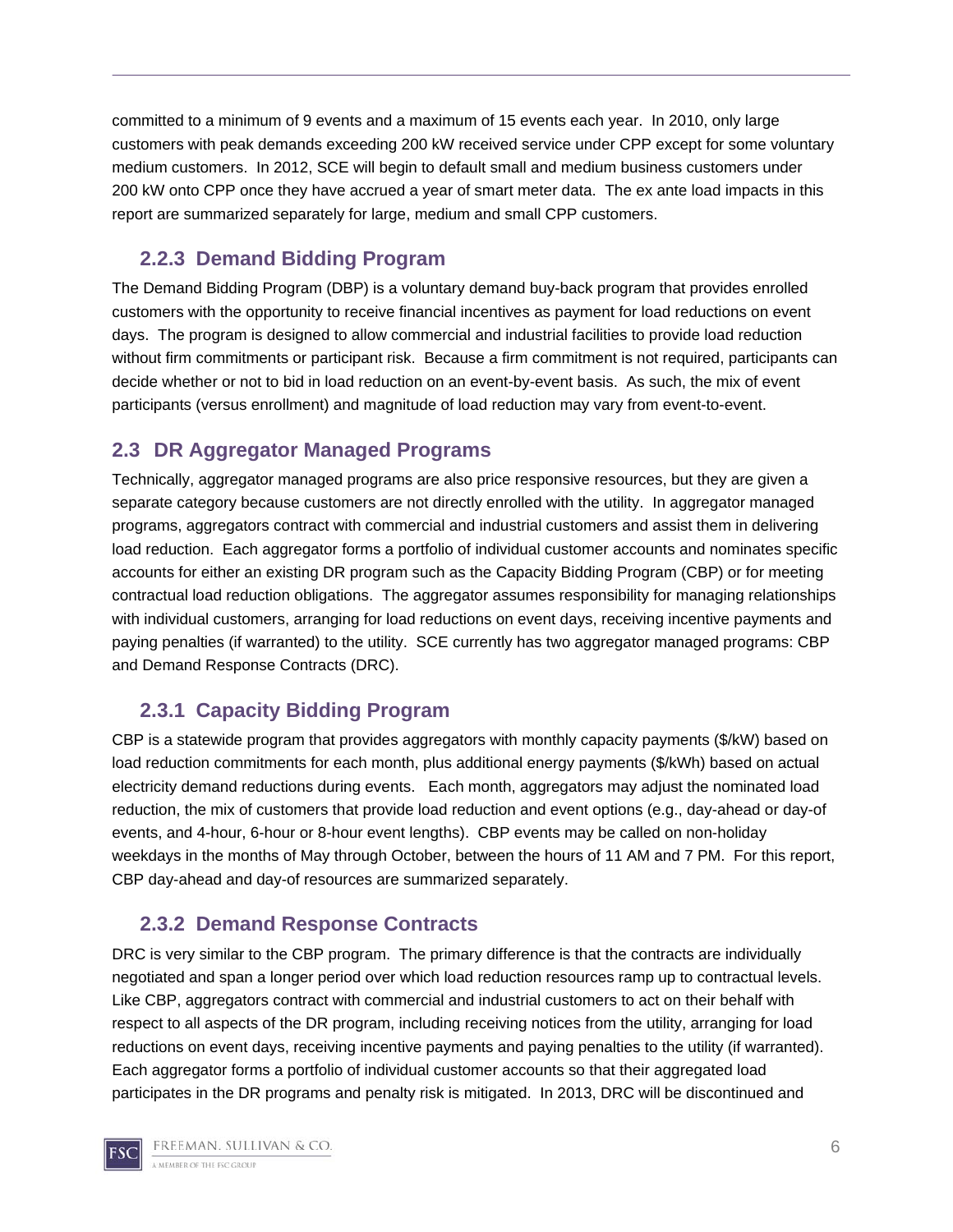committed to a minimum of 9 events and a maximum of 15 events each year. In 2010, only large customers with peak demands exceeding 200 kW received service under CPP except for some voluntary medium customers. In 2012, SCE will begin to default small and medium business customers under 200 kW onto CPP once they have accrued a year of smart meter data. The ex ante load impacts in this report are summarized separately for large, medium and small CPP customers.

### 2.2.3 Demand Bidding Program

The Demand Bidding Program (DBP) is a voluntary demand buy-back program that provides enrolled customers with the opportunity to receive financial incentives as payment for load reductions on event days. The program is designed to allow commercial and industrial facilities to provide load reduction without firm commitments or participant risk. Because a firm commitment is not required, participants can decide whether or not to bid in load reduction on an event-by-event basis. As such, the mix of event participants (versus enrollment) and magnitude of load reduction may vary from event-to-event.

## 2.3 DR Aggregator Managed Programs

Technically, aggregator managed programs are also price responsive resources, but they are given a separate category because customers are not directly enrolled with the utility. In aggregator managed programs, aggregators contract with commercial and industrial customers and assist them in delivering load reduction. Each aggregator forms a portfolio of individual customer accounts and nominates specific accounts for either an existing DR program such as the Capacity Bidding Program (CBP) or for meeting contractual load reduction obligations. The aggregator assumes responsibility for managing relationships with individual customers, arranging for load reductions on event days, receiving incentive payments and paying penalties (if warranted) to the utility. SCE currently has two aggregator managed programs: CBP and Demand Response Contracts (DRC).

### 2.3.1 Capacity Bidding Program

CBP is a statewide program that provides aggregators with monthly capacity payments ($/kW) based on load reduction commitments for each month, plus additional energy payments ($/kWh) based on actual electricity demand reductions during events. Each month, aggregators may adjust the nominated load reduction, the mix of customers that provide load reduction and event options (e.g., day-ahead or day-of events, and 4-hour, 6-hour or 8-hour event lengths). CBP events may be called on non-holiday weekdays in the months of May through October, between the hours of 11 AM and 7 PM. For this report, CBP day-ahead and day-of resources are summarized separately.

### 2.3.2 Demand Response Contracts

DRC is very similar to the CBP program. The primary difference is that the contracts are individually negotiated and span a longer period over which load reduction resources ramp up to contractual levels. Like CBP, aggregators contract with commercial and industrial customers to act on their behalf with respect to all aspects of the DR program, including receiving notices from the utility, arranging for load reductions on event days, receiving incentive payments and paying penalties to the utility (if warranted). Each aggregator forms a portfolio of individual customer accounts so that their aggregated load participates in the DR programs and penalty risk is mitigated. In 2013, DRC will be discontinued and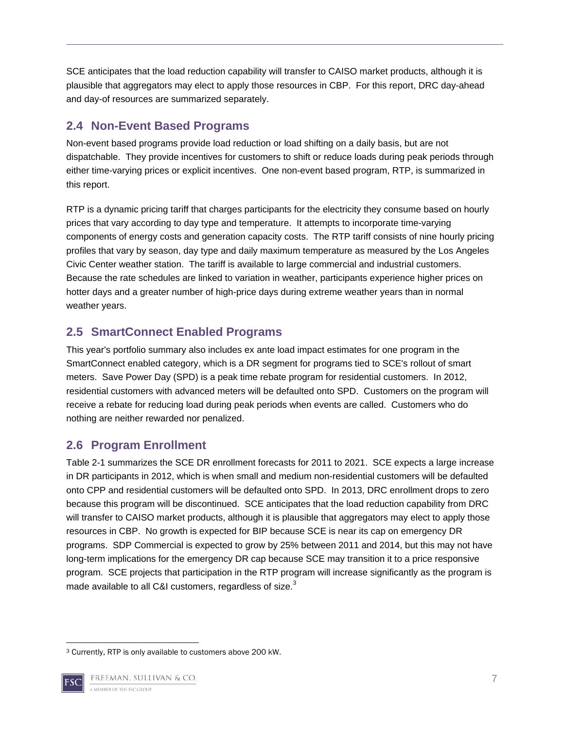SCE anticipates that the load reduction capability will transfer to CAISO market products, although it is plausible that aggregators may elect to apply those resources in CBP. For this report, DRC day-ahead and day-of resources are summarized separately.

## 2.4 Non-Event Based Programs

Non-event based programs provide load reduction or load shifting on a daily basis, but are not dispatchable. They provide incentives for customers to shift or reduce loads during peak periods through either time-varying prices or explicit incentives. One non-event based program, RTP, is summarized in this report.

RTP is a dynamic pricing tariff that charges participants for the electricity they consume based on hourly prices that vary according to day type and temperature. It attempts to incorporate time-varying components of energy costs and generation capacity costs. The RTP tariff consists of nine hourly pricing profiles that vary by season, day type and daily maximum temperature as measured by the Los Angeles Civic Center weather station. The tariff is available to large commercial and industrial customers. Because the rate schedules are linked to variation in weather, participants experience higher prices on hotter days and a greater number of high-price days during extreme weather years than in normal weather years.

## 2.5 SmartConnect Enabled Programs

This year's portfolio summary also includes ex ante load impact estimates for one program in the SmartConnect enabled category, which is a DR segment for programs tied to SCE's rollout of smart meters. Save Power Day (SPD) is a peak time rebate program for residential customers. In 2012, residential customers with advanced meters will be defaulted onto SPD. Customers on the program will receive a rebate for reducing load during peak periods when events are called. Customers who do nothing are neither rewarded nor penalized.

## 2.6 Program Enrollment

Table 2-1 summarizes the SCE DR enrollment forecasts for 2011 to 2021. SCE expects a large increase in DR participants in 2012, which is when small and medium non-residential customers will be defaulted onto CPP and residential customers will be defaulted onto SPD. In 2013, DRC enrollment drops to zero because this program will be discontinued. SCE anticipates that the load reduction capability from DRC will transfer to CAISO market products, although it is plausible that aggregators may elect to apply those resources in CBP. No growth is expected for BIP because SCE is near its cap on emergency DR programs. SDP Commercial is expected to grow by 25% between 2011 and 2014, but this may not have long-term implications for the emergency DR cap because SCE may transition it to a price responsive program. SCE projects that participation in the RTP program will increase significantly as the program is made available to all C&I customers, regardless of size.[3]

[3] Currently, RTP is only available to customers above 200 kW.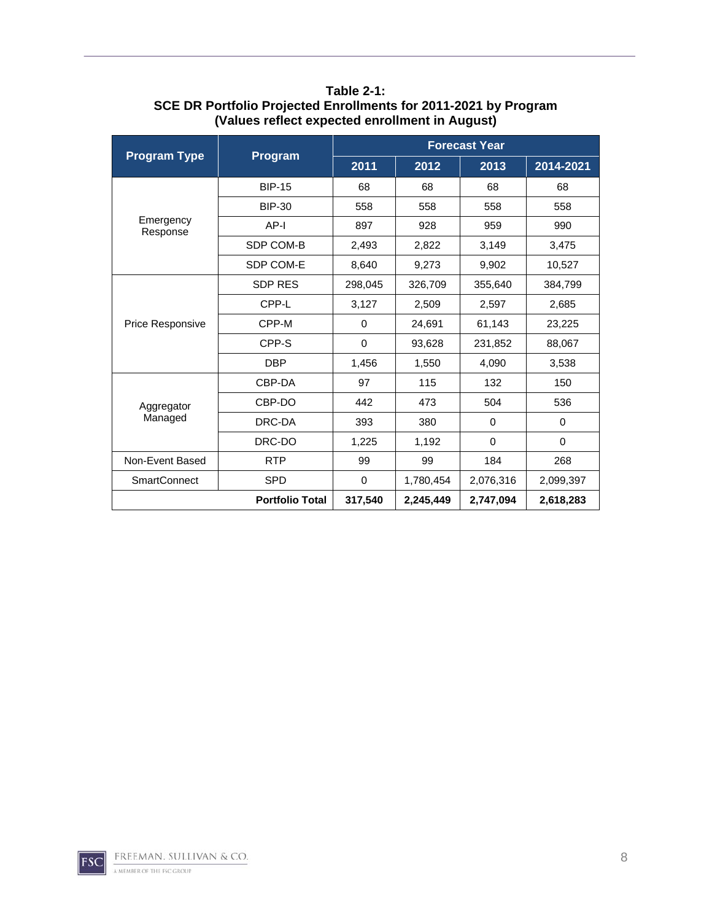**Table 2-1:**
**SCE DR Portfolio Projected Enrollments for 2011-2021 by Program**
**(Values reflect expected enrollment in August)**

| Program Type | Program | Forecast Year | | | |
|---|---|---|---|---|---|
| | | 2011 | 2012 | 2013 | 2014-2021 |
| Emergency Response | BIP-15 | 68 | 68 | 68 | 68 |
| | BIP-30 | 558 | 558 | 558 | 558 |
| | AP-I | 897 | 928 | 959 | 990 |
| | SDP COM-B | 2,493 | 2,822 | 3,149 | 3,475 |
| | SDP COM-E | 8,640 | 9,273 | 9,902 | 10,527 |
| Price Responsive | SDP RES | 298,045 | 326,709 | 355,640 | 384,799 |
| | CPP-L | 3,127 | 2,509 | 2,597 | 2,685 |
| | CPP-M | 0 | 24,691 | 61,143 | 23,225 |
| | CPP-S | 0 | 93,628 | 231,852 | 88,067 |
| | DBP | 1,456 | 1,550 | 4,090 | 3,538 |
| Aggregator Managed | CBP-DA | 97 | 115 | 132 | 150 |
| | CBP-DO | 442 | 473 | 504 | 536 |
| | DRC-DA | 393 | 380 | 0 | 0 |
| | DRC-DO | 1,225 | 1,192 | 0 | 0 |
| Non-Event Based | RTP | 99 | 99 | 184 | 268 |
| SmartConnect | SPD | 0 | 1,780,454 | 2,076,316 | 2,099,397 |
| | **Portfolio Total** | **317,540** | **2,245,449** | **2,747,094** | **2,618,283** |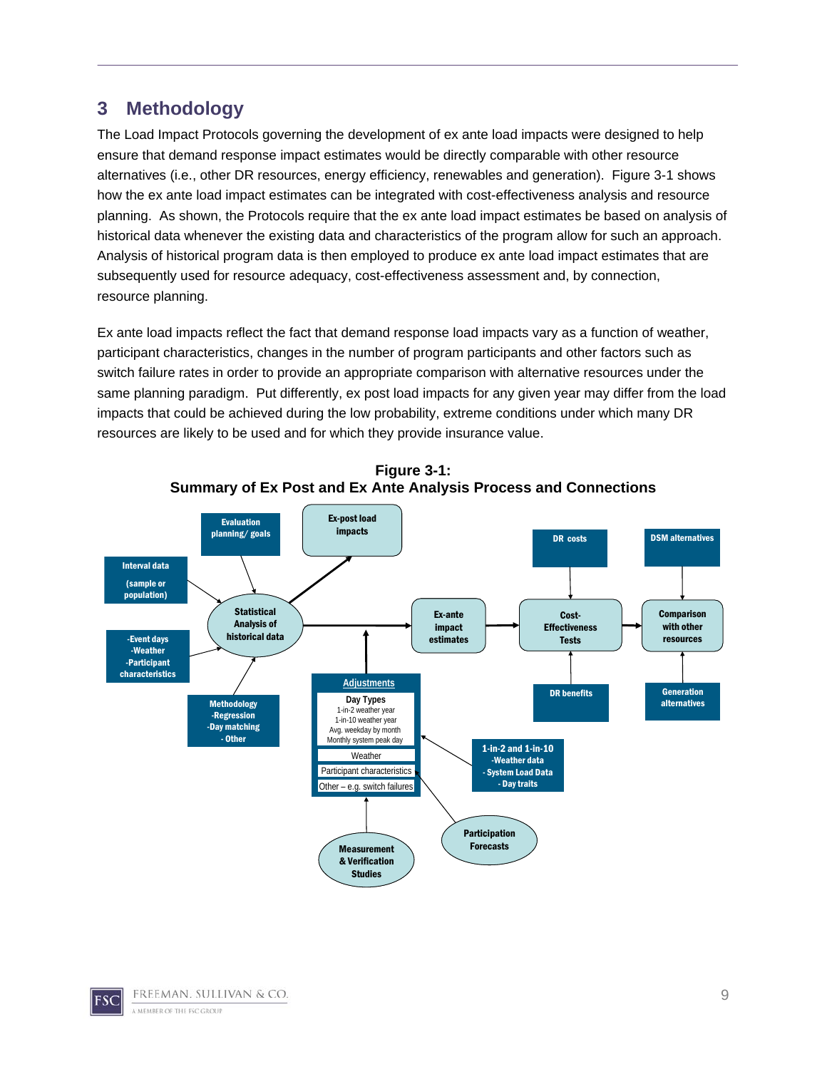# 3 Methodology

The Load Impact Protocols governing the development of ex ante load impacts were designed to help ensure that demand response impact estimates would be directly comparable with other resource alternatives (i.e., other DR resources, energy efficiency, renewables and generation). Figure 3-1 shows how the ex ante load impact estimates can be integrated with cost-effectiveness analysis and resource planning. As shown, the Protocols require that the ex ante load impact estimates be based on analysis of historical data whenever the existing data and characteristics of the program allow for such an approach. Analysis of historical program data is then employed to produce ex ante load impact estimates that are subsequently used for resource adequacy, cost-effectiveness assessment and, by connection, resource planning.

Ex ante load impacts reflect the fact that demand response load impacts vary as a function of weather, participant characteristics, changes in the number of program participants and other factors such as switch failure rates in order to provide an appropriate comparison with alternative resources under the same planning paradigm. Put differently, ex post load impacts for any given year may differ from the load impacts that could be achieved during the low probability, extreme conditions under which many DR resources are likely to be used and for which they provide insurance value.

**Figure 3-1: Summary of Ex Post and Ex Ante Analysis Process and Connections**

Evaluation planning/ goals

Ex-post load impacts

DR costs

DSM alternatives

Interval data (sample or population)

Statistical Analysis of historical data

Ex-ante impact estimates

Cost-Effectiveness Tests

Comparison with other resources

-Event days -Weather -Participant characteristics

Methodology -Regression -Day matching - Other

Adjustments

Day Types
1-in-2 weather year
1-in-10 weather year
Avg. weekday by month
Monthly system peak day

Weather

Participant characteristics

Other – e.g. switch failures

DR benefits

Generation alternatives

1-in-2 and 1-in-10 -Weather data - System Load Data - Day traits

Measurement & Verification Studies

Participation Forecasts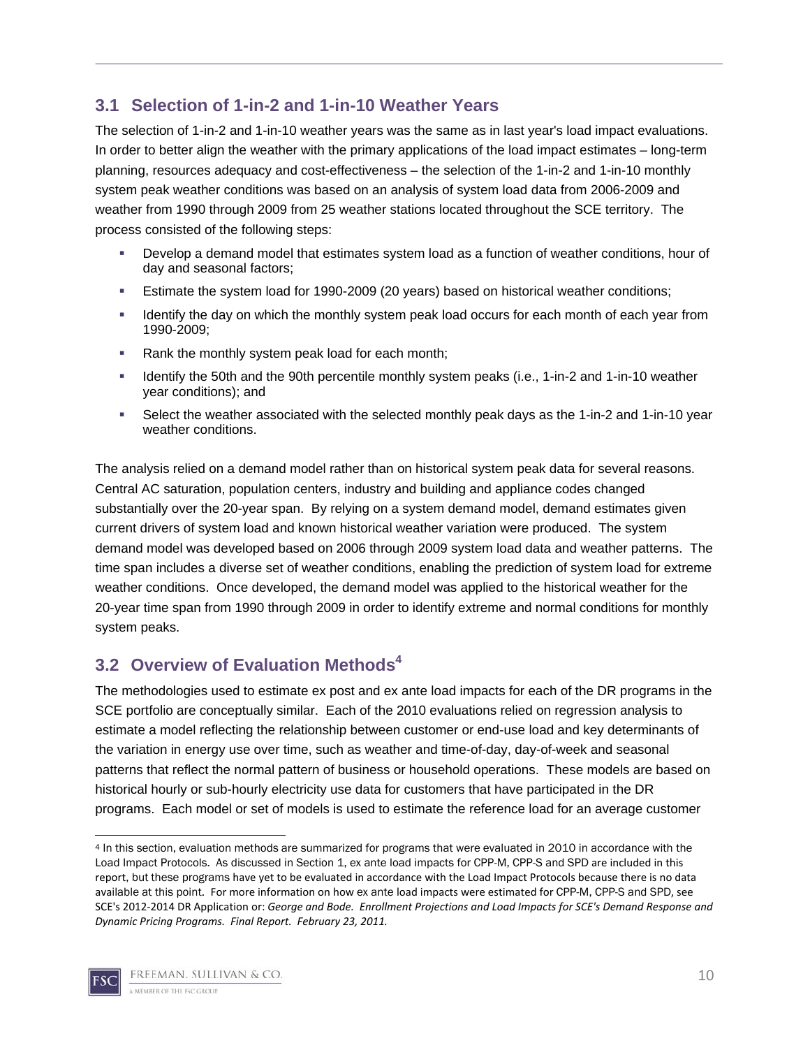## 3.1 Selection of 1-in-2 and 1-in-10 Weather Years

The selection of 1-in-2 and 1-in-10 weather years was the same as in last year's load impact evaluations. In order to better align the weather with the primary applications of the load impact estimates – long-term planning, resources adequacy and cost-effectiveness – the selection of the 1-in-2 and 1-in-10 monthly system peak weather conditions was based on an analysis of system load data from 2006-2009 and weather from 1990 through 2009 from 25 weather stations located throughout the SCE territory. The process consisted of the following steps:

- Develop a demand model that estimates system load as a function of weather conditions, hour of day and seasonal factors;
- Estimate the system load for 1990-2009 (20 years) based on historical weather conditions;
- Identify the day on which the monthly system peak load occurs for each month of each year from 1990-2009;
- Rank the monthly system peak load for each month;
- Identify the 50th and the 90th percentile monthly system peaks (i.e., 1-in-2 and 1-in-10 weather year conditions); and
- Select the weather associated with the selected monthly peak days as the 1-in-2 and 1-in-10 year weather conditions.

The analysis relied on a demand model rather than on historical system peak data for several reasons. Central AC saturation, population centers, industry and building and appliance codes changed substantially over the 20-year span. By relying on a system demand model, demand estimates given current drivers of system load and known historical weather variation were produced. The system demand model was developed based on 2006 through 2009 system load data and weather patterns. The time span includes a diverse set of weather conditions, enabling the prediction of system load for extreme weather conditions. Once developed, the demand model was applied to the historical weather for the 20-year time span from 1990 through 2009 in order to identify extreme and normal conditions for monthly system peaks.

## 3.2 Overview of Evaluation Methods[4]

The methodologies used to estimate ex post and ex ante load impacts for each of the DR programs in the SCE portfolio are conceptually similar. Each of the 2010 evaluations relied on regression analysis to estimate a model reflecting the relationship between customer or end-use load and key determinants of the variation in energy use over time, such as weather and time-of-day, day-of-week and seasonal patterns that reflect the normal pattern of business or household operations. These models are based on historical hourly or sub-hourly electricity use data for customers that have participated in the DR programs. Each model or set of models is used to estimate the reference load for an average customer

---

[4] In this section, evaluation methods are summarized for programs that were evaluated in 2010 in accordance with the Load Impact Protocols. As discussed in Section 1, ex ante load impacts for CPP-M, CPP-S and SPD are included in this report, but these programs have yet to be evaluated in accordance with the Load Impact Protocols because there is no data available at this point. For more information on how ex ante load impacts were estimated for CPP-M, CPP-S and SPD, see SCE's 2012-2014 DR Application or: *George and Bode. Enrollment Projections and Load Impacts for SCE's Demand Response and Dynamic Pricing Programs. Final Report. February 23, 2011.*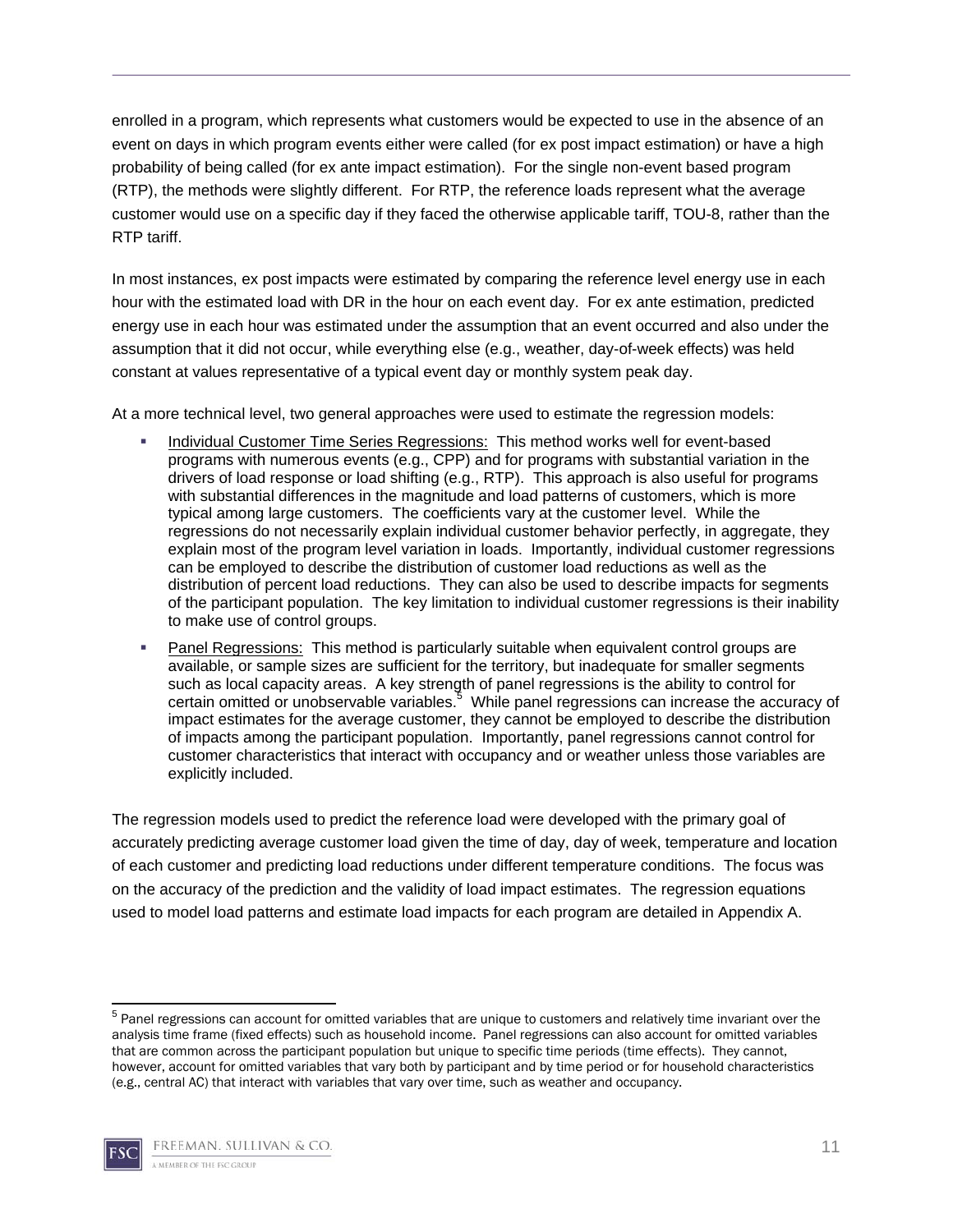enrolled in a program, which represents what customers would be expected to use in the absence of an event on days in which program events either were called (for ex post impact estimation) or have a high probability of being called (for ex ante impact estimation). For the single non-event based program (RTP), the methods were slightly different. For RTP, the reference loads represent what the average customer would use on a specific day if they faced the otherwise applicable tariff, TOU-8, rather than the RTP tariff.

In most instances, ex post impacts were estimated by comparing the reference level energy use in each hour with the estimated load with DR in the hour on each event day. For ex ante estimation, predicted energy use in each hour was estimated under the assumption that an event occurred and also under the assumption that it did not occur, while everything else (e.g., weather, day-of-week effects) was held constant at values representative of a typical event day or monthly system peak day.

At a more technical level, two general approaches were used to estimate the regression models:

- Individual Customer Time Series Regressions: This method works well for event-based programs with numerous events (e.g., CPP) and for programs with substantial variation in the drivers of load response or load shifting (e.g., RTP). This approach is also useful for programs with substantial differences in the magnitude and load patterns of customers, which is more typical among large customers. The coefficients vary at the customer level. While the regressions do not necessarily explain individual customer behavior perfectly, in aggregate, they explain most of the program level variation in loads. Importantly, individual customer regressions can be employed to describe the distribution of customer load reductions as well as the distribution of percent load reductions. They can also be used to describe impacts for segments of the participant population. The key limitation to individual customer regressions is their inability to make use of control groups.
- Panel Regressions: This method is particularly suitable when equivalent control groups are available, or sample sizes are sufficient for the territory, but inadequate for smaller segments such as local capacity areas. A key strength of panel regressions is the ability to control for certain omitted or unobservable variables.[5] While panel regressions can increase the accuracy of impact estimates for the average customer, they cannot be employed to describe the distribution of impacts among the participant population. Importantly, panel regressions cannot control for customer characteristics that interact with occupancy and or weather unless those variables are explicitly included.

The regression models used to predict the reference load were developed with the primary goal of accurately predicting average customer load given the time of day, day of week, temperature and location of each customer and predicting load reductions under different temperature conditions. The focus was on the accuracy of the prediction and the validity of load impact estimates. The regression equations used to model load patterns and estimate load impacts for each program are detailed in Appendix A.

---

[5] Panel regressions can account for omitted variables that are unique to customers and relatively time invariant over the analysis time frame (fixed effects) such as household income. Panel regressions can also account for omitted variables that are common across the participant population but unique to specific time periods (time effects). They cannot, however, account for omitted variables that vary both by participant and by time period or for household characteristics (e.g., central AC) that interact with variables that vary over time, such as weather and occupancy.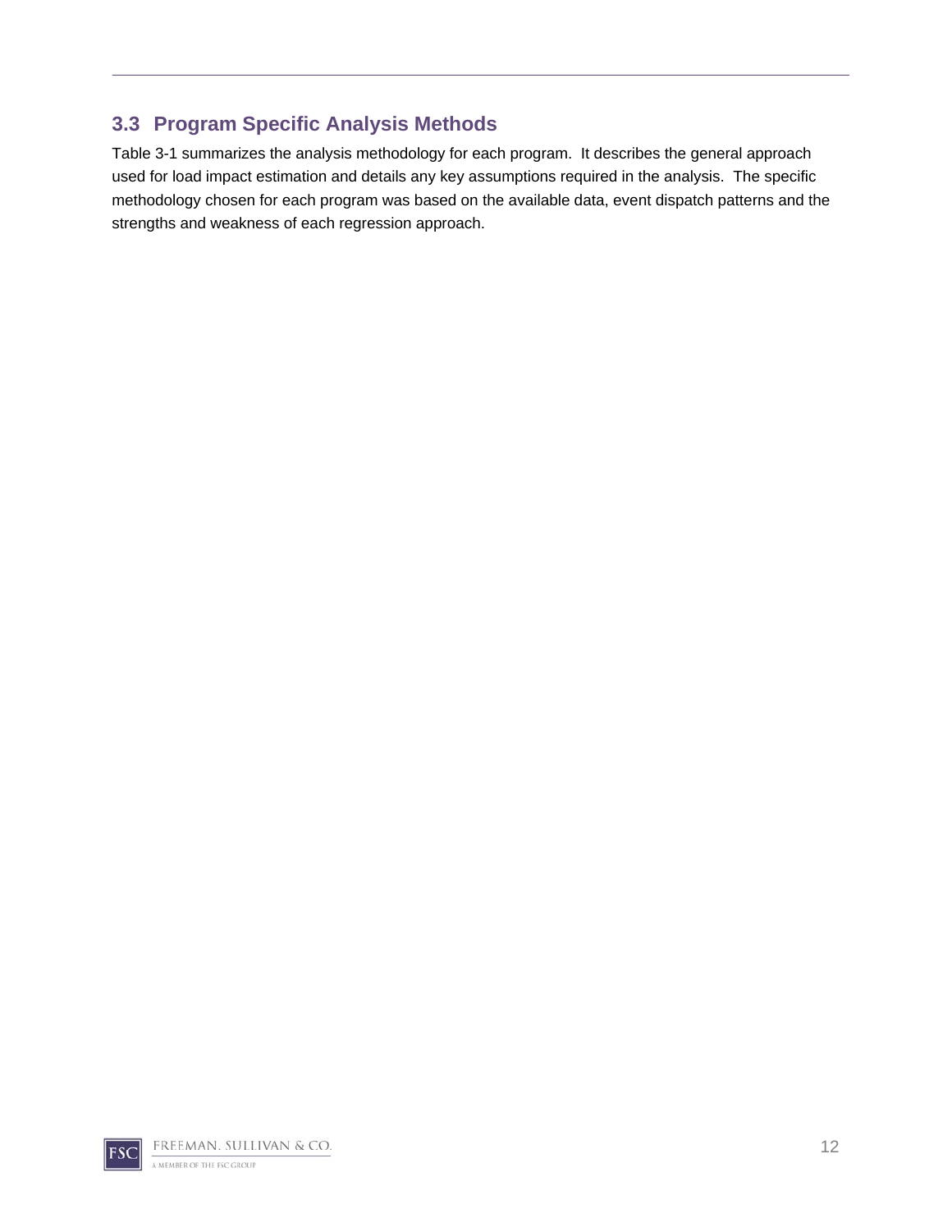## 3.3 Program Specific Analysis Methods

Table 3-1 summarizes the analysis methodology for each program. It describes the general approach used for load impact estimation and details any key assumptions required in the analysis. The specific methodology chosen for each program was based on the available data, event dispatch patterns and the strengths and weakness of each regression approach.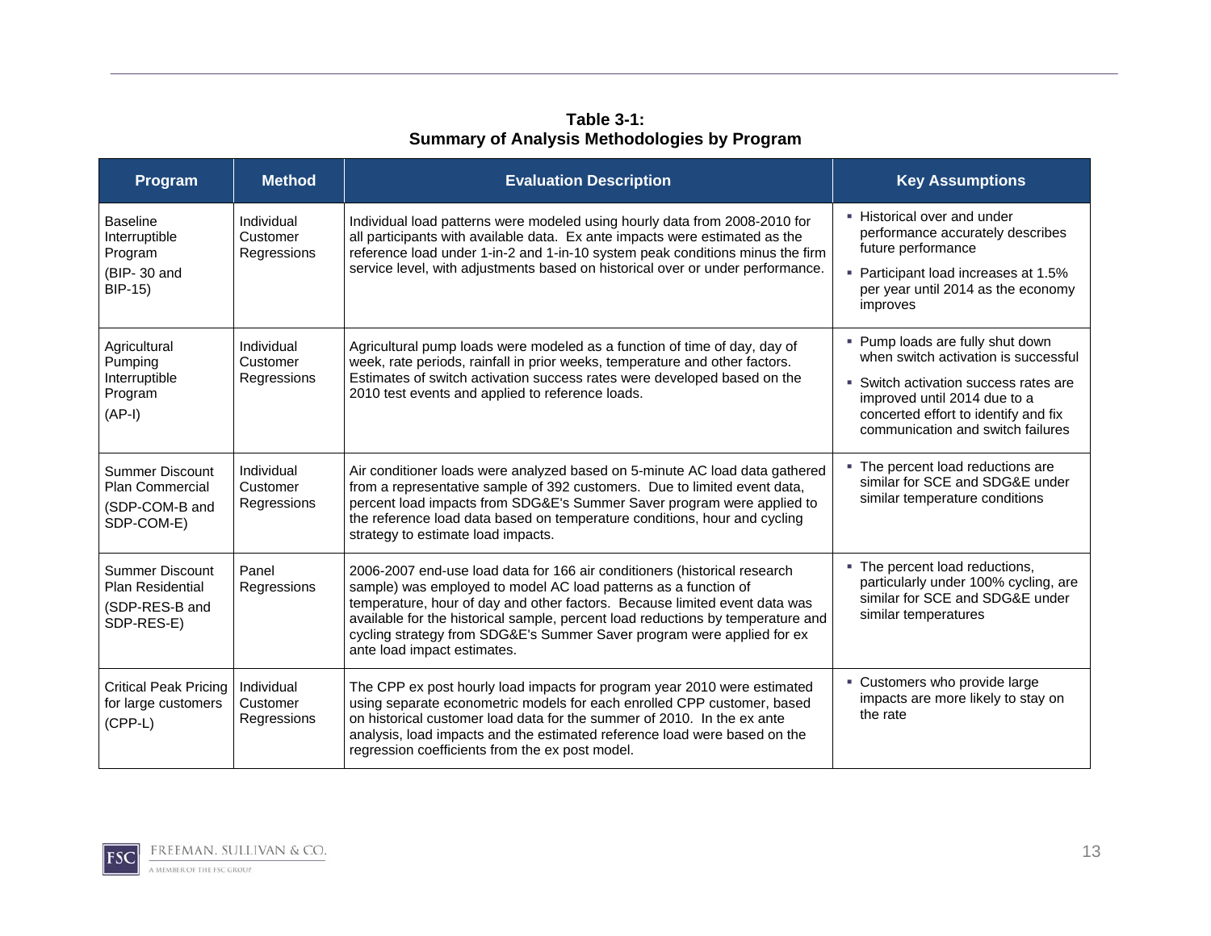**Table 3-1:**
**Summary of Analysis Methodologies by Program**

| Program | Method | Evaluation Description | Key Assumptions |
|---|---|---|---|
| Baseline Interruptible Program (BIP- 30 and BIP-15) | Individual Customer Regressions | Individual load patterns were modeled using hourly data from 2008-2010 for all participants with available data. Ex ante impacts were estimated as the reference load under 1-in-2 and 1-in-10 system peak conditions minus the firm service level, with adjustments based on historical over or under performance. | ▪ Historical over and under performance accurately describes future performance<br>▪ Participant load increases at 1.5% per year until 2014 as the economy improves |
| Agricultural Pumping Interruptible Program (AP-I) | Individual Customer Regressions | Agricultural pump loads were modeled as a function of time of day, day of week, rate periods, rainfall in prior weeks, temperature and other factors. Estimates of switch activation success rates were developed based on the 2010 test events and applied to reference loads. | ▪ Pump loads are fully shut down when switch activation is successful<br>▪ Switch activation success rates are improved until 2014 due to a concerted effort to identify and fix communication and switch failures |
| Summer Discount Plan Commercial (SDP-COM-B and SDP-COM-E) | Individual Customer Regressions | Air conditioner loads were analyzed based on 5-minute AC load data gathered from a representative sample of 392 customers. Due to limited event data, percent load impacts from SDG&E's Summer Saver program were applied to the reference load data based on temperature conditions, hour and cycling strategy to estimate load impacts. | ▪ The percent load reductions are similar for SCE and SDG&E under similar temperature conditions |
| Summer Discount Plan Residential (SDP-RES-B and SDP-RES-E) | Panel Regressions | 2006-2007 end-use load data for 166 air conditioners (historical research sample) was employed to model AC load patterns as a function of temperature, hour of day and other factors. Because limited event data was available for the historical sample, percent load reductions by temperature and cycling strategy from SDG&E's Summer Saver program were applied for ex ante load impact estimates. | ▪ The percent load reductions, particularly under 100% cycling, are similar for SCE and SDG&E under similar temperatures |
| Critical Peak Pricing for large customers (CPP-L) | Individual Customer Regressions | The CPP ex post hourly load impacts for program year 2010 were estimated using separate econometric models for each enrolled CPP customer, based on historical customer load data for the summer of 2010. In the ex ante analysis, load impacts and the estimated reference load were based on the regression coefficients from the ex post model. | ▪ Customers who provide large impacts are more likely to stay on the rate |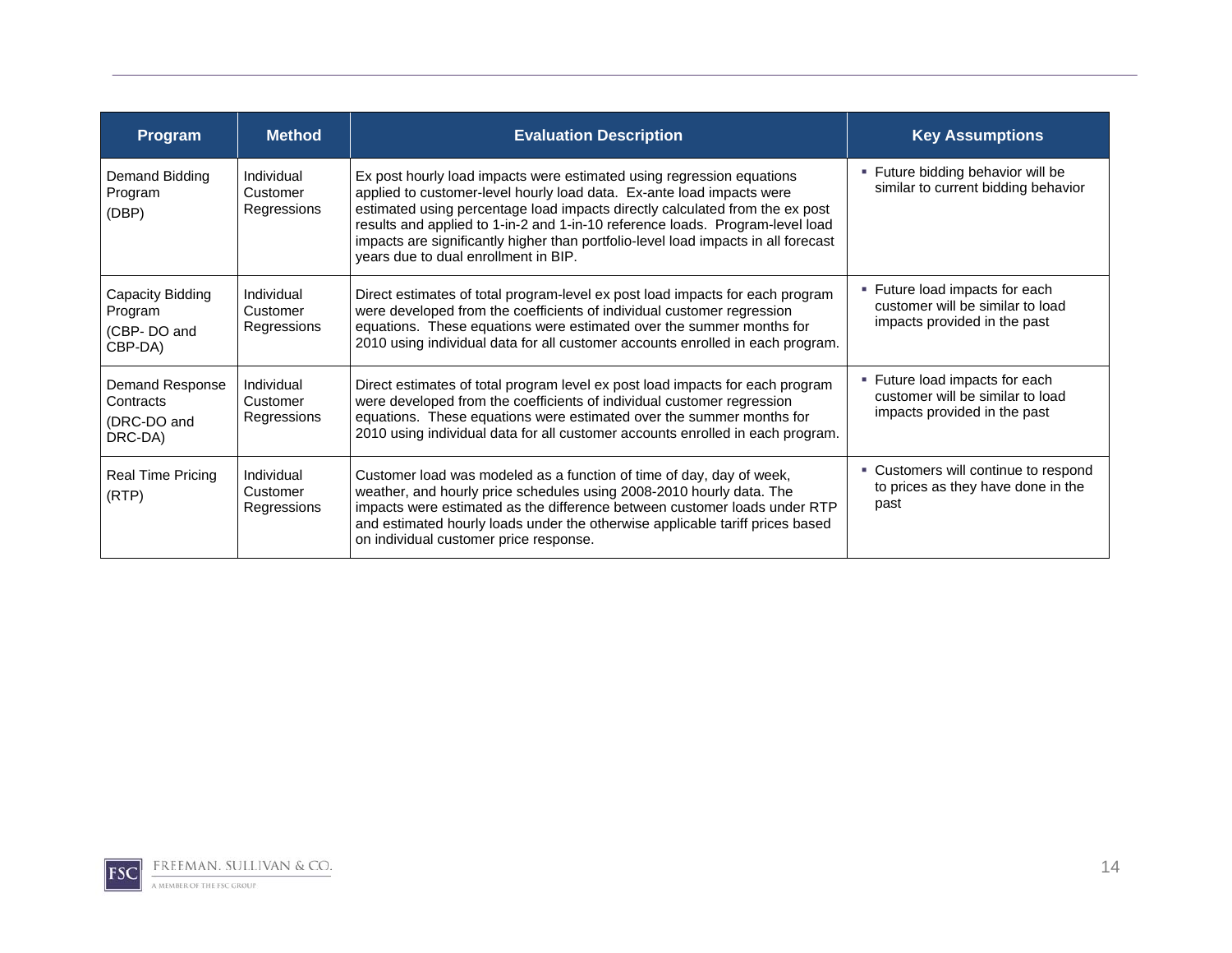| Program | Method | Evaluation Description | Key Assumptions |
|---|---|---|---|
| Demand Bidding Program (DBP) | Individual Customer Regressions | Ex post hourly load impacts were estimated using regression equations applied to customer-level hourly load data. Ex-ante load impacts were estimated using percentage load impacts directly calculated from the ex post results and applied to 1-in-2 and 1-in-10 reference loads. Program-level load impacts are significantly higher than portfolio-level load impacts in all forecast years due to dual enrollment in BIP. | ▪ Future bidding behavior will be similar to current bidding behavior |
| Capacity Bidding Program (CBP- DO and CBP-DA) | Individual Customer Regressions | Direct estimates of total program-level ex post load impacts for each program were developed from the coefficients of individual customer regression equations. These equations were estimated over the summer months for 2010 using individual data for all customer accounts enrolled in each program. | ▪ Future load impacts for each customer will be similar to load impacts provided in the past |
| Demand Response Contracts (DRC-DO and DRC-DA) | Individual Customer Regressions | Direct estimates of total program level ex post load impacts for each program were developed from the coefficients of individual customer regression equations. These equations were estimated over the summer months for 2010 using individual data for all customer accounts enrolled in each program. | ▪ Future load impacts for each customer will be similar to load impacts provided in the past |
| Real Time Pricing (RTP) | Individual Customer Regressions | Customer load was modeled as a function of time of day, day of week, weather, and hourly price schedules using 2008-2010 hourly data. The impacts were estimated as the difference between customer loads under RTP and estimated hourly loads under the otherwise applicable tariff prices based on individual customer price response. | ▪ Customers will continue to respond to prices as they have done in the past |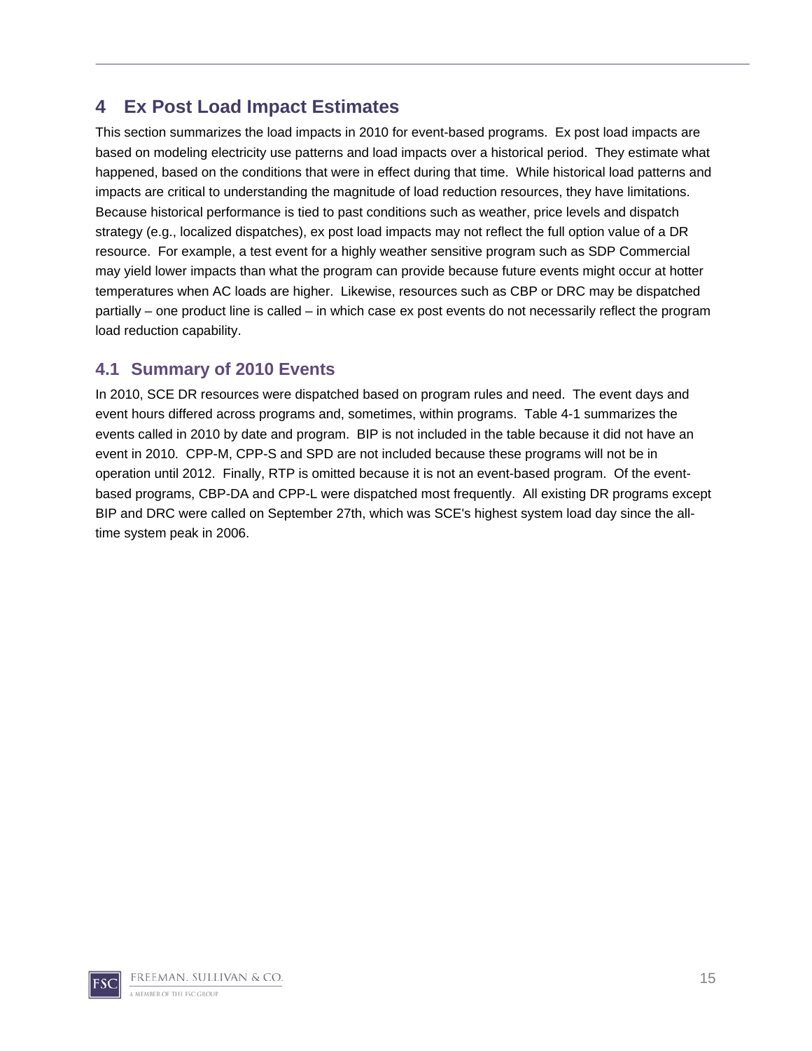# 4 Ex Post Load Impact Estimates

This section summarizes the load impacts in 2010 for event-based programs. Ex post load impacts are based on modeling electricity use patterns and load impacts over a historical period. They estimate what happened, based on the conditions that were in effect during that time. While historical load patterns and impacts are critical to understanding the magnitude of load reduction resources, they have limitations. Because historical performance is tied to past conditions such as weather, price levels and dispatch strategy (e.g., localized dispatches), ex post load impacts may not reflect the full option value of a DR resource. For example, a test event for a highly weather sensitive program such as SDP Commercial may yield lower impacts than what the program can provide because future events might occur at hotter temperatures when AC loads are higher. Likewise, resources such as CBP or DRC may be dispatched partially – one product line is called – in which case ex post events do not necessarily reflect the program load reduction capability.

## 4.1 Summary of 2010 Events

In 2010, SCE DR resources were dispatched based on program rules and need. The event days and event hours differed across programs and, sometimes, within programs. Table 4-1 summarizes the events called in 2010 by date and program. BIP is not included in the table because it did not have an event in 2010. CPP-M, CPP-S and SPD are not included because these programs will not be in operation until 2012. Finally, RTP is omitted because it is not an event-based program. Of the event-based programs, CBP-DA and CPP-L were dispatched most frequently. All existing DR programs except BIP and DRC were called on September 27th, which was SCE's highest system load day since the all-time system peak in 2006.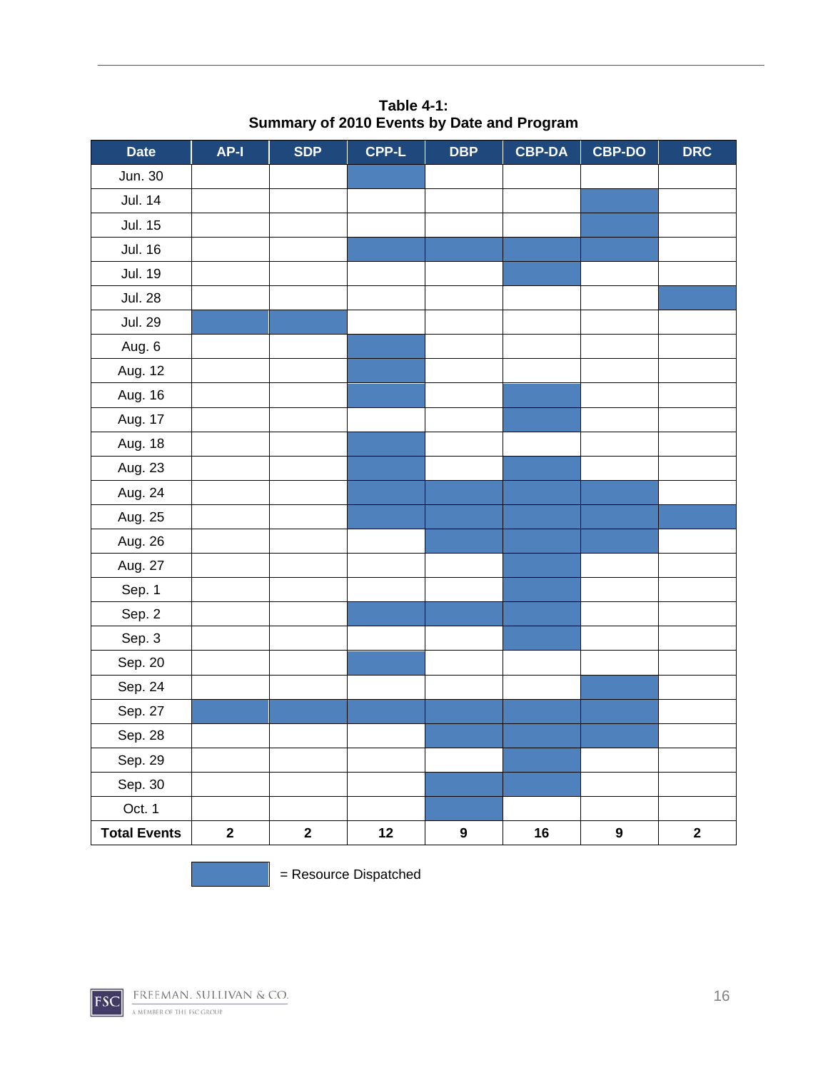**Table 4-1:**
**Summary of 2010 Events by Date and Program**

| Date | AP-I | SDP | CPP-L | DBP | CBP-DA | CBP-DO | DRC |
|---|---|---|---|---|---|---|---|
| Jun. 30 | | | ■ | | | | |
| Jul. 14 | | | | | | ■ | |
| Jul. 15 | | | | | | ■ | |
| Jul. 16 | | | ■ | ■ | ■ | ■ | |
| Jul. 19 | | | | | ■ | | |
| Jul. 28 | | | | | | | ■ |
| Jul. 29 | ■ | ■ | | | | | |
| Aug. 6 | | | ■ | | | | |
| Aug. 12 | | | ■ | | | | |
| Aug. 16 | | | ■ | | ■ | | |
| Aug. 17 | | | | | ■ | | |
| Aug. 18 | | | ■ | | | | |
| Aug. 23 | | | ■ | | ■ | | |
| Aug. 24 | | | ■ | ■ | ■ | ■ | |
| Aug. 25 | | | ■ | ■ | ■ | ■ | ■ |
| Aug. 26 | | | | ■ | ■ | ■ | |
| Aug. 27 | | | | | ■ | | |
| Sep. 1 | | | | | ■ | | |
| Sep. 2 | | | ■ | ■ | ■ | | |
| Sep. 3 | | | | | ■ | | |
| Sep. 20 | | | ■ | | | | |
| Sep. 24 | | | | | | ■ | |
| Sep. 27 | ■ | ■ | ■ | ■ | ■ | ■ | |
| Sep. 28 | | | | ■ | ■ | ■ | |
| Sep. 29 | | | | | ■ | | |
| Sep. 30 | | | | ■ | ■ | | |
| Oct. 1 | | | | ■ | | | |
| **Total Events** | **2** | **2** | **12** | **9** | **16** | **9** | **2** |

■ = Resource Dispatched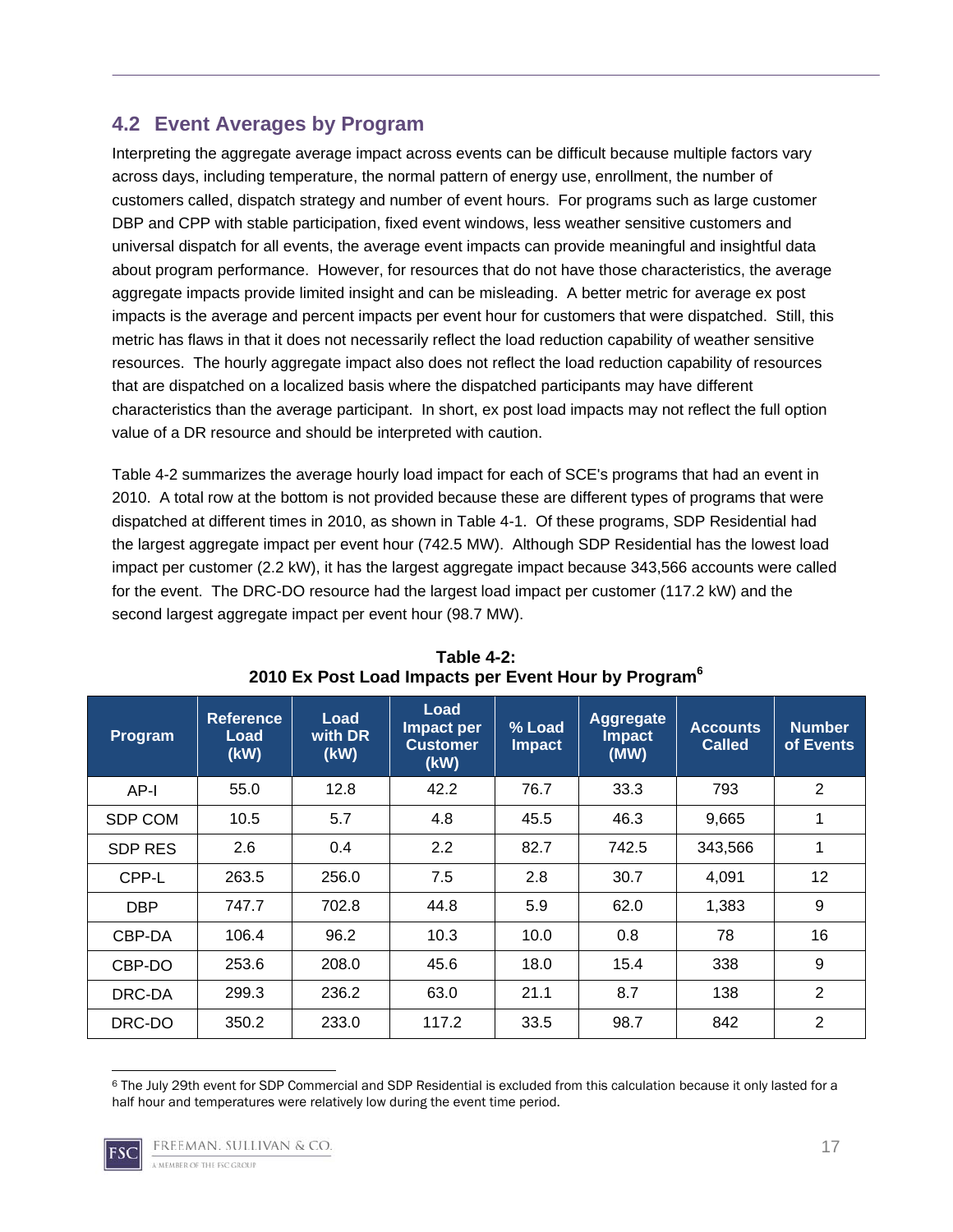## 4.2 Event Averages by Program

Interpreting the aggregate average impact across events can be difficult because multiple factors vary across days, including temperature, the normal pattern of energy use, enrollment, the number of customers called, dispatch strategy and number of event hours. For programs such as large customer DBP and CPP with stable participation, fixed event windows, less weather sensitive customers and universal dispatch for all events, the average event impacts can provide meaningful and insightful data about program performance. However, for resources that do not have those characteristics, the average aggregate impacts provide limited insight and can be misleading. A better metric for average ex post impacts is the average and percent impacts per event hour for customers that were dispatched. Still, this metric has flaws in that it does not necessarily reflect the load reduction capability of weather sensitive resources. The hourly aggregate impact also does not reflect the load reduction capability of resources that are dispatched on a localized basis where the dispatched participants may have different characteristics than the average participant. In short, ex post load impacts may not reflect the full option value of a DR resource and should be interpreted with caution.

Table 4-2 summarizes the average hourly load impact for each of SCE's programs that had an event in 2010. A total row at the bottom is not provided because these are different types of programs that were dispatched at different times in 2010, as shown in Table 4-1. Of these programs, SDP Residential had the largest aggregate impact per event hour (742.5 MW). Although SDP Residential has the lowest load impact per customer (2.2 kW), it has the largest aggregate impact because 343,566 accounts were called for the event. The DRC-DO resource had the largest load impact per customer (117.2 kW) and the second largest aggregate impact per event hour (98.7 MW).

**Table 4-2:**
**2010 Ex Post Load Impacts per Event Hour by Program[6]**

| Program | Reference Load (kW) | Load with DR (kW) | Load Impact per Customer (kW) | % Load Impact | Aggregate Impact (MW) | Accounts Called | Number of Events |
|---|---|---|---|---|---|---|---|
| AP-I | 55.0 | 12.8 | 42.2 | 76.7 | 33.3 | 793 | 2 |
| SDP COM | 10.5 | 5.7 | 4.8 | 45.5 | 46.3 | 9,665 | 1 |
| SDP RES | 2.6 | 0.4 | 2.2 | 82.7 | 742.5 | 343,566 | 1 |
| CPP-L | 263.5 | 256.0 | 7.5 | 2.8 | 30.7 | 4,091 | 12 |
| DBP | 747.7 | 702.8 | 44.8 | 5.9 | 62.0 | 1,383 | 9 |
| CBP-DA | 106.4 | 96.2 | 10.3 | 10.0 | 0.8 | 78 | 16 |
| CBP-DO | 253.6 | 208.0 | 45.6 | 18.0 | 15.4 | 338 | 9 |
| DRC-DA | 299.3 | 236.2 | 63.0 | 21.1 | 8.7 | 138 | 2 |
| DRC-DO | 350.2 | 233.0 | 117.2 | 33.5 | 98.7 | 842 | 2 |

[6] The July 29th event for SDP Commercial and SDP Residential is excluded from this calculation because it only lasted for a half hour and temperatures were relatively low during the event time period.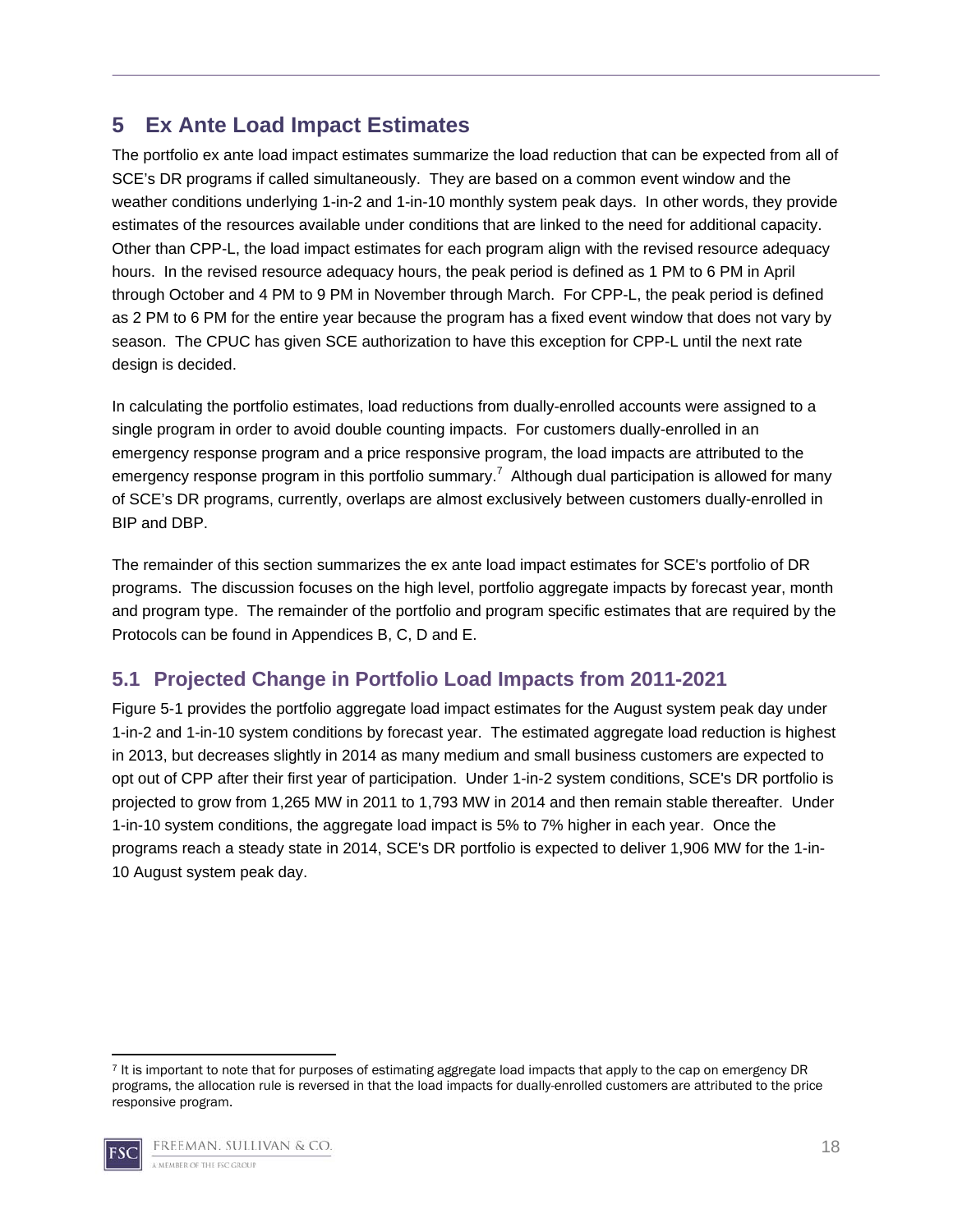# 5 Ex Ante Load Impact Estimates

The portfolio ex ante load impact estimates summarize the load reduction that can be expected from all of SCE's DR programs if called simultaneously. They are based on a common event window and the weather conditions underlying 1-in-2 and 1-in-10 monthly system peak days. In other words, they provide estimates of the resources available under conditions that are linked to the need for additional capacity. Other than CPP-L, the load impact estimates for each program align with the revised resource adequacy hours. In the revised resource adequacy hours, the peak period is defined as 1 PM to 6 PM in April through October and 4 PM to 9 PM in November through March. For CPP-L, the peak period is defined as 2 PM to 6 PM for the entire year because the program has a fixed event window that does not vary by season. The CPUC has given SCE authorization to have this exception for CPP-L until the next rate design is decided.

In calculating the portfolio estimates, load reductions from dually-enrolled accounts were assigned to a single program in order to avoid double counting impacts. For customers dually-enrolled in an emergency response program and a price responsive program, the load impacts are attributed to the emergency response program in this portfolio summary.[7] Although dual participation is allowed for many of SCE's DR programs, currently, overlaps are almost exclusively between customers dually-enrolled in BIP and DBP.

The remainder of this section summarizes the ex ante load impact estimates for SCE's portfolio of DR programs. The discussion focuses on the high level, portfolio aggregate impacts by forecast year, month and program type. The remainder of the portfolio and program specific estimates that are required by the Protocols can be found in Appendices B, C, D and E.

## 5.1 Projected Change in Portfolio Load Impacts from 2011-2021

Figure 5-1 provides the portfolio aggregate load impact estimates for the August system peak day under 1-in-2 and 1-in-10 system conditions by forecast year. The estimated aggregate load reduction is highest in 2013, but decreases slightly in 2014 as many medium and small business customers are expected to opt out of CPP after their first year of participation. Under 1-in-2 system conditions, SCE's DR portfolio is projected to grow from 1,265 MW in 2011 to 1,793 MW in 2014 and then remain stable thereafter. Under 1-in-10 system conditions, the aggregate load impact is 5% to 7% higher in each year. Once the programs reach a steady state in 2014, SCE's DR portfolio is expected to deliver 1,906 MW for the 1-in-10 August system peak day.

[7] It is important to note that for purposes of estimating aggregate load impacts that apply to the cap on emergency DR programs, the allocation rule is reversed in that the load impacts for dually-enrolled customers are attributed to the price responsive program.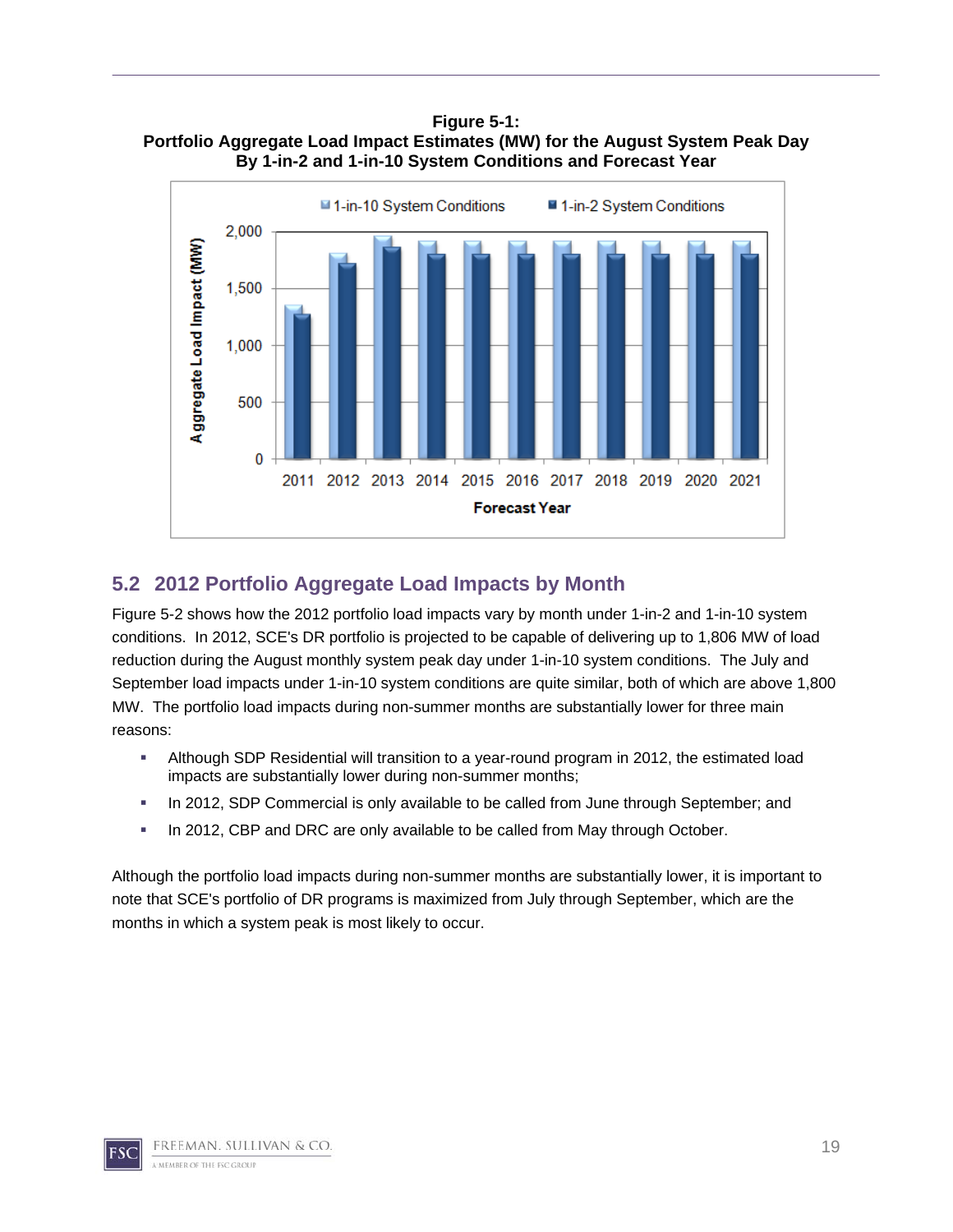**Figure 5-1:**
**Portfolio Aggregate Load Impact Estimates (MW) for the August System Peak Day**
**By 1-in-2 and 1-in-10 System Conditions and Forecast Year**

## 5.2 2012 Portfolio Aggregate Load Impacts by Month

Figure 5-2 shows how the 2012 portfolio load impacts vary by month under 1-in-2 and 1-in-10 system conditions. In 2012, SCE's DR portfolio is projected to be capable of delivering up to 1,806 MW of load reduction during the August monthly system peak day under 1-in-10 system conditions. The July and September load impacts under 1-in-10 system conditions are quite similar, both of which are above 1,800 MW. The portfolio load impacts during non-summer months are substantially lower for three main reasons:

- Although SDP Residential will transition to a year-round program in 2012, the estimated load impacts are substantially lower during non-summer months;
- In 2012, SDP Commercial is only available to be called from June through September; and
- In 2012, CBP and DRC are only available to be called from May through October.

Although the portfolio load impacts during non-summer months are substantially lower, it is important to note that SCE's portfolio of DR programs is maximized from July through September, which are the months in which a system peak is most likely to occur.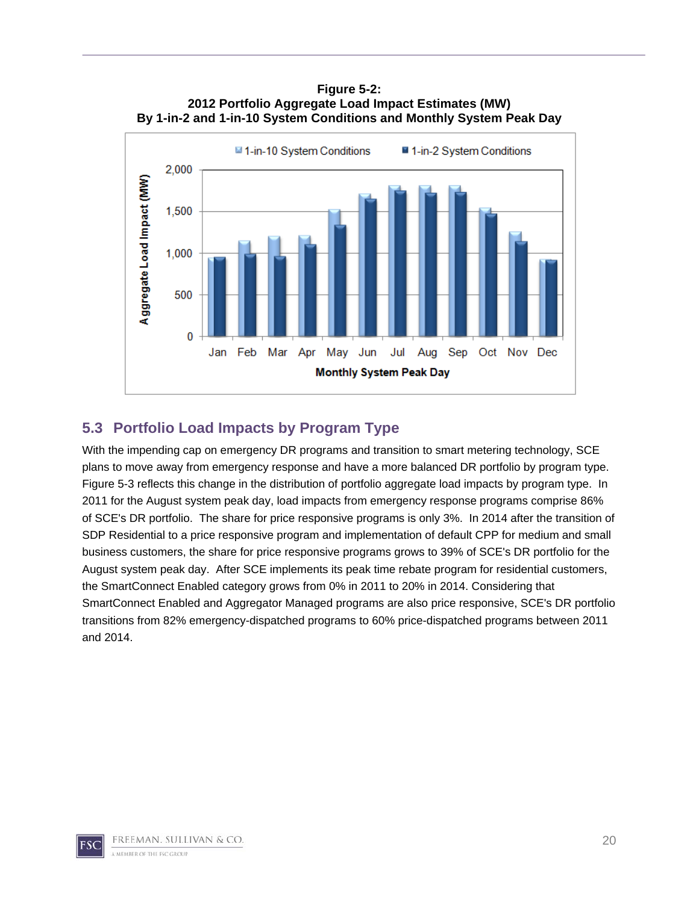**Figure 5-2:**
**2012 Portfolio Aggregate Load Impact Estimates (MW)**
**By 1-in-2 and 1-in-10 System Conditions and Monthly System Peak Day**

## 5.3 Portfolio Load Impacts by Program Type

With the impending cap on emergency DR programs and transition to smart metering technology, SCE plans to move away from emergency response and have a more balanced DR portfolio by program type. Figure 5-3 reflects this change in the distribution of portfolio aggregate load impacts by program type. In 2011 for the August system peak day, load impacts from emergency response programs comprise 86% of SCE's DR portfolio. The share for price responsive programs is only 3%. In 2014 after the transition of SDP Residential to a price responsive program and implementation of default CPP for medium and small business customers, the share for price responsive programs grows to 39% of SCE's DR portfolio for the August system peak day. After SCE implements its peak time rebate program for residential customers, the SmartConnect Enabled category grows from 0% in 2011 to 20% in 2014. Considering that SmartConnect Enabled and Aggregator Managed programs are also price responsive, SCE's DR portfolio transitions from 82% emergency-dispatched programs to 60% price-dispatched programs between 2011 and 2014.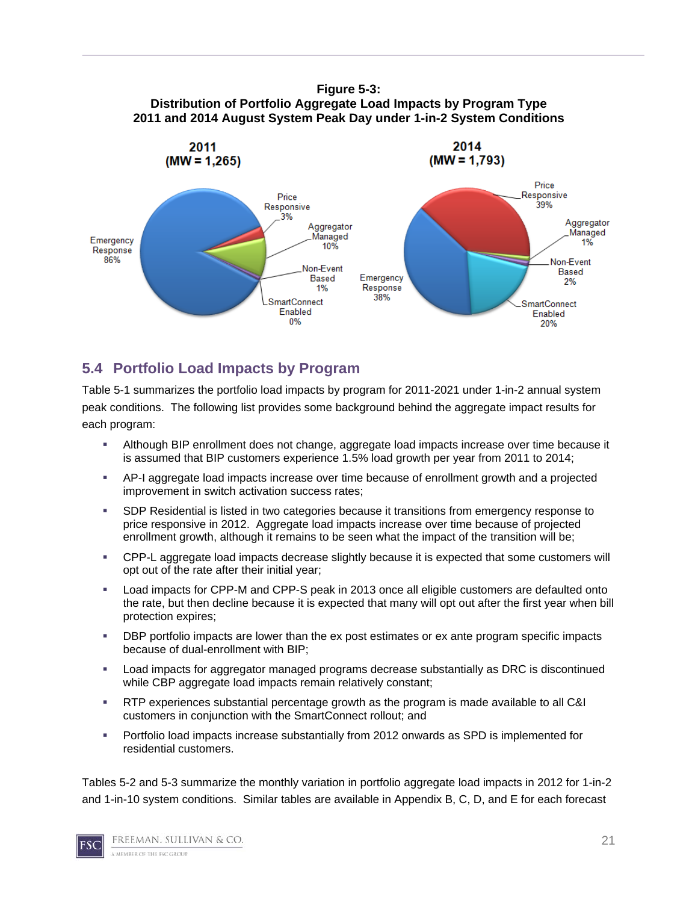**Figure 5-3:**
**Distribution of Portfolio Aggregate Load Impacts by Program Type**
**2011 and 2014 August System Peak Day under 1-in-2 System Conditions**

**2011**
**(MW = 1,265)**

Emergency Response 86%
Price Responsive 3%
Aggregator Managed 10%
Non-Event Based 1%
SmartConnect Enabled 0%

**2014**
**(MW = 1,793)**

Price Responsive 39%
Aggregator Managed 1%
Non-Event Based 2%
SmartConnect Enabled 20%
Emergency Response 38%

## 5.4 Portfolio Load Impacts by Program

Table 5-1 summarizes the portfolio load impacts by program for 2011-2021 under 1-in-2 annual system peak conditions. The following list provides some background behind the aggregate impact results for each program:

- Although BIP enrollment does not change, aggregate load impacts increase over time because it is assumed that BIP customers experience 1.5% load growth per year from 2011 to 2014;
- AP-I aggregate load impacts increase over time because of enrollment growth and a projected improvement in switch activation success rates;
- SDP Residential is listed in two categories because it transitions from emergency response to price responsive in 2012. Aggregate load impacts increase over time because of projected enrollment growth, although it remains to be seen what the impact of the transition will be;
- CPP-L aggregate load impacts decrease slightly because it is expected that some customers will opt out of the rate after their initial year;
- Load impacts for CPP-M and CPP-S peak in 2013 once all eligible customers are defaulted onto the rate, but then decline because it is expected that many will opt out after the first year when bill protection expires;
- DBP portfolio impacts are lower than the ex post estimates or ex ante program specific impacts because of dual-enrollment with BIP;
- Load impacts for aggregator managed programs decrease substantially as DRC is discontinued while CBP aggregate load impacts remain relatively constant;
- RTP experiences substantial percentage growth as the program is made available to all C&I customers in conjunction with the SmartConnect rollout; and
- Portfolio load impacts increase substantially from 2012 onwards as SPD is implemented for residential customers.

Tables 5-2 and 5-3 summarize the monthly variation in portfolio aggregate load impacts in 2012 for 1-in-2 and 1-in-10 system conditions. Similar tables are available in Appendix B, C, D, and E for each forecast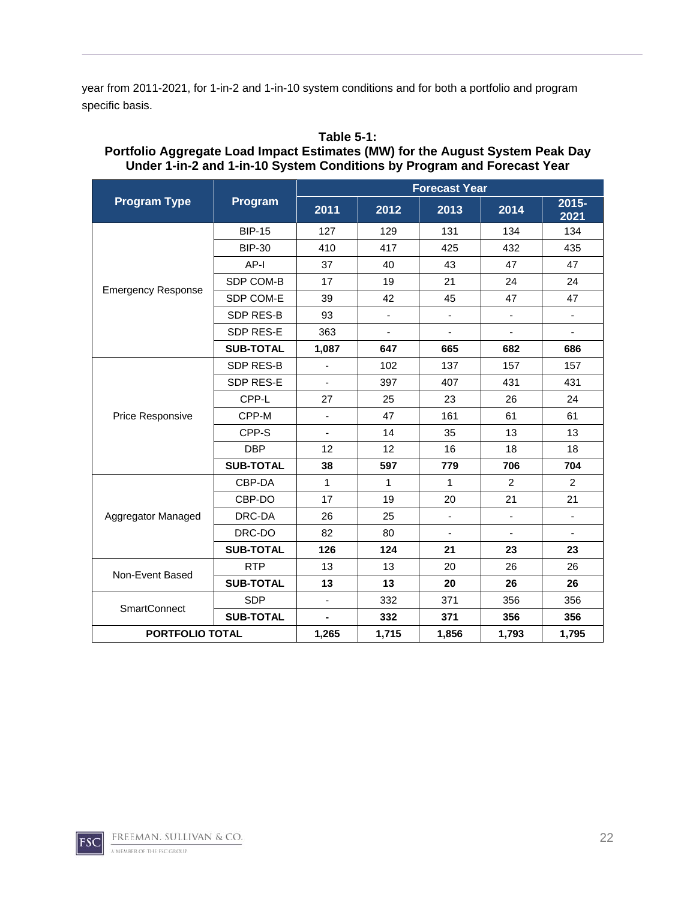year from 2011-2021, for 1-in-2 and 1-in-10 system conditions and for both a portfolio and program specific basis.

**Table 5-1: Portfolio Aggregate Load Impact Estimates (MW) for the August System Peak Day Under 1-in-2 and 1-in-10 System Conditions by Program and Forecast Year**

| Program Type | Program | Forecast Year | | | | |
|---|---|---|---|---|---|---|
| | | 2011 | 2012 | 2013 | 2014 | 2015-2021 |
| Emergency Response | BIP-15 | 127 | 129 | 131 | 134 | 134 |
| | BIP-30 | 410 | 417 | 425 | 432 | 435 |
| | AP-I | 37 | 40 | 43 | 47 | 47 |
| | SDP COM-B | 17 | 19 | 21 | 24 | 24 |
| | SDP COM-E | 39 | 42 | 45 | 47 | 47 |
| | SDP RES-B | 93 | - | - | - | - |
| | SDP RES-E | 363 | - | - | - | - |
| | **SUB-TOTAL** | **1,087** | **647** | **665** | **682** | **686** |
| Price Responsive | SDP RES-B | - | 102 | 137 | 157 | 157 |
| | SDP RES-E | - | 397 | 407 | 431 | 431 |
| | CPP-L | 27 | 25 | 23 | 26 | 24 |
| | CPP-M | - | 47 | 161 | 61 | 61 |
| | CPP-S | - | 14 | 35 | 13 | 13 |
| | DBP | 12 | 12 | 16 | 18 | 18 |
| | **SUB-TOTAL** | **38** | **597** | **779** | **706** | **704** |
| Aggregator Managed | CBP-DA | 1 | 1 | 1 | 2 | 2 |
| | CBP-DO | 17 | 19 | 20 | 21 | 21 |
| | DRC-DA | 26 | 25 | - | - | - |
| | DRC-DO | 82 | 80 | - | - | - |
| | **SUB-TOTAL** | **126** | **124** | **21** | **23** | **23** |
| Non-Event Based | RTP | 13 | 13 | 20 | 26 | 26 |
| | **SUB-TOTAL** | **13** | **13** | **20** | **26** | **26** |
| SmartConnect | SDP | - | 332 | 371 | 356 | 356 |
| | **SUB-TOTAL** | **-** | **332** | **371** | **356** | **356** |
| **PORTFOLIO TOTAL** | | **1,265** | **1,715** | **1,856** | **1,793** | **1,795** |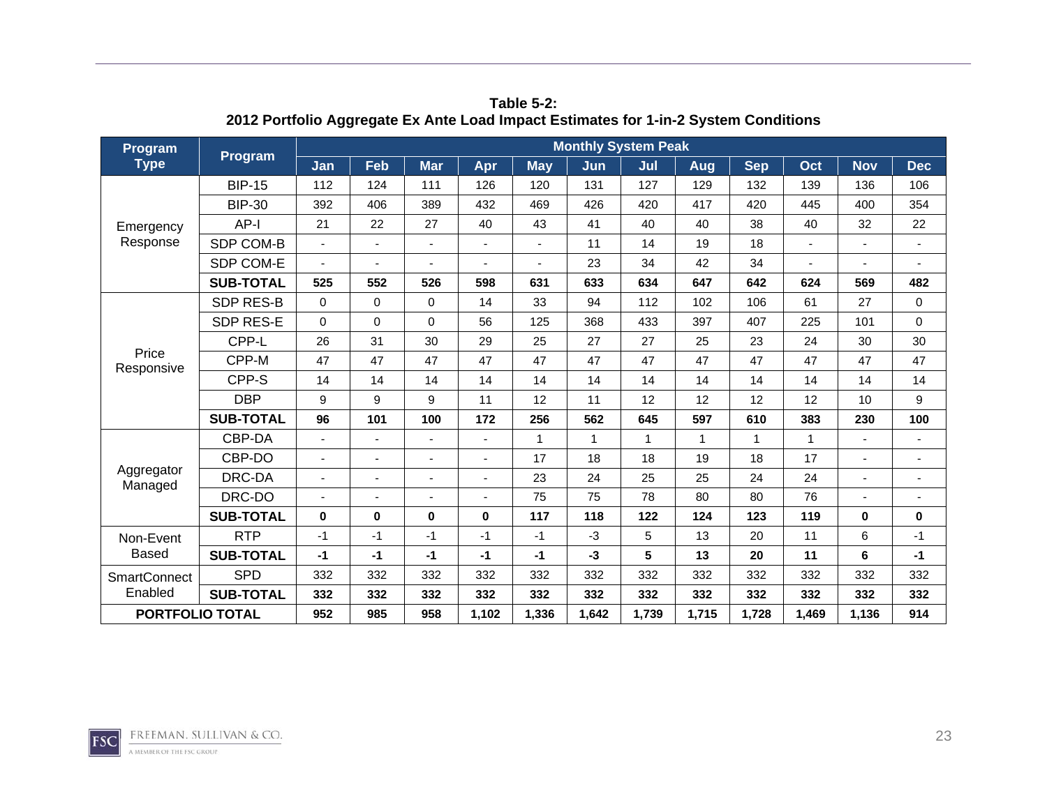**Table 5-2:**
**2012 Portfolio Aggregate Ex Ante Load Impact Estimates for 1-in-2 System Conditions**

| Program Type | Program | Monthly System Peak | | | | | | | | | | | |
|---|---|---|---|---|---|---|---|---|---|---|---|---|---|
| | | Jan | Feb | Mar | Apr | May | Jun | Jul | Aug | Sep | Oct | Nov | Dec |
| Emergency Response | BIP-15 | 112 | 124 | 111 | 126 | 120 | 131 | 127 | 129 | 132 | 139 | 136 | 106 |
| | BIP-30 | 392 | 406 | 389 | 432 | 469 | 426 | 420 | 417 | 420 | 445 | 400 | 354 |
| | AP-I | 21 | 22 | 27 | 40 | 43 | 41 | 40 | 40 | 38 | 40 | 32 | 22 |
| | SDP COM-B | - | - | - | - | - | 11 | 14 | 19 | 18 | - | - | - |
| | SDP COM-E | - | - | - | - | - | 23 | 34 | 42 | 34 | - | - | - |
| | **SUB-TOTAL** | **525** | **552** | **526** | **598** | **631** | **633** | **634** | **647** | **642** | **624** | **569** | **482** |
| Price Responsive | SDP RES-B | 0 | 0 | 0 | 14 | 33 | 94 | 112 | 102 | 106 | 61 | 27 | 0 |
| | SDP RES-E | 0 | 0 | 0 | 56 | 125 | 368 | 433 | 397 | 407 | 225 | 101 | 0 |
| | CPP-L | 26 | 31 | 30 | 29 | 25 | 27 | 27 | 25 | 23 | 24 | 30 | 30 |
| | CPP-M | 47 | 47 | 47 | 47 | 47 | 47 | 47 | 47 | 47 | 47 | 47 | 47 |
| | CPP-S | 14 | 14 | 14 | 14 | 14 | 14 | 14 | 14 | 14 | 14 | 14 | 14 |
| | DBP | 9 | 9 | 9 | 11 | 12 | 11 | 12 | 12 | 12 | 12 | 10 | 9 |
| | **SUB-TOTAL** | **96** | **101** | **100** | **172** | **256** | **562** | **645** | **597** | **610** | **383** | **230** | **100** |
| Aggregator Managed | CBP-DA | - | - | - | - | 1 | 1 | 1 | 1 | 1 | 1 | - | - |
| | CBP-DO | - | - | - | - | 17 | 18 | 18 | 19 | 18 | 17 | - | - |
| | DRC-DA | - | - | - | - | 23 | 24 | 25 | 25 | 24 | 24 | - | - |
| | DRC-DO | - | - | - | - | 75 | 75 | 78 | 80 | 80 | 76 | - | - |
| | **SUB-TOTAL** | **0** | **0** | **0** | **0** | **117** | **118** | **122** | **124** | **123** | **119** | **0** | **0** |
| Non-Event Based | RTP | -1 | -1 | -1 | -1 | -1 | -3 | 5 | 13 | 20 | 11 | 6 | -1 |
| | **SUB-TOTAL** | **-1** | **-1** | **-1** | **-1** | **-1** | **-3** | **5** | **13** | **20** | **11** | **6** | **-1** |
| SmartConnect Enabled | SPD | 332 | 332 | 332 | 332 | 332 | 332 | 332 | 332 | 332 | 332 | 332 | 332 |
| | **SUB-TOTAL** | **332** | **332** | **332** | **332** | **332** | **332** | **332** | **332** | **332** | **332** | **332** | **332** |
| **PORTFOLIO TOTAL** | | **952** | **985** | **958** | **1,102** | **1,336** | **1,642** | **1,739** | **1,715** | **1,728** | **1,469** | **1,136** | **914** |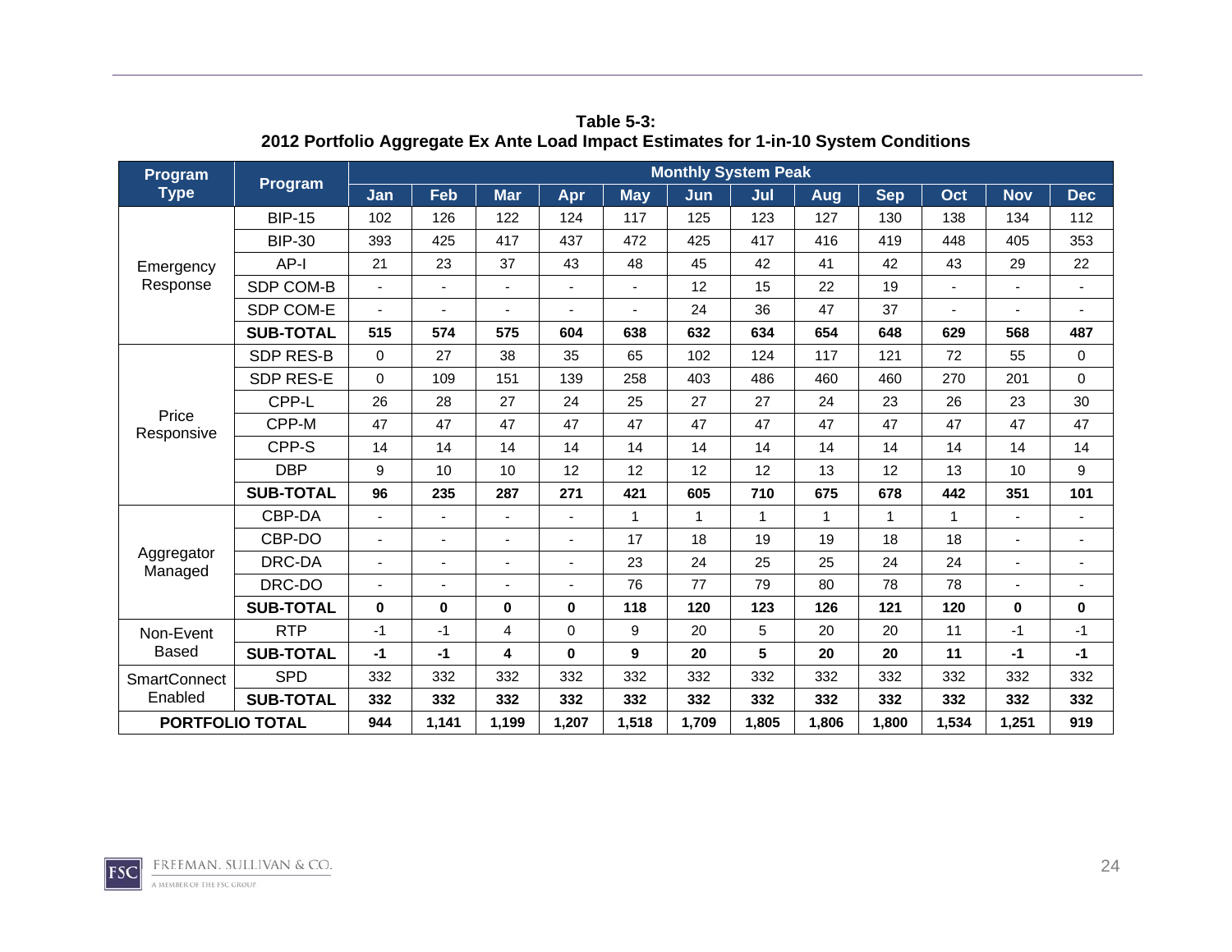**Table 5-3:**
**2012 Portfolio Aggregate Ex Ante Load Impact Estimates for 1-in-10 System Conditions**

| Program Type | Program | Monthly System Peak | | | | | | | | | | | |
|---|---|---|---|---|---|---|---|---|---|---|---|---|---|
| | | Jan | Feb | Mar | Apr | May | Jun | Jul | Aug | Sep | Oct | Nov | Dec |
| Emergency Response | BIP-15 | 102 | 126 | 122 | 124 | 117 | 125 | 123 | 127 | 130 | 138 | 134 | 112 |
| | BIP-30 | 393 | 425 | 417 | 437 | 472 | 425 | 417 | 416 | 419 | 448 | 405 | 353 |
| | AP-I | 21 | 23 | 37 | 43 | 48 | 45 | 42 | 41 | 42 | 43 | 29 | 22 |
| | SDP COM-B | - | - | - | - | - | 12 | 15 | 22 | 19 | - | - | - |
| | SDP COM-E | - | - | - | - | - | 24 | 36 | 47 | 37 | - | - | - |
| | **SUB-TOTAL** | **515** | **574** | **575** | **604** | **638** | **632** | **634** | **654** | **648** | **629** | **568** | **487** |
| Price Responsive | SDP RES-B | 0 | 27 | 38 | 35 | 65 | 102 | 124 | 117 | 121 | 72 | 55 | 0 |
| | SDP RES-E | 0 | 109 | 151 | 139 | 258 | 403 | 486 | 460 | 460 | 270 | 201 | 0 |
| | CPP-L | 26 | 28 | 27 | 24 | 25 | 27 | 27 | 24 | 23 | 26 | 23 | 30 |
| | CPP-M | 47 | 47 | 47 | 47 | 47 | 47 | 47 | 47 | 47 | 47 | 47 | 47 |
| | CPP-S | 14 | 14 | 14 | 14 | 14 | 14 | 14 | 14 | 14 | 14 | 14 | 14 |
| | DBP | 9 | 10 | 10 | 12 | 12 | 12 | 12 | 13 | 12 | 13 | 10 | 9 |
| | **SUB-TOTAL** | **96** | **235** | **287** | **271** | **421** | **605** | **710** | **675** | **678** | **442** | **351** | **101** |
| Aggregator Managed | CBP-DA | - | - | - | - | 1 | 1 | 1 | 1 | 1 | 1 | - | - |
| | CBP-DO | - | - | - | - | 17 | 18 | 19 | 19 | 18 | 18 | - | - |
| | DRC-DA | - | - | - | - | 23 | 24 | 25 | 25 | 24 | 24 | - | - |
| | DRC-DO | - | - | - | - | 76 | 77 | 79 | 80 | 78 | 78 | - | - |
| | **SUB-TOTAL** | **0** | **0** | **0** | **0** | **118** | **120** | **123** | **126** | **121** | **120** | **0** | **0** |
| Non-Event Based | RTP | -1 | -1 | 4 | 0 | 9 | 20 | 5 | 20 | 20 | 11 | -1 | -1 |
| | **SUB-TOTAL** | **-1** | **-1** | **4** | **0** | **9** | **20** | **5** | **20** | **20** | **11** | **-1** | **-1** |
| SmartConnect Enabled | SPD | 332 | 332 | 332 | 332 | 332 | 332 | 332 | 332 | 332 | 332 | 332 | 332 |
| | **SUB-TOTAL** | **332** | **332** | **332** | **332** | **332** | **332** | **332** | **332** | **332** | **332** | **332** | **332** |
| **PORTFOLIO TOTAL** | | **944** | **1,141** | **1,199** | **1,207** | **1,518** | **1,709** | **1,805** | **1,806** | **1,800** | **1,534** | **1,251** | **919** |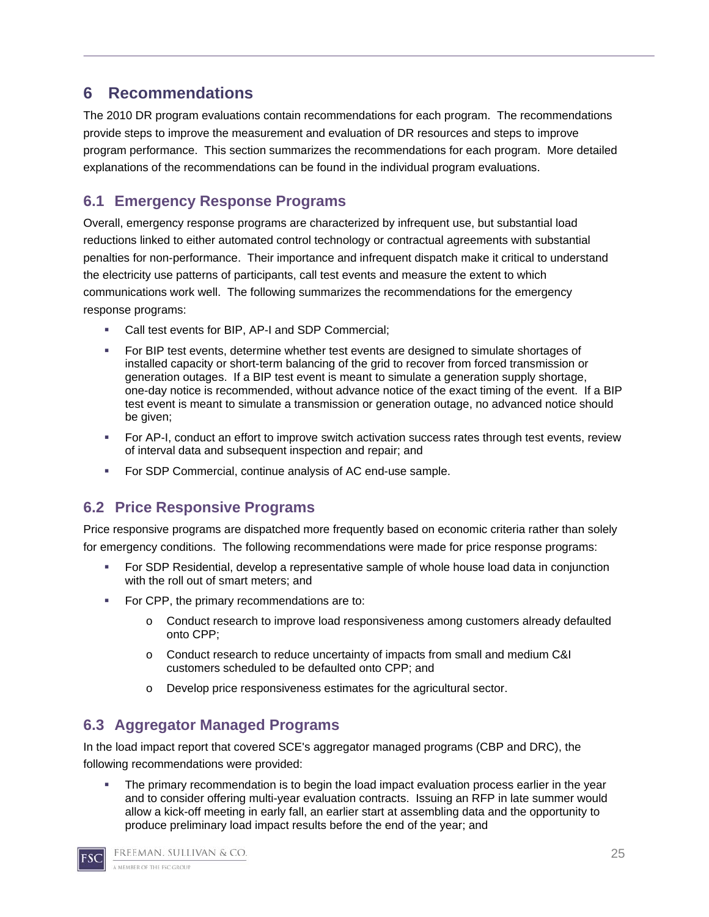# 6 Recommendations

The 2010 DR program evaluations contain recommendations for each program. The recommendations provide steps to improve the measurement and evaluation of DR resources and steps to improve program performance. This section summarizes the recommendations for each program. More detailed explanations of the recommendations can be found in the individual program evaluations.

## 6.1 Emergency Response Programs

Overall, emergency response programs are characterized by infrequent use, but substantial load reductions linked to either automated control technology or contractual agreements with substantial penalties for non-performance. Their importance and infrequent dispatch make it critical to understand the electricity use patterns of participants, call test events and measure the extent to which communications work well. The following summarizes the recommendations for the emergency response programs:

- Call test events for BIP, AP-I and SDP Commercial;
- For BIP test events, determine whether test events are designed to simulate shortages of installed capacity or short-term balancing of the grid to recover from forced transmission or generation outages. If a BIP test event is meant to simulate a generation supply shortage, one-day notice is recommended, without advance notice of the exact timing of the event. If a BIP test event is meant to simulate a transmission or generation outage, no advanced notice should be given;
- For AP-I, conduct an effort to improve switch activation success rates through test events, review of interval data and subsequent inspection and repair; and
- For SDP Commercial, continue analysis of AC end-use sample.

## 6.2 Price Responsive Programs

Price responsive programs are dispatched more frequently based on economic criteria rather than solely for emergency conditions. The following recommendations were made for price response programs:

- For SDP Residential, develop a representative sample of whole house load data in conjunction with the roll out of smart meters; and
- For CPP, the primary recommendations are to:
  - Conduct research to improve load responsiveness among customers already defaulted onto CPP;
  - Conduct research to reduce uncertainty of impacts from small and medium C&I customers scheduled to be defaulted onto CPP; and
  - Develop price responsiveness estimates for the agricultural sector.

## 6.3 Aggregator Managed Programs

In the load impact report that covered SCE's aggregator managed programs (CBP and DRC), the following recommendations were provided:

- The primary recommendation is to begin the load impact evaluation process earlier in the year and to consider offering multi-year evaluation contracts. Issuing an RFP in late summer would allow a kick-off meeting in early fall, an earlier start at assembling data and the opportunity to produce preliminary load impact results before the end of the year; and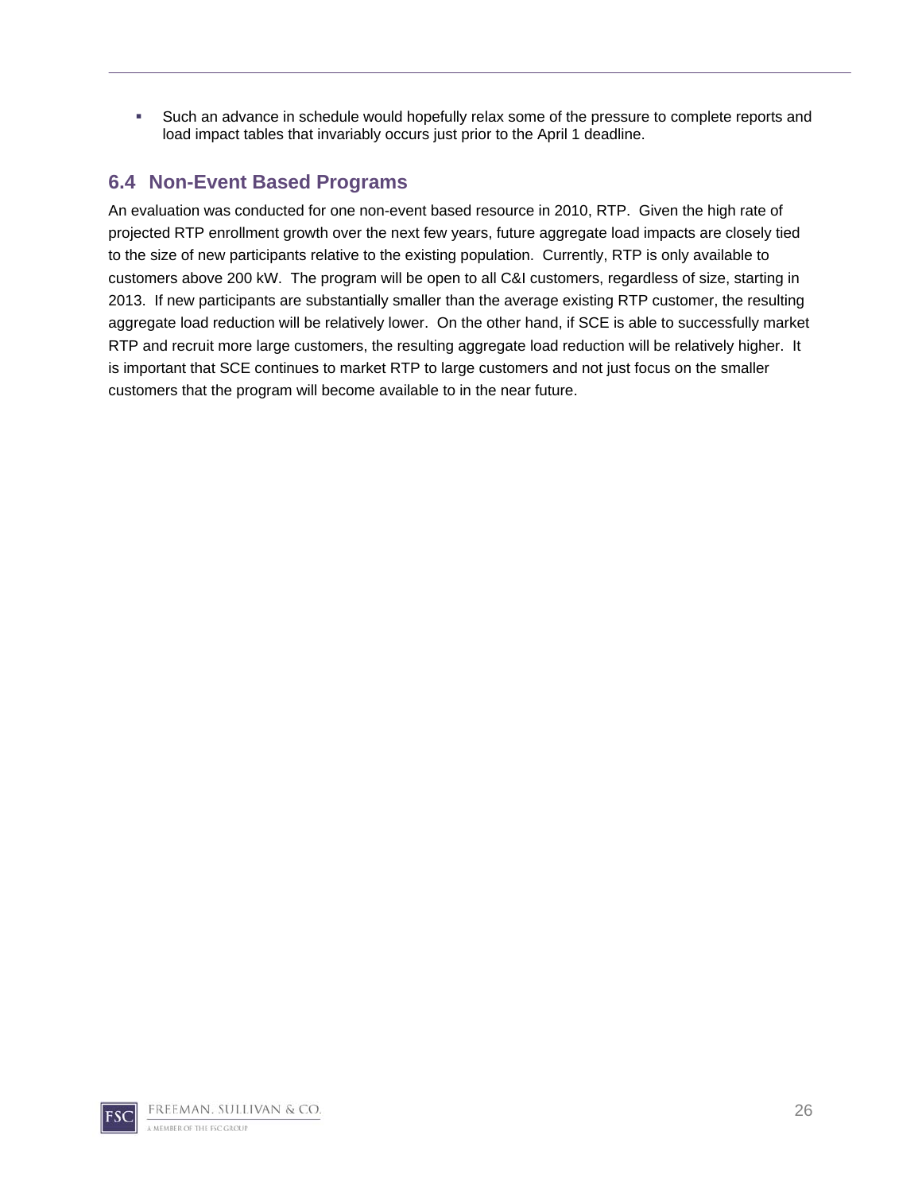- Such an advance in schedule would hopefully relax some of the pressure to complete reports and load impact tables that invariably occurs just prior to the April 1 deadline.

## 6.4 Non-Event Based Programs

An evaluation was conducted for one non-event based resource in 2010, RTP. Given the high rate of projected RTP enrollment growth over the next few years, future aggregate load impacts are closely tied to the size of new participants relative to the existing population. Currently, RTP is only available to customers above 200 kW. The program will be open to all C&I customers, regardless of size, starting in 2013. If new participants are substantially smaller than the average existing RTP customer, the resulting aggregate load reduction will be relatively lower. On the other hand, if SCE is able to successfully market RTP and recruit more large customers, the resulting aggregate load reduction will be relatively higher. It is important that SCE continues to market RTP to large customers and not just focus on the smaller customers that the program will become available to in the near future.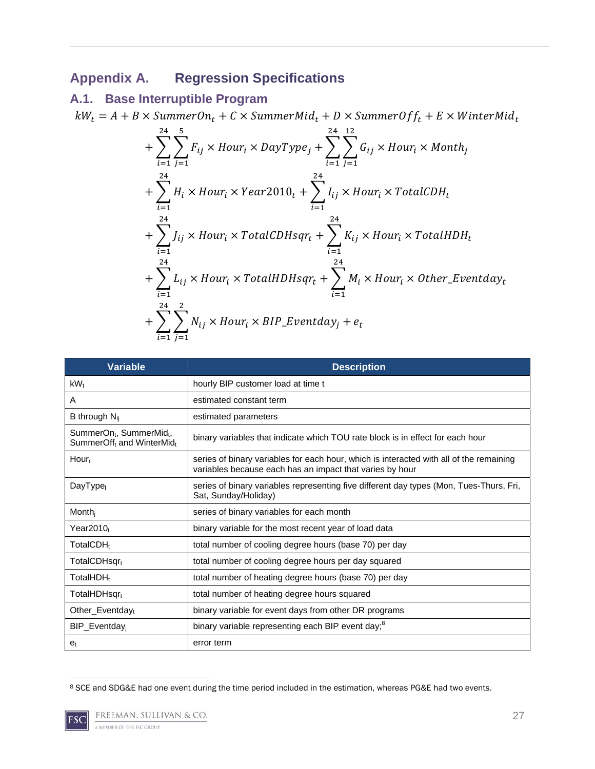# Appendix A. Regression Specifications

## A.1. Base Interruptible Program

$$kW_t = A + B \times SummerOn_t + C \times SummerMid_t + D \times SummerOff_t + E \times WinterMid_t$$
$$+ \sum_{i=1}^{24}\sum_{j=1}^{5} F_{ij} \times Hour_i \times DayType_j + \sum_{i=1}^{24}\sum_{j=1}^{12} G_{ij} \times Hour_i \times Month_j$$
$$+ \sum_{i=1}^{24} H_i \times Hour_i \times Year2010_t + \sum_{i=1}^{24} I_{ij} \times Hour_i \times TotalCDH_t$$
$$+ \sum_{i=1}^{24} J_{ij} \times Hour_i \times TotalCDHsqr_t + \sum_{i=1}^{24} K_{ij} \times Hour_i \times TotalHDH_t$$
$$+ \sum_{i=1}^{24} L_{ij} \times Hour_i \times TotalHDHsqr_t + \sum_{i=1}^{24} M_i \times Hour_i \times Other\_Eventday_t$$
$$+ \sum_{i=1}^{24}\sum_{j=1}^{2} N_{ij} \times Hour_i \times BIP\_Eventday_j + e_t$$

| Variable | Description |
|---|---|
| $kW_t$ | hourly BIP customer load at time t |
| A | estimated constant term |
| B through $N_{ij}$ | estimated parameters |
| $SummerOn_t$, $SummerMid_t$, $SummerOff_t$ and $WinterMid_t$ | binary variables that indicate which TOU rate block is in effect for each hour |
| $Hour_i$ | series of binary variables for each hour, which is interacted with all of the remaining variables because each has an impact that varies by hour |
| $DayType_j$ | series of binary variables representing five different day types (Mon, Tues-Thurs, Fri, Sat, Sunday/Holiday) |
| $Month_j$ | series of binary variables for each month |
| $Year2010_t$ | binary variable for the most recent year of load data |
| $TotalCDH_t$ | total number of cooling degree hours (base 70) per day |
| $TotalCDHsqr_t$ | total number of cooling degree hours per day squared |
| $TotalHDH_t$ | total number of heating degree hours (base 70) per day |
| $TotalHDHsqr_t$ | total number of heating degree hours squared |
| $Other\_Eventday_t$ | binary variable for event days from other DR programs |
| $BIP\_Eventday_j$ | binary variable representing each BIP event day;[8] |
| $e_t$ | error term |

[8] SCE and SDG&E had one event during the time period included in the estimation, whereas PG&E had two events.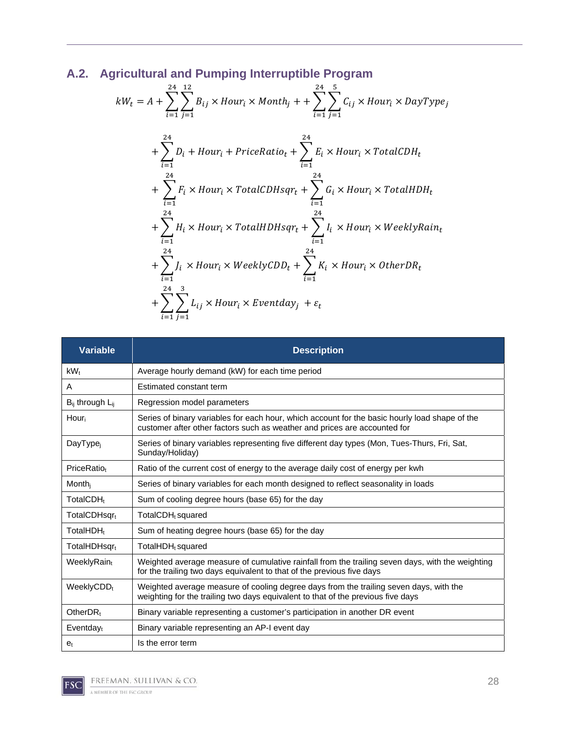## A.2. Agricultural and Pumping Interruptible Program

$$
\begin{aligned}
kW_t = A &+ \sum_{i=1}^{24}\sum_{j=1}^{12} B_{ij} \times Hour_i \times Month_j + + \sum_{i=1}^{24}\sum_{j=1}^{5} C_{ij} \times Hour_i \times DayType_j \\
&+ \sum_{i=1}^{24} D_i + Hour_i + PriceRatio_t + \sum_{i=1}^{24} E_i \times Hour_i \times TotalCDH_t \\
&+ \sum_{i=1}^{24} F_i \times Hour_i \times TotalCDHsqr_t + \sum_{i=1}^{24} G_i \times Hour_i \times TotalHDH_t \\
&+ \sum_{i=1}^{24} H_i \times Hour_i \times TotalHDHsqr_t + \sum_{i=1}^{24} I_i \times Hour_i \times WeeklyRain_t \\
&+ \sum_{i=1}^{24} J_i \times Hour_i \times WeeklyCDD_t + \sum_{i=1}^{24} K_i \times Hour_i \times OtherDR_t \\
&+ \sum_{i=1}^{24}\sum_{j=1}^{3} L_{ij} \times Hour_i \times Eventday_j + \varepsilon_t
\end{aligned}
$$

| Variable | Description |
|---|---|
| $kW_t$ | Average hourly demand (kW) for each time period |
| A | Estimated constant term |
| $B_{ij}$ through $L_{ij}$ | Regression model parameters |
| $Hour_i$ | Series of binary variables for each hour, which account for the basic hourly load shape of the customer after other factors such as weather and prices are accounted for |
| $DayType_j$ | Series of binary variables representing five different day types (Mon, Tues-Thurs, Fri, Sat, Sunday/Holiday) |
| $PriceRatio_t$ | Ratio of the current cost of energy to the average daily cost of energy per kwh |
| $Month_j$ | Series of binary variables for each month designed to reflect seasonality in loads |
| $TotalCDH_t$ | Sum of cooling degree hours (base 65) for the day |
| $TotalCDHsqr_t$ | $TotalCDH_t$ squared |
| $TotalHDH_t$ | Sum of heating degree hours (base 65) for the day |
| $TotalHDHsqr_t$ | $TotalHDH_t$ squared |
| $WeeklyRain_t$ | Weighted average measure of cumulative rainfall from the trailing seven days, with the weighting for the trailing two days equivalent to that of the previous five days |
| $WeeklyCDD_t$ | Weighted average measure of cooling degree days from the trailing seven days, with the weighting for the trailing two days equivalent to that of the previous five days |
| $OtherDR_t$ | Binary variable representing a customer's participation in another DR event |
| $Eventday_t$ | Binary variable representing an AP-I event day |
| $e_t$ | Is the error term |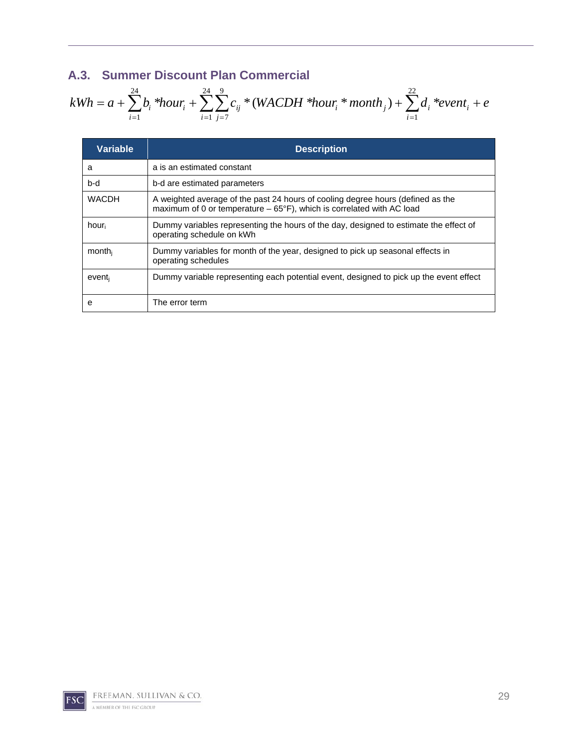### A.3. Summer Discount Plan Commercial

$$kWh = a + \sum_{i=1}^{24} b_i * hour_i + \sum_{i=1}^{24} \sum_{j=7}^{9} c_{ij} * (WACDH * hour_i * month_j) + \sum_{i=1}^{22} d_i * event_i + e$$

| Variable | Description |
|---|---|
| a | a is an estimated constant |
| b-d | b-d are estimated parameters |
| WACDH | A weighted average of the past 24 hours of cooling degree hours (defined as the maximum of 0 or temperature – 65°F), which is correlated with AC load |
| $hour_i$ | Dummy variables representing the hours of the day, designed to estimate the effect of operating schedule on kWh |
| $month_j$ | Dummy variables for month of the year, designed to pick up seasonal effects in operating schedules |
| $event_j$ | Dummy variable representing each potential event, designed to pick up the event effect |
| e | The error term |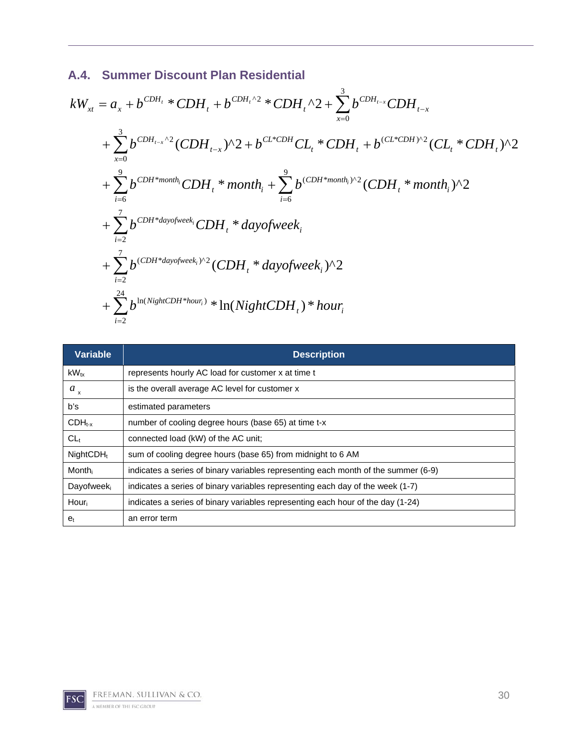## A.4. Summer Discount Plan Residential

$$
\begin{aligned}
kW_{xt} = {} & a_x + b^{CDH_t} * CDH_t + b^{CDH_t \wedge 2} * CDH_t \wedge 2 + \sum_{x=0}^{3} b^{CDH_{t-x}} CDH_{t-x} \\
& + \sum_{x=0}^{3} b^{CDH_{t-x} \wedge 2} (CDH_{t-x}) \wedge 2 + b^{CL*CDH} CL_t * CDH_t + b^{(CL*CDH) \wedge 2} (CL_t * CDH_t) \wedge 2 \\
& + \sum_{i=6}^{9} b^{CDH*month_i} CDH_t * month_i + \sum_{i=6}^{9} b^{(CDH*month_i) \wedge 2} (CDH_t * month_i) \wedge 2 \\
& + \sum_{i=2}^{7} b^{CDH*dayofweek_i} CDH_t * dayofweek_i \\
& + \sum_{i=2}^{7} b^{(CDH*dayofweek_i) \wedge 2} (CDH_t * dayofweek_i) \wedge 2 \\
& + \sum_{i=2}^{24} b^{\ln(NightCDH*hour_i)} * \ln(NightCDH_t) * hour_i
\end{aligned}
$$

| Variable | Description |
|---|---|
| $kW_{tx}$ | represents hourly AC load for customer x at time t |
| $a_x$ | is the overall average AC level for customer x |
| b's | estimated parameters |
| $CDH_{t-x}$ | number of cooling degree hours (base 65) at time t-x |
| $CL_t$ | connected load (kW) of the AC unit; |
| $NightCDH_t$ | sum of cooling degree hours (base 65) from midnight to 6 AM |
| $Month_i$ | indicates a series of binary variables representing each month of the summer (6-9) |
| $Dayofweek_i$ | indicates a series of binary variables representing each day of the week (1-7) |
| $Hour_i$ | indicates a series of binary variables representing each hour of the day (1-24) |
| $e_t$ | an error term |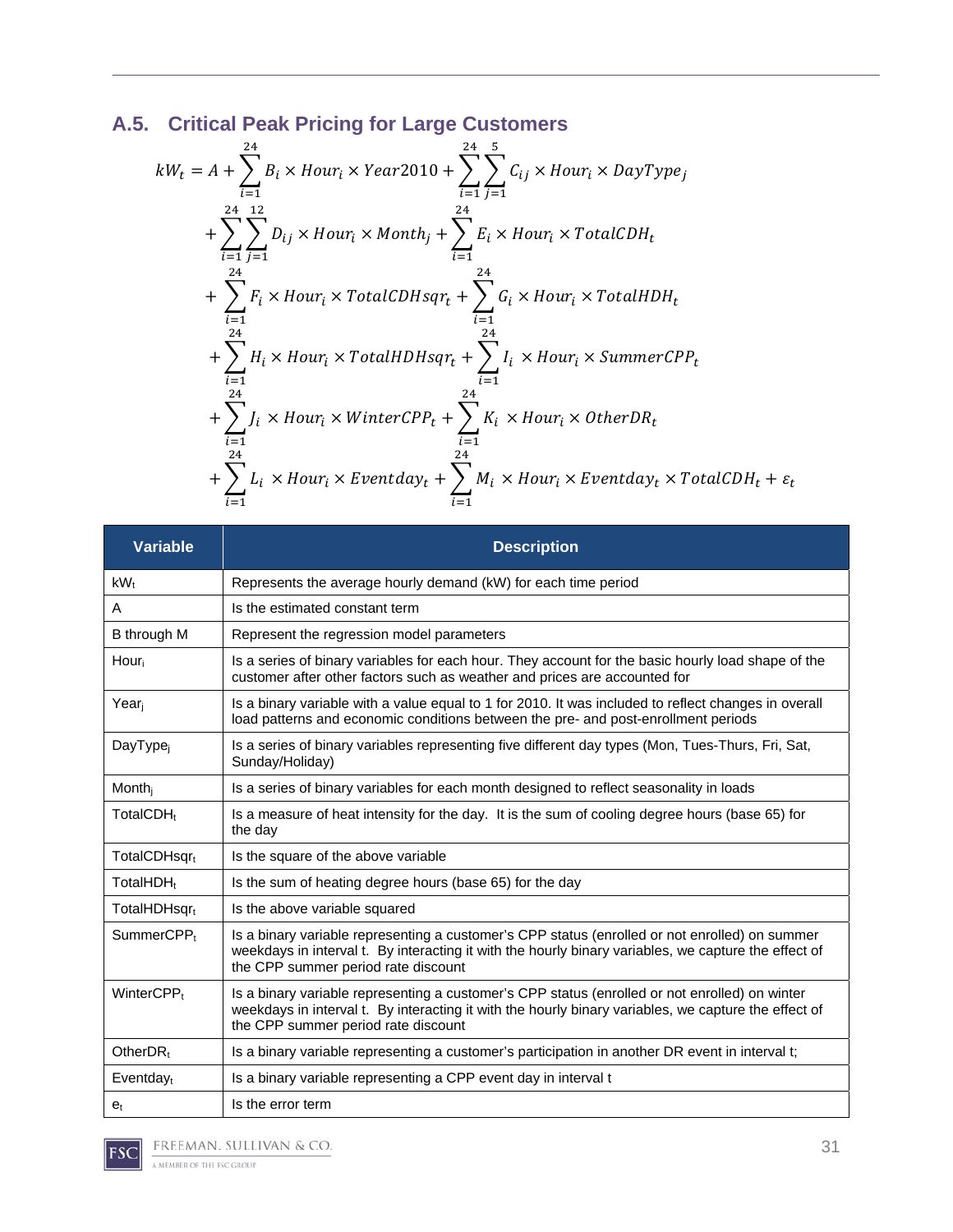## A.5. Critical Peak Pricing for Large Customers

$$
\begin{aligned}
kW_t = A &+ \sum_{i=1}^{24} B_i \times Hour_i \times Year2010 + \sum_{i=1}^{24}\sum_{j=1}^{5} C_{ij} \times Hour_i \times DayType_j \\
&+ \sum_{i=1}^{24}\sum_{j=1}^{12} D_{ij} \times Hour_i \times Month_j + \sum_{i=1}^{24} E_i \times Hour_i \times TotalCDH_t \\
&+ \sum_{i=1}^{24} F_i \times Hour_i \times TotalCDHsqr_t + \sum_{i=1}^{24} G_i \times Hour_i \times TotalHDH_t \\
&+ \sum_{i=1}^{24} H_i \times Hour_i \times TotalHDHsqr_t + \sum_{i=1}^{24} I_i \times Hour_i \times SummerCPP_t \\
&+ \sum_{i=1}^{24} J_i \times Hour_i \times WinterCPP_t + \sum_{i=1}^{24} K_i \times Hour_i \times OtherDR_t \\
&+ \sum_{i=1}^{24} L_i \times Hour_i \times Eventday_t + \sum_{i=1}^{24} M_i \times Hour_i \times Eventday_t \times TotalCDH_t + \varepsilon_t
\end{aligned}
$$

| Variable | Description |
|---|---|
| $kW_t$ | Represents the average hourly demand (kW) for each time period |
| A | Is the estimated constant term |
| B through M | Represent the regression model parameters |
| $Hour_i$ | Is a series of binary variables for each hour. They account for the basic hourly load shape of the customer after other factors such as weather and prices are accounted for |
| $Year_j$ | Is a binary variable with a value equal to 1 for 2010. It was included to reflect changes in overall load patterns and economic conditions between the pre- and post-enrollment periods |
| $DayType_j$ | Is a series of binary variables representing five different day types (Mon, Tues-Thurs, Fri, Sat, Sunday/Holiday) |
| $Month_j$ | Is a series of binary variables for each month designed to reflect seasonality in loads |
| $TotalCDH_t$ | Is a measure of heat intensity for the day. It is the sum of cooling degree hours (base 65) for the day |
| $TotalCDHsqr_t$ | Is the square of the above variable |
| $TotalHDH_t$ | Is the sum of heating degree hours (base 65) for the day |
| $TotalHDHsqr_t$ | Is the above variable squared |
| $SummerCPP_t$ | Is a binary variable representing a customer's CPP status (enrolled or not enrolled) on summer weekdays in interval t. By interacting it with the hourly binary variables, we capture the effect of the CPP summer period rate discount |
| $WinterCPP_t$ | Is a binary variable representing a customer's CPP status (enrolled or not enrolled) on winter weekdays in interval t. By interacting it with the hourly binary variables, we capture the effect of the CPP summer period rate discount |
| $OtherDR_t$ | Is a binary variable representing a customer's participation in another DR event in interval t; |
| $Eventday_t$ | Is a binary variable representing a CPP event day in interval t |
| $e_t$ | Is the error term |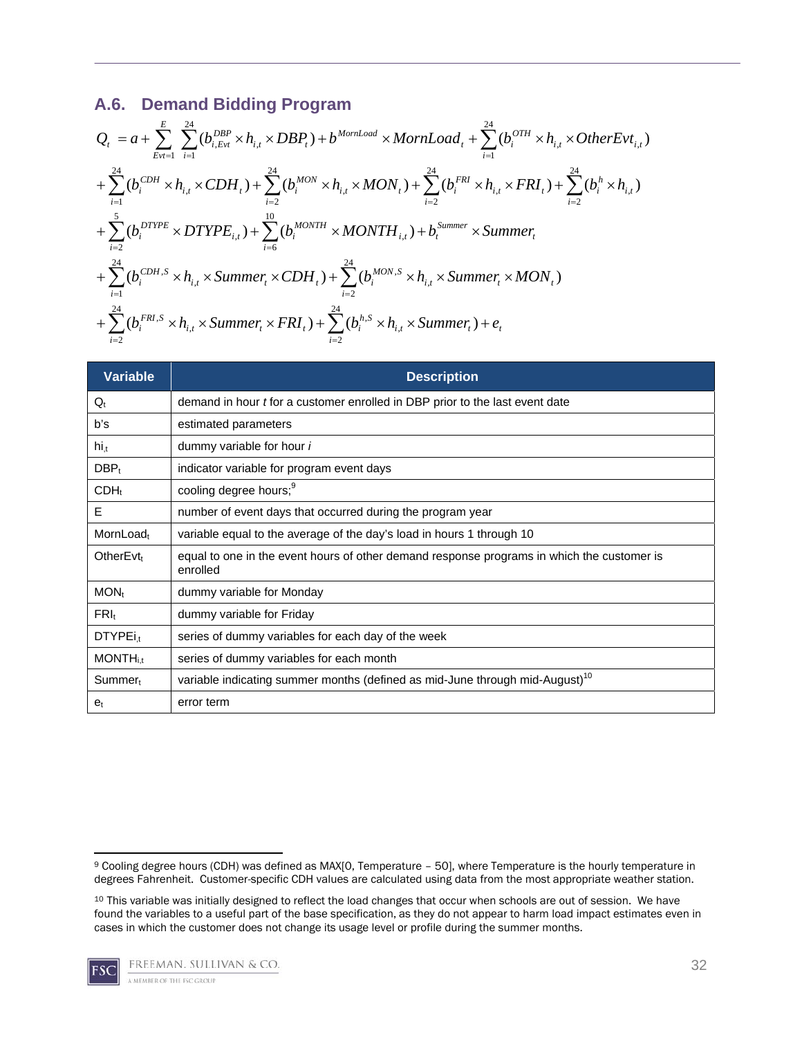## A.6. Demand Bidding Program

$$
\begin{aligned}
Q_t &= a + \sum_{Evt=1}^{E} \sum_{i=1}^{24} (b_{i,Evt}^{DBP} \times h_{i,t} \times DBP_t) + b^{MornLoad} \times MornLoad_t + \sum_{i=1}^{24} (b_i^{OTH} \times h_{i,t} \times OtherEvt_{i,t}) \\
&+ \sum_{i=1}^{24} (b_i^{CDH} \times h_{i,t} \times CDH_t) + \sum_{i=2}^{24} (b_i^{MON} \times h_{i,t} \times MON_t) + \sum_{i=2}^{24} (b_i^{FRI} \times h_{i,t} \times FRI_t) + \sum_{i=2}^{24} (b_i^{h} \times h_{i,t}) \\
&+ \sum_{i=2}^{5} (b_i^{DTYPE} \times DTYPE_{i,t}) + \sum_{i=6}^{10} (b_i^{MONTH} \times MONTH_{i,t}) + b_t^{Summer} \times Summer_t \\
&+ \sum_{i=1}^{24} (b_i^{CDH,S} \times h_{i,t} \times Summer_t \times CDH_t) + \sum_{i=2}^{24} (b_i^{MON,S} \times h_{i,t} \times Summer_t \times MON_t) \\
&+ \sum_{i=2}^{24} (b_i^{FRI,S} \times h_{i,t} \times Summer_t \times FRI_t) + \sum_{i=2}^{24} (b_i^{h,S} \times h_{i,t} \times Summer_t) + e_t
\end{aligned}
$$

| Variable | Description |
|---|---|
| $Q_t$ | demand in hour *t* for a customer enrolled in DBP prior to the last event date |
| b's | estimated parameters |
| $h_{i,t}$ | dummy variable for hour *i* |
| $DBP_t$ | indicator variable for program event days |
| $CDH_t$ | cooling degree hours;[9] |
| E | number of event days that occurred during the program year |
| $MornLoad_t$ | variable equal to the average of the day's load in hours 1 through 10 |
| $OtherEvt_t$ | equal to one in the event hours of other demand response programs in which the customer is enrolled |
| $MON_t$ | dummy variable for Monday |
| $FRI_t$ | dummy variable for Friday |
| $DTYPE_{i,t}$ | series of dummy variables for each day of the week |
| $MONTH_{i,t}$ | series of dummy variables for each month |
| $Summer_t$ | variable indicating summer months (defined as mid-June through mid-August)[10] |
| $e_t$ | error term |

[9] Cooling degree hours (CDH) was defined as MAX[0, Temperature – 50], where Temperature is the hourly temperature in degrees Fahrenheit. Customer-specific CDH values are calculated using data from the most appropriate weather station.

[10] This variable was initially designed to reflect the load changes that occur when schools are out of session. We have found the variables to a useful part of the base specification, as they do not appear to harm load impact estimates even in cases in which the customer does not change its usage level or profile during the summer months.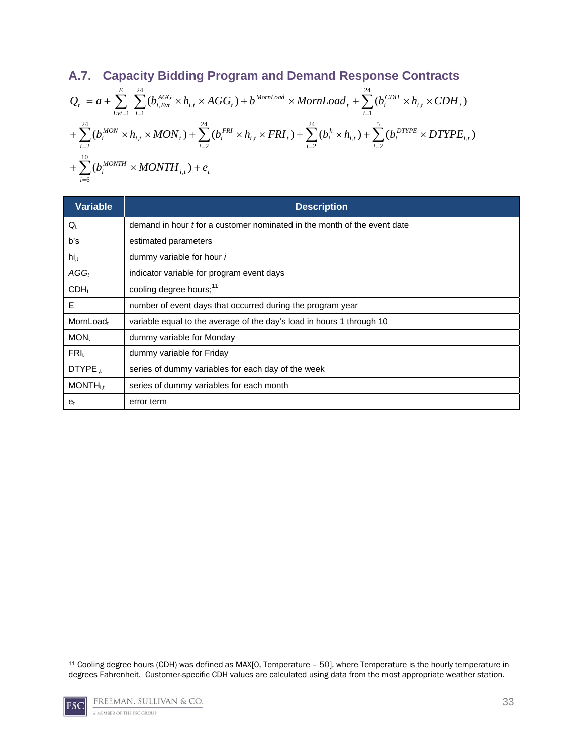## A.7. Capacity Bidding Program and Demand Response Contracts

$$
\begin{aligned}
Q_t &= a + \sum_{Evt=1}^{E} \sum_{i=1}^{24} (b_{i,Evt}^{AGG} \times h_{i,t} \times AGG_t) + b^{MornLoad} \times MornLoad_t + \sum_{i=1}^{24} (b_i^{CDH} \times h_{i,t} \times CDH_t) \\
&+ \sum_{i=2}^{24} (b_i^{MON} \times h_{i,t} \times MON_t) + \sum_{i=2}^{24} (b_i^{FRI} \times h_{i,t} \times FRI_t) + \sum_{i=2}^{24} (b_i^{h} \times h_{i,t}) + \sum_{i=2}^{5} (b_i^{DTYPE} \times DTYPE_{i,t}) \\
&+ \sum_{i=6}^{10} (b_i^{MONTH} \times MONTH_{i,t}) + e_t
\end{aligned}
$$

| Variable | Description |
|---|---|
| $Q_t$ | demand in hour *t* for a customer nominated in the month of the event date |
| b's | estimated parameters |
| $h_{i,t}$ | dummy variable for hour *i* |
| $AGG_t$ | indicator variable for program event days |
| $CDH_t$ | cooling degree hours;[11] |
| E | number of event days that occurred during the program year |
| $MornLoad_t$ | variable equal to the average of the day's load in hours 1 through 10 |
| $MON_t$ | dummy variable for Monday |
| $FRI_t$ | dummy variable for Friday |
| $DTYPE_{i,t}$ | series of dummy variables for each day of the week |
| $MONTH_{i,t}$ | series of dummy variables for each month |
| $e_t$ | error term |

[11] Cooling degree hours (CDH) was defined as MAX[0, Temperature – 50], where Temperature is the hourly temperature in degrees Fahrenheit. Customer-specific CDH values are calculated using data from the most appropriate weather station.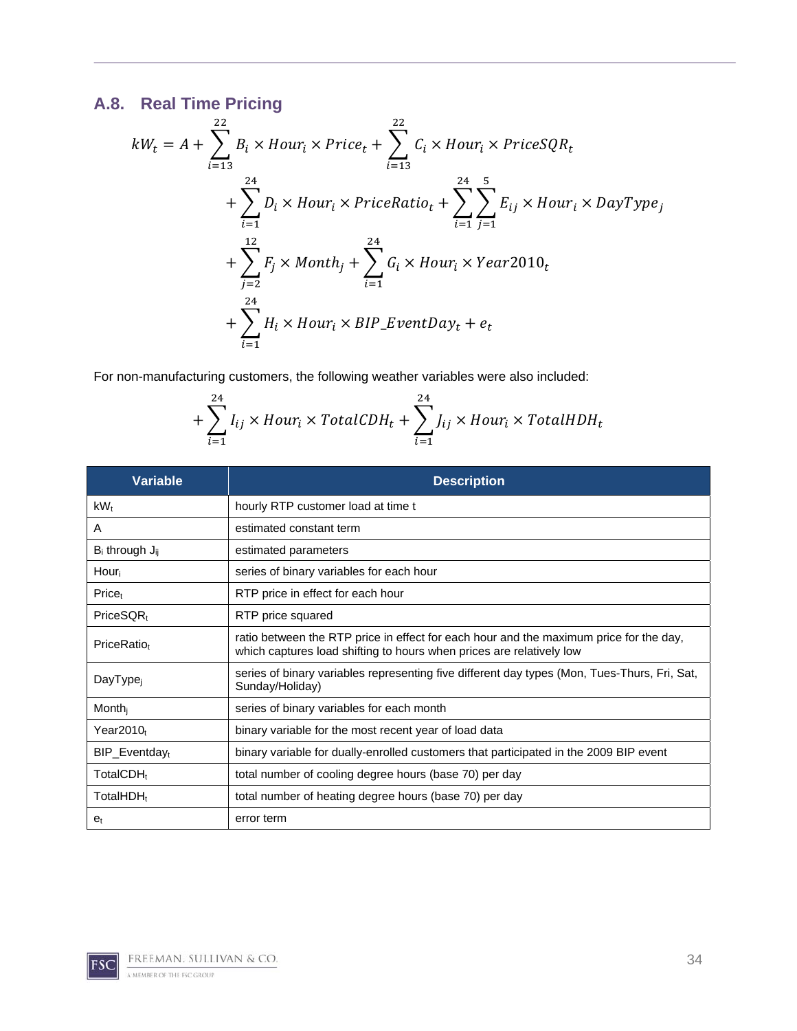## A.8. Real Time Pricing

$$
\begin{aligned}
kW_t = A &+ \sum_{i=13}^{22} B_i \times Hour_i \times Price_t + \sum_{i=13}^{22} C_i \times Hour_i \times PriceSQR_t \\
&+ \sum_{i=1}^{24} D_i \times Hour_i \times PriceRatio_t + \sum_{i=1}^{24} \sum_{j=1}^{5} E_{ij} \times Hour_i \times DayType_j \\
&+ \sum_{j=2}^{12} F_j \times Month_j + \sum_{i=1}^{24} G_i \times Hour_i \times Year2010_t \\
&+ \sum_{i=1}^{24} H_i \times Hour_i \times BIP\_EventDay_t + e_t
\end{aligned}
$$

For non-manufacturing customers, the following weather variables were also included:

$$
+ \sum_{i=1}^{24} I_{ij} \times Hour_i \times TotalCDH_t + \sum_{i=1}^{24} J_{ij} \times Hour_i \times TotalHDH_t
$$

| Variable | Description |
|---|---|
| $kW_t$ | hourly RTP customer load at time t |
| A | estimated constant term |
| $B_i$ through $J_{ij}$ | estimated parameters |
| $Hour_i$ | series of binary variables for each hour |
| $Price_t$ | RTP price in effect for each hour |
| $PriceSQR_t$ | RTP price squared |
| $PriceRatio_t$ | ratio between the RTP price in effect for each hour and the maximum price for the day, which captures load shifting to hours when prices are relatively low |
| $DayType_j$ | series of binary variables representing five different day types (Mon, Tues-Thurs, Fri, Sat, Sunday/Holiday) |
| $Month_j$ | series of binary variables for each month |
| $Year2010_t$ | binary variable for the most recent year of load data |
| $BIP\_Eventday_t$ | binary variable for dually-enrolled customers that participated in the 2009 BIP event |
| $TotalCDH_t$ | total number of cooling degree hours (base 70) per day |
| $TotalHDH_t$ | total number of heating degree hours (base 70) per day |
| $e_t$ | error term |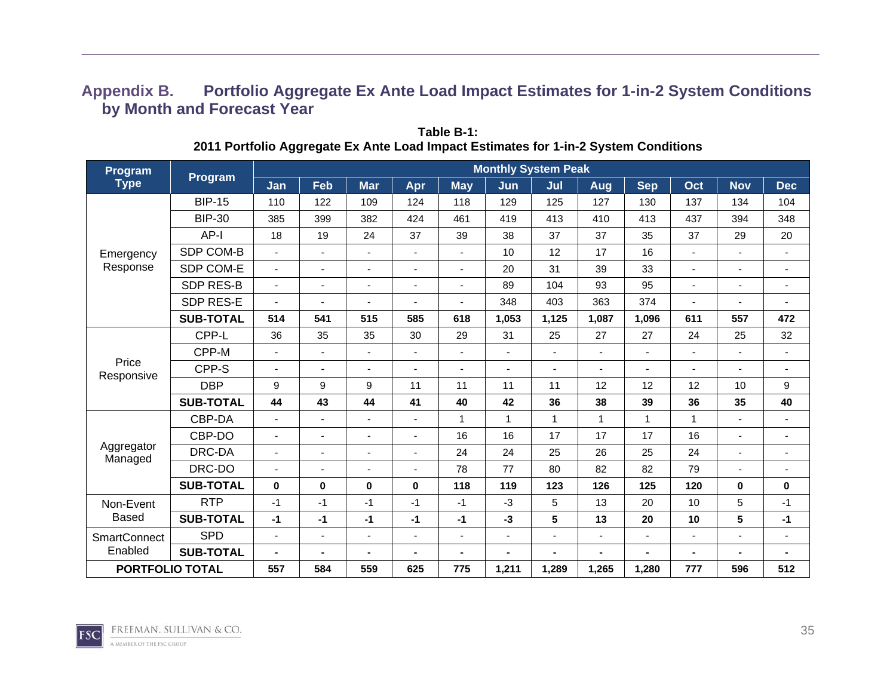## Appendix B. Portfolio Aggregate Ex Ante Load Impact Estimates for 1-in-2 System Conditions by Month and Forecast Year

**Table B-1:**
**2011 Portfolio Aggregate Ex Ante Load Impact Estimates for 1-in-2 System Conditions**

| Program Type | Program | Monthly System Peak | | | | | | | | | | | |
|---|---|---|---|---|---|---|---|---|---|---|---|---|---|
| | | Jan | Feb | Mar | Apr | May | Jun | Jul | Aug | Sep | Oct | Nov | Dec |
| Emergency Response | BIP-15 | 110 | 122 | 109 | 124 | 118 | 129 | 125 | 127 | 130 | 137 | 134 | 104 |
| | BIP-30 | 385 | 399 | 382 | 424 | 461 | 419 | 413 | 410 | 413 | 437 | 394 | 348 |
| | AP-I | 18 | 19 | 24 | 37 | 39 | 38 | 37 | 37 | 35 | 37 | 29 | 20 |
| | SDP COM-B | - | - | - | - | - | 10 | 12 | 17 | 16 | - | - | - |
| | SDP COM-E | - | - | - | - | - | 20 | 31 | 39 | 33 | - | - | - |
| | SDP RES-B | - | - | - | - | - | 89 | 104 | 93 | 95 | - | - | - |
| | SDP RES-E | - | - | - | - | - | 348 | 403 | 363 | 374 | - | - | - |
| | **SUB-TOTAL** | **514** | **541** | **515** | **585** | **618** | **1,053** | **1,125** | **1,087** | **1,096** | **611** | **557** | **472** |
| Price Responsive | CPP-L | 36 | 35 | 35 | 30 | 29 | 31 | 25 | 27 | 27 | 24 | 25 | 32 |
| | CPP-M | - | - | - | - | - | - | - | - | - | - | - | - |
| | CPP-S | - | - | - | - | - | - | - | - | - | - | - | - |
| | DBP | 9 | 9 | 9 | 11 | 11 | 11 | 11 | 12 | 12 | 12 | 10 | 9 |
| | **SUB-TOTAL** | **44** | **43** | **44** | **41** | **40** | **42** | **36** | **38** | **39** | **36** | **35** | **40** |
| Aggregator Managed | CBP-DA | - | - | - | - | 1 | 1 | 1 | 1 | 1 | 1 | - | - |
| | CBP-DO | - | - | - | - | 16 | 16 | 17 | 17 | 17 | 16 | - | - |
| | DRC-DA | - | - | - | - | 24 | 24 | 25 | 26 | 25 | 24 | - | - |
| | DRC-DO | - | - | - | - | 78 | 77 | 80 | 82 | 82 | 79 | - | - |
| | **SUB-TOTAL** | **0** | **0** | **0** | **0** | **118** | **119** | **123** | **126** | **125** | **120** | **0** | **0** |
| Non-Event Based | RTP | -1 | -1 | -1 | -1 | -1 | -3 | 5 | 13 | 20 | 10 | 5 | -1 |
| | **SUB-TOTAL** | **-1** | **-1** | **-1** | **-1** | **-1** | **-3** | **5** | **13** | **20** | **10** | **5** | **-1** |
| SmartConnect Enabled | SPD | - | - | - | - | - | - | - | - | - | - | - | - |
| | **SUB-TOTAL** | **-** | **-** | **-** | **-** | **-** | **-** | **-** | **-** | **-** | **-** | **-** | **-** |
| **PORTFOLIO TOTAL** | | **557** | **584** | **559** | **625** | **775** | **1,211** | **1,289** | **1,265** | **1,280** | **777** | **596** | **512** |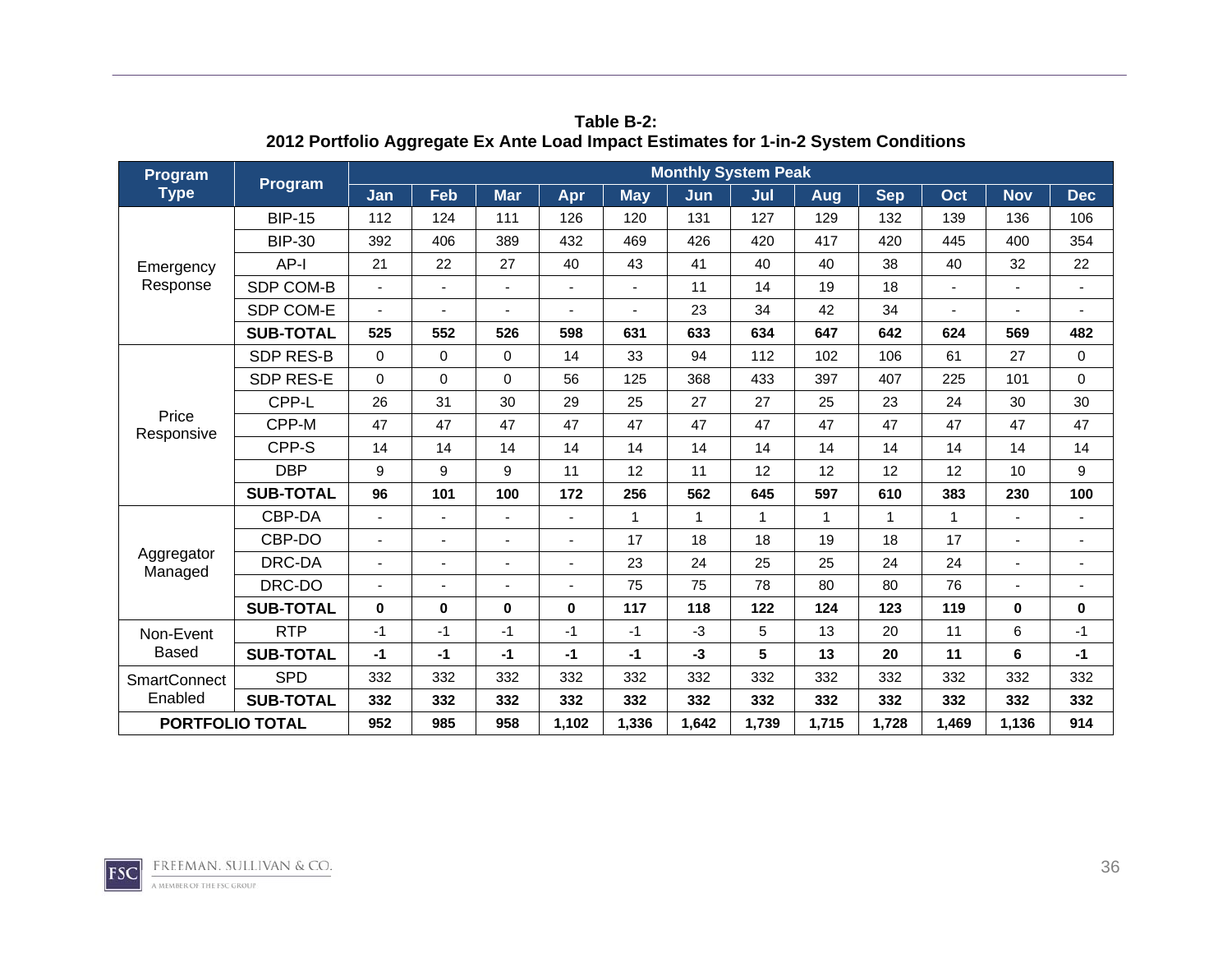**Table B-2:**
**2012 Portfolio Aggregate Ex Ante Load Impact Estimates for 1-in-2 System Conditions**

| Program Type | Program | Monthly System Peak | | | | | | | | | | | |
|---|---|---|---|---|---|---|---|---|---|---|---|---|---|
| | | Jan | Feb | Mar | Apr | May | Jun | Jul | Aug | Sep | Oct | Nov | Dec |
| Emergency Response | BIP-15 | 112 | 124 | 111 | 126 | 120 | 131 | 127 | 129 | 132 | 139 | 136 | 106 |
| | BIP-30 | 392 | 406 | 389 | 432 | 469 | 426 | 420 | 417 | 420 | 445 | 400 | 354 |
| | AP-I | 21 | 22 | 27 | 40 | 43 | 41 | 40 | 40 | 38 | 40 | 32 | 22 |
| | SDP COM-B | - | - | - | - | - | 11 | 14 | 19 | 18 | - | - | - |
| | SDP COM-E | - | - | - | - | - | 23 | 34 | 42 | 34 | - | - | - |
| | **SUB-TOTAL** | **525** | **552** | **526** | **598** | **631** | **633** | **634** | **647** | **642** | **624** | **569** | **482** |
| Price Responsive | SDP RES-B | 0 | 0 | 0 | 14 | 33 | 94 | 112 | 102 | 106 | 61 | 27 | 0 |
| | SDP RES-E | 0 | 0 | 0 | 56 | 125 | 368 | 433 | 397 | 407 | 225 | 101 | 0 |
| | CPP-L | 26 | 31 | 30 | 29 | 25 | 27 | 27 | 25 | 23 | 24 | 30 | 30 |
| | CPP-M | 47 | 47 | 47 | 47 | 47 | 47 | 47 | 47 | 47 | 47 | 47 | 47 |
| | CPP-S | 14 | 14 | 14 | 14 | 14 | 14 | 14 | 14 | 14 | 14 | 14 | 14 |
| | DBP | 9 | 9 | 9 | 11 | 12 | 11 | 12 | 12 | 12 | 12 | 10 | 9 |
| | **SUB-TOTAL** | **96** | **101** | **100** | **172** | **256** | **562** | **645** | **597** | **610** | **383** | **230** | **100** |
| Aggregator Managed | CBP-DA | - | - | - | - | 1 | 1 | 1 | 1 | 1 | 1 | - | - |
| | CBP-DO | - | - | - | - | 17 | 18 | 18 | 19 | 18 | 17 | - | - |
| | DRC-DA | - | - | - | - | 23 | 24 | 25 | 25 | 24 | 24 | - | - |
| | DRC-DO | - | - | - | - | 75 | 75 | 78 | 80 | 80 | 76 | - | - |
| | **SUB-TOTAL** | **0** | **0** | **0** | **0** | **117** | **118** | **122** | **124** | **123** | **119** | **0** | **0** |
| Non-Event Based | RTP | -1 | -1 | -1 | -1 | -1 | -3 | 5 | 13 | 20 | 11 | 6 | -1 |
| | **SUB-TOTAL** | **-1** | **-1** | **-1** | **-1** | **-1** | **-3** | **5** | **13** | **20** | **11** | **6** | **-1** |
| SmartConnect Enabled | SPD | 332 | 332 | 332 | 332 | 332 | 332 | 332 | 332 | 332 | 332 | 332 | 332 |
| | **SUB-TOTAL** | **332** | **332** | **332** | **332** | **332** | **332** | **332** | **332** | **332** | **332** | **332** | **332** |
| **PORTFOLIO TOTAL** | | **952** | **985** | **958** | **1,102** | **1,336** | **1,642** | **1,739** | **1,715** | **1,728** | **1,469** | **1,136** | **914** |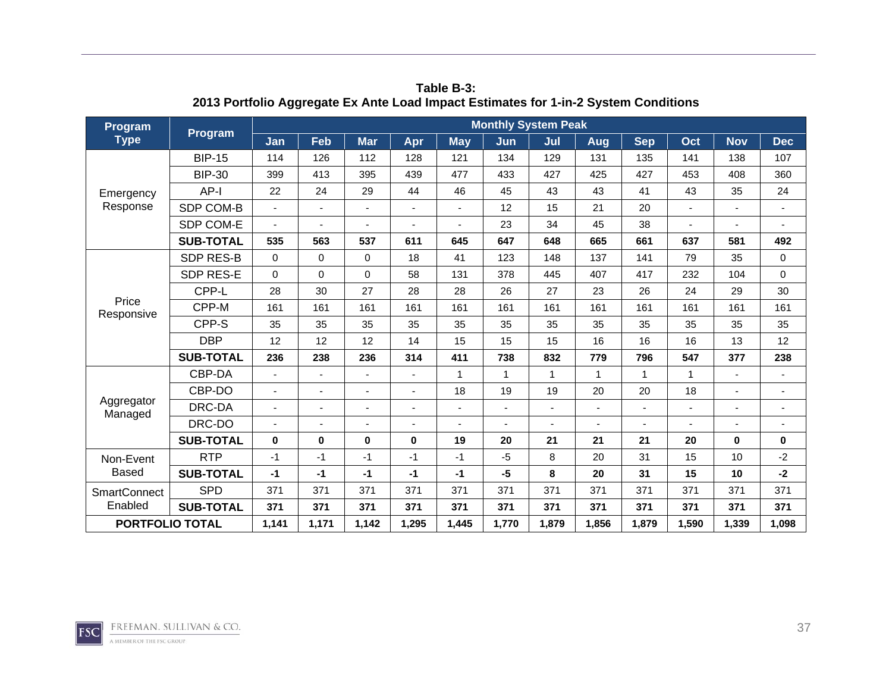**Table B-3:**
**2013 Portfolio Aggregate Ex Ante Load Impact Estimates for 1-in-2 System Conditions**

| Program Type | Program | Monthly System Peak | | | | | | | | | | | |
|---|---|---|---|---|---|---|---|---|---|---|---|---|---|
| | | Jan | Feb | Mar | Apr | May | Jun | Jul | Aug | Sep | Oct | Nov | Dec |
| Emergency Response | BIP-15 | 114 | 126 | 112 | 128 | 121 | 134 | 129 | 131 | 135 | 141 | 138 | 107 |
| | BIP-30 | 399 | 413 | 395 | 439 | 477 | 433 | 427 | 425 | 427 | 453 | 408 | 360 |
| | AP-I | 22 | 24 | 29 | 44 | 46 | 45 | 43 | 43 | 41 | 43 | 35 | 24 |
| | SDP COM-B | - | - | - | - | - | 12 | 15 | 21 | 20 | - | - | - |
| | SDP COM-E | - | - | - | - | - | 23 | 34 | 45 | 38 | - | - | - |
| | **SUB-TOTAL** | **535** | **563** | **537** | **611** | **645** | **647** | **648** | **665** | **661** | **637** | **581** | **492** |
| Price Responsive | SDP RES-B | 0 | 0 | 0 | 18 | 41 | 123 | 148 | 137 | 141 | 79 | 35 | 0 |
| | SDP RES-E | 0 | 0 | 0 | 58 | 131 | 378 | 445 | 407 | 417 | 232 | 104 | 0 |
| | CPP-L | 28 | 30 | 27 | 28 | 28 | 26 | 27 | 23 | 26 | 24 | 29 | 30 |
| | CPP-M | 161 | 161 | 161 | 161 | 161 | 161 | 161 | 161 | 161 | 161 | 161 | 161 |
| | CPP-S | 35 | 35 | 35 | 35 | 35 | 35 | 35 | 35 | 35 | 35 | 35 | 35 |
| | DBP | 12 | 12 | 12 | 14 | 15 | 15 | 15 | 16 | 16 | 16 | 13 | 12 |
| | **SUB-TOTAL** | **236** | **238** | **236** | **314** | **411** | **738** | **832** | **779** | **796** | **547** | **377** | **238** |
| Aggregator Managed | CBP-DA | - | - | - | - | 1 | 1 | 1 | 1 | 1 | 1 | - | - |
| | CBP-DO | - | - | - | - | 18 | 19 | 19 | 20 | 20 | 18 | - | - |
| | DRC-DA | - | - | - | - | - | - | - | - | - | - | - | - |
| | DRC-DO | - | - | - | - | - | - | - | - | - | - | - | - |
| | **SUB-TOTAL** | **0** | **0** | **0** | **0** | **19** | **20** | **21** | **21** | **21** | **20** | **0** | **0** |
| Non-Event Based | RTP | -1 | -1 | -1 | -1 | -1 | -5 | 8 | 20 | 31 | 15 | 10 | -2 |
| | **SUB-TOTAL** | **-1** | **-1** | **-1** | **-1** | **-1** | **-5** | **8** | **20** | **31** | **15** | **10** | **-2** |
| SmartConnect Enabled | SPD | 371 | 371 | 371 | 371 | 371 | 371 | 371 | 371 | 371 | 371 | 371 | 371 |
| | **SUB-TOTAL** | **371** | **371** | **371** | **371** | **371** | **371** | **371** | **371** | **371** | **371** | **371** | **371** |
| **PORTFOLIO TOTAL** | | **1,141** | **1,171** | **1,142** | **1,295** | **1,445** | **1,770** | **1,879** | **1,856** | **1,879** | **1,590** | **1,339** | **1,098** |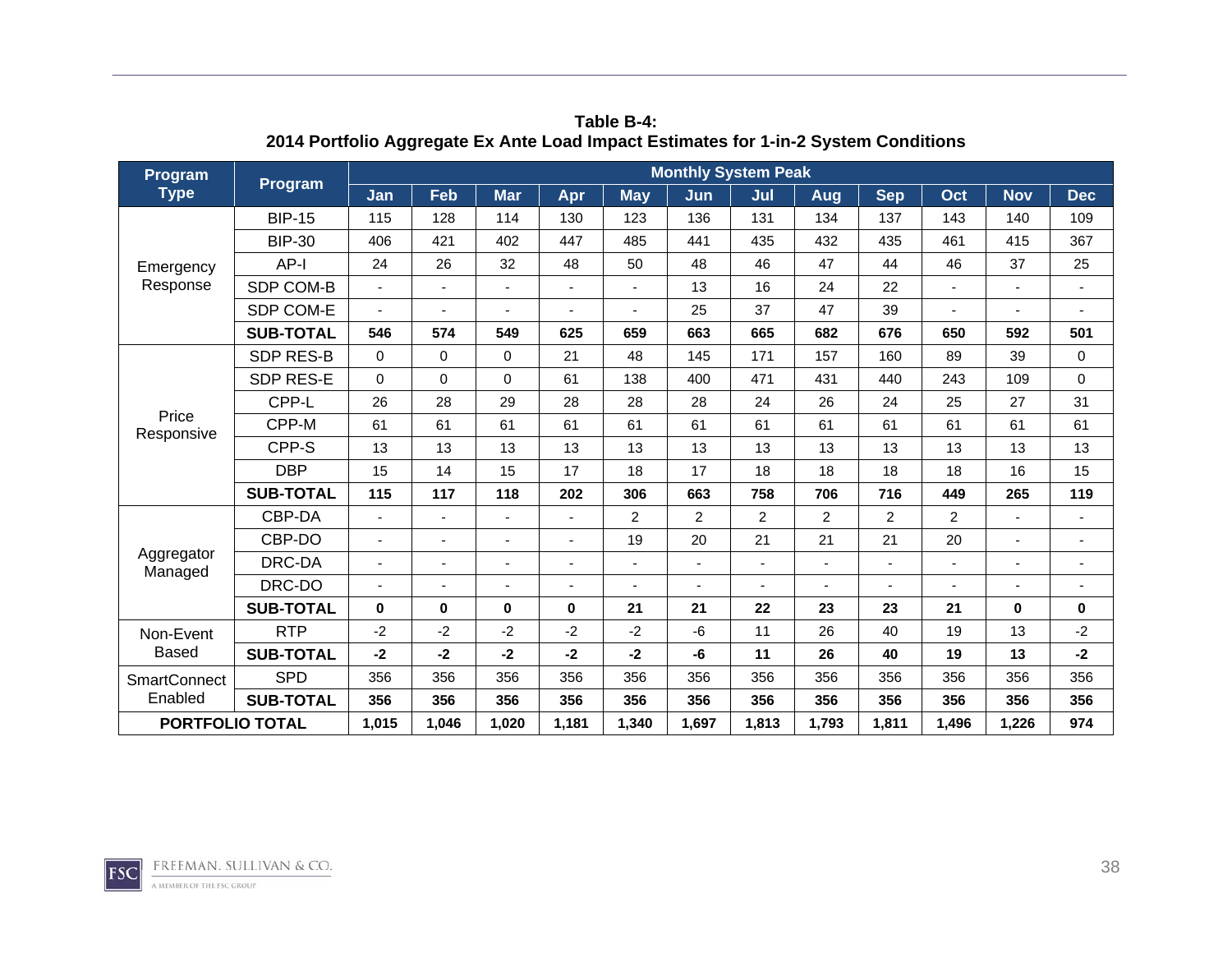**Table B-4:**
**2014 Portfolio Aggregate Ex Ante Load Impact Estimates for 1-in-2 System Conditions**

| Program Type | Program | Monthly System Peak | | | | | | | | | | | |
|---|---|---|---|---|---|---|---|---|---|---|---|---|---|
| | | Jan | Feb | Mar | Apr | May | Jun | Jul | Aug | Sep | Oct | Nov | Dec |
| Emergency Response | BIP-15 | 115 | 128 | 114 | 130 | 123 | 136 | 131 | 134 | 137 | 143 | 140 | 109 |
| | BIP-30 | 406 | 421 | 402 | 447 | 485 | 441 | 435 | 432 | 435 | 461 | 415 | 367 |
| | AP-I | 24 | 26 | 32 | 48 | 50 | 48 | 46 | 47 | 44 | 46 | 37 | 25 |
| | SDP COM-B | - | - | - | - | - | 13 | 16 | 24 | 22 | - | - | - |
| | SDP COM-E | - | - | - | - | - | 25 | 37 | 47 | 39 | - | - | - |
| | **SUB-TOTAL** | **546** | **574** | **549** | **625** | **659** | **663** | **665** | **682** | **676** | **650** | **592** | **501** |
| Price Responsive | SDP RES-B | 0 | 0 | 0 | 21 | 48 | 145 | 171 | 157 | 160 | 89 | 39 | 0 |
| | SDP RES-E | 0 | 0 | 0 | 61 | 138 | 400 | 471 | 431 | 440 | 243 | 109 | 0 |
| | CPP-L | 26 | 28 | 29 | 28 | 28 | 28 | 24 | 26 | 24 | 25 | 27 | 31 |
| | CPP-M | 61 | 61 | 61 | 61 | 61 | 61 | 61 | 61 | 61 | 61 | 61 | 61 |
| | CPP-S | 13 | 13 | 13 | 13 | 13 | 13 | 13 | 13 | 13 | 13 | 13 | 13 |
| | DBP | 15 | 14 | 15 | 17 | 18 | 17 | 18 | 18 | 18 | 18 | 16 | 15 |
| | **SUB-TOTAL** | **115** | **117** | **118** | **202** | **306** | **663** | **758** | **706** | **716** | **449** | **265** | **119** |
| Aggregator Managed | CBP-DA | - | - | - | - | 2 | 2 | 2 | 2 | 2 | 2 | - | - |
| | CBP-DO | - | - | - | - | 19 | 20 | 21 | 21 | 21 | 20 | - | - |
| | DRC-DA | - | - | - | - | - | - | - | - | - | - | - | - |
| | DRC-DO | - | - | - | - | - | - | - | - | - | - | - | - |
| | **SUB-TOTAL** | **0** | **0** | **0** | **0** | **21** | **21** | **22** | **23** | **23** | **21** | **0** | **0** |
| Non-Event Based | RTP | -2 | -2 | -2 | -2 | -2 | -6 | 11 | 26 | 40 | 19 | 13 | -2 |
| | **SUB-TOTAL** | **-2** | **-2** | **-2** | **-2** | **-2** | **-6** | **11** | **26** | **40** | **19** | **13** | **-2** |
| SmartConnect Enabled | SPD | 356 | 356 | 356 | 356 | 356 | 356 | 356 | 356 | 356 | 356 | 356 | 356 |
| | **SUB-TOTAL** | **356** | **356** | **356** | **356** | **356** | **356** | **356** | **356** | **356** | **356** | **356** | **356** |
| **PORTFOLIO TOTAL** | | **1,015** | **1,046** | **1,020** | **1,181** | **1,340** | **1,697** | **1,813** | **1,793** | **1,811** | **1,496** | **1,226** | **974** |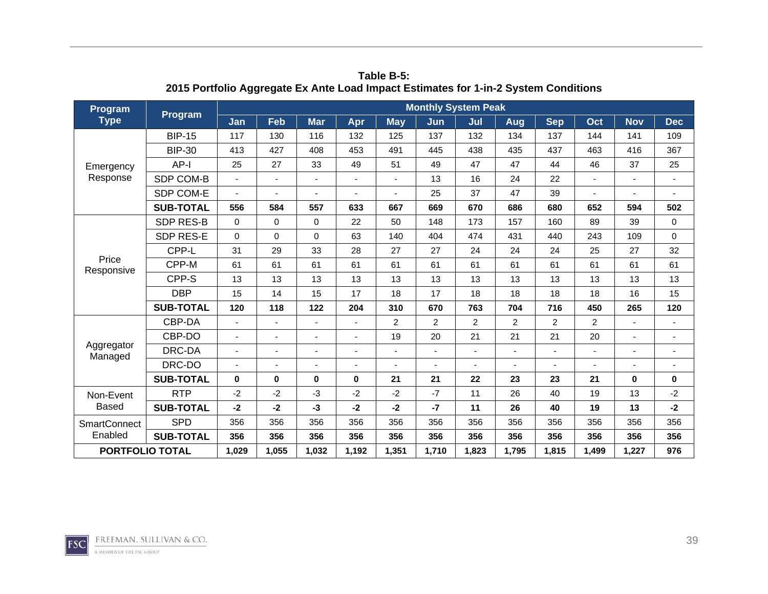**Table B-5:**
**2015 Portfolio Aggregate Ex Ante Load Impact Estimates for 1-in-2 System Conditions**

| Program Type | Program | Monthly System Peak | | | | | | | | | | | |
|---|---|---|---|---|---|---|---|---|---|---|---|---|---|
| | | Jan | Feb | Mar | Apr | May | Jun | Jul | Aug | Sep | Oct | Nov | Dec |
| Emergency Response | BIP-15 | 117 | 130 | 116 | 132 | 125 | 137 | 132 | 134 | 137 | 144 | 141 | 109 |
| | BIP-30 | 413 | 427 | 408 | 453 | 491 | 445 | 438 | 435 | 437 | 463 | 416 | 367 |
| | AP-I | 25 | 27 | 33 | 49 | 51 | 49 | 47 | 47 | 44 | 46 | 37 | 25 |
| | SDP COM-B | - | - | - | - | - | 13 | 16 | 24 | 22 | - | - | - |
| | SDP COM-E | - | - | - | - | - | 25 | 37 | 47 | 39 | - | - | - |
| | **SUB-TOTAL** | **556** | **584** | **557** | **633** | **667** | **669** | **670** | **686** | **680** | **652** | **594** | **502** |
| Price Responsive | SDP RES-B | 0 | 0 | 0 | 22 | 50 | 148 | 173 | 157 | 160 | 89 | 39 | 0 |
| | SDP RES-E | 0 | 0 | 0 | 63 | 140 | 404 | 474 | 431 | 440 | 243 | 109 | 0 |
| | CPP-L | 31 | 29 | 33 | 28 | 27 | 27 | 24 | 24 | 24 | 25 | 27 | 32 |
| | CPP-M | 61 | 61 | 61 | 61 | 61 | 61 | 61 | 61 | 61 | 61 | 61 | 61 |
| | CPP-S | 13 | 13 | 13 | 13 | 13 | 13 | 13 | 13 | 13 | 13 | 13 | 13 |
| | DBP | 15 | 14 | 15 | 17 | 18 | 17 | 18 | 18 | 18 | 18 | 16 | 15 |
| | **SUB-TOTAL** | **120** | **118** | **122** | **204** | **310** | **670** | **763** | **704** | **716** | **450** | **265** | **120** |
| Aggregator Managed | CBP-DA | - | - | - | - | 2 | 2 | 2 | 2 | 2 | 2 | - | - |
| | CBP-DO | - | - | - | - | 19 | 20 | 21 | 21 | 21 | 20 | - | - |
| | DRC-DA | - | - | - | - | - | - | - | - | - | - | - | - |
| | DRC-DO | - | - | - | - | - | - | - | - | - | - | - | - |
| | **SUB-TOTAL** | **0** | **0** | **0** | **0** | **21** | **21** | **22** | **23** | **23** | **21** | **0** | **0** |
| Non-Event Based | RTP | -2 | -2 | -3 | -2 | -2 | -7 | 11 | 26 | 40 | 19 | 13 | -2 |
| | **SUB-TOTAL** | **-2** | **-2** | **-3** | **-2** | **-2** | **-7** | **11** | **26** | **40** | **19** | **13** | **-2** |
| SmartConnect Enabled | SPD | 356 | 356 | 356 | 356 | 356 | 356 | 356 | 356 | 356 | 356 | 356 | 356 |
| | **SUB-TOTAL** | **356** | **356** | **356** | **356** | **356** | **356** | **356** | **356** | **356** | **356** | **356** | **356** |
| **PORTFOLIO TOTAL** | | **1,029** | **1,055** | **1,032** | **1,192** | **1,351** | **1,710** | **1,823** | **1,795** | **1,815** | **1,499** | **1,227** | **976** |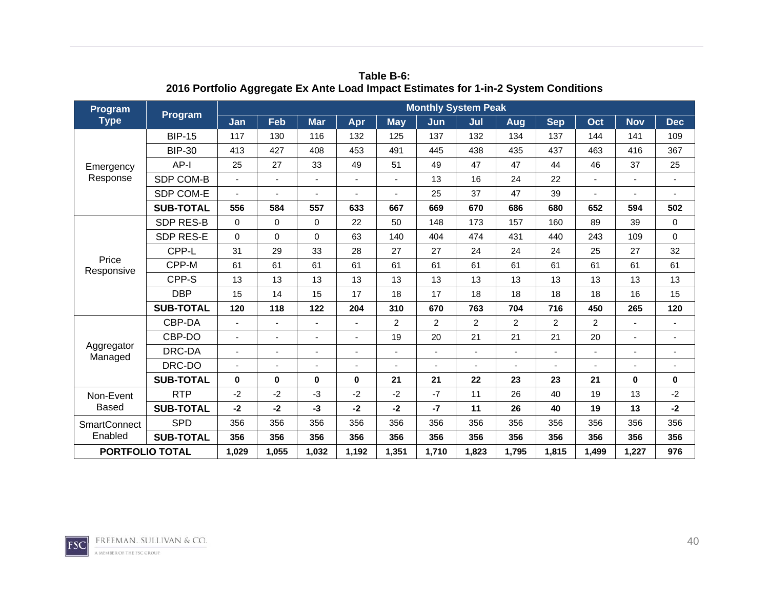**Table B-6:**
**2016 Portfolio Aggregate Ex Ante Load Impact Estimates for 1-in-2 System Conditions**

| Program Type | Program | Monthly System Peak | | | | | | | | | | | |
|---|---|---|---|---|---|---|---|---|---|---|---|---|---|
| | | Jan | Feb | Mar | Apr | May | Jun | Jul | Aug | Sep | Oct | Nov | Dec |
| Emergency Response | BIP-15 | 117 | 130 | 116 | 132 | 125 | 137 | 132 | 134 | 137 | 144 | 141 | 109 |
| | BIP-30 | 413 | 427 | 408 | 453 | 491 | 445 | 438 | 435 | 437 | 463 | 416 | 367 |
| | AP-I | 25 | 27 | 33 | 49 | 51 | 49 | 47 | 47 | 44 | 46 | 37 | 25 |
| | SDP COM-B | - | - | - | - | - | 13 | 16 | 24 | 22 | - | - | - |
| | SDP COM-E | - | - | - | - | - | 25 | 37 | 47 | 39 | - | - | - |
| | **SUB-TOTAL** | **556** | **584** | **557** | **633** | **667** | **669** | **670** | **686** | **680** | **652** | **594** | **502** |
| Price Responsive | SDP RES-B | 0 | 0 | 0 | 22 | 50 | 148 | 173 | 157 | 160 | 89 | 39 | 0 |
| | SDP RES-E | 0 | 0 | 0 | 63 | 140 | 404 | 474 | 431 | 440 | 243 | 109 | 0 |
| | CPP-L | 31 | 29 | 33 | 28 | 27 | 27 | 24 | 24 | 24 | 25 | 27 | 32 |
| | CPP-M | 61 | 61 | 61 | 61 | 61 | 61 | 61 | 61 | 61 | 61 | 61 | 61 |
| | CPP-S | 13 | 13 | 13 | 13 | 13 | 13 | 13 | 13 | 13 | 13 | 13 | 13 |
| | DBP | 15 | 14 | 15 | 17 | 18 | 17 | 18 | 18 | 18 | 18 | 16 | 15 |
| | **SUB-TOTAL** | **120** | **118** | **122** | **204** | **310** | **670** | **763** | **704** | **716** | **450** | **265** | **120** |
| Aggregator Managed | CBP-DA | - | - | - | - | 2 | 2 | 2 | 2 | 2 | 2 | - | - |
| | CBP-DO | - | - | - | - | 19 | 20 | 21 | 21 | 21 | 20 | - | - |
| | DRC-DA | - | - | - | - | - | - | - | - | - | - | - | - |
| | DRC-DO | - | - | - | - | - | - | - | - | - | - | - | - |
| | **SUB-TOTAL** | **0** | **0** | **0** | **0** | **21** | **21** | **22** | **23** | **23** | **21** | **0** | **0** |
| Non-Event Based | RTP | -2 | -2 | -3 | -2 | -2 | -7 | 11 | 26 | 40 | 19 | 13 | -2 |
| | **SUB-TOTAL** | **-2** | **-2** | **-3** | **-2** | **-2** | **-7** | **11** | **26** | **40** | **19** | **13** | **-2** |
| SmartConnect Enabled | SPD | 356 | 356 | 356 | 356 | 356 | 356 | 356 | 356 | 356 | 356 | 356 | 356 |
| | **SUB-TOTAL** | **356** | **356** | **356** | **356** | **356** | **356** | **356** | **356** | **356** | **356** | **356** | **356** |
| **PORTFOLIO TOTAL** | | **1,029** | **1,055** | **1,032** | **1,192** | **1,351** | **1,710** | **1,823** | **1,795** | **1,815** | **1,499** | **1,227** | **976** |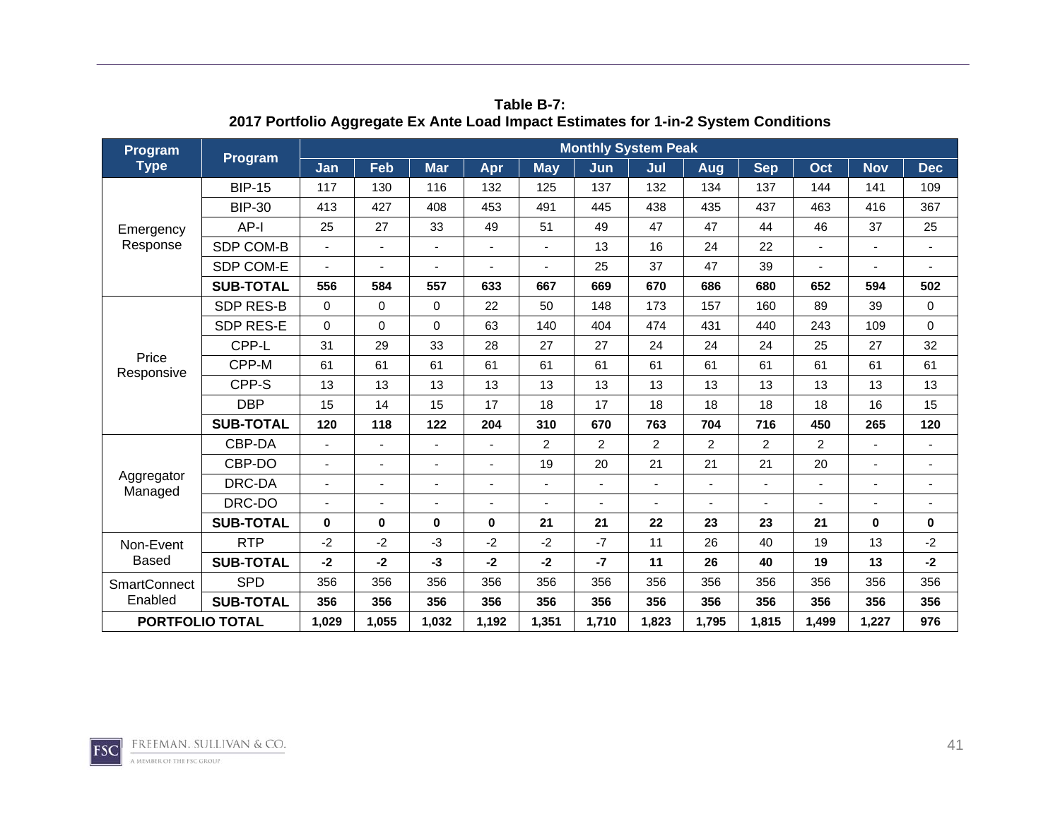**Table B-7:**
**2017 Portfolio Aggregate Ex Ante Load Impact Estimates for 1-in-2 System Conditions**

| Program Type | Program | Monthly System Peak | | | | | | | | | | | |
|---|---|---|---|---|---|---|---|---|---|---|---|---|---|
| | | Jan | Feb | Mar | Apr | May | Jun | Jul | Aug | Sep | Oct | Nov | Dec |
| Emergency Response | BIP-15 | 117 | 130 | 116 | 132 | 125 | 137 | 132 | 134 | 137 | 144 | 141 | 109 |
| | BIP-30 | 413 | 427 | 408 | 453 | 491 | 445 | 438 | 435 | 437 | 463 | 416 | 367 |
| | AP-I | 25 | 27 | 33 | 49 | 51 | 49 | 47 | 47 | 44 | 46 | 37 | 25 |
| | SDP COM-B | - | - | - | - | - | 13 | 16 | 24 | 22 | - | - | - |
| | SDP COM-E | - | - | - | - | - | 25 | 37 | 47 | 39 | - | - | - |
| | **SUB-TOTAL** | **556** | **584** | **557** | **633** | **667** | **669** | **670** | **686** | **680** | **652** | **594** | **502** |
| Price Responsive | SDP RES-B | 0 | 0 | 0 | 22 | 50 | 148 | 173 | 157 | 160 | 89 | 39 | 0 |
| | SDP RES-E | 0 | 0 | 0 | 63 | 140 | 404 | 474 | 431 | 440 | 243 | 109 | 0 |
| | CPP-L | 31 | 29 | 33 | 28 | 27 | 27 | 24 | 24 | 24 | 25 | 27 | 32 |
| | CPP-M | 61 | 61 | 61 | 61 | 61 | 61 | 61 | 61 | 61 | 61 | 61 | 61 |
| | CPP-S | 13 | 13 | 13 | 13 | 13 | 13 | 13 | 13 | 13 | 13 | 13 | 13 |
| | DBP | 15 | 14 | 15 | 17 | 18 | 17 | 18 | 18 | 18 | 18 | 16 | 15 |
| | **SUB-TOTAL** | **120** | **118** | **122** | **204** | **310** | **670** | **763** | **704** | **716** | **450** | **265** | **120** |
| Aggregator Managed | CBP-DA | - | - | - | - | 2 | 2 | 2 | 2 | 2 | 2 | - | - |
| | CBP-DO | - | - | - | - | 19 | 20 | 21 | 21 | 21 | 20 | - | - |
| | DRC-DA | - | - | - | - | - | - | - | - | - | - | - | - |
| | DRC-DO | - | - | - | - | - | - | - | - | - | - | - | - |
| | **SUB-TOTAL** | **0** | **0** | **0** | **0** | **21** | **21** | **22** | **23** | **23** | **21** | **0** | **0** |
| Non-Event Based | RTP | -2 | -2 | -3 | -2 | -2 | -7 | 11 | 26 | 40 | 19 | 13 | -2 |
| | **SUB-TOTAL** | **-2** | **-2** | **-3** | **-2** | **-2** | **-7** | **11** | **26** | **40** | **19** | **13** | **-2** |
| SmartConnect Enabled | SPD | 356 | 356 | 356 | 356 | 356 | 356 | 356 | 356 | 356 | 356 | 356 | 356 |
| | **SUB-TOTAL** | **356** | **356** | **356** | **356** | **356** | **356** | **356** | **356** | **356** | **356** | **356** | **356** |
| **PORTFOLIO TOTAL** | | **1,029** | **1,055** | **1,032** | **1,192** | **1,351** | **1,710** | **1,823** | **1,795** | **1,815** | **1,499** | **1,227** | **976** |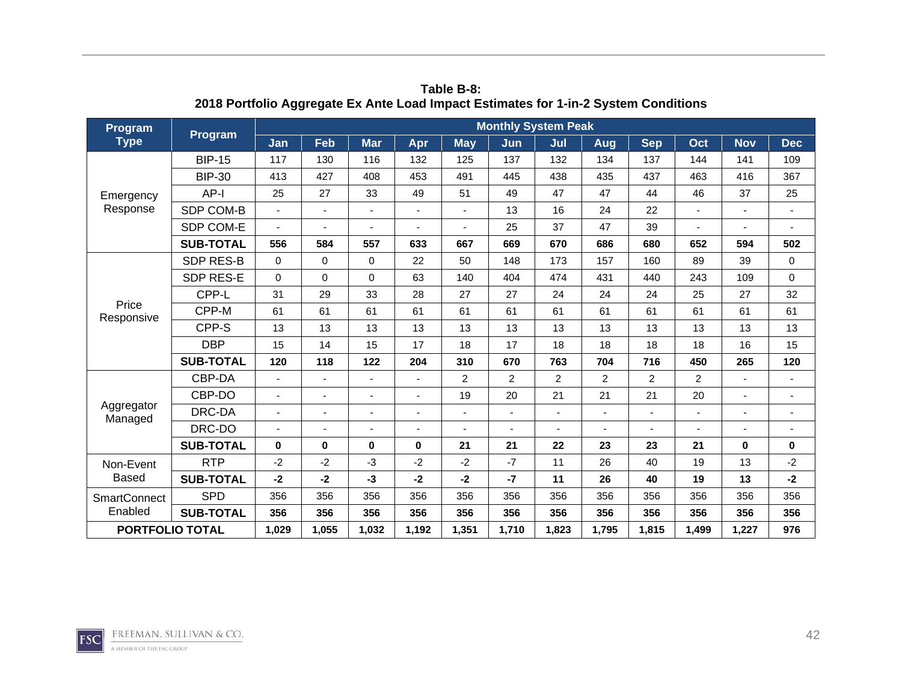**Table B-8:**
**2018 Portfolio Aggregate Ex Ante Load Impact Estimates for 1-in-2 System Conditions**

| Program Type | Program | Monthly System Peak | | | | | | | | | | | |
|---|---|---|---|---|---|---|---|---|---|---|---|---|---|
| | | Jan | Feb | Mar | Apr | May | Jun | Jul | Aug | Sep | Oct | Nov | Dec |
| Emergency Response | BIP-15 | 117 | 130 | 116 | 132 | 125 | 137 | 132 | 134 | 137 | 144 | 141 | 109 |
| | BIP-30 | 413 | 427 | 408 | 453 | 491 | 445 | 438 | 435 | 437 | 463 | 416 | 367 |
| | AP-I | 25 | 27 | 33 | 49 | 51 | 49 | 47 | 47 | 44 | 46 | 37 | 25 |
| | SDP COM-B | - | - | - | - | - | 13 | 16 | 24 | 22 | - | - | - |
| | SDP COM-E | - | - | - | - | - | 25 | 37 | 47 | 39 | - | - | - |
| | **SUB-TOTAL** | **556** | **584** | **557** | **633** | **667** | **669** | **670** | **686** | **680** | **652** | **594** | **502** |
| Price Responsive | SDP RES-B | 0 | 0 | 0 | 22 | 50 | 148 | 173 | 157 | 160 | 89 | 39 | 0 |
| | SDP RES-E | 0 | 0 | 0 | 63 | 140 | 404 | 474 | 431 | 440 | 243 | 109 | 0 |
| | CPP-L | 31 | 29 | 33 | 28 | 27 | 27 | 24 | 24 | 24 | 25 | 27 | 32 |
| | CPP-M | 61 | 61 | 61 | 61 | 61 | 61 | 61 | 61 | 61 | 61 | 61 | 61 |
| | CPP-S | 13 | 13 | 13 | 13 | 13 | 13 | 13 | 13 | 13 | 13 | 13 | 13 |
| | DBP | 15 | 14 | 15 | 17 | 18 | 17 | 18 | 18 | 18 | 18 | 16 | 15 |
| | **SUB-TOTAL** | **120** | **118** | **122** | **204** | **310** | **670** | **763** | **704** | **716** | **450** | **265** | **120** |
| Aggregator Managed | CBP-DA | - | - | - | - | 2 | 2 | 2 | 2 | 2 | 2 | - | - |
| | CBP-DO | - | - | - | - | 19 | 20 | 21 | 21 | 21 | 20 | - | - |
| | DRC-DA | - | - | - | - | - | - | - | - | - | - | - | - |
| | DRC-DO | - | - | - | - | - | - | - | - | - | - | - | - |
| | **SUB-TOTAL** | **0** | **0** | **0** | **0** | **21** | **21** | **22** | **23** | **23** | **21** | **0** | **0** |
| Non-Event Based | RTP | -2 | -2 | -3 | -2 | -2 | -7 | 11 | 26 | 40 | 19 | 13 | -2 |
| | **SUB-TOTAL** | **-2** | **-2** | **-3** | **-2** | **-2** | **-7** | **11** | **26** | **40** | **19** | **13** | **-2** |
| SmartConnect Enabled | SPD | 356 | 356 | 356 | 356 | 356 | 356 | 356 | 356 | 356 | 356 | 356 | 356 |
| | **SUB-TOTAL** | **356** | **356** | **356** | **356** | **356** | **356** | **356** | **356** | **356** | **356** | **356** | **356** |
| **PORTFOLIO TOTAL** | | **1,029** | **1,055** | **1,032** | **1,192** | **1,351** | **1,710** | **1,823** | **1,795** | **1,815** | **1,499** | **1,227** | **976** |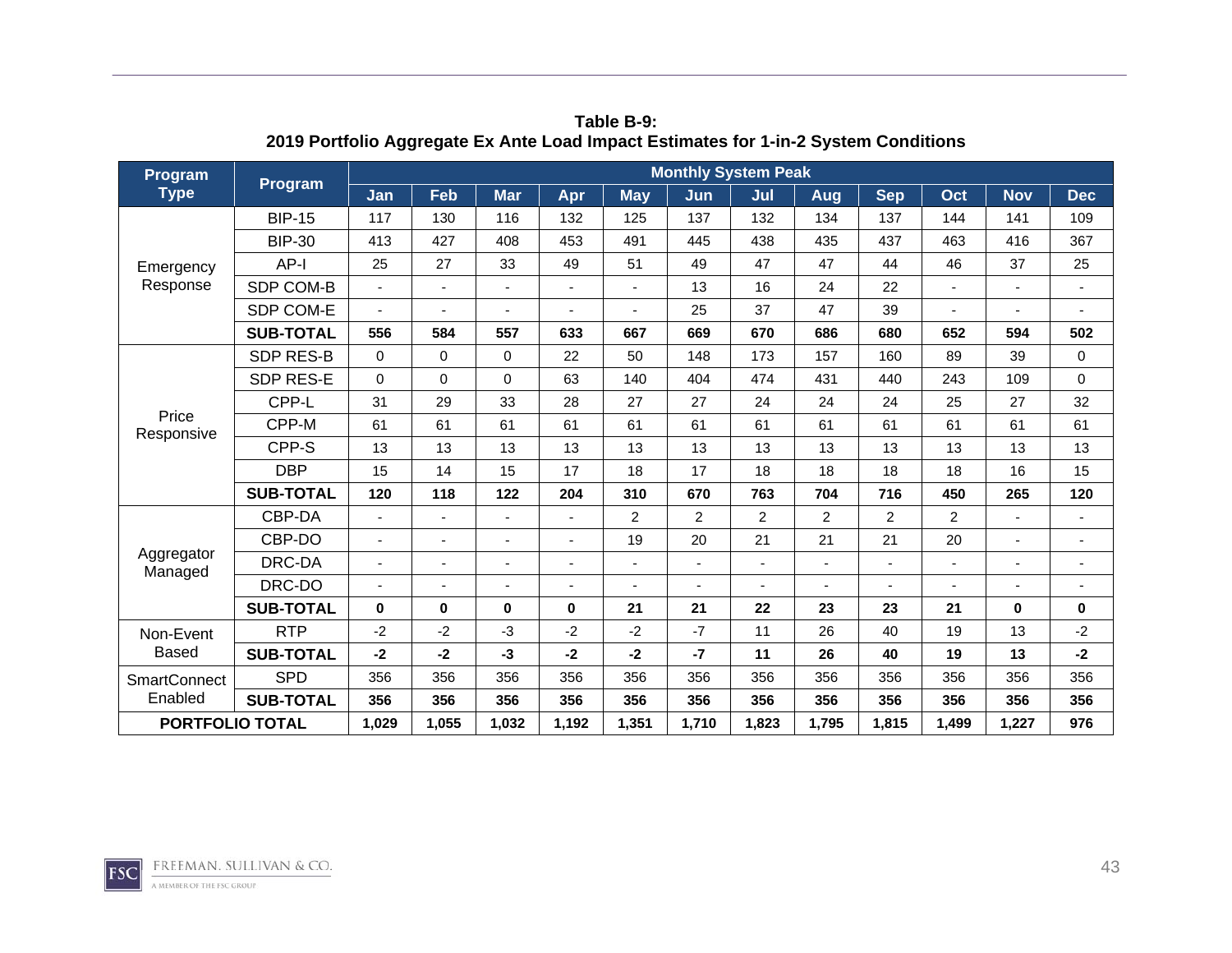**Table B-9:**
**2019 Portfolio Aggregate Ex Ante Load Impact Estimates for 1-in-2 System Conditions**

| Program Type | Program | Monthly System Peak | | | | | | | | | | | |
|---|---|---|---|---|---|---|---|---|---|---|---|---|---|
| | | Jan | Feb | Mar | Apr | May | Jun | Jul | Aug | Sep | Oct | Nov | Dec |
| Emergency Response | BIP-15 | 117 | 130 | 116 | 132 | 125 | 137 | 132 | 134 | 137 | 144 | 141 | 109 |
| | BIP-30 | 413 | 427 | 408 | 453 | 491 | 445 | 438 | 435 | 437 | 463 | 416 | 367 |
| | AP-I | 25 | 27 | 33 | 49 | 51 | 49 | 47 | 47 | 44 | 46 | 37 | 25 |
| | SDP COM-B | - | - | - | - | - | 13 | 16 | 24 | 22 | - | - | - |
| | SDP COM-E | - | - | - | - | - | 25 | 37 | 47 | 39 | - | - | - |
| | **SUB-TOTAL** | **556** | **584** | **557** | **633** | **667** | **669** | **670** | **686** | **680** | **652** | **594** | **502** |
| Price Responsive | SDP RES-B | 0 | 0 | 0 | 22 | 50 | 148 | 173 | 157 | 160 | 89 | 39 | 0 |
| | SDP RES-E | 0 | 0 | 0 | 63 | 140 | 404 | 474 | 431 | 440 | 243 | 109 | 0 |
| | CPP-L | 31 | 29 | 33 | 28 | 27 | 27 | 24 | 24 | 24 | 25 | 27 | 32 |
| | CPP-M | 61 | 61 | 61 | 61 | 61 | 61 | 61 | 61 | 61 | 61 | 61 | 61 |
| | CPP-S | 13 | 13 | 13 | 13 | 13 | 13 | 13 | 13 | 13 | 13 | 13 | 13 |
| | DBP | 15 | 14 | 15 | 17 | 18 | 17 | 18 | 18 | 18 | 18 | 16 | 15 |
| | **SUB-TOTAL** | **120** | **118** | **122** | **204** | **310** | **670** | **763** | **704** | **716** | **450** | **265** | **120** |
| Aggregator Managed | CBP-DA | - | - | - | - | 2 | 2 | 2 | 2 | 2 | 2 | - | - |
| | CBP-DO | - | - | - | - | 19 | 20 | 21 | 21 | 21 | 20 | - | - |
| | DRC-DA | - | - | - | - | - | - | - | - | - | - | - | - |
| | DRC-DO | - | - | - | - | - | - | - | - | - | - | - | - |
| | **SUB-TOTAL** | **0** | **0** | **0** | **0** | **21** | **21** | **22** | **23** | **23** | **21** | **0** | **0** |
| Non-Event Based | RTP | -2 | -2 | -3 | -2 | -2 | -7 | 11 | 26 | 40 | 19 | 13 | -2 |
| | **SUB-TOTAL** | **-2** | **-2** | **-3** | **-2** | **-2** | **-7** | **11** | **26** | **40** | **19** | **13** | **-2** |
| SmartConnect Enabled | SPD | 356 | 356 | 356 | 356 | 356 | 356 | 356 | 356 | 356 | 356 | 356 | 356 |
| | **SUB-TOTAL** | **356** | **356** | **356** | **356** | **356** | **356** | **356** | **356** | **356** | **356** | **356** | **356** |
| **PORTFOLIO TOTAL** | | **1,029** | **1,055** | **1,032** | **1,192** | **1,351** | **1,710** | **1,823** | **1,795** | **1,815** | **1,499** | **1,227** | **976** |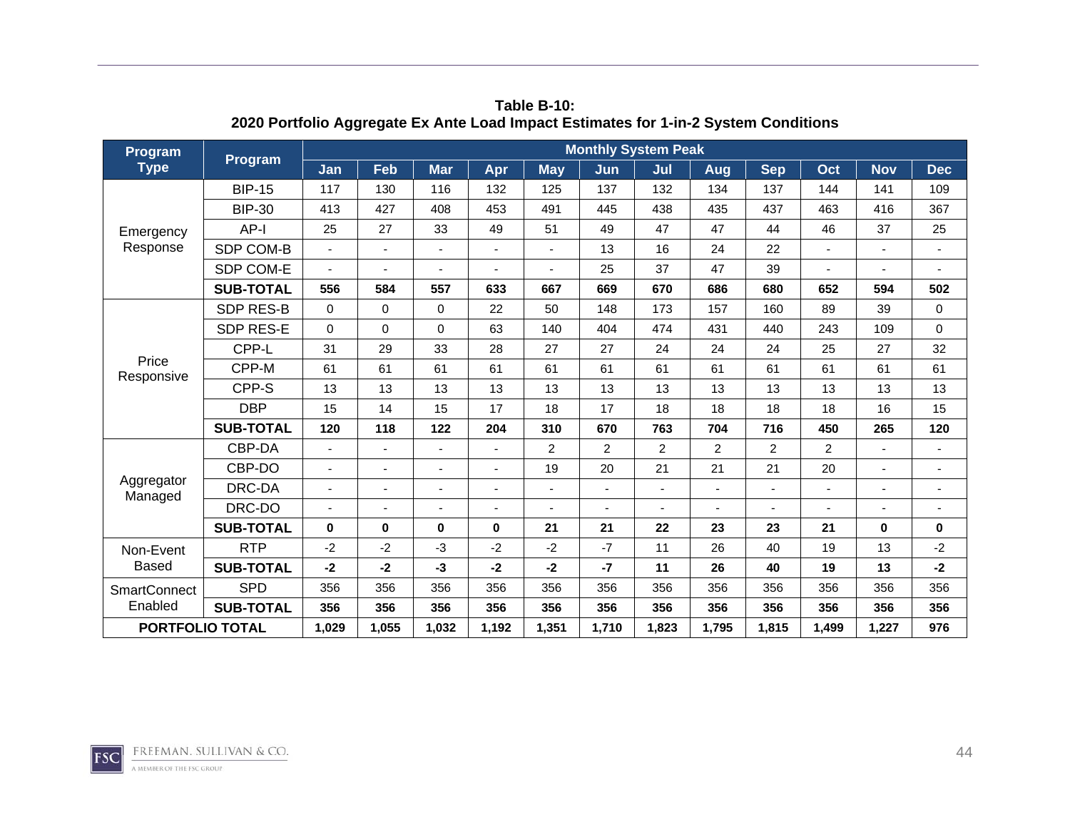**Table B-10:**
**2020 Portfolio Aggregate Ex Ante Load Impact Estimates for 1-in-2 System Conditions**

| Program Type | Program | Monthly System Peak | | | | | | | | | | | |
|---|---|---|---|---|---|---|---|---|---|---|---|---|---|
| | | Jan | Feb | Mar | Apr | May | Jun | Jul | Aug | Sep | Oct | Nov | Dec |
| Emergency Response | BIP-15 | 117 | 130 | 116 | 132 | 125 | 137 | 132 | 134 | 137 | 144 | 141 | 109 |
| | BIP-30 | 413 | 427 | 408 | 453 | 491 | 445 | 438 | 435 | 437 | 463 | 416 | 367 |
| | AP-I | 25 | 27 | 33 | 49 | 51 | 49 | 47 | 47 | 44 | 46 | 37 | 25 |
| | SDP COM-B | - | - | - | - | - | 13 | 16 | 24 | 22 | - | - | - |
| | SDP COM-E | - | - | - | - | - | 25 | 37 | 47 | 39 | - | - | - |
| | **SUB-TOTAL** | **556** | **584** | **557** | **633** | **667** | **669** | **670** | **686** | **680** | **652** | **594** | **502** |
| Price Responsive | SDP RES-B | 0 | 0 | 0 | 22 | 50 | 148 | 173 | 157 | 160 | 89 | 39 | 0 |
| | SDP RES-E | 0 | 0 | 0 | 63 | 140 | 404 | 474 | 431 | 440 | 243 | 109 | 0 |
| | CPP-L | 31 | 29 | 33 | 28 | 27 | 27 | 24 | 24 | 24 | 25 | 27 | 32 |
| | CPP-M | 61 | 61 | 61 | 61 | 61 | 61 | 61 | 61 | 61 | 61 | 61 | 61 |
| | CPP-S | 13 | 13 | 13 | 13 | 13 | 13 | 13 | 13 | 13 | 13 | 13 | 13 |
| | DBP | 15 | 14 | 15 | 17 | 18 | 17 | 18 | 18 | 18 | 18 | 16 | 15 |
| | **SUB-TOTAL** | **120** | **118** | **122** | **204** | **310** | **670** | **763** | **704** | **716** | **450** | **265** | **120** |
| Aggregator Managed | CBP-DA | - | - | - | - | 2 | 2 | 2 | 2 | 2 | 2 | - | - |
| | CBP-DO | - | - | - | - | 19 | 20 | 21 | 21 | 21 | 20 | - | - |
| | DRC-DA | - | - | - | - | - | - | - | - | - | - | - | - |
| | DRC-DO | - | - | - | - | - | - | - | - | - | - | - | - |
| | **SUB-TOTAL** | **0** | **0** | **0** | **0** | **21** | **21** | **22** | **23** | **23** | **21** | **0** | **0** |
| Non-Event Based | RTP | -2 | -2 | -3 | -2 | -2 | -7 | 11 | 26 | 40 | 19 | 13 | -2 |
| | **SUB-TOTAL** | **-2** | **-2** | **-3** | **-2** | **-2** | **-7** | **11** | **26** | **40** | **19** | **13** | **-2** |
| SmartConnect Enabled | SPD | 356 | 356 | 356 | 356 | 356 | 356 | 356 | 356 | 356 | 356 | 356 | 356 |
| | **SUB-TOTAL** | **356** | **356** | **356** | **356** | **356** | **356** | **356** | **356** | **356** | **356** | **356** | **356** |
| **PORTFOLIO TOTAL** | | **1,029** | **1,055** | **1,032** | **1,192** | **1,351** | **1,710** | **1,823** | **1,795** | **1,815** | **1,499** | **1,227** | **976** |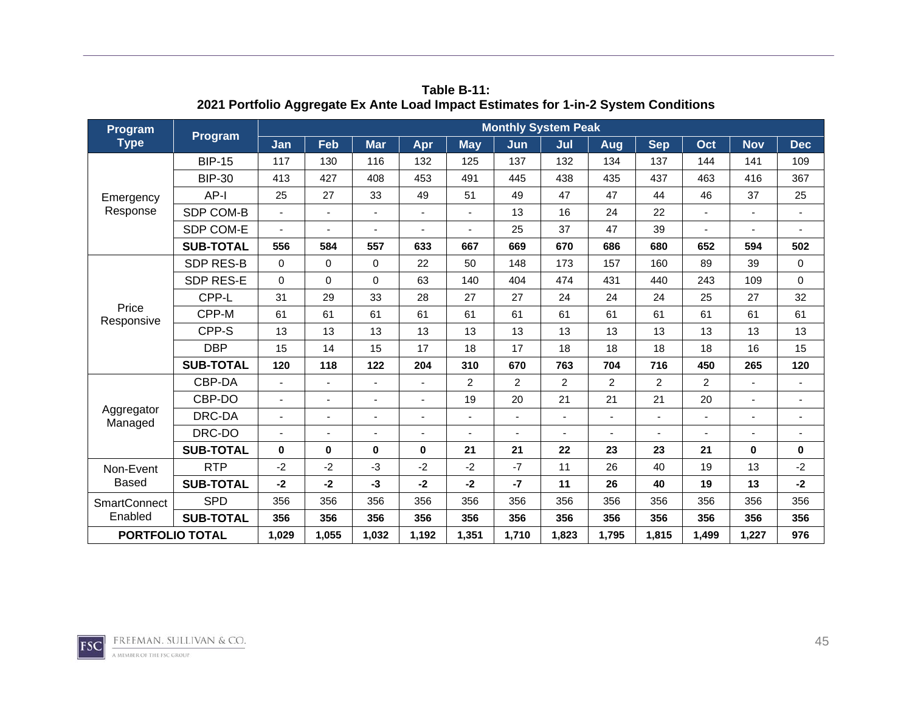**Table B-11:**
**2021 Portfolio Aggregate Ex Ante Load Impact Estimates for 1-in-2 System Conditions**

| Program Type | Program | Monthly System Peak | | | | | | | | | | | |
|---|---|---|---|---|---|---|---|---|---|---|---|---|---|
| | | Jan | Feb | Mar | Apr | May | Jun | Jul | Aug | Sep | Oct | Nov | Dec |
| Emergency Response | BIP-15 | 117 | 130 | 116 | 132 | 125 | 137 | 132 | 134 | 137 | 144 | 141 | 109 |
| | BIP-30 | 413 | 427 | 408 | 453 | 491 | 445 | 438 | 435 | 437 | 463 | 416 | 367 |
| | AP-I | 25 | 27 | 33 | 49 | 51 | 49 | 47 | 47 | 44 | 46 | 37 | 25 |
| | SDP COM-B | - | - | - | - | - | 13 | 16 | 24 | 22 | - | - | - |
| | SDP COM-E | - | - | - | - | - | 25 | 37 | 47 | 39 | - | - | - |
| | **SUB-TOTAL** | **556** | **584** | **557** | **633** | **667** | **669** | **670** | **686** | **680** | **652** | **594** | **502** |
| Price Responsive | SDP RES-B | 0 | 0 | 0 | 22 | 50 | 148 | 173 | 157 | 160 | 89 | 39 | 0 |
| | SDP RES-E | 0 | 0 | 0 | 63 | 140 | 404 | 474 | 431 | 440 | 243 | 109 | 0 |
| | CPP-L | 31 | 29 | 33 | 28 | 27 | 27 | 24 | 24 | 24 | 25 | 27 | 32 |
| | CPP-M | 61 | 61 | 61 | 61 | 61 | 61 | 61 | 61 | 61 | 61 | 61 | 61 |
| | CPP-S | 13 | 13 | 13 | 13 | 13 | 13 | 13 | 13 | 13 | 13 | 13 | 13 |
| | DBP | 15 | 14 | 15 | 17 | 18 | 17 | 18 | 18 | 18 | 18 | 16 | 15 |
| | **SUB-TOTAL** | **120** | **118** | **122** | **204** | **310** | **670** | **763** | **704** | **716** | **450** | **265** | **120** |
| Aggregator Managed | CBP-DA | - | - | - | - | 2 | 2 | 2 | 2 | 2 | 2 | - | - |
| | CBP-DO | - | - | - | - | 19 | 20 | 21 | 21 | 21 | 20 | - | - |
| | DRC-DA | - | - | - | - | - | - | - | - | - | - | - | - |
| | DRC-DO | - | - | - | - | - | - | - | - | - | - | - | - |
| | **SUB-TOTAL** | **0** | **0** | **0** | **0** | **21** | **21** | **22** | **23** | **23** | **21** | **0** | **0** |
| Non-Event Based | RTP | -2 | -2 | -3 | -2 | -2 | -7 | 11 | 26 | 40 | 19 | 13 | -2 |
| | **SUB-TOTAL** | **-2** | **-2** | **-3** | **-2** | **-2** | **-7** | **11** | **26** | **40** | **19** | **13** | **-2** |
| SmartConnect Enabled | SPD | 356 | 356 | 356 | 356 | 356 | 356 | 356 | 356 | 356 | 356 | 356 | 356 |
| | **SUB-TOTAL** | **356** | **356** | **356** | **356** | **356** | **356** | **356** | **356** | **356** | **356** | **356** | **356** |
| **PORTFOLIO TOTAL** | | **1,029** | **1,055** | **1,032** | **1,192** | **1,351** | **1,710** | **1,823** | **1,795** | **1,815** | **1,499** | **1,227** | **976** |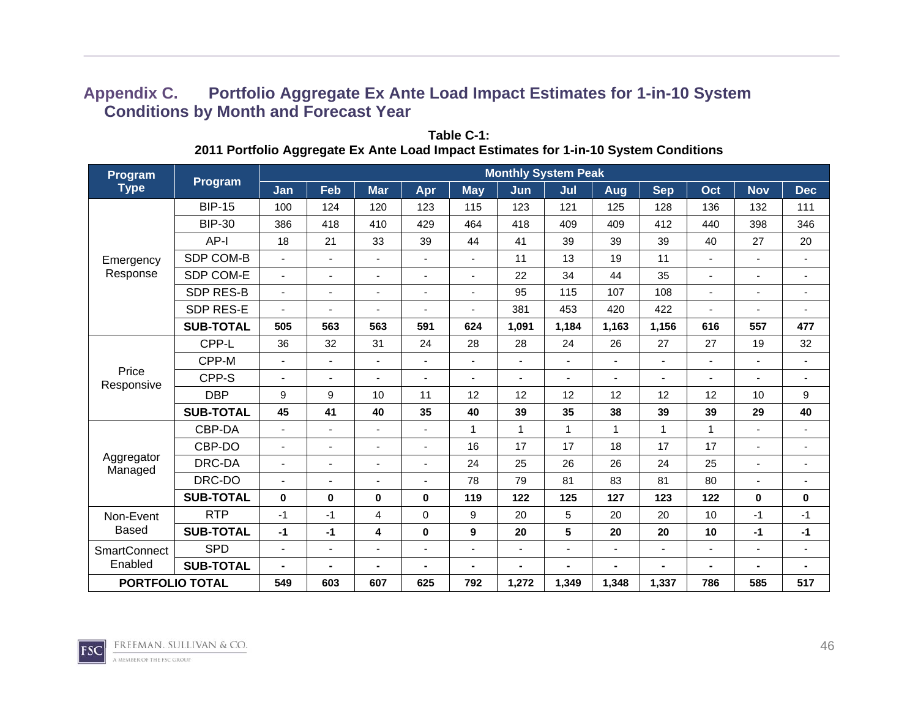## Appendix C. Portfolio Aggregate Ex Ante Load Impact Estimates for 1-in-10 System Conditions by Month and Forecast Year

**Table C-1:**
**2011 Portfolio Aggregate Ex Ante Load Impact Estimates for 1-in-10 System Conditions**

| Program Type | Program | Monthly System Peak | | | | | | | | | | | |
|---|---|---|---|---|---|---|---|---|---|---|---|---|---|
| | | Jan | Feb | Mar | Apr | May | Jun | Jul | Aug | Sep | Oct | Nov | Dec |
| Emergency Response | BIP-15 | 100 | 124 | 120 | 123 | 115 | 123 | 121 | 125 | 128 | 136 | 132 | 111 |
| | BIP-30 | 386 | 418 | 410 | 429 | 464 | 418 | 409 | 409 | 412 | 440 | 398 | 346 |
| | AP-I | 18 | 21 | 33 | 39 | 44 | 41 | 39 | 39 | 39 | 40 | 27 | 20 |
| | SDP COM-B | - | - | - | - | - | 11 | 13 | 19 | 11 | - | - | - |
| | SDP COM-E | - | - | - | - | - | 22 | 34 | 44 | 35 | - | - | - |
| | SDP RES-B | - | - | - | - | - | 95 | 115 | 107 | 108 | - | - | - |
| | SDP RES-E | - | - | - | - | - | 381 | 453 | 420 | 422 | - | - | - |
| | **SUB-TOTAL** | **505** | **563** | **563** | **591** | **624** | **1,091** | **1,184** | **1,163** | **1,156** | **616** | **557** | **477** |
| Price Responsive | CPP-L | 36 | 32 | 31 | 24 | 28 | 28 | 24 | 26 | 27 | 27 | 19 | 32 |
| | CPP-M | - | - | - | - | - | - | - | - | - | - | - | - |
| | CPP-S | - | - | - | - | - | - | - | - | - | - | - | - |
| | DBP | 9 | 9 | 10 | 11 | 12 | 12 | 12 | 12 | 12 | 12 | 10 | 9 |
| | **SUB-TOTAL** | **45** | **41** | **40** | **35** | **40** | **39** | **35** | **38** | **39** | **39** | **29** | **40** |
| Aggregator Managed | CBP-DA | - | - | - | - | 1 | 1 | 1 | 1 | 1 | 1 | - | - |
| | CBP-DO | - | - | - | - | 16 | 17 | 17 | 18 | 17 | 17 | - | - |
| | DRC-DA | - | - | - | - | 24 | 25 | 26 | 26 | 24 | 25 | - | - |
| | DRC-DO | - | - | - | - | 78 | 79 | 81 | 83 | 81 | 80 | - | - |
| | **SUB-TOTAL** | **0** | **0** | **0** | **0** | **119** | **122** | **125** | **127** | **123** | **122** | **0** | **0** |
| Non-Event Based | RTP | -1 | -1 | 4 | 0 | 9 | 20 | 5 | 20 | 20 | 10 | -1 | -1 |
| | **SUB-TOTAL** | **-1** | **-1** | **4** | **0** | **9** | **20** | **5** | **20** | **20** | **10** | **-1** | **-1** |
| SmartConnect Enabled | SPD | - | - | - | - | - | - | - | - | - | - | - | - |
| | **SUB-TOTAL** | **-** | **-** | **-** | **-** | **-** | **-** | **-** | **-** | **-** | **-** | **-** | **-** |
| **PORTFOLIO TOTAL** | | **549** | **603** | **607** | **625** | **792** | **1,272** | **1,349** | **1,348** | **1,337** | **786** | **585** | **517** |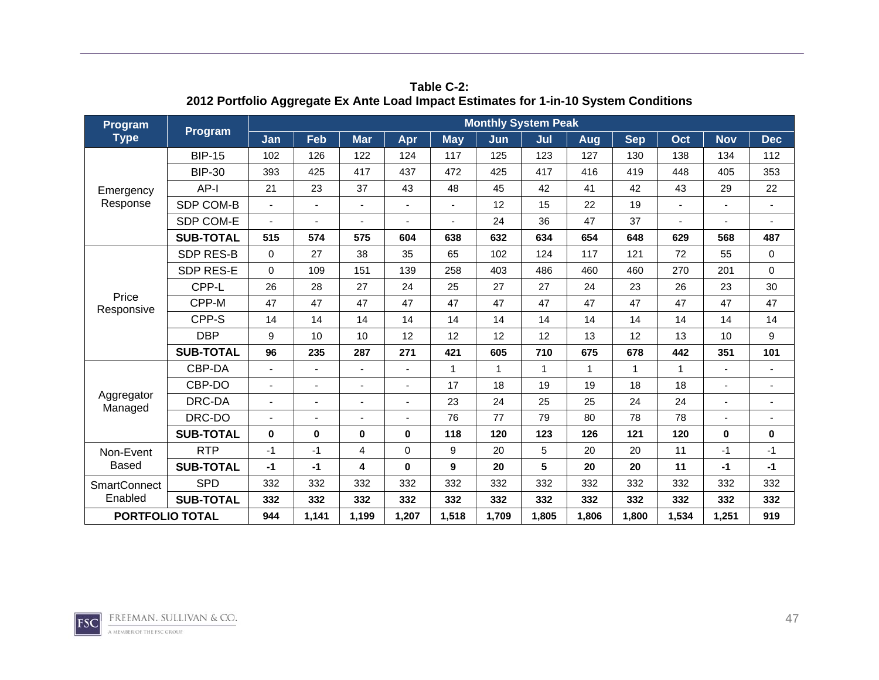**Table C-2:**
**2012 Portfolio Aggregate Ex Ante Load Impact Estimates for 1-in-10 System Conditions**

| Program Type | Program | Monthly System Peak | | | | | | | | | | | |
|---|---|---|---|---|---|---|---|---|---|---|---|---|---|
| | | Jan | Feb | Mar | Apr | May | Jun | Jul | Aug | Sep | Oct | Nov | Dec |
| Emergency Response | BIP-15 | 102 | 126 | 122 | 124 | 117 | 125 | 123 | 127 | 130 | 138 | 134 | 112 |
| | BIP-30 | 393 | 425 | 417 | 437 | 472 | 425 | 417 | 416 | 419 | 448 | 405 | 353 |
| | AP-I | 21 | 23 | 37 | 43 | 48 | 45 | 42 | 41 | 42 | 43 | 29 | 22 |
| | SDP COM-B | - | - | - | - | - | 12 | 15 | 22 | 19 | - | - | - |
| | SDP COM-E | - | - | - | - | - | 24 | 36 | 47 | 37 | - | - | - |
| | **SUB-TOTAL** | **515** | **574** | **575** | **604** | **638** | **632** | **634** | **654** | **648** | **629** | **568** | **487** |
| Price Responsive | SDP RES-B | 0 | 27 | 38 | 35 | 65 | 102 | 124 | 117 | 121 | 72 | 55 | 0 |
| | SDP RES-E | 0 | 109 | 151 | 139 | 258 | 403 | 486 | 460 | 460 | 270 | 201 | 0 |
| | CPP-L | 26 | 28 | 27 | 24 | 25 | 27 | 27 | 24 | 23 | 26 | 23 | 30 |
| | CPP-M | 47 | 47 | 47 | 47 | 47 | 47 | 47 | 47 | 47 | 47 | 47 | 47 |
| | CPP-S | 14 | 14 | 14 | 14 | 14 | 14 | 14 | 14 | 14 | 14 | 14 | 14 |
| | DBP | 9 | 10 | 10 | 12 | 12 | 12 | 12 | 13 | 12 | 13 | 10 | 9 |
| | **SUB-TOTAL** | **96** | **235** | **287** | **271** | **421** | **605** | **710** | **675** | **678** | **442** | **351** | **101** |
| Aggregator Managed | CBP-DA | - | - | - | - | 1 | 1 | 1 | 1 | 1 | 1 | - | - |
| | CBP-DO | - | - | - | - | 17 | 18 | 19 | 19 | 18 | 18 | - | - |
| | DRC-DA | - | - | - | - | 23 | 24 | 25 | 25 | 24 | 24 | - | - |
| | DRC-DO | - | - | - | - | 76 | 77 | 79 | 80 | 78 | 78 | - | - |
| | **SUB-TOTAL** | **0** | **0** | **0** | **0** | **118** | **120** | **123** | **126** | **121** | **120** | **0** | **0** |
| Non-Event Based | RTP | -1 | -1 | 4 | 0 | 9 | 20 | 5 | 20 | 20 | 11 | -1 | -1 |
| | **SUB-TOTAL** | **-1** | **-1** | **4** | **0** | **9** | **20** | **5** | **20** | **20** | **11** | **-1** | **-1** |
| SmartConnect Enabled | SPD | 332 | 332 | 332 | 332 | 332 | 332 | 332 | 332 | 332 | 332 | 332 | 332 |
| | **SUB-TOTAL** | **332** | **332** | **332** | **332** | **332** | **332** | **332** | **332** | **332** | **332** | **332** | **332** |
| **PORTFOLIO TOTAL** | | **944** | **1,141** | **1,199** | **1,207** | **1,518** | **1,709** | **1,805** | **1,806** | **1,800** | **1,534** | **1,251** | **919** |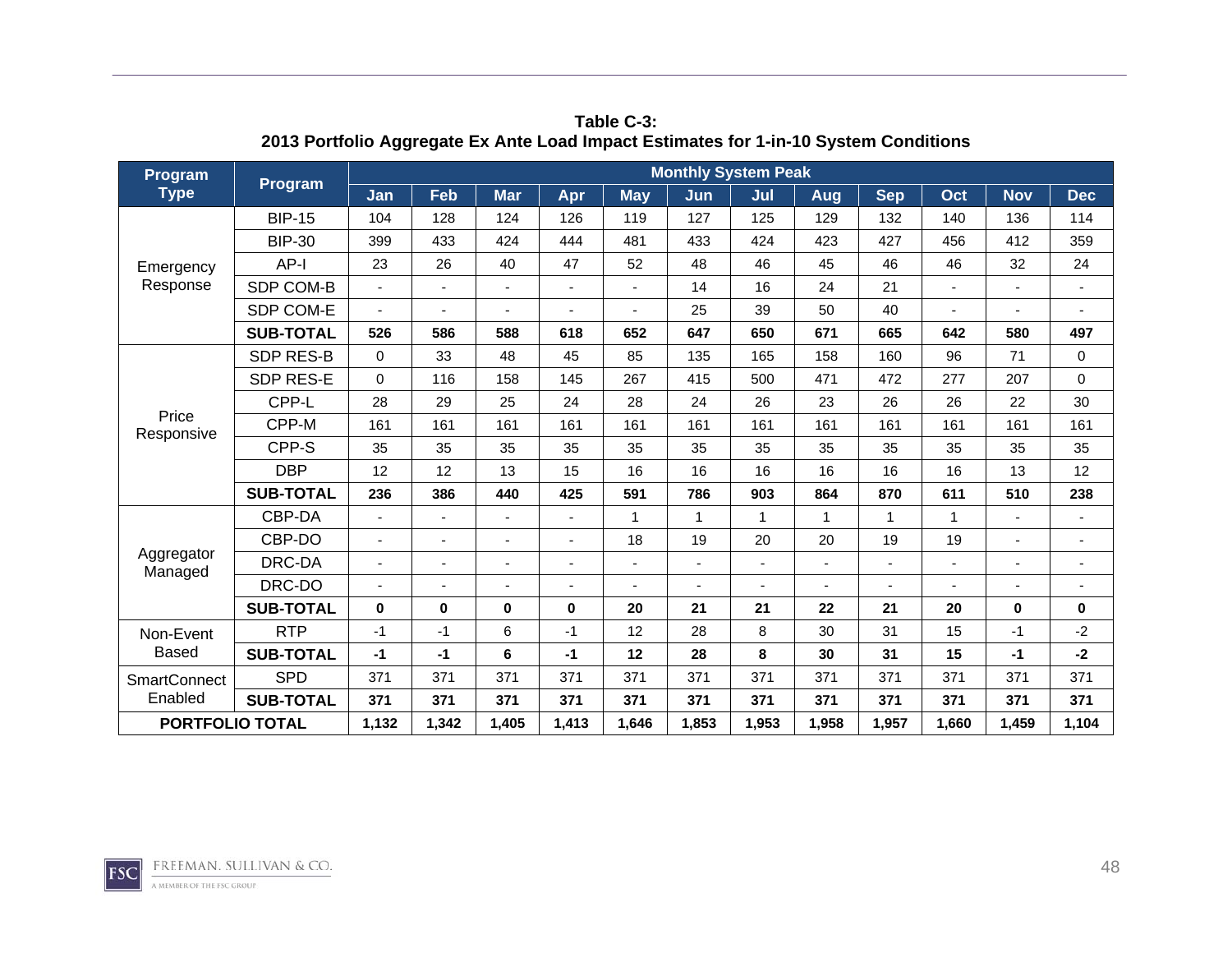**Table C-3:**
**2013 Portfolio Aggregate Ex Ante Load Impact Estimates for 1-in-10 System Conditions**

| Program Type | Program | Monthly System Peak | | | | | | | | | | | |
|---|---|---|---|---|---|---|---|---|---|---|---|---|---|
| | | Jan | Feb | Mar | Apr | May | Jun | Jul | Aug | Sep | Oct | Nov | Dec |
| Emergency Response | BIP-15 | 104 | 128 | 124 | 126 | 119 | 127 | 125 | 129 | 132 | 140 | 136 | 114 |
| | BIP-30 | 399 | 433 | 424 | 444 | 481 | 433 | 424 | 423 | 427 | 456 | 412 | 359 |
| | AP-I | 23 | 26 | 40 | 47 | 52 | 48 | 46 | 45 | 46 | 46 | 32 | 24 |
| | SDP COM-B | - | - | - | - | - | 14 | 16 | 24 | 21 | - | - | - |
| | SDP COM-E | - | - | - | - | - | 25 | 39 | 50 | 40 | - | - | - |
| | **SUB-TOTAL** | **526** | **586** | **588** | **618** | **652** | **647** | **650** | **671** | **665** | **642** | **580** | **497** |
| Price Responsive | SDP RES-B | 0 | 33 | 48 | 45 | 85 | 135 | 165 | 158 | 160 | 96 | 71 | 0 |
| | SDP RES-E | 0 | 116 | 158 | 145 | 267 | 415 | 500 | 471 | 472 | 277 | 207 | 0 |
| | CPP-L | 28 | 29 | 25 | 24 | 28 | 24 | 26 | 23 | 26 | 26 | 22 | 30 |
| | CPP-M | 161 | 161 | 161 | 161 | 161 | 161 | 161 | 161 | 161 | 161 | 161 | 161 |
| | CPP-S | 35 | 35 | 35 | 35 | 35 | 35 | 35 | 35 | 35 | 35 | 35 | 35 |
| | DBP | 12 | 12 | 13 | 15 | 16 | 16 | 16 | 16 | 16 | 16 | 13 | 12 |
| | **SUB-TOTAL** | **236** | **386** | **440** | **425** | **591** | **786** | **903** | **864** | **870** | **611** | **510** | **238** |
| Aggregator Managed | CBP-DA | - | - | - | - | 1 | 1 | 1 | 1 | 1 | 1 | - | - |
| | CBP-DO | - | - | - | - | 18 | 19 | 20 | 20 | 19 | 19 | - | - |
| | DRC-DA | - | - | - | - | - | - | - | - | - | - | - | - |
| | DRC-DO | - | - | - | - | - | - | - | - | - | - | - | - |
| | **SUB-TOTAL** | **0** | **0** | **0** | **0** | **20** | **21** | **21** | **22** | **21** | **20** | **0** | **0** |
| Non-Event Based | RTP | -1 | -1 | 6 | -1 | 12 | 28 | 8 | 30 | 31 | 15 | -1 | -2 |
| | **SUB-TOTAL** | **-1** | **-1** | **6** | **-1** | **12** | **28** | **8** | **30** | **31** | **15** | **-1** | **-2** |
| SmartConnect Enabled | SPD | 371 | 371 | 371 | 371 | 371 | 371 | 371 | 371 | 371 | 371 | 371 | 371 |
| | **SUB-TOTAL** | **371** | **371** | **371** | **371** | **371** | **371** | **371** | **371** | **371** | **371** | **371** | **371** |
| **PORTFOLIO TOTAL** | | **1,132** | **1,342** | **1,405** | **1,413** | **1,646** | **1,853** | **1,953** | **1,958** | **1,957** | **1,660** | **1,459** | **1,104** |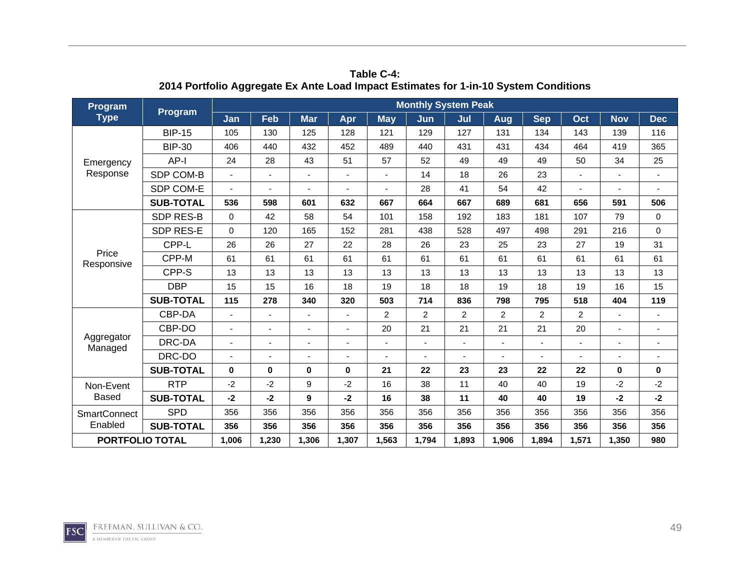**Table C-4:**
**2014 Portfolio Aggregate Ex Ante Load Impact Estimates for 1-in-10 System Conditions**

| Program Type | Program | Monthly System Peak | | | | | | | | | | | |
|---|---|---|---|---|---|---|---|---|---|---|---|---|---|
| | | Jan | Feb | Mar | Apr | May | Jun | Jul | Aug | Sep | Oct | Nov | Dec |
| Emergency Response | BIP-15 | 105 | 130 | 125 | 128 | 121 | 129 | 127 | 131 | 134 | 143 | 139 | 116 |
| | BIP-30 | 406 | 440 | 432 | 452 | 489 | 440 | 431 | 431 | 434 | 464 | 419 | 365 |
| | AP-I | 24 | 28 | 43 | 51 | 57 | 52 | 49 | 49 | 49 | 50 | 34 | 25 |
| | SDP COM-B | - | - | - | - | - | 14 | 18 | 26 | 23 | - | - | - |
| | SDP COM-E | - | - | - | - | - | 28 | 41 | 54 | 42 | - | - | - |
| | **SUB-TOTAL** | **536** | **598** | **601** | **632** | **667** | **664** | **667** | **689** | **681** | **656** | **591** | **506** |
| Price Responsive | SDP RES-B | 0 | 42 | 58 | 54 | 101 | 158 | 192 | 183 | 181 | 107 | 79 | 0 |
| | SDP RES-E | 0 | 120 | 165 | 152 | 281 | 438 | 528 | 497 | 498 | 291 | 216 | 0 |
| | CPP-L | 26 | 26 | 27 | 22 | 28 | 26 | 23 | 25 | 23 | 27 | 19 | 31 |
| | CPP-M | 61 | 61 | 61 | 61 | 61 | 61 | 61 | 61 | 61 | 61 | 61 | 61 |
| | CPP-S | 13 | 13 | 13 | 13 | 13 | 13 | 13 | 13 | 13 | 13 | 13 | 13 |
| | DBP | 15 | 15 | 16 | 18 | 19 | 18 | 18 | 19 | 18 | 19 | 16 | 15 |
| | **SUB-TOTAL** | **115** | **278** | **340** | **320** | **503** | **714** | **836** | **798** | **795** | **518** | **404** | **119** |
| Aggregator Managed | CBP-DA | - | - | - | - | 2 | 2 | 2 | 2 | 2 | 2 | - | - |
| | CBP-DO | - | - | - | - | 20 | 21 | 21 | 21 | 21 | 20 | - | - |
| | DRC-DA | - | - | - | - | - | - | - | - | - | - | - | - |
| | DRC-DO | - | - | - | - | - | - | - | - | - | - | - | - |
| | **SUB-TOTAL** | **0** | **0** | **0** | **0** | **21** | **22** | **23** | **23** | **22** | **22** | **0** | **0** |
| Non-Event Based | RTP | -2 | -2 | 9 | -2 | 16 | 38 | 11 | 40 | 40 | 19 | -2 | -2 |
| | **SUB-TOTAL** | **-2** | **-2** | **9** | **-2** | **16** | **38** | **11** | **40** | **40** | **19** | **-2** | **-2** |
| SmartConnect Enabled | SPD | 356 | 356 | 356 | 356 | 356 | 356 | 356 | 356 | 356 | 356 | 356 | 356 |
| | **SUB-TOTAL** | **356** | **356** | **356** | **356** | **356** | **356** | **356** | **356** | **356** | **356** | **356** | **356** |
| **PORTFOLIO TOTAL** | | **1,006** | **1,230** | **1,306** | **1,307** | **1,563** | **1,794** | **1,893** | **1,906** | **1,894** | **1,571** | **1,350** | **980** |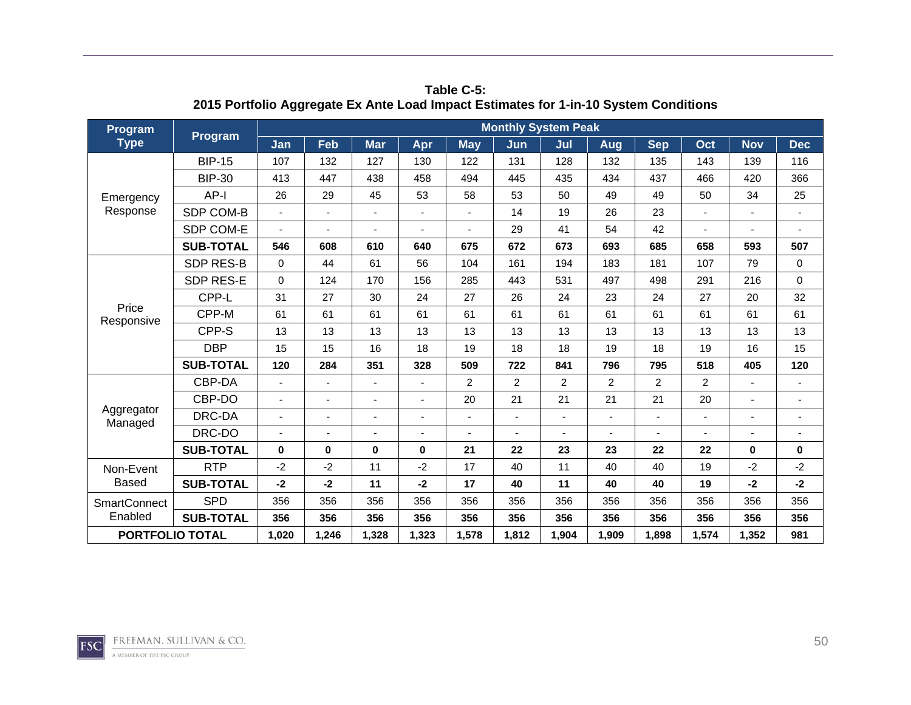**Table C-5:**
**2015 Portfolio Aggregate Ex Ante Load Impact Estimates for 1-in-10 System Conditions**

| Program Type | Program | Monthly System Peak | | | | | | | | | | | |
|---|---|---|---|---|---|---|---|---|---|---|---|---|---|
| | | Jan | Feb | Mar | Apr | May | Jun | Jul | Aug | Sep | Oct | Nov | Dec |
| Emergency Response | BIP-15 | 107 | 132 | 127 | 130 | 122 | 131 | 128 | 132 | 135 | 143 | 139 | 116 |
| | BIP-30 | 413 | 447 | 438 | 458 | 494 | 445 | 435 | 434 | 437 | 466 | 420 | 366 |
| | AP-I | 26 | 29 | 45 | 53 | 58 | 53 | 50 | 49 | 49 | 50 | 34 | 25 |
| | SDP COM-B | - | - | - | - | - | 14 | 19 | 26 | 23 | - | - | - |
| | SDP COM-E | - | - | - | - | - | 29 | 41 | 54 | 42 | - | - | - |
| | **SUB-TOTAL** | **546** | **608** | **610** | **640** | **675** | **672** | **673** | **693** | **685** | **658** | **593** | **507** |
| Price Responsive | SDP RES-B | 0 | 44 | 61 | 56 | 104 | 161 | 194 | 183 | 181 | 107 | 79 | 0 |
| | SDP RES-E | 0 | 124 | 170 | 156 | 285 | 443 | 531 | 497 | 498 | 291 | 216 | 0 |
| | CPP-L | 31 | 27 | 30 | 24 | 27 | 26 | 24 | 23 | 24 | 27 | 20 | 32 |
| | CPP-M | 61 | 61 | 61 | 61 | 61 | 61 | 61 | 61 | 61 | 61 | 61 | 61 |
| | CPP-S | 13 | 13 | 13 | 13 | 13 | 13 | 13 | 13 | 13 | 13 | 13 | 13 |
| | DBP | 15 | 15 | 16 | 18 | 19 | 18 | 18 | 19 | 18 | 19 | 16 | 15 |
| | **SUB-TOTAL** | **120** | **284** | **351** | **328** | **509** | **722** | **841** | **796** | **795** | **518** | **405** | **120** |
| Aggregator Managed | CBP-DA | - | - | - | - | 2 | 2 | 2 | 2 | 2 | 2 | - | - |
| | CBP-DO | - | - | - | - | 20 | 21 | 21 | 21 | 21 | 20 | - | - |
| | DRC-DA | - | - | - | - | - | - | - | - | - | - | - | - |
| | DRC-DO | - | - | - | - | - | - | - | - | - | - | - | - |
| | **SUB-TOTAL** | **0** | **0** | **0** | **0** | **21** | **22** | **23** | **23** | **22** | **22** | **0** | **0** |
| Non-Event Based | RTP | -2 | -2 | 11 | -2 | 17 | 40 | 11 | 40 | 40 | 19 | -2 | -2 |
| | **SUB-TOTAL** | **-2** | **-2** | **11** | **-2** | **17** | **40** | **11** | **40** | **40** | **19** | **-2** | **-2** |
| SmartConnect Enabled | SPD | 356 | 356 | 356 | 356 | 356 | 356 | 356 | 356 | 356 | 356 | 356 | 356 |
| | **SUB-TOTAL** | **356** | **356** | **356** | **356** | **356** | **356** | **356** | **356** | **356** | **356** | **356** | **356** |
| **PORTFOLIO TOTAL** | | **1,020** | **1,246** | **1,328** | **1,323** | **1,578** | **1,812** | **1,904** | **1,909** | **1,898** | **1,574** | **1,352** | **981** |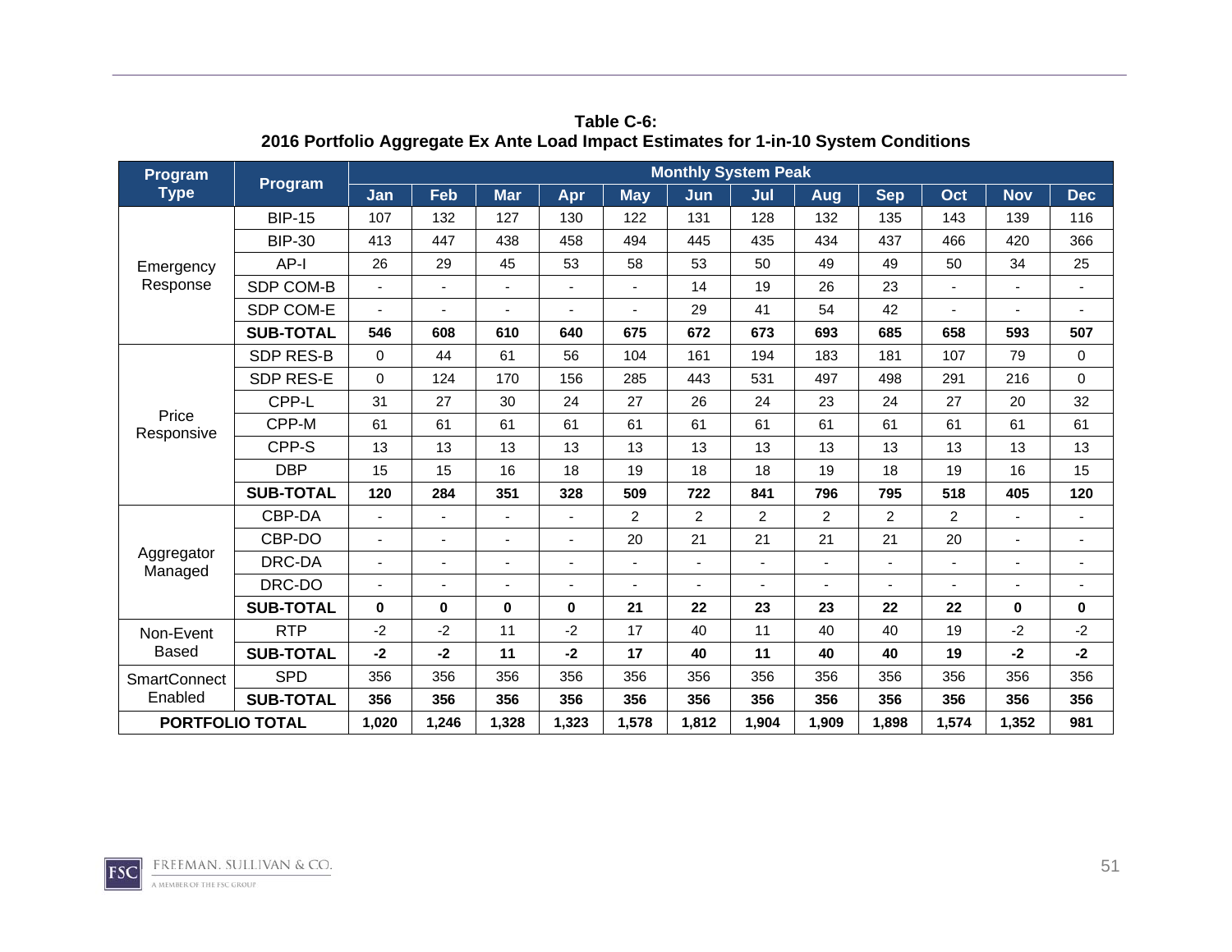**Table C-6:**
**2016 Portfolio Aggregate Ex Ante Load Impact Estimates for 1-in-10 System Conditions**

| Program Type | Program | Monthly System Peak | | | | | | | | | | | |
|---|---|---|---|---|---|---|---|---|---|---|---|---|---|
| | | Jan | Feb | Mar | Apr | May | Jun | Jul | Aug | Sep | Oct | Nov | Dec |
| Emergency Response | BIP-15 | 107 | 132 | 127 | 130 | 122 | 131 | 128 | 132 | 135 | 143 | 139 | 116 |
| | BIP-30 | 413 | 447 | 438 | 458 | 494 | 445 | 435 | 434 | 437 | 466 | 420 | 366 |
| | AP-I | 26 | 29 | 45 | 53 | 58 | 53 | 50 | 49 | 49 | 50 | 34 | 25 |
| | SDP COM-B | - | - | - | - | - | 14 | 19 | 26 | 23 | - | - | - |
| | SDP COM-E | - | - | - | - | - | 29 | 41 | 54 | 42 | - | - | - |
| | **SUB-TOTAL** | **546** | **608** | **610** | **640** | **675** | **672** | **673** | **693** | **685** | **658** | **593** | **507** |
| Price Responsive | SDP RES-B | 0 | 44 | 61 | 56 | 104 | 161 | 194 | 183 | 181 | 107 | 79 | 0 |
| | SDP RES-E | 0 | 124 | 170 | 156 | 285 | 443 | 531 | 497 | 498 | 291 | 216 | 0 |
| | CPP-L | 31 | 27 | 30 | 24 | 27 | 26 | 24 | 23 | 24 | 27 | 20 | 32 |
| | CPP-M | 61 | 61 | 61 | 61 | 61 | 61 | 61 | 61 | 61 | 61 | 61 | 61 |
| | CPP-S | 13 | 13 | 13 | 13 | 13 | 13 | 13 | 13 | 13 | 13 | 13 | 13 |
| | DBP | 15 | 15 | 16 | 18 | 19 | 18 | 18 | 19 | 18 | 19 | 16 | 15 |
| | **SUB-TOTAL** | **120** | **284** | **351** | **328** | **509** | **722** | **841** | **796** | **795** | **518** | **405** | **120** |
| Aggregator Managed | CBP-DA | - | - | - | - | 2 | 2 | 2 | 2 | 2 | 2 | - | - |
| | CBP-DO | - | - | - | - | 20 | 21 | 21 | 21 | 21 | 20 | - | - |
| | DRC-DA | - | - | - | - | - | - | - | - | - | - | - | - |
| | DRC-DO | - | - | - | - | - | - | - | - | - | - | - | - |
| | **SUB-TOTAL** | **0** | **0** | **0** | **0** | **21** | **22** | **23** | **23** | **22** | **22** | **0** | **0** |
| Non-Event Based | RTP | -2 | -2 | 11 | -2 | 17 | 40 | 11 | 40 | 40 | 19 | -2 | -2 |
| | **SUB-TOTAL** | **-2** | **-2** | **11** | **-2** | **17** | **40** | **11** | **40** | **40** | **19** | **-2** | **-2** |
| SmartConnect Enabled | SPD | 356 | 356 | 356 | 356 | 356 | 356 | 356 | 356 | 356 | 356 | 356 | 356 |
| | **SUB-TOTAL** | **356** | **356** | **356** | **356** | **356** | **356** | **356** | **356** | **356** | **356** | **356** | **356** |
| **PORTFOLIO TOTAL** | | **1,020** | **1,246** | **1,328** | **1,323** | **1,578** | **1,812** | **1,904** | **1,909** | **1,898** | **1,574** | **1,352** | **981** |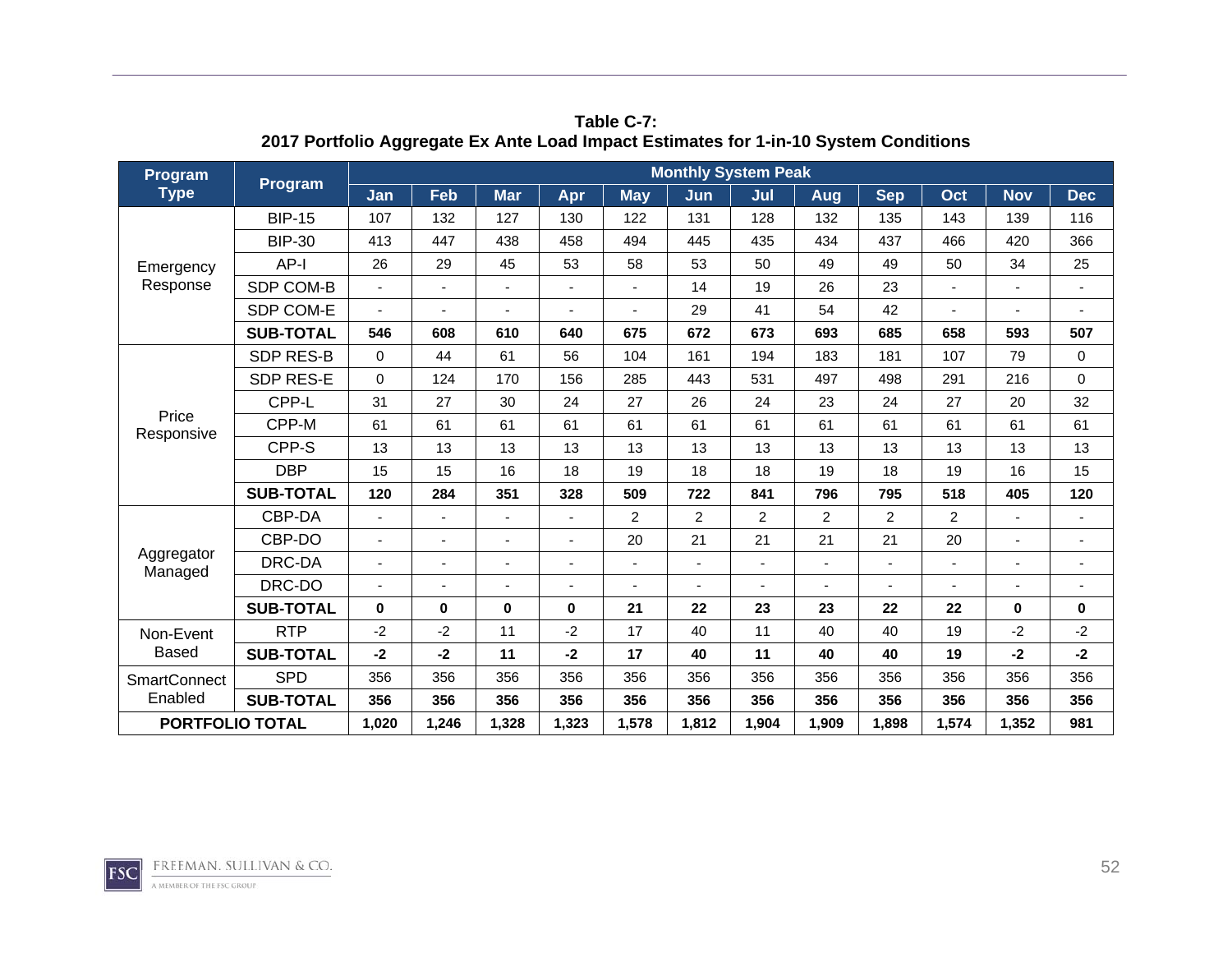**Table C-7:**
**2017 Portfolio Aggregate Ex Ante Load Impact Estimates for 1-in-10 System Conditions**

| Program Type | Program | Monthly System Peak | | | | | | | | | | | |
|---|---|---|---|---|---|---|---|---|---|---|---|---|---|
| | | Jan | Feb | Mar | Apr | May | Jun | Jul | Aug | Sep | Oct | Nov | Dec |
| Emergency Response | BIP-15 | 107 | 132 | 127 | 130 | 122 | 131 | 128 | 132 | 135 | 143 | 139 | 116 |
| | BIP-30 | 413 | 447 | 438 | 458 | 494 | 445 | 435 | 434 | 437 | 466 | 420 | 366 |
| | AP-I | 26 | 29 | 45 | 53 | 58 | 53 | 50 | 49 | 49 | 50 | 34 | 25 |
| | SDP COM-B | - | - | - | - | - | 14 | 19 | 26 | 23 | - | - | - |
| | SDP COM-E | - | - | - | - | - | 29 | 41 | 54 | 42 | - | - | - |
| | **SUB-TOTAL** | **546** | **608** | **610** | **640** | **675** | **672** | **673** | **693** | **685** | **658** | **593** | **507** |
| Price Responsive | SDP RES-B | 0 | 44 | 61 | 56 | 104 | 161 | 194 | 183 | 181 | 107 | 79 | 0 |
| | SDP RES-E | 0 | 124 | 170 | 156 | 285 | 443 | 531 | 497 | 498 | 291 | 216 | 0 |
| | CPP-L | 31 | 27 | 30 | 24 | 27 | 26 | 24 | 23 | 24 | 27 | 20 | 32 |
| | CPP-M | 61 | 61 | 61 | 61 | 61 | 61 | 61 | 61 | 61 | 61 | 61 | 61 |
| | CPP-S | 13 | 13 | 13 | 13 | 13 | 13 | 13 | 13 | 13 | 13 | 13 | 13 |
| | DBP | 15 | 15 | 16 | 18 | 19 | 18 | 18 | 19 | 18 | 19 | 16 | 15 |
| | **SUB-TOTAL** | **120** | **284** | **351** | **328** | **509** | **722** | **841** | **796** | **795** | **518** | **405** | **120** |
| Aggregator Managed | CBP-DA | - | - | - | - | 2 | 2 | 2 | 2 | 2 | 2 | - | - |
| | CBP-DO | - | - | - | - | 20 | 21 | 21 | 21 | 21 | 20 | - | - |
| | DRC-DA | - | - | - | - | - | - | - | - | - | - | - | - |
| | DRC-DO | - | - | - | - | - | - | - | - | - | - | - | - |
| | **SUB-TOTAL** | **0** | **0** | **0** | **0** | **21** | **22** | **23** | **23** | **22** | **22** | **0** | **0** |
| Non-Event Based | RTP | -2 | -2 | 11 | -2 | 17 | 40 | 11 | 40 | 40 | 19 | -2 | -2 |
| | **SUB-TOTAL** | **-2** | **-2** | **11** | **-2** | **17** | **40** | **11** | **40** | **40** | **19** | **-2** | **-2** |
| SmartConnect Enabled | SPD | 356 | 356 | 356 | 356 | 356 | 356 | 356 | 356 | 356 | 356 | 356 | 356 |
| | **SUB-TOTAL** | **356** | **356** | **356** | **356** | **356** | **356** | **356** | **356** | **356** | **356** | **356** | **356** |
| **PORTFOLIO TOTAL** | | **1,020** | **1,246** | **1,328** | **1,323** | **1,578** | **1,812** | **1,904** | **1,909** | **1,898** | **1,574** | **1,352** | **981** |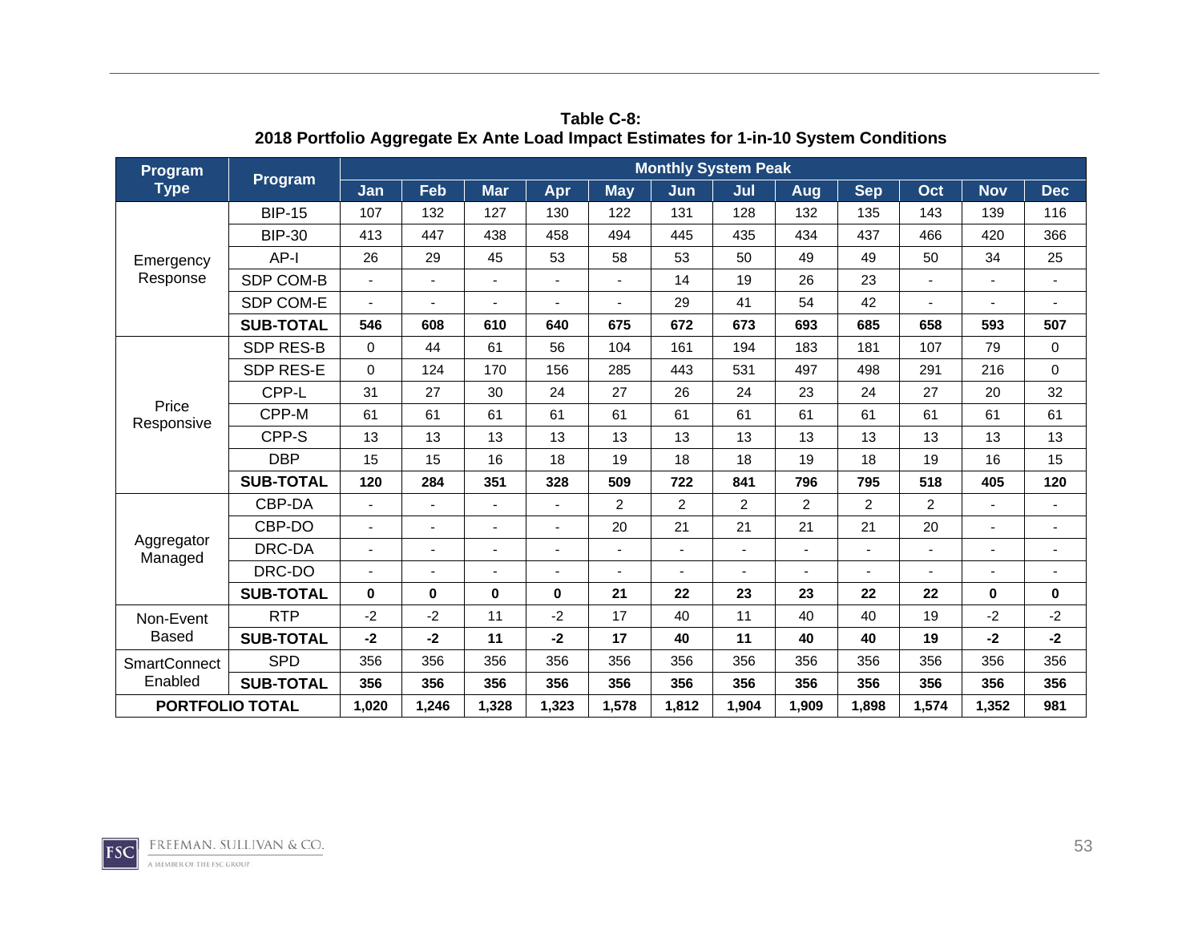**Table C-8:**
**2018 Portfolio Aggregate Ex Ante Load Impact Estimates for 1-in-10 System Conditions**

| Program Type | Program | Monthly System Peak | | | | | | | | | | | |
|---|---|---|---|---|---|---|---|---|---|---|---|---|---|
| | | Jan | Feb | Mar | Apr | May | Jun | Jul | Aug | Sep | Oct | Nov | Dec |
| Emergency Response | BIP-15 | 107 | 132 | 127 | 130 | 122 | 131 | 128 | 132 | 135 | 143 | 139 | 116 |
| | BIP-30 | 413 | 447 | 438 | 458 | 494 | 445 | 435 | 434 | 437 | 466 | 420 | 366 |
| | AP-I | 26 | 29 | 45 | 53 | 58 | 53 | 50 | 49 | 49 | 50 | 34 | 25 |
| | SDP COM-B | - | - | - | - | - | 14 | 19 | 26 | 23 | - | - | - |
| | SDP COM-E | - | - | - | - | - | 29 | 41 | 54 | 42 | - | - | - |
| | **SUB-TOTAL** | **546** | **608** | **610** | **640** | **675** | **672** | **673** | **693** | **685** | **658** | **593** | **507** |
| Price Responsive | SDP RES-B | 0 | 44 | 61 | 56 | 104 | 161 | 194 | 183 | 181 | 107 | 79 | 0 |
| | SDP RES-E | 0 | 124 | 170 | 156 | 285 | 443 | 531 | 497 | 498 | 291 | 216 | 0 |
| | CPP-L | 31 | 27 | 30 | 24 | 27 | 26 | 24 | 23 | 24 | 27 | 20 | 32 |
| | CPP-M | 61 | 61 | 61 | 61 | 61 | 61 | 61 | 61 | 61 | 61 | 61 | 61 |
| | CPP-S | 13 | 13 | 13 | 13 | 13 | 13 | 13 | 13 | 13 | 13 | 13 | 13 |
| | DBP | 15 | 15 | 16 | 18 | 19 | 18 | 18 | 19 | 18 | 19 | 16 | 15 |
| | **SUB-TOTAL** | **120** | **284** | **351** | **328** | **509** | **722** | **841** | **796** | **795** | **518** | **405** | **120** |
| Aggregator Managed | CBP-DA | - | - | - | - | 2 | 2 | 2 | 2 | 2 | 2 | - | - |
| | CBP-DO | - | - | - | - | 20 | 21 | 21 | 21 | 21 | 20 | - | - |
| | DRC-DA | - | - | - | - | - | - | - | - | - | - | - | - |
| | DRC-DO | - | - | - | - | - | - | - | - | - | - | - | - |
| | **SUB-TOTAL** | **0** | **0** | **0** | **0** | **21** | **22** | **23** | **23** | **22** | **22** | **0** | **0** |
| Non-Event Based | RTP | -2 | -2 | 11 | -2 | 17 | 40 | 11 | 40 | 40 | 19 | -2 | -2 |
| | **SUB-TOTAL** | **-2** | **-2** | **11** | **-2** | **17** | **40** | **11** | **40** | **40** | **19** | **-2** | **-2** |
| SmartConnect Enabled | SPD | 356 | 356 | 356 | 356 | 356 | 356 | 356 | 356 | 356 | 356 | 356 | 356 |
| | **SUB-TOTAL** | **356** | **356** | **356** | **356** | **356** | **356** | **356** | **356** | **356** | **356** | **356** | **356** |
| **PORTFOLIO TOTAL** | | **1,020** | **1,246** | **1,328** | **1,323** | **1,578** | **1,812** | **1,904** | **1,909** | **1,898** | **1,574** | **1,352** | **981** |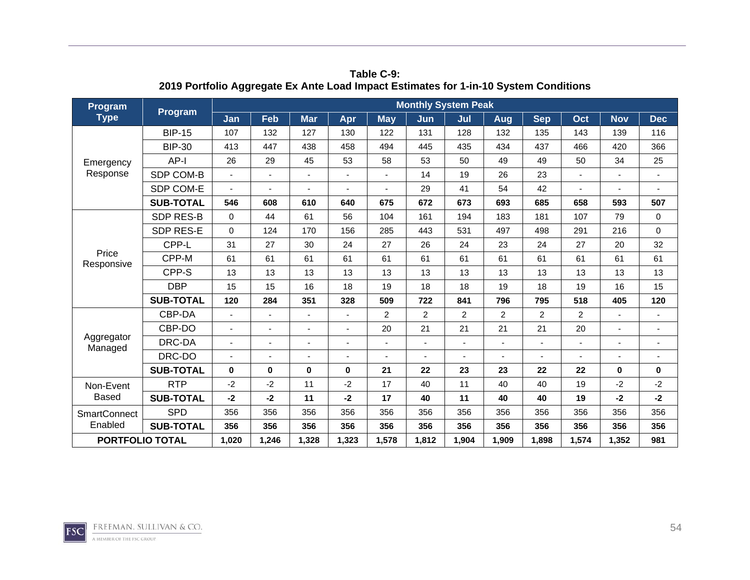**Table C-9:**
**2019 Portfolio Aggregate Ex Ante Load Impact Estimates for 1-in-10 System Conditions**

| Program Type | Program | Monthly System Peak | | | | | | | | | | | |
|---|---|---|---|---|---|---|---|---|---|---|---|---|---|
| | | Jan | Feb | Mar | Apr | May | Jun | Jul | Aug | Sep | Oct | Nov | Dec |
| Emergency Response | BIP-15 | 107 | 132 | 127 | 130 | 122 | 131 | 128 | 132 | 135 | 143 | 139 | 116 |
| | BIP-30 | 413 | 447 | 438 | 458 | 494 | 445 | 435 | 434 | 437 | 466 | 420 | 366 |
| | AP-I | 26 | 29 | 45 | 53 | 58 | 53 | 50 | 49 | 49 | 50 | 34 | 25 |
| | SDP COM-B | - | - | - | - | - | 14 | 19 | 26 | 23 | - | - | - |
| | SDP COM-E | - | - | - | - | - | 29 | 41 | 54 | 42 | - | - | - |
| | **SUB-TOTAL** | **546** | **608** | **610** | **640** | **675** | **672** | **673** | **693** | **685** | **658** | **593** | **507** |
| Price Responsive | SDP RES-B | 0 | 44 | 61 | 56 | 104 | 161 | 194 | 183 | 181 | 107 | 79 | 0 |
| | SDP RES-E | 0 | 124 | 170 | 156 | 285 | 443 | 531 | 497 | 498 | 291 | 216 | 0 |
| | CPP-L | 31 | 27 | 30 | 24 | 27 | 26 | 24 | 23 | 24 | 27 | 20 | 32 |
| | CPP-M | 61 | 61 | 61 | 61 | 61 | 61 | 61 | 61 | 61 | 61 | 61 | 61 |
| | CPP-S | 13 | 13 | 13 | 13 | 13 | 13 | 13 | 13 | 13 | 13 | 13 | 13 |
| | DBP | 15 | 15 | 16 | 18 | 19 | 18 | 18 | 19 | 18 | 19 | 16 | 15 |
| | **SUB-TOTAL** | **120** | **284** | **351** | **328** | **509** | **722** | **841** | **796** | **795** | **518** | **405** | **120** |
| Aggregator Managed | CBP-DA | - | - | - | - | 2 | 2 | 2 | 2 | 2 | 2 | - | - |
| | CBP-DO | - | - | - | - | 20 | 21 | 21 | 21 | 21 | 20 | - | - |
| | DRC-DA | - | - | - | - | - | - | - | - | - | - | - | - |
| | DRC-DO | - | - | - | - | - | - | - | - | - | - | - | - |
| | **SUB-TOTAL** | **0** | **0** | **0** | **0** | **21** | **22** | **23** | **23** | **22** | **22** | **0** | **0** |
| Non-Event Based | RTP | -2 | -2 | 11 | -2 | 17 | 40 | 11 | 40 | 40 | 19 | -2 | -2 |
| | **SUB-TOTAL** | **-2** | **-2** | **11** | **-2** | **17** | **40** | **11** | **40** | **40** | **19** | **-2** | **-2** |
| SmartConnect Enabled | SPD | 356 | 356 | 356 | 356 | 356 | 356 | 356 | 356 | 356 | 356 | 356 | 356 |
| | **SUB-TOTAL** | **356** | **356** | **356** | **356** | **356** | **356** | **356** | **356** | **356** | **356** | **356** | **356** |
| **PORTFOLIO TOTAL** | | **1,020** | **1,246** | **1,328** | **1,323** | **1,578** | **1,812** | **1,904** | **1,909** | **1,898** | **1,574** | **1,352** | **981** |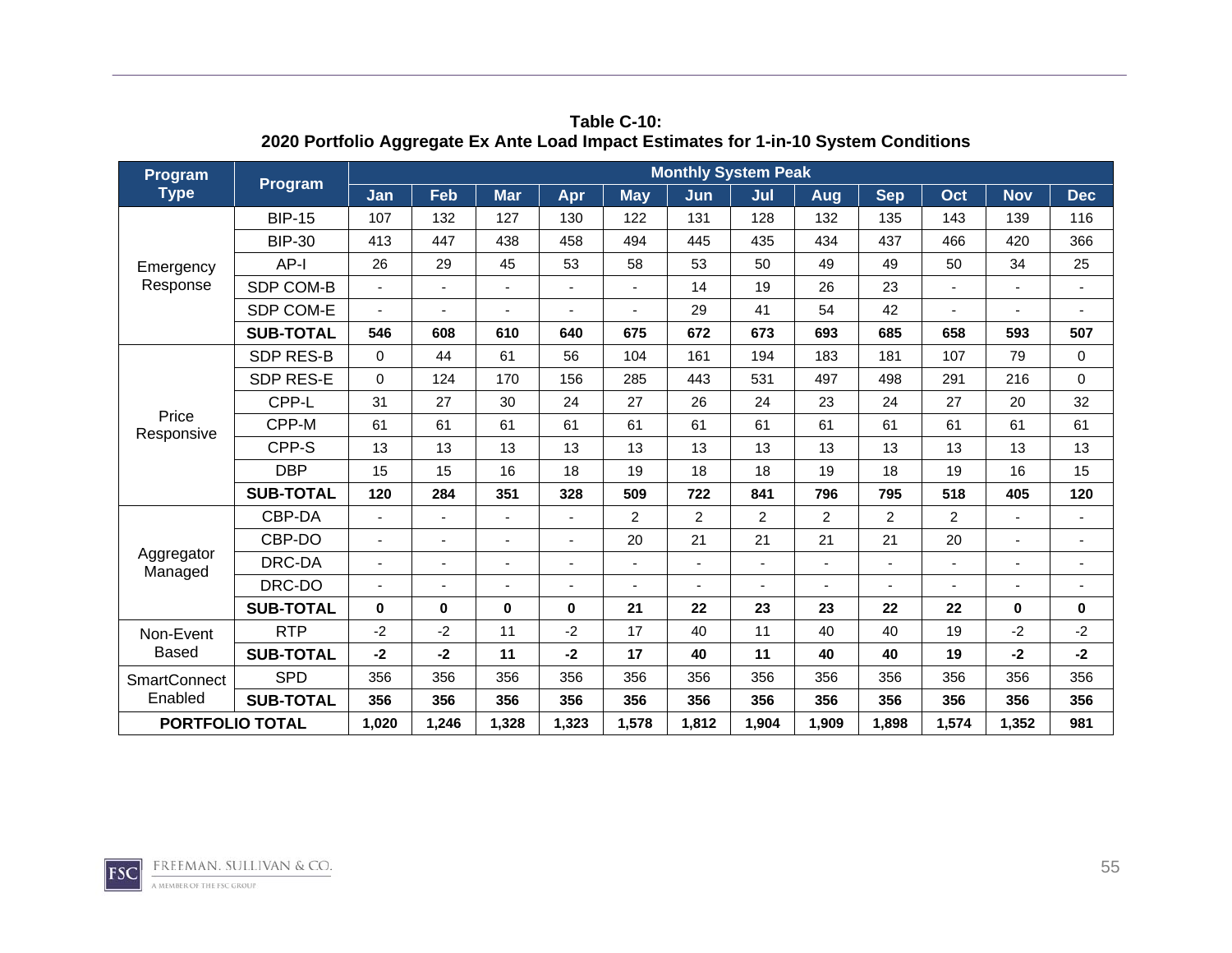**Table C-10:**
**2020 Portfolio Aggregate Ex Ante Load Impact Estimates for 1-in-10 System Conditions**

| Program Type | Program | Monthly System Peak | | | | | | | | | | | |
|---|---|---|---|---|---|---|---|---|---|---|---|---|---|
| | | Jan | Feb | Mar | Apr | May | Jun | Jul | Aug | Sep | Oct | Nov | Dec |
| Emergency Response | BIP-15 | 107 | 132 | 127 | 130 | 122 | 131 | 128 | 132 | 135 | 143 | 139 | 116 |
| | BIP-30 | 413 | 447 | 438 | 458 | 494 | 445 | 435 | 434 | 437 | 466 | 420 | 366 |
| | AP-I | 26 | 29 | 45 | 53 | 58 | 53 | 50 | 49 | 49 | 50 | 34 | 25 |
| | SDP COM-B | - | - | - | - | - | 14 | 19 | 26 | 23 | - | - | - |
| | SDP COM-E | - | - | - | - | - | 29 | 41 | 54 | 42 | - | - | - |
| | **SUB-TOTAL** | **546** | **608** | **610** | **640** | **675** | **672** | **673** | **693** | **685** | **658** | **593** | **507** |
| Price Responsive | SDP RES-B | 0 | 44 | 61 | 56 | 104 | 161 | 194 | 183 | 181 | 107 | 79 | 0 |
| | SDP RES-E | 0 | 124 | 170 | 156 | 285 | 443 | 531 | 497 | 498 | 291 | 216 | 0 |
| | CPP-L | 31 | 27 | 30 | 24 | 27 | 26 | 24 | 23 | 24 | 27 | 20 | 32 |
| | CPP-M | 61 | 61 | 61 | 61 | 61 | 61 | 61 | 61 | 61 | 61 | 61 | 61 |
| | CPP-S | 13 | 13 | 13 | 13 | 13 | 13 | 13 | 13 | 13 | 13 | 13 | 13 |
| | DBP | 15 | 15 | 16 | 18 | 19 | 18 | 18 | 19 | 18 | 19 | 16 | 15 |
| | **SUB-TOTAL** | **120** | **284** | **351** | **328** | **509** | **722** | **841** | **796** | **795** | **518** | **405** | **120** |
| Aggregator Managed | CBP-DA | - | - | - | - | 2 | 2 | 2 | 2 | 2 | 2 | - | - |
| | CBP-DO | - | - | - | - | 20 | 21 | 21 | 21 | 21 | 20 | - | - |
| | DRC-DA | - | - | - | - | - | - | - | - | - | - | - | - |
| | DRC-DO | - | - | - | - | - | - | - | - | - | - | - | - |
| | **SUB-TOTAL** | **0** | **0** | **0** | **0** | **21** | **22** | **23** | **23** | **22** | **22** | **0** | **0** |
| Non-Event Based | RTP | -2 | -2 | 11 | -2 | 17 | 40 | 11 | 40 | 40 | 19 | -2 | -2 |
| | **SUB-TOTAL** | **-2** | **-2** | **11** | **-2** | **17** | **40** | **11** | **40** | **40** | **19** | **-2** | **-2** |
| SmartConnect Enabled | SPD | 356 | 356 | 356 | 356 | 356 | 356 | 356 | 356 | 356 | 356 | 356 | 356 |
| | **SUB-TOTAL** | **356** | **356** | **356** | **356** | **356** | **356** | **356** | **356** | **356** | **356** | **356** | **356** |
| **PORTFOLIO TOTAL** | | **1,020** | **1,246** | **1,328** | **1,323** | **1,578** | **1,812** | **1,904** | **1,909** | **1,898** | **1,574** | **1,352** | **981** |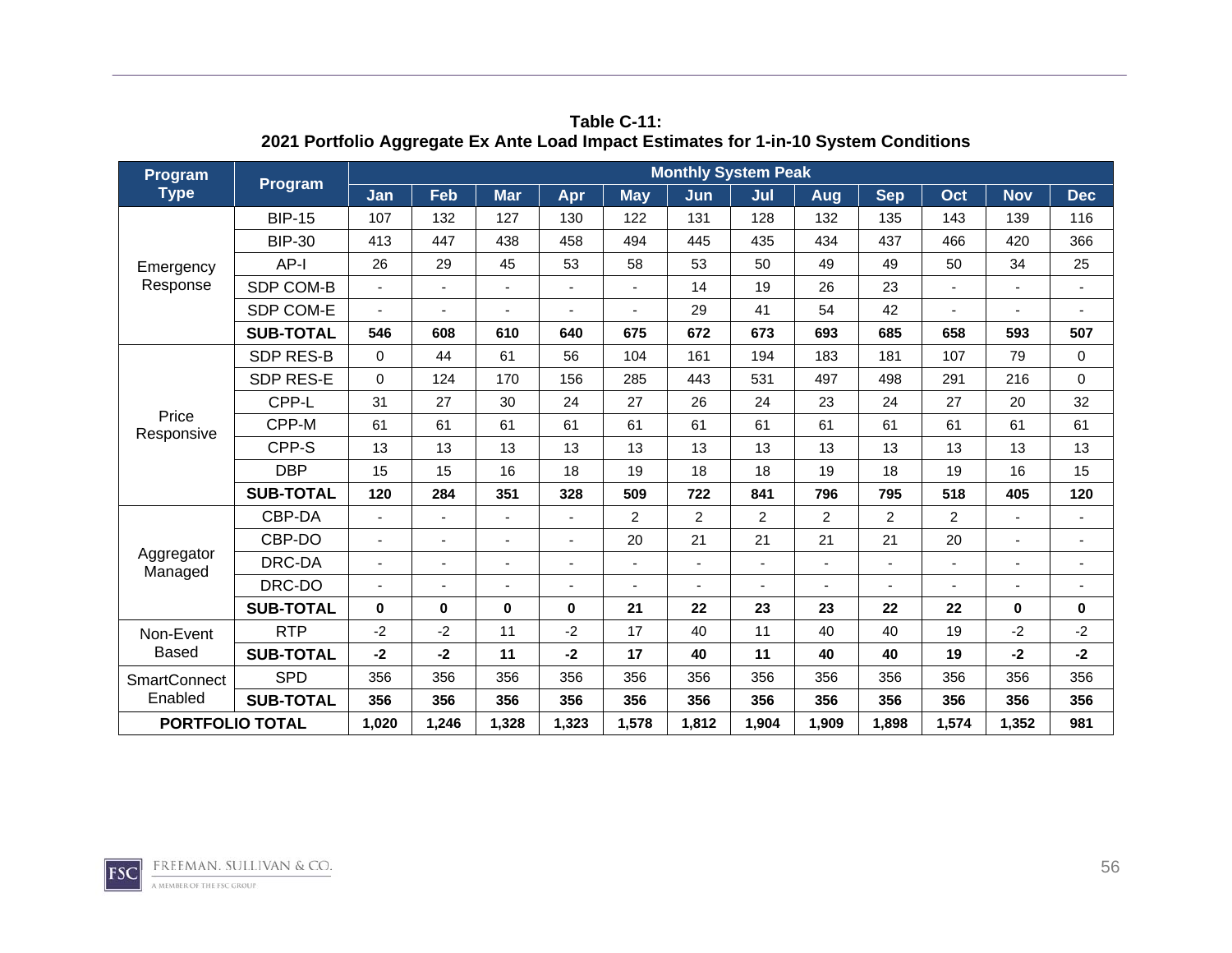**Table C-11:**
**2021 Portfolio Aggregate Ex Ante Load Impact Estimates for 1-in-10 System Conditions**

| Program Type | Program | Monthly System Peak | | | | | | | | | | | |
|---|---|---|---|---|---|---|---|---|---|---|---|---|---|
| | | Jan | Feb | Mar | Apr | May | Jun | Jul | Aug | Sep | Oct | Nov | Dec |
| Emergency Response | BIP-15 | 107 | 132 | 127 | 130 | 122 | 131 | 128 | 132 | 135 | 143 | 139 | 116 |
| | BIP-30 | 413 | 447 | 438 | 458 | 494 | 445 | 435 | 434 | 437 | 466 | 420 | 366 |
| | AP-I | 26 | 29 | 45 | 53 | 58 | 53 | 50 | 49 | 49 | 50 | 34 | 25 |
| | SDP COM-B | - | - | - | - | - | 14 | 19 | 26 | 23 | - | - | - |
| | SDP COM-E | - | - | - | - | - | 29 | 41 | 54 | 42 | - | - | - |
| | **SUB-TOTAL** | **546** | **608** | **610** | **640** | **675** | **672** | **673** | **693** | **685** | **658** | **593** | **507** |
| Price Responsive | SDP RES-B | 0 | 44 | 61 | 56 | 104 | 161 | 194 | 183 | 181 | 107 | 79 | 0 |
| | SDP RES-E | 0 | 124 | 170 | 156 | 285 | 443 | 531 | 497 | 498 | 291 | 216 | 0 |
| | CPP-L | 31 | 27 | 30 | 24 | 27 | 26 | 24 | 23 | 24 | 27 | 20 | 32 |
| | CPP-M | 61 | 61 | 61 | 61 | 61 | 61 | 61 | 61 | 61 | 61 | 61 | 61 |
| | CPP-S | 13 | 13 | 13 | 13 | 13 | 13 | 13 | 13 | 13 | 13 | 13 | 13 |
| | DBP | 15 | 15 | 16 | 18 | 19 | 18 | 18 | 19 | 18 | 19 | 16 | 15 |
| | **SUB-TOTAL** | **120** | **284** | **351** | **328** | **509** | **722** | **841** | **796** | **795** | **518** | **405** | **120** |
| Aggregator Managed | CBP-DA | - | - | - | - | 2 | 2 | 2 | 2 | 2 | 2 | - | - |
| | CBP-DO | - | - | - | - | 20 | 21 | 21 | 21 | 21 | 20 | - | - |
| | DRC-DA | - | - | - | - | - | - | - | - | - | - | - | - |
| | DRC-DO | - | - | - | - | - | - | - | - | - | - | - | - |
| | **SUB-TOTAL** | **0** | **0** | **0** | **0** | **21** | **22** | **23** | **23** | **22** | **22** | **0** | **0** |
| Non-Event Based | RTP | -2 | -2 | 11 | -2 | 17 | 40 | 11 | 40 | 40 | 19 | -2 | -2 |
| | **SUB-TOTAL** | **-2** | **-2** | **11** | **-2** | **17** | **40** | **11** | **40** | **40** | **19** | **-2** | **-2** |
| SmartConnect Enabled | SPD | 356 | 356 | 356 | 356 | 356 | 356 | 356 | 356 | 356 | 356 | 356 | 356 |
| | **SUB-TOTAL** | **356** | **356** | **356** | **356** | **356** | **356** | **356** | **356** | **356** | **356** | **356** | **356** |
| **PORTFOLIO TOTAL** | | **1,020** | **1,246** | **1,328** | **1,323** | **1,578** | **1,812** | **1,904** | **1,909** | **1,898** | **1,574** | **1,352** | **981** |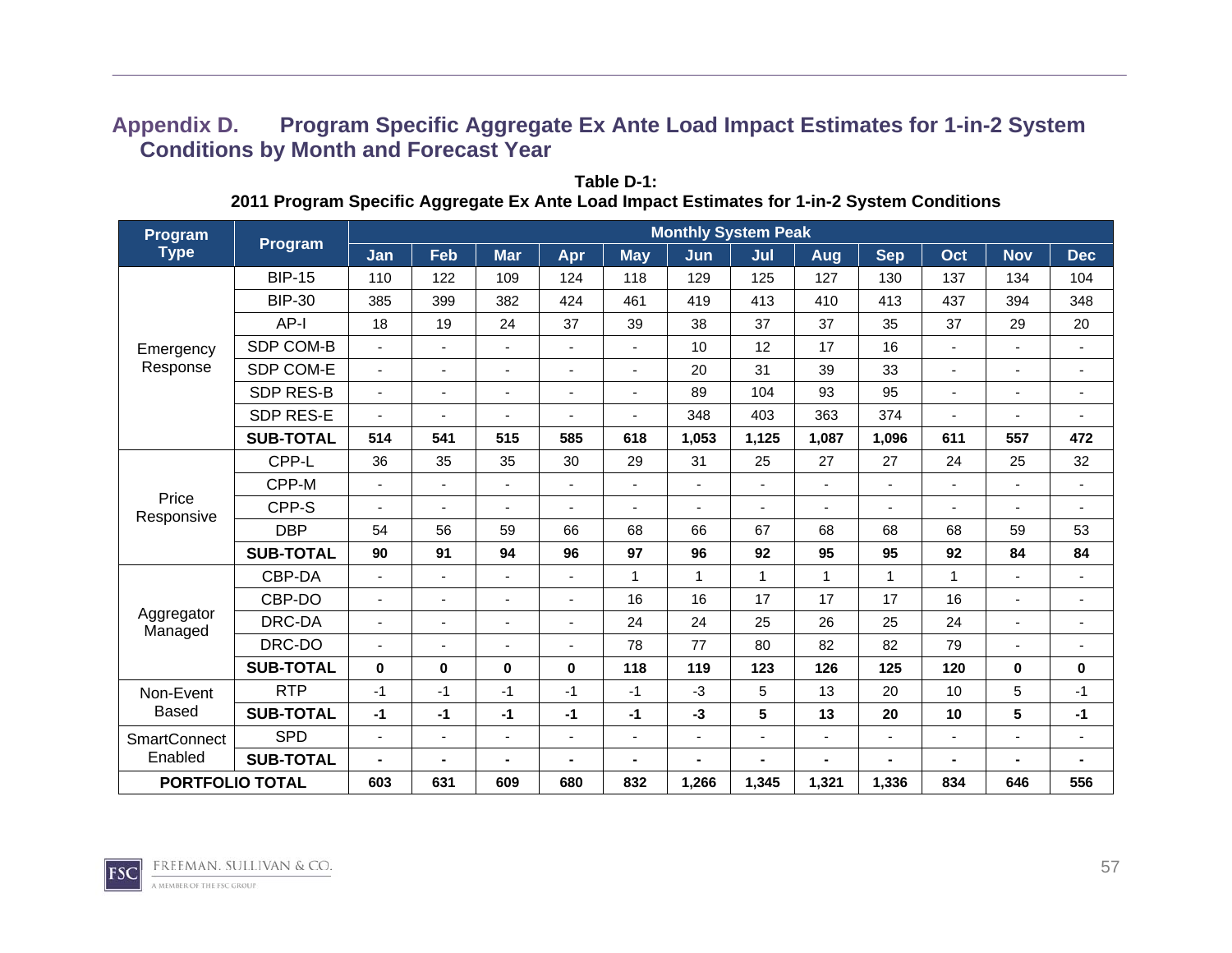## Appendix D. Program Specific Aggregate Ex Ante Load Impact Estimates for 1-in-2 System Conditions by Month and Forecast Year

**Table D-1:**
**2011 Program Specific Aggregate Ex Ante Load Impact Estimates for 1-in-2 System Conditions**

| Program Type | Program | Monthly System Peak | | | | | | | | | | | |
|---|---|---|---|---|---|---|---|---|---|---|---|---|---|
| | | Jan | Feb | Mar | Apr | May | Jun | Jul | Aug | Sep | Oct | Nov | Dec |
| Emergency Response | BIP-15 | 110 | 122 | 109 | 124 | 118 | 129 | 125 | 127 | 130 | 137 | 134 | 104 |
| | BIP-30 | 385 | 399 | 382 | 424 | 461 | 419 | 413 | 410 | 413 | 437 | 394 | 348 |
| | AP-I | 18 | 19 | 24 | 37 | 39 | 38 | 37 | 37 | 35 | 37 | 29 | 20 |
| | SDP COM-B | - | - | - | - | - | 10 | 12 | 17 | 16 | - | - | - |
| | SDP COM-E | - | - | - | - | - | 20 | 31 | 39 | 33 | - | - | - |
| | SDP RES-B | - | - | - | - | - | 89 | 104 | 93 | 95 | - | - | - |
| | SDP RES-E | - | - | - | - | - | 348 | 403 | 363 | 374 | - | - | - |
| | **SUB-TOTAL** | **514** | **541** | **515** | **585** | **618** | **1,053** | **1,125** | **1,087** | **1,096** | **611** | **557** | **472** |
| Price Responsive | CPP-L | 36 | 35 | 35 | 30 | 29 | 31 | 25 | 27 | 27 | 24 | 25 | 32 |
| | CPP-M | - | - | - | - | - | - | - | - | - | - | - | - |
| | CPP-S | - | - | - | - | - | - | - | - | - | - | - | - |
| | DBP | 54 | 56 | 59 | 66 | 68 | 66 | 67 | 68 | 68 | 68 | 59 | 53 |
| | **SUB-TOTAL** | **90** | **91** | **94** | **96** | **97** | **96** | **92** | **95** | **95** | **92** | **84** | **84** |
| Aggregator Managed | CBP-DA | - | - | - | - | 1 | 1 | 1 | 1 | 1 | 1 | - | - |
| | CBP-DO | - | - | - | - | 16 | 16 | 17 | 17 | 17 | 16 | - | - |
| | DRC-DA | - | - | - | - | 24 | 24 | 25 | 26 | 25 | 24 | - | - |
| | DRC-DO | - | - | - | - | 78 | 77 | 80 | 82 | 82 | 79 | - | - |
| | **SUB-TOTAL** | **0** | **0** | **0** | **0** | **118** | **119** | **123** | **126** | **125** | **120** | **0** | **0** |
| Non-Event Based | RTP | -1 | -1 | -1 | -1 | -1 | -3 | 5 | 13 | 20 | 10 | 5 | -1 |
| | **SUB-TOTAL** | **-1** | **-1** | **-1** | **-1** | **-1** | **-3** | **5** | **13** | **20** | **10** | **5** | **-1** |
| SmartConnect Enabled | SPD | - | - | - | - | - | - | - | - | - | - | - | - |
| | **SUB-TOTAL** | **-** | **-** | **-** | **-** | **-** | **-** | **-** | **-** | **-** | **-** | **-** | **-** |
| **PORTFOLIO TOTAL** | | **603** | **631** | **609** | **680** | **832** | **1,266** | **1,345** | **1,321** | **1,336** | **834** | **646** | **556** |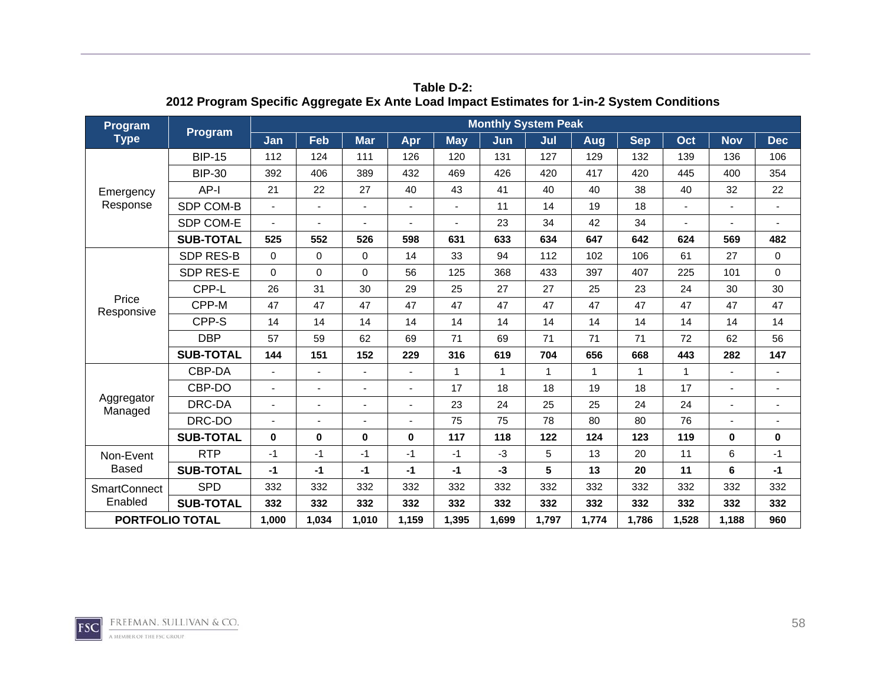**Table D-2:**
**2012 Program Specific Aggregate Ex Ante Load Impact Estimates for 1-in-2 System Conditions**

| Program Type | Program | Monthly System Peak | | | | | | | | | | | |
|---|---|---|---|---|---|---|---|---|---|---|---|---|---|
| | | Jan | Feb | Mar | Apr | May | Jun | Jul | Aug | Sep | Oct | Nov | Dec |
| Emergency Response | BIP-15 | 112 | 124 | 111 | 126 | 120 | 131 | 127 | 129 | 132 | 139 | 136 | 106 |
| | BIP-30 | 392 | 406 | 389 | 432 | 469 | 426 | 420 | 417 | 420 | 445 | 400 | 354 |
| | AP-I | 21 | 22 | 27 | 40 | 43 | 41 | 40 | 40 | 38 | 40 | 32 | 22 |
| | SDP COM-B | - | - | - | - | - | 11 | 14 | 19 | 18 | - | - | - |
| | SDP COM-E | - | - | - | - | - | 23 | 34 | 42 | 34 | - | - | - |
| | **SUB-TOTAL** | **525** | **552** | **526** | **598** | **631** | **633** | **634** | **647** | **642** | **624** | **569** | **482** |
| Price Responsive | SDP RES-B | 0 | 0 | 0 | 14 | 33 | 94 | 112 | 102 | 106 | 61 | 27 | 0 |
| | SDP RES-E | 0 | 0 | 0 | 56 | 125 | 368 | 433 | 397 | 407 | 225 | 101 | 0 |
| | CPP-L | 26 | 31 | 30 | 29 | 25 | 27 | 27 | 25 | 23 | 24 | 30 | 30 |
| | CPP-M | 47 | 47 | 47 | 47 | 47 | 47 | 47 | 47 | 47 | 47 | 47 | 47 |
| | CPP-S | 14 | 14 | 14 | 14 | 14 | 14 | 14 | 14 | 14 | 14 | 14 | 14 |
| | DBP | 57 | 59 | 62 | 69 | 71 | 69 | 71 | 71 | 71 | 72 | 62 | 56 |
| | **SUB-TOTAL** | **144** | **151** | **152** | **229** | **316** | **619** | **704** | **656** | **668** | **443** | **282** | **147** |
| Aggregator Managed | CBP-DA | - | - | - | - | 1 | 1 | 1 | 1 | 1 | 1 | - | - |
| | CBP-DO | - | - | - | - | 17 | 18 | 18 | 19 | 18 | 17 | - | - |
| | DRC-DA | - | - | - | - | 23 | 24 | 25 | 25 | 24 | 24 | - | - |
| | DRC-DO | - | - | - | - | 75 | 75 | 78 | 80 | 80 | 76 | - | - |
| | **SUB-TOTAL** | **0** | **0** | **0** | **0** | **117** | **118** | **122** | **124** | **123** | **119** | **0** | **0** |
| Non-Event Based | RTP | -1 | -1 | -1 | -1 | -1 | -3 | 5 | 13 | 20 | 11 | 6 | -1 |
| | **SUB-TOTAL** | **-1** | **-1** | **-1** | **-1** | **-1** | **-3** | **5** | **13** | **20** | **11** | **6** | **-1** |
| SmartConnect Enabled | SPD | 332 | 332 | 332 | 332 | 332 | 332 | 332 | 332 | 332 | 332 | 332 | 332 |
| | **SUB-TOTAL** | **332** | **332** | **332** | **332** | **332** | **332** | **332** | **332** | **332** | **332** | **332** | **332** |
| **PORTFOLIO TOTAL** | | **1,000** | **1,034** | **1,010** | **1,159** | **1,395** | **1,699** | **1,797** | **1,774** | **1,786** | **1,528** | **1,188** | **960** |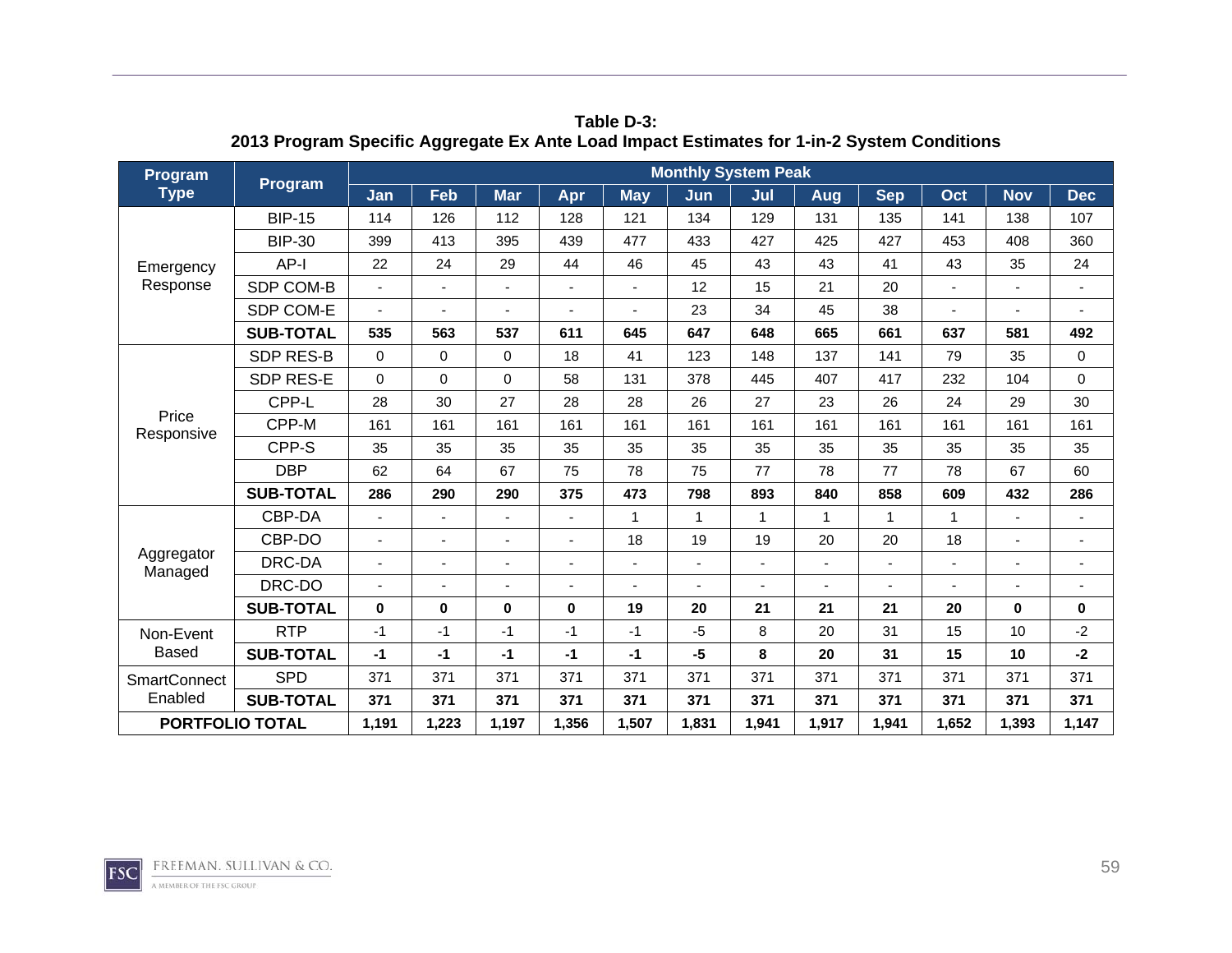**Table D-3:**
**2013 Program Specific Aggregate Ex Ante Load Impact Estimates for 1-in-2 System Conditions**

| Program Type | Program | Monthly System Peak | | | | | | | | | | | |
|---|---|---|---|---|---|---|---|---|---|---|---|---|---|
| | | Jan | Feb | Mar | Apr | May | Jun | Jul | Aug | Sep | Oct | Nov | Dec |
| Emergency Response | BIP-15 | 114 | 126 | 112 | 128 | 121 | 134 | 129 | 131 | 135 | 141 | 138 | 107 |
| | BIP-30 | 399 | 413 | 395 | 439 | 477 | 433 | 427 | 425 | 427 | 453 | 408 | 360 |
| | AP-I | 22 | 24 | 29 | 44 | 46 | 45 | 43 | 43 | 41 | 43 | 35 | 24 |
| | SDP COM-B | - | - | - | - | - | 12 | 15 | 21 | 20 | - | - | - |
| | SDP COM-E | - | - | - | - | - | 23 | 34 | 45 | 38 | - | - | - |
| | **SUB-TOTAL** | **535** | **563** | **537** | **611** | **645** | **647** | **648** | **665** | **661** | **637** | **581** | **492** |
| Price Responsive | SDP RES-B | 0 | 0 | 0 | 18 | 41 | 123 | 148 | 137 | 141 | 79 | 35 | 0 |
| | SDP RES-E | 0 | 0 | 0 | 58 | 131 | 378 | 445 | 407 | 417 | 232 | 104 | 0 |
| | CPP-L | 28 | 30 | 27 | 28 | 28 | 26 | 27 | 23 | 26 | 24 | 29 | 30 |
| | CPP-M | 161 | 161 | 161 | 161 | 161 | 161 | 161 | 161 | 161 | 161 | 161 | 161 |
| | CPP-S | 35 | 35 | 35 | 35 | 35 | 35 | 35 | 35 | 35 | 35 | 35 | 35 |
| | DBP | 62 | 64 | 67 | 75 | 78 | 75 | 77 | 78 | 77 | 78 | 67 | 60 |
| | **SUB-TOTAL** | **286** | **290** | **290** | **375** | **473** | **798** | **893** | **840** | **858** | **609** | **432** | **286** |
| Aggregator Managed | CBP-DA | - | - | - | - | 1 | 1 | 1 | 1 | 1 | 1 | - | - |
| | CBP-DO | - | - | - | - | 18 | 19 | 19 | 20 | 20 | 18 | - | - |
| | DRC-DA | - | - | - | - | - | - | - | - | - | - | - | - |
| | DRC-DO | - | - | - | - | - | - | - | - | - | - | - | - |
| | **SUB-TOTAL** | **0** | **0** | **0** | **0** | **19** | **20** | **21** | **21** | **21** | **20** | **0** | **0** |
| Non-Event Based | RTP | -1 | -1 | -1 | -1 | -1 | -5 | 8 | 20 | 31 | 15 | 10 | -2 |
| | **SUB-TOTAL** | **-1** | **-1** | **-1** | **-1** | **-1** | **-5** | **8** | **20** | **31** | **15** | **10** | **-2** |
| SmartConnect Enabled | SPD | 371 | 371 | 371 | 371 | 371 | 371 | 371 | 371 | 371 | 371 | 371 | 371 |
| | **SUB-TOTAL** | **371** | **371** | **371** | **371** | **371** | **371** | **371** | **371** | **371** | **371** | **371** | **371** |
| **PORTFOLIO TOTAL** | | **1,191** | **1,223** | **1,197** | **1,356** | **1,507** | **1,831** | **1,941** | **1,917** | **1,941** | **1,652** | **1,393** | **1,147** |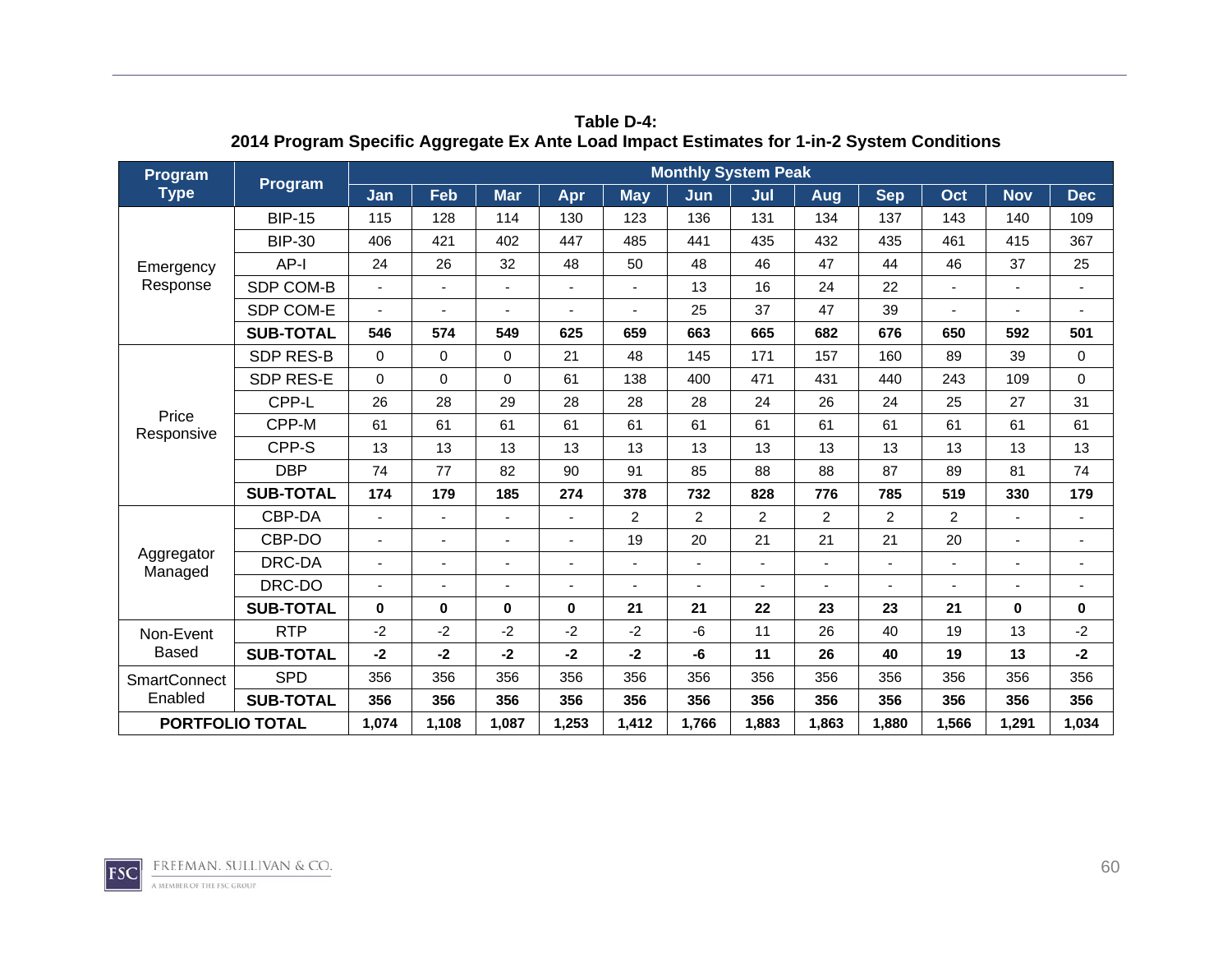**Table D-4:**
**2014 Program Specific Aggregate Ex Ante Load Impact Estimates for 1-in-2 System Conditions**

| Program Type | Program | Monthly System Peak | | | | | | | | | | | |
|---|---|---|---|---|---|---|---|---|---|---|---|---|---|
| | | Jan | Feb | Mar | Apr | May | Jun | Jul | Aug | Sep | Oct | Nov | Dec |
| Emergency Response | BIP-15 | 115 | 128 | 114 | 130 | 123 | 136 | 131 | 134 | 137 | 143 | 140 | 109 |
| | BIP-30 | 406 | 421 | 402 | 447 | 485 | 441 | 435 | 432 | 435 | 461 | 415 | 367 |
| | AP-I | 24 | 26 | 32 | 48 | 50 | 48 | 46 | 47 | 44 | 46 | 37 | 25 |
| | SDP COM-B | - | - | - | - | - | 13 | 16 | 24 | 22 | - | - | - |
| | SDP COM-E | - | - | - | - | - | 25 | 37 | 47 | 39 | - | - | - |
| | **SUB-TOTAL** | **546** | **574** | **549** | **625** | **659** | **663** | **665** | **682** | **676** | **650** | **592** | **501** |
| Price Responsive | SDP RES-B | 0 | 0 | 0 | 21 | 48 | 145 | 171 | 157 | 160 | 89 | 39 | 0 |
| | SDP RES-E | 0 | 0 | 0 | 61 | 138 | 400 | 471 | 431 | 440 | 243 | 109 | 0 |
| | CPP-L | 26 | 28 | 29 | 28 | 28 | 28 | 24 | 26 | 24 | 25 | 27 | 31 |
| | CPP-M | 61 | 61 | 61 | 61 | 61 | 61 | 61 | 61 | 61 | 61 | 61 | 61 |
| | CPP-S | 13 | 13 | 13 | 13 | 13 | 13 | 13 | 13 | 13 | 13 | 13 | 13 |
| | DBP | 74 | 77 | 82 | 90 | 91 | 85 | 88 | 88 | 87 | 89 | 81 | 74 |
| | **SUB-TOTAL** | **174** | **179** | **185** | **274** | **378** | **732** | **828** | **776** | **785** | **519** | **330** | **179** |
| Aggregator Managed | CBP-DA | - | - | - | - | 2 | 2 | 2 | 2 | 2 | 2 | - | - |
| | CBP-DO | - | - | - | - | 19 | 20 | 21 | 21 | 21 | 20 | - | - |
| | DRC-DA | - | - | - | - | - | - | - | - | - | - | - | - |
| | DRC-DO | - | - | - | - | - | - | - | - | - | - | - | - |
| | **SUB-TOTAL** | **0** | **0** | **0** | **0** | **21** | **21** | **22** | **23** | **23** | **21** | **0** | **0** |
| Non-Event Based | RTP | -2 | -2 | -2 | -2 | -2 | -6 | 11 | 26 | 40 | 19 | 13 | -2 |
| | **SUB-TOTAL** | **-2** | **-2** | **-2** | **-2** | **-2** | **-6** | **11** | **26** | **40** | **19** | **13** | **-2** |
| SmartConnect Enabled | SPD | 356 | 356 | 356 | 356 | 356 | 356 | 356 | 356 | 356 | 356 | 356 | 356 |
| | **SUB-TOTAL** | **356** | **356** | **356** | **356** | **356** | **356** | **356** | **356** | **356** | **356** | **356** | **356** |
| **PORTFOLIO TOTAL** | | **1,074** | **1,108** | **1,087** | **1,253** | **1,412** | **1,766** | **1,883** | **1,863** | **1,880** | **1,566** | **1,291** | **1,034** |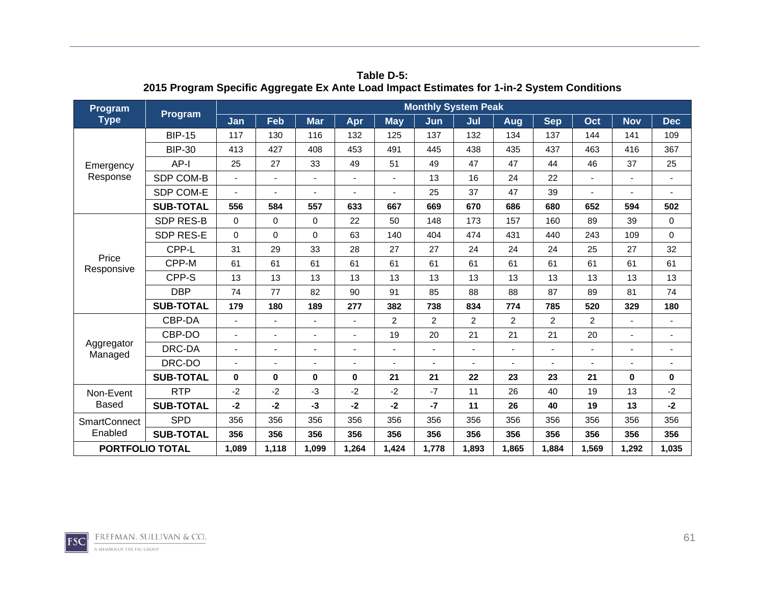**Table D-5:**
**2015 Program Specific Aggregate Ex Ante Load Impact Estimates for 1-in-2 System Conditions**

| Program Type | Program | Monthly System Peak | | | | | | | | | | | |
|---|---|---|---|---|---|---|---|---|---|---|---|---|---|
| | | Jan | Feb | Mar | Apr | May | Jun | Jul | Aug | Sep | Oct | Nov | Dec |
| Emergency Response | BIP-15 | 117 | 130 | 116 | 132 | 125 | 137 | 132 | 134 | 137 | 144 | 141 | 109 |
| | BIP-30 | 413 | 427 | 408 | 453 | 491 | 445 | 438 | 435 | 437 | 463 | 416 | 367 |
| | AP-I | 25 | 27 | 33 | 49 | 51 | 49 | 47 | 47 | 44 | 46 | 37 | 25 |
| | SDP COM-B | - | - | - | - | - | 13 | 16 | 24 | 22 | - | - | - |
| | SDP COM-E | - | - | - | - | - | 25 | 37 | 47 | 39 | - | - | - |
| | **SUB-TOTAL** | **556** | **584** | **557** | **633** | **667** | **669** | **670** | **686** | **680** | **652** | **594** | **502** |
| Price Responsive | SDP RES-B | 0 | 0 | 0 | 22 | 50 | 148 | 173 | 157 | 160 | 89 | 39 | 0 |
| | SDP RES-E | 0 | 0 | 0 | 63 | 140 | 404 | 474 | 431 | 440 | 243 | 109 | 0 |
| | CPP-L | 31 | 29 | 33 | 28 | 27 | 27 | 24 | 24 | 24 | 25 | 27 | 32 |
| | CPP-M | 61 | 61 | 61 | 61 | 61 | 61 | 61 | 61 | 61 | 61 | 61 | 61 |
| | CPP-S | 13 | 13 | 13 | 13 | 13 | 13 | 13 | 13 | 13 | 13 | 13 | 13 |
| | DBP | 74 | 77 | 82 | 90 | 91 | 85 | 88 | 88 | 87 | 89 | 81 | 74 |
| | **SUB-TOTAL** | **179** | **180** | **189** | **277** | **382** | **738** | **834** | **774** | **785** | **520** | **329** | **180** |
| Aggregator Managed | CBP-DA | - | - | - | - | 2 | 2 | 2 | 2 | 2 | 2 | - | - |
| | CBP-DO | - | - | - | - | 19 | 20 | 21 | 21 | 21 | 20 | - | - |
| | DRC-DA | - | - | - | - | - | - | - | - | - | - | - | - |
| | DRC-DO | - | - | - | - | - | - | - | - | - | - | - | - |
| | **SUB-TOTAL** | **0** | **0** | **0** | **0** | **21** | **21** | **22** | **23** | **23** | **21** | **0** | **0** |
| Non-Event Based | RTP | -2 | -2 | -3 | -2 | -2 | -7 | 11 | 26 | 40 | 19 | 13 | -2 |
| | **SUB-TOTAL** | **-2** | **-2** | **-3** | **-2** | **-2** | **-7** | **11** | **26** | **40** | **19** | **13** | **-2** |
| SmartConnect Enabled | SPD | 356 | 356 | 356 | 356 | 356 | 356 | 356 | 356 | 356 | 356 | 356 | 356 |
| | **SUB-TOTAL** | **356** | **356** | **356** | **356** | **356** | **356** | **356** | **356** | **356** | **356** | **356** | **356** |
| **PORTFOLIO TOTAL** | | **1,089** | **1,118** | **1,099** | **1,264** | **1,424** | **1,778** | **1,893** | **1,865** | **1,884** | **1,569** | **1,292** | **1,035** |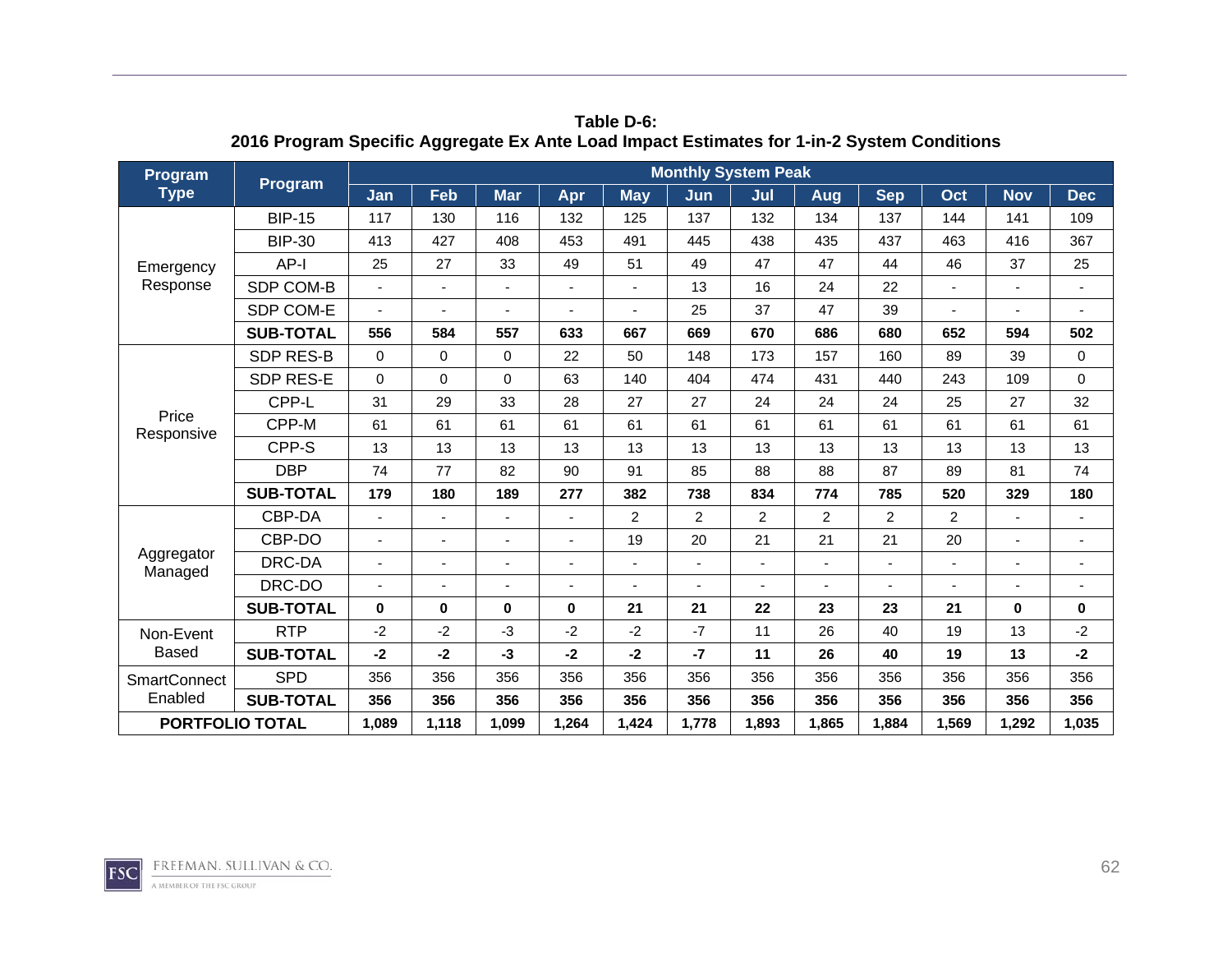**Table D-6:**
**2016 Program Specific Aggregate Ex Ante Load Impact Estimates for 1-in-2 System Conditions**

| Program Type | Program | Monthly System Peak | | | | | | | | | | | |
|---|---|---|---|---|---|---|---|---|---|---|---|---|---|
| | | Jan | Feb | Mar | Apr | May | Jun | Jul | Aug | Sep | Oct | Nov | Dec |
| Emergency Response | BIP-15 | 117 | 130 | 116 | 132 | 125 | 137 | 132 | 134 | 137 | 144 | 141 | 109 |
| | BIP-30 | 413 | 427 | 408 | 453 | 491 | 445 | 438 | 435 | 437 | 463 | 416 | 367 |
| | AP-I | 25 | 27 | 33 | 49 | 51 | 49 | 47 | 47 | 44 | 46 | 37 | 25 |
| | SDP COM-B | - | - | - | - | - | 13 | 16 | 24 | 22 | - | - | - |
| | SDP COM-E | - | - | - | - | - | 25 | 37 | 47 | 39 | - | - | - |
| | **SUB-TOTAL** | **556** | **584** | **557** | **633** | **667** | **669** | **670** | **686** | **680** | **652** | **594** | **502** |
| Price Responsive | SDP RES-B | 0 | 0 | 0 | 22 | 50 | 148 | 173 | 157 | 160 | 89 | 39 | 0 |
| | SDP RES-E | 0 | 0 | 0 | 63 | 140 | 404 | 474 | 431 | 440 | 243 | 109 | 0 |
| | CPP-L | 31 | 29 | 33 | 28 | 27 | 27 | 24 | 24 | 24 | 25 | 27 | 32 |
| | CPP-M | 61 | 61 | 61 | 61 | 61 | 61 | 61 | 61 | 61 | 61 | 61 | 61 |
| | CPP-S | 13 | 13 | 13 | 13 | 13 | 13 | 13 | 13 | 13 | 13 | 13 | 13 |
| | DBP | 74 | 77 | 82 | 90 | 91 | 85 | 88 | 88 | 87 | 89 | 81 | 74 |
| | **SUB-TOTAL** | **179** | **180** | **189** | **277** | **382** | **738** | **834** | **774** | **785** | **520** | **329** | **180** |
| Aggregator Managed | CBP-DA | - | - | - | - | 2 | 2 | 2 | 2 | 2 | 2 | - | - |
| | CBP-DO | - | - | - | - | 19 | 20 | 21 | 21 | 21 | 20 | - | - |
| | DRC-DA | - | - | - | - | - | - | - | - | - | - | - | - |
| | DRC-DO | - | - | - | - | - | - | - | - | - | - | - | - |
| | **SUB-TOTAL** | **0** | **0** | **0** | **0** | **21** | **21** | **22** | **23** | **23** | **21** | **0** | **0** |
| Non-Event Based | RTP | -2 | -2 | -3 | -2 | -2 | -7 | 11 | 26 | 40 | 19 | 13 | -2 |
| | **SUB-TOTAL** | **-2** | **-2** | **-3** | **-2** | **-2** | **-7** | **11** | **26** | **40** | **19** | **13** | **-2** |
| SmartConnect Enabled | SPD | 356 | 356 | 356 | 356 | 356 | 356 | 356 | 356 | 356 | 356 | 356 | 356 |
| | **SUB-TOTAL** | **356** | **356** | **356** | **356** | **356** | **356** | **356** | **356** | **356** | **356** | **356** | **356** |
| **PORTFOLIO TOTAL** | | **1,089** | **1,118** | **1,099** | **1,264** | **1,424** | **1,778** | **1,893** | **1,865** | **1,884** | **1,569** | **1,292** | **1,035** |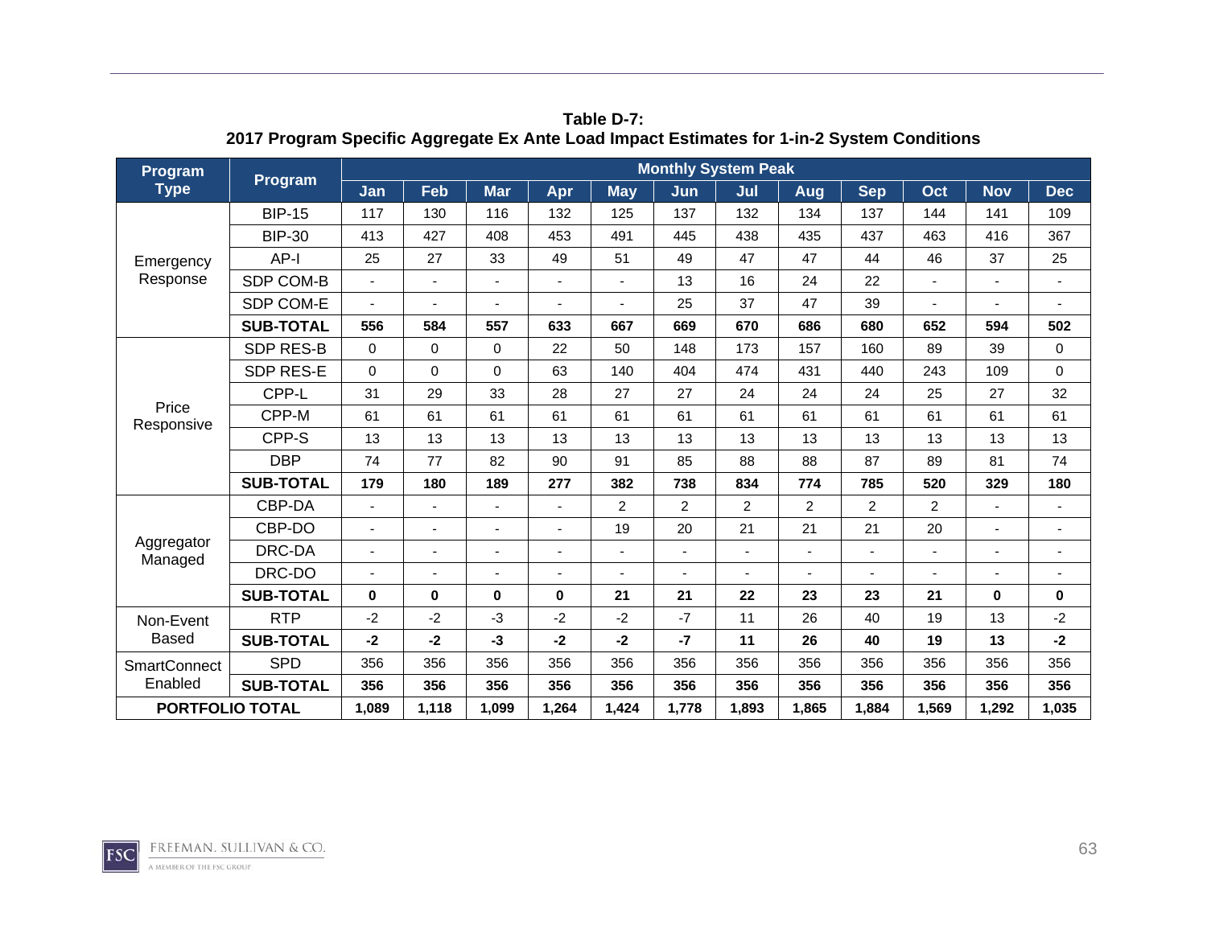**Table D-7:**
**2017 Program Specific Aggregate Ex Ante Load Impact Estimates for 1-in-2 System Conditions**

| Program Type | Program | Monthly System Peak | | | | | | | | | | | |
|---|---|---|---|---|---|---|---|---|---|---|---|---|---|
| | | Jan | Feb | Mar | Apr | May | Jun | Jul | Aug | Sep | Oct | Nov | Dec |
| Emergency Response | BIP-15 | 117 | 130 | 116 | 132 | 125 | 137 | 132 | 134 | 137 | 144 | 141 | 109 |
| | BIP-30 | 413 | 427 | 408 | 453 | 491 | 445 | 438 | 435 | 437 | 463 | 416 | 367 |
| | AP-I | 25 | 27 | 33 | 49 | 51 | 49 | 47 | 47 | 44 | 46 | 37 | 25 |
| | SDP COM-B | - | - | - | - | - | 13 | 16 | 24 | 22 | - | - | - |
| | SDP COM-E | - | - | - | - | - | 25 | 37 | 47 | 39 | - | - | - |
| | **SUB-TOTAL** | **556** | **584** | **557** | **633** | **667** | **669** | **670** | **686** | **680** | **652** | **594** | **502** |
| Price Responsive | SDP RES-B | 0 | 0 | 0 | 22 | 50 | 148 | 173 | 157 | 160 | 89 | 39 | 0 |
| | SDP RES-E | 0 | 0 | 0 | 63 | 140 | 404 | 474 | 431 | 440 | 243 | 109 | 0 |
| | CPP-L | 31 | 29 | 33 | 28 | 27 | 27 | 24 | 24 | 24 | 25 | 27 | 32 |
| | CPP-M | 61 | 61 | 61 | 61 | 61 | 61 | 61 | 61 | 61 | 61 | 61 | 61 |
| | CPP-S | 13 | 13 | 13 | 13 | 13 | 13 | 13 | 13 | 13 | 13 | 13 | 13 |
| | DBP | 74 | 77 | 82 | 90 | 91 | 85 | 88 | 88 | 87 | 89 | 81 | 74 |
| | **SUB-TOTAL** | **179** | **180** | **189** | **277** | **382** | **738** | **834** | **774** | **785** | **520** | **329** | **180** |
| Aggregator Managed | CBP-DA | - | - | - | - | 2 | 2 | 2 | 2 | 2 | 2 | - | - |
| | CBP-DO | - | - | - | - | 19 | 20 | 21 | 21 | 21 | 20 | - | - |
| | DRC-DA | - | - | - | - | - | - | - | - | - | - | - | - |
| | DRC-DO | - | - | - | - | - | - | - | - | - | - | - | - |
| | **SUB-TOTAL** | **0** | **0** | **0** | **0** | **21** | **21** | **22** | **23** | **23** | **21** | **0** | **0** |
| Non-Event Based | RTP | -2 | -2 | -3 | -2 | -2 | -7 | 11 | 26 | 40 | 19 | 13 | -2 |
| | **SUB-TOTAL** | **-2** | **-2** | **-3** | **-2** | **-2** | **-7** | **11** | **26** | **40** | **19** | **13** | **-2** |
| SmartConnect Enabled | SPD | 356 | 356 | 356 | 356 | 356 | 356 | 356 | 356 | 356 | 356 | 356 | 356 |
| | **SUB-TOTAL** | **356** | **356** | **356** | **356** | **356** | **356** | **356** | **356** | **356** | **356** | **356** | **356** |
| **PORTFOLIO TOTAL** | | **1,089** | **1,118** | **1,099** | **1,264** | **1,424** | **1,778** | **1,893** | **1,865** | **1,884** | **1,569** | **1,292** | **1,035** |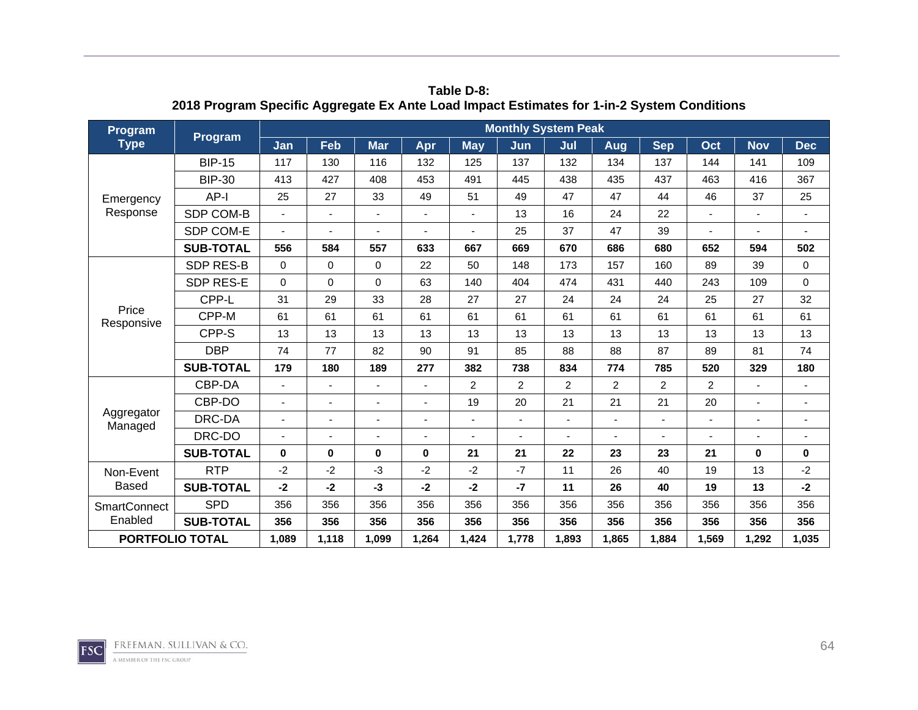**Table D-8:**
**2018 Program Specific Aggregate Ex Ante Load Impact Estimates for 1-in-2 System Conditions**

| Program Type | Program | Monthly System Peak | | | | | | | | | | | |
|---|---|---|---|---|---|---|---|---|---|---|---|---|---|
| | | Jan | Feb | Mar | Apr | May | Jun | Jul | Aug | Sep | Oct | Nov | Dec |
| Emergency Response | BIP-15 | 117 | 130 | 116 | 132 | 125 | 137 | 132 | 134 | 137 | 144 | 141 | 109 |
| | BIP-30 | 413 | 427 | 408 | 453 | 491 | 445 | 438 | 435 | 437 | 463 | 416 | 367 |
| | AP-I | 25 | 27 | 33 | 49 | 51 | 49 | 47 | 47 | 44 | 46 | 37 | 25 |
| | SDP COM-B | - | - | - | - | - | 13 | 16 | 24 | 22 | - | - | - |
| | SDP COM-E | - | - | - | - | - | 25 | 37 | 47 | 39 | - | - | - |
| | **SUB-TOTAL** | **556** | **584** | **557** | **633** | **667** | **669** | **670** | **686** | **680** | **652** | **594** | **502** |
| Price Responsive | SDP RES-B | 0 | 0 | 0 | 22 | 50 | 148 | 173 | 157 | 160 | 89 | 39 | 0 |
| | SDP RES-E | 0 | 0 | 0 | 63 | 140 | 404 | 474 | 431 | 440 | 243 | 109 | 0 |
| | CPP-L | 31 | 29 | 33 | 28 | 27 | 27 | 24 | 24 | 24 | 25 | 27 | 32 |
| | CPP-M | 61 | 61 | 61 | 61 | 61 | 61 | 61 | 61 | 61 | 61 | 61 | 61 |
| | CPP-S | 13 | 13 | 13 | 13 | 13 | 13 | 13 | 13 | 13 | 13 | 13 | 13 |
| | DBP | 74 | 77 | 82 | 90 | 91 | 85 | 88 | 88 | 87 | 89 | 81 | 74 |
| | **SUB-TOTAL** | **179** | **180** | **189** | **277** | **382** | **738** | **834** | **774** | **785** | **520** | **329** | **180** |
| Aggregator Managed | CBP-DA | - | - | - | - | 2 | 2 | 2 | 2 | 2 | 2 | - | - |
| | CBP-DO | - | - | - | - | 19 | 20 | 21 | 21 | 21 | 20 | - | - |
| | DRC-DA | - | - | - | - | - | - | - | - | - | - | - | - |
| | DRC-DO | - | - | - | - | - | - | - | - | - | - | - | - |
| | **SUB-TOTAL** | **0** | **0** | **0** | **0** | **21** | **21** | **22** | **23** | **23** | **21** | **0** | **0** |
| Non-Event Based | RTP | -2 | -2 | -3 | -2 | -2 | -7 | 11 | 26 | 40 | 19 | 13 | -2 |
| | **SUB-TOTAL** | **-2** | **-2** | **-3** | **-2** | **-2** | **-7** | **11** | **26** | **40** | **19** | **13** | **-2** |
| SmartConnect Enabled | SPD | 356 | 356 | 356 | 356 | 356 | 356 | 356 | 356 | 356 | 356 | 356 | 356 |
| | **SUB-TOTAL** | **356** | **356** | **356** | **356** | **356** | **356** | **356** | **356** | **356** | **356** | **356** | **356** |
| **PORTFOLIO TOTAL** | | **1,089** | **1,118** | **1,099** | **1,264** | **1,424** | **1,778** | **1,893** | **1,865** | **1,884** | **1,569** | **1,292** | **1,035** |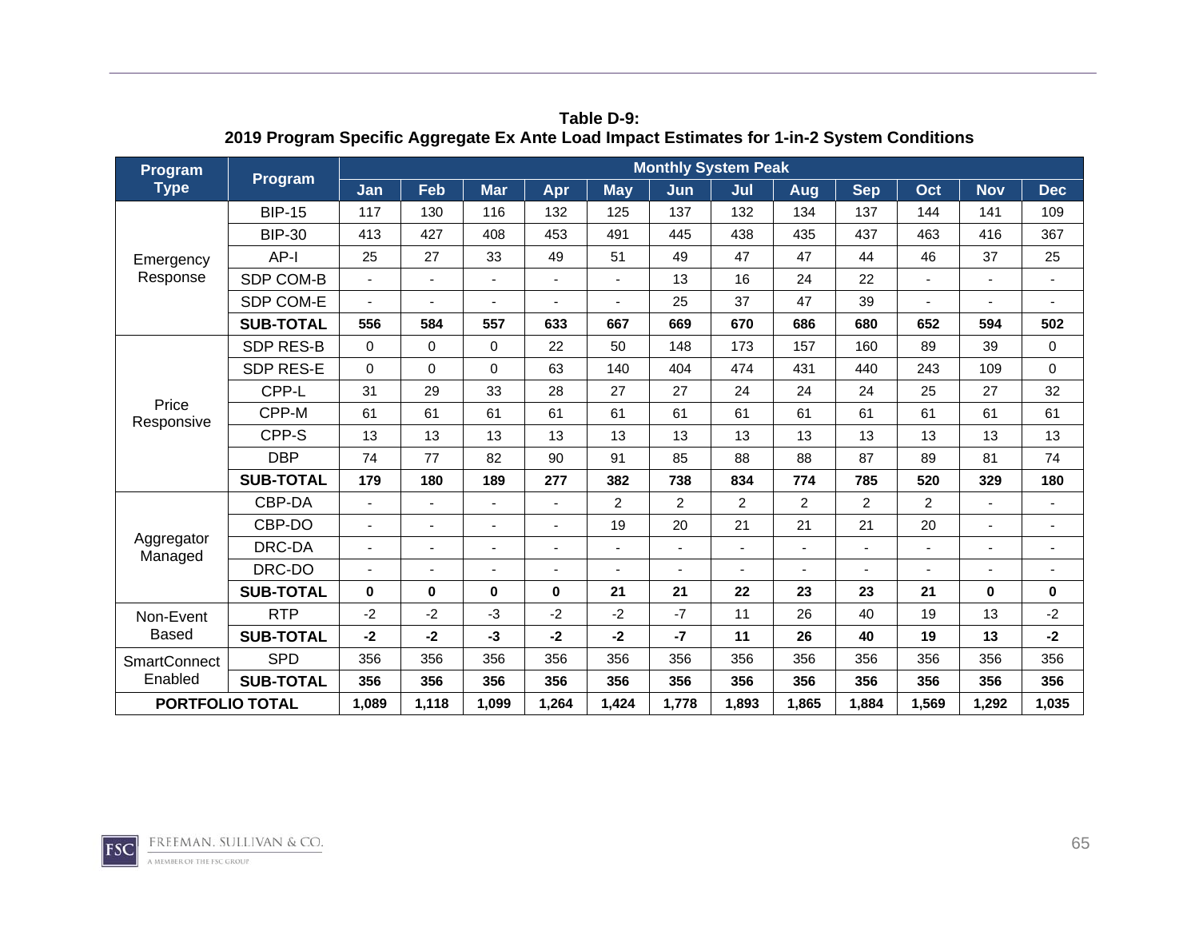**Table D-9:**
**2019 Program Specific Aggregate Ex Ante Load Impact Estimates for 1-in-2 System Conditions**

| Program Type | Program | Monthly System Peak | | | | | | | | | | | |
|---|---|---|---|---|---|---|---|---|---|---|---|---|---|
| | | Jan | Feb | Mar | Apr | May | Jun | Jul | Aug | Sep | Oct | Nov | Dec |
| Emergency Response | BIP-15 | 117 | 130 | 116 | 132 | 125 | 137 | 132 | 134 | 137 | 144 | 141 | 109 |
| | BIP-30 | 413 | 427 | 408 | 453 | 491 | 445 | 438 | 435 | 437 | 463 | 416 | 367 |
| | AP-I | 25 | 27 | 33 | 49 | 51 | 49 | 47 | 47 | 44 | 46 | 37 | 25 |
| | SDP COM-B | - | - | - | - | - | 13 | 16 | 24 | 22 | - | - | - |
| | SDP COM-E | - | - | - | - | - | 25 | 37 | 47 | 39 | - | - | - |
| | **SUB-TOTAL** | **556** | **584** | **557** | **633** | **667** | **669** | **670** | **686** | **680** | **652** | **594** | **502** |
| Price Responsive | SDP RES-B | 0 | 0 | 0 | 22 | 50 | 148 | 173 | 157 | 160 | 89 | 39 | 0 |
| | SDP RES-E | 0 | 0 | 0 | 63 | 140 | 404 | 474 | 431 | 440 | 243 | 109 | 0 |
| | CPP-L | 31 | 29 | 33 | 28 | 27 | 27 | 24 | 24 | 24 | 25 | 27 | 32 |
| | CPP-M | 61 | 61 | 61 | 61 | 61 | 61 | 61 | 61 | 61 | 61 | 61 | 61 |
| | CPP-S | 13 | 13 | 13 | 13 | 13 | 13 | 13 | 13 | 13 | 13 | 13 | 13 |
| | DBP | 74 | 77 | 82 | 90 | 91 | 85 | 88 | 88 | 87 | 89 | 81 | 74 |
| | **SUB-TOTAL** | **179** | **180** | **189** | **277** | **382** | **738** | **834** | **774** | **785** | **520** | **329** | **180** |
| Aggregator Managed | CBP-DA | - | - | - | - | 2 | 2 | 2 | 2 | 2 | 2 | - | - |
| | CBP-DO | - | - | - | - | 19 | 20 | 21 | 21 | 21 | 20 | - | - |
| | DRC-DA | - | - | - | - | - | - | - | - | - | - | - | - |
| | DRC-DO | - | - | - | - | - | - | - | - | - | - | - | - |
| | **SUB-TOTAL** | **0** | **0** | **0** | **0** | **21** | **21** | **22** | **23** | **23** | **21** | **0** | **0** |
| Non-Event Based | RTP | -2 | -2 | -3 | -2 | -2 | -7 | 11 | 26 | 40 | 19 | 13 | -2 |
| | **SUB-TOTAL** | **-2** | **-2** | **-3** | **-2** | **-2** | **-7** | **11** | **26** | **40** | **19** | **13** | **-2** |
| SmartConnect Enabled | SPD | 356 | 356 | 356 | 356 | 356 | 356 | 356 | 356 | 356 | 356 | 356 | 356 |
| | **SUB-TOTAL** | **356** | **356** | **356** | **356** | **356** | **356** | **356** | **356** | **356** | **356** | **356** | **356** |
| **PORTFOLIO TOTAL** | | **1,089** | **1,118** | **1,099** | **1,264** | **1,424** | **1,778** | **1,893** | **1,865** | **1,884** | **1,569** | **1,292** | **1,035** |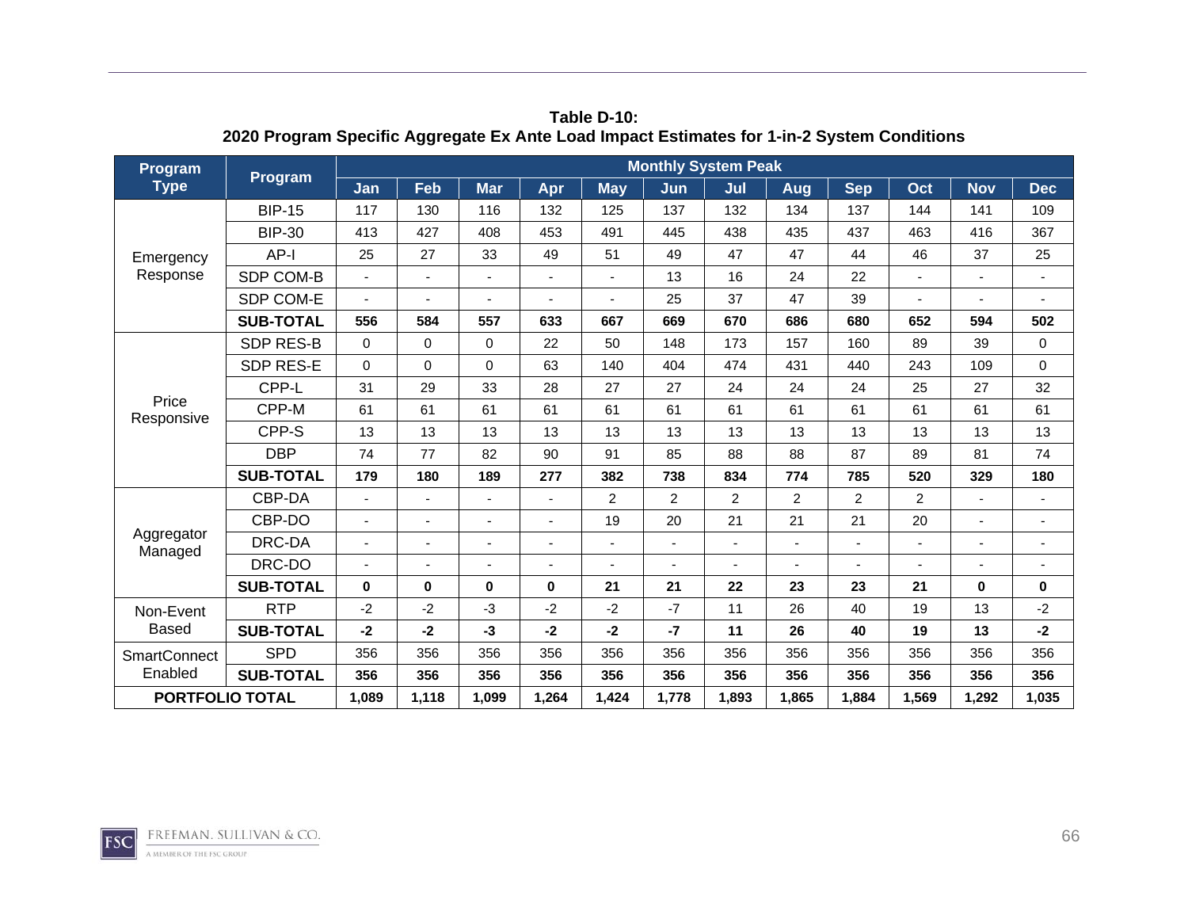**Table D-10:**
**2020 Program Specific Aggregate Ex Ante Load Impact Estimates for 1-in-2 System Conditions**

| Program Type | Program | Monthly System Peak | | | | | | | | | | | |
|---|---|---|---|---|---|---|---|---|---|---|---|---|---|
| | | Jan | Feb | Mar | Apr | May | Jun | Jul | Aug | Sep | Oct | Nov | Dec |
| Emergency Response | BIP-15 | 117 | 130 | 116 | 132 | 125 | 137 | 132 | 134 | 137 | 144 | 141 | 109 |
| | BIP-30 | 413 | 427 | 408 | 453 | 491 | 445 | 438 | 435 | 437 | 463 | 416 | 367 |
| | AP-I | 25 | 27 | 33 | 49 | 51 | 49 | 47 | 47 | 44 | 46 | 37 | 25 |
| | SDP COM-B | - | - | - | - | - | 13 | 16 | 24 | 22 | - | - | - |
| | SDP COM-E | - | - | - | - | - | 25 | 37 | 47 | 39 | - | - | - |
| | **SUB-TOTAL** | **556** | **584** | **557** | **633** | **667** | **669** | **670** | **686** | **680** | **652** | **594** | **502** |
| Price Responsive | SDP RES-B | 0 | 0 | 0 | 22 | 50 | 148 | 173 | 157 | 160 | 89 | 39 | 0 |
| | SDP RES-E | 0 | 0 | 0 | 63 | 140 | 404 | 474 | 431 | 440 | 243 | 109 | 0 |
| | CPP-L | 31 | 29 | 33 | 28 | 27 | 27 | 24 | 24 | 24 | 25 | 27 | 32 |
| | CPP-M | 61 | 61 | 61 | 61 | 61 | 61 | 61 | 61 | 61 | 61 | 61 | 61 |
| | CPP-S | 13 | 13 | 13 | 13 | 13 | 13 | 13 | 13 | 13 | 13 | 13 | 13 |
| | DBP | 74 | 77 | 82 | 90 | 91 | 85 | 88 | 88 | 87 | 89 | 81 | 74 |
| | **SUB-TOTAL** | **179** | **180** | **189** | **277** | **382** | **738** | **834** | **774** | **785** | **520** | **329** | **180** |
| Aggregator Managed | CBP-DA | - | - | - | - | 2 | 2 | 2 | 2 | 2 | 2 | - | - |
| | CBP-DO | - | - | - | - | 19 | 20 | 21 | 21 | 21 | 20 | - | - |
| | DRC-DA | - | - | - | - | - | - | - | - | - | - | - | - |
| | DRC-DO | - | - | - | - | - | - | - | - | - | - | - | - |
| | **SUB-TOTAL** | **0** | **0** | **0** | **0** | **21** | **21** | **22** | **23** | **23** | **21** | **0** | **0** |
| Non-Event Based | RTP | -2 | -2 | -3 | -2 | -2 | -7 | 11 | 26 | 40 | 19 | 13 | -2 |
| | **SUB-TOTAL** | **-2** | **-2** | **-3** | **-2** | **-2** | **-7** | **11** | **26** | **40** | **19** | **13** | **-2** |
| SmartConnect Enabled | SPD | 356 | 356 | 356 | 356 | 356 | 356 | 356 | 356 | 356 | 356 | 356 | 356 |
| | **SUB-TOTAL** | **356** | **356** | **356** | **356** | **356** | **356** | **356** | **356** | **356** | **356** | **356** | **356** |
| **PORTFOLIO TOTAL** | | **1,089** | **1,118** | **1,099** | **1,264** | **1,424** | **1,778** | **1,893** | **1,865** | **1,884** | **1,569** | **1,292** | **1,035** |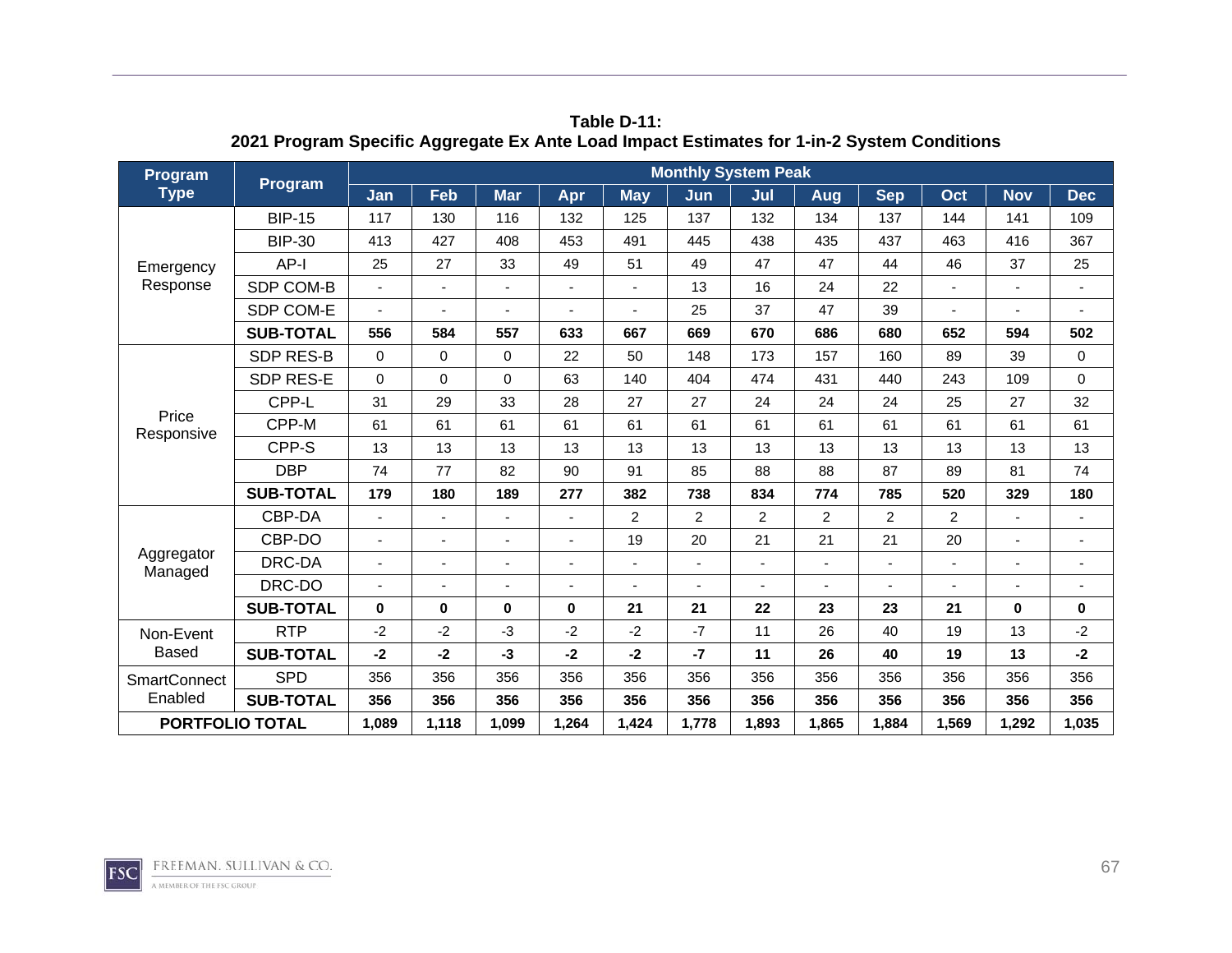**Table D-11:**
**2021 Program Specific Aggregate Ex Ante Load Impact Estimates for 1-in-2 System Conditions**

| Program Type | Program | Monthly System Peak | | | | | | | | | | | |
|---|---|---|---|---|---|---|---|---|---|---|---|---|---|
| | | Jan | Feb | Mar | Apr | May | Jun | Jul | Aug | Sep | Oct | Nov | Dec |
| Emergency Response | BIP-15 | 117 | 130 | 116 | 132 | 125 | 137 | 132 | 134 | 137 | 144 | 141 | 109 |
| | BIP-30 | 413 | 427 | 408 | 453 | 491 | 445 | 438 | 435 | 437 | 463 | 416 | 367 |
| | AP-I | 25 | 27 | 33 | 49 | 51 | 49 | 47 | 47 | 44 | 46 | 37 | 25 |
| | SDP COM-B | - | - | - | - | - | 13 | 16 | 24 | 22 | - | - | - |
| | SDP COM-E | - | - | - | - | - | 25 | 37 | 47 | 39 | - | - | - |
| | **SUB-TOTAL** | **556** | **584** | **557** | **633** | **667** | **669** | **670** | **686** | **680** | **652** | **594** | **502** |
| Price Responsive | SDP RES-B | 0 | 0 | 0 | 22 | 50 | 148 | 173 | 157 | 160 | 89 | 39 | 0 |
| | SDP RES-E | 0 | 0 | 0 | 63 | 140 | 404 | 474 | 431 | 440 | 243 | 109 | 0 |
| | CPP-L | 31 | 29 | 33 | 28 | 27 | 27 | 24 | 24 | 24 | 25 | 27 | 32 |
| | CPP-M | 61 | 61 | 61 | 61 | 61 | 61 | 61 | 61 | 61 | 61 | 61 | 61 |
| | CPP-S | 13 | 13 | 13 | 13 | 13 | 13 | 13 | 13 | 13 | 13 | 13 | 13 |
| | DBP | 74 | 77 | 82 | 90 | 91 | 85 | 88 | 88 | 87 | 89 | 81 | 74 |
| | **SUB-TOTAL** | **179** | **180** | **189** | **277** | **382** | **738** | **834** | **774** | **785** | **520** | **329** | **180** |
| Aggregator Managed | CBP-DA | - | - | - | - | 2 | 2 | 2 | 2 | 2 | 2 | - | - |
| | CBP-DO | - | - | - | - | 19 | 20 | 21 | 21 | 21 | 20 | - | - |
| | DRC-DA | - | - | - | - | - | - | - | - | - | - | - | - |
| | DRC-DO | - | - | - | - | - | - | - | - | - | - | - | - |
| | **SUB-TOTAL** | **0** | **0** | **0** | **0** | **21** | **21** | **22** | **23** | **23** | **21** | **0** | **0** |
| Non-Event Based | RTP | -2 | -2 | -3 | -2 | -2 | -7 | 11 | 26 | 40 | 19 | 13 | -2 |
| | **SUB-TOTAL** | **-2** | **-2** | **-3** | **-2** | **-2** | **-7** | **11** | **26** | **40** | **19** | **13** | **-2** |
| SmartConnect Enabled | SPD | 356 | 356 | 356 | 356 | 356 | 356 | 356 | 356 | 356 | 356 | 356 | 356 |
| | **SUB-TOTAL** | **356** | **356** | **356** | **356** | **356** | **356** | **356** | **356** | **356** | **356** | **356** | **356** |
| **PORTFOLIO TOTAL** | | **1,089** | **1,118** | **1,099** | **1,264** | **1,424** | **1,778** | **1,893** | **1,865** | **1,884** | **1,569** | **1,292** | **1,035** |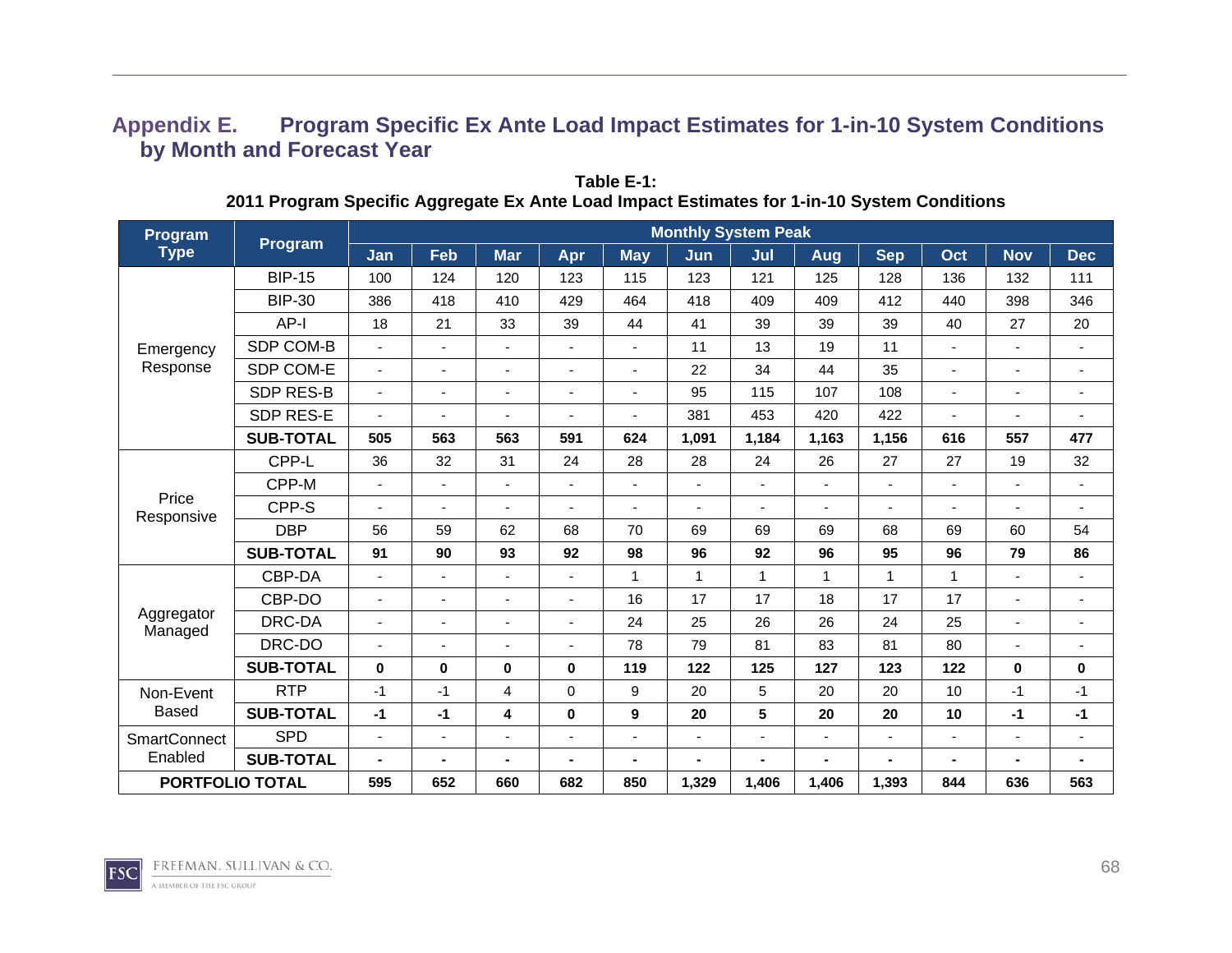## Appendix E. Program Specific Ex Ante Load Impact Estimates for 1-in-10 System Conditions by Month and Forecast Year

**Table E-1:**
**2011 Program Specific Aggregate Ex Ante Load Impact Estimates for 1-in-10 System Conditions**

| Program Type | Program | Monthly System Peak | | | | | | | | | | | |
|---|---|---|---|---|---|---|---|---|---|---|---|---|---|
| | | Jan | Feb | Mar | Apr | May | Jun | Jul | Aug | Sep | Oct | Nov | Dec |
| Emergency Response | BIP-15 | 100 | 124 | 120 | 123 | 115 | 123 | 121 | 125 | 128 | 136 | 132 | 111 |
| | BIP-30 | 386 | 418 | 410 | 429 | 464 | 418 | 409 | 409 | 412 | 440 | 398 | 346 |
| | AP-I | 18 | 21 | 33 | 39 | 44 | 41 | 39 | 39 | 39 | 40 | 27 | 20 |
| | SDP COM-B | - | - | - | - | - | 11 | 13 | 19 | 11 | - | - | - |
| | SDP COM-E | - | - | - | - | - | 22 | 34 | 44 | 35 | - | - | - |
| | SDP RES-B | - | - | - | - | - | 95 | 115 | 107 | 108 | - | - | - |
| | SDP RES-E | - | - | - | - | - | 381 | 453 | 420 | 422 | - | - | - |
| | **SUB-TOTAL** | **505** | **563** | **563** | **591** | **624** | **1,091** | **1,184** | **1,163** | **1,156** | **616** | **557** | **477** |
| Price Responsive | CPP-L | 36 | 32 | 31 | 24 | 28 | 28 | 24 | 26 | 27 | 27 | 19 | 32 |
| | CPP-M | - | - | - | - | - | - | - | - | - | - | - | - |
| | CPP-S | - | - | - | - | - | - | - | - | - | - | - | - |
| | DBP | 56 | 59 | 62 | 68 | 70 | 69 | 69 | 69 | 68 | 69 | 60 | 54 |
| | **SUB-TOTAL** | **91** | **90** | **93** | **92** | **98** | **96** | **92** | **96** | **95** | **96** | **79** | **86** |
| Aggregator Managed | CBP-DA | - | - | - | - | 1 | 1 | 1 | 1 | 1 | 1 | - | - |
| | CBP-DO | - | - | - | - | 16 | 17 | 17 | 18 | 17 | 17 | - | - |
| | DRC-DA | - | - | - | - | 24 | 25 | 26 | 26 | 24 | 25 | - | - |
| | DRC-DO | - | - | - | - | 78 | 79 | 81 | 83 | 81 | 80 | - | - |
| | **SUB-TOTAL** | **0** | **0** | **0** | **0** | **119** | **122** | **125** | **127** | **123** | **122** | **0** | **0** |
| Non-Event Based | RTP | -1 | -1 | 4 | 0 | 9 | 20 | 5 | 20 | 20 | 10 | -1 | -1 |
| | **SUB-TOTAL** | **-1** | **-1** | **4** | **0** | **9** | **20** | **5** | **20** | **20** | **10** | **-1** | **-1** |
| SmartConnect Enabled | SPD | - | - | - | - | - | - | - | - | - | - | - | - |
| | **SUB-TOTAL** | **-** | **-** | **-** | **-** | **-** | **-** | **-** | **-** | **-** | **-** | **-** | **-** |
| **PORTFOLIO TOTAL** | | **595** | **652** | **660** | **682** | **850** | **1,329** | **1,406** | **1,406** | **1,393** | **844** | **636** | **563** |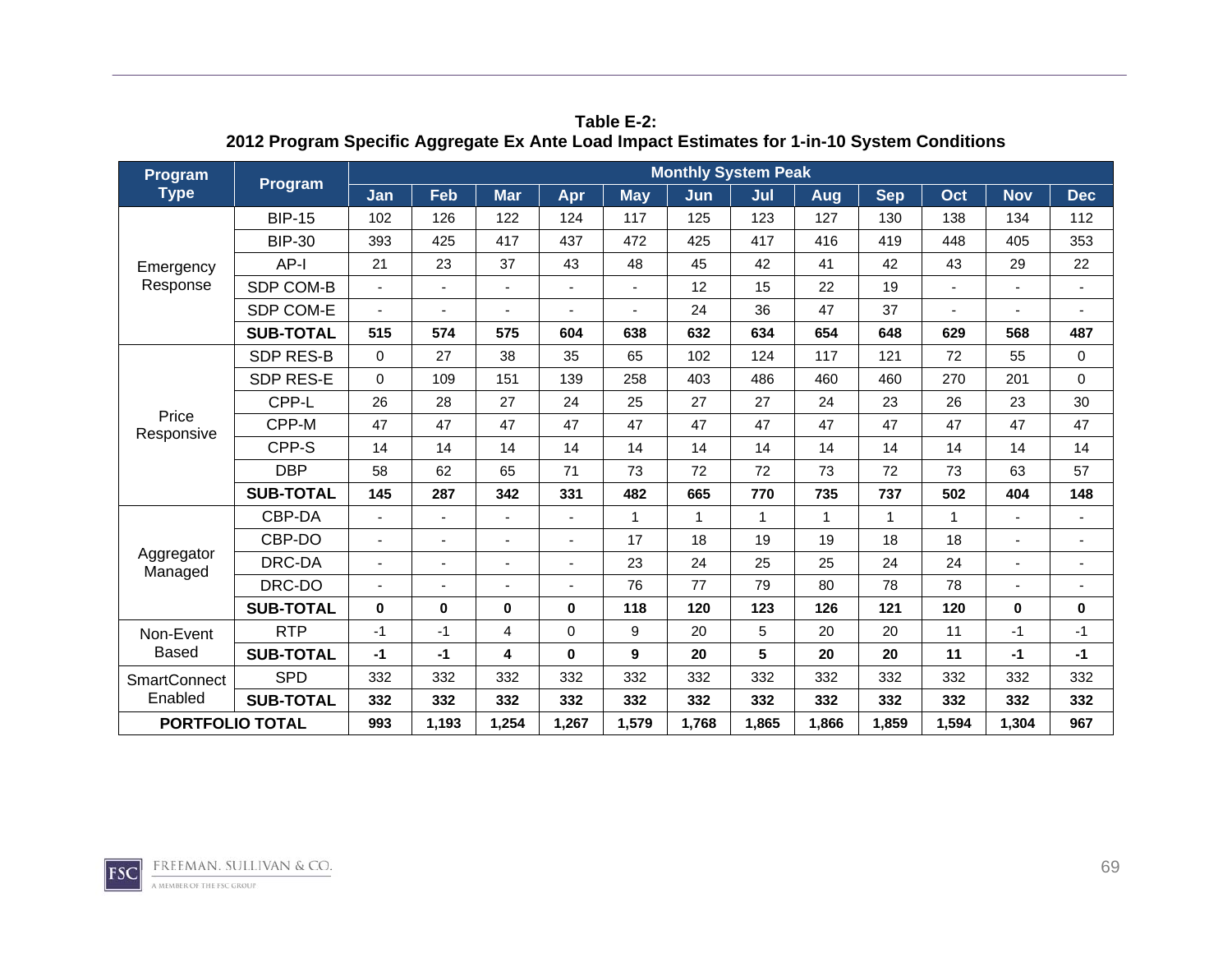**Table E-2:
2012 Program Specific Aggregate Ex Ante Load Impact Estimates for 1-in-10 System Conditions**

| Program Type | Program | Monthly System Peak | | | | | | | | | | | |
|---|---|---|---|---|---|---|---|---|---|---|---|---|---|
| | | Jan | Feb | Mar | Apr | May | Jun | Jul | Aug | Sep | Oct | Nov | Dec |
| Emergency Response | BIP-15 | 102 | 126 | 122 | 124 | 117 | 125 | 123 | 127 | 130 | 138 | 134 | 112 |
| | BIP-30 | 393 | 425 | 417 | 437 | 472 | 425 | 417 | 416 | 419 | 448 | 405 | 353 |
| | AP-I | 21 | 23 | 37 | 43 | 48 | 45 | 42 | 41 | 42 | 43 | 29 | 22 |
| | SDP COM-B | - | - | - | - | - | 12 | 15 | 22 | 19 | - | - | - |
| | SDP COM-E | - | - | - | - | - | 24 | 36 | 47 | 37 | - | - | - |
| | **SUB-TOTAL** | **515** | **574** | **575** | **604** | **638** | **632** | **634** | **654** | **648** | **629** | **568** | **487** |
| Price Responsive | SDP RES-B | 0 | 27 | 38 | 35 | 65 | 102 | 124 | 117 | 121 | 72 | 55 | 0 |
| | SDP RES-E | 0 | 109 | 151 | 139 | 258 | 403 | 486 | 460 | 460 | 270 | 201 | 0 |
| | CPP-L | 26 | 28 | 27 | 24 | 25 | 27 | 27 | 24 | 23 | 26 | 23 | 30 |
| | CPP-M | 47 | 47 | 47 | 47 | 47 | 47 | 47 | 47 | 47 | 47 | 47 | 47 |
| | CPP-S | 14 | 14 | 14 | 14 | 14 | 14 | 14 | 14 | 14 | 14 | 14 | 14 |
| | DBP | 58 | 62 | 65 | 71 | 73 | 72 | 72 | 73 | 72 | 73 | 63 | 57 |
| | **SUB-TOTAL** | **145** | **287** | **342** | **331** | **482** | **665** | **770** | **735** | **737** | **502** | **404** | **148** |
| Aggregator Managed | CBP-DA | - | - | - | - | 1 | 1 | 1 | 1 | 1 | 1 | - | - |
| | CBP-DO | - | - | - | - | 17 | 18 | 19 | 19 | 18 | 18 | - | - |
| | DRC-DA | - | - | - | - | 23 | 24 | 25 | 25 | 24 | 24 | - | - |
| | DRC-DO | - | - | - | - | 76 | 77 | 79 | 80 | 78 | 78 | - | - |
| | **SUB-TOTAL** | **0** | **0** | **0** | **0** | **118** | **120** | **123** | **126** | **121** | **120** | **0** | **0** |
| Non-Event Based | RTP | -1 | -1 | 4 | 0 | 9 | 20 | 5 | 20 | 20 | 11 | -1 | -1 |
| | **SUB-TOTAL** | **-1** | **-1** | **4** | **0** | **9** | **20** | **5** | **20** | **20** | **11** | **-1** | **-1** |
| SmartConnect Enabled | SPD | 332 | 332 | 332 | 332 | 332 | 332 | 332 | 332 | 332 | 332 | 332 | 332 |
| | **SUB-TOTAL** | **332** | **332** | **332** | **332** | **332** | **332** | **332** | **332** | **332** | **332** | **332** | **332** |
| **PORTFOLIO TOTAL** | | **993** | **1,193** | **1,254** | **1,267** | **1,579** | **1,768** | **1,865** | **1,866** | **1,859** | **1,594** | **1,304** | **967** |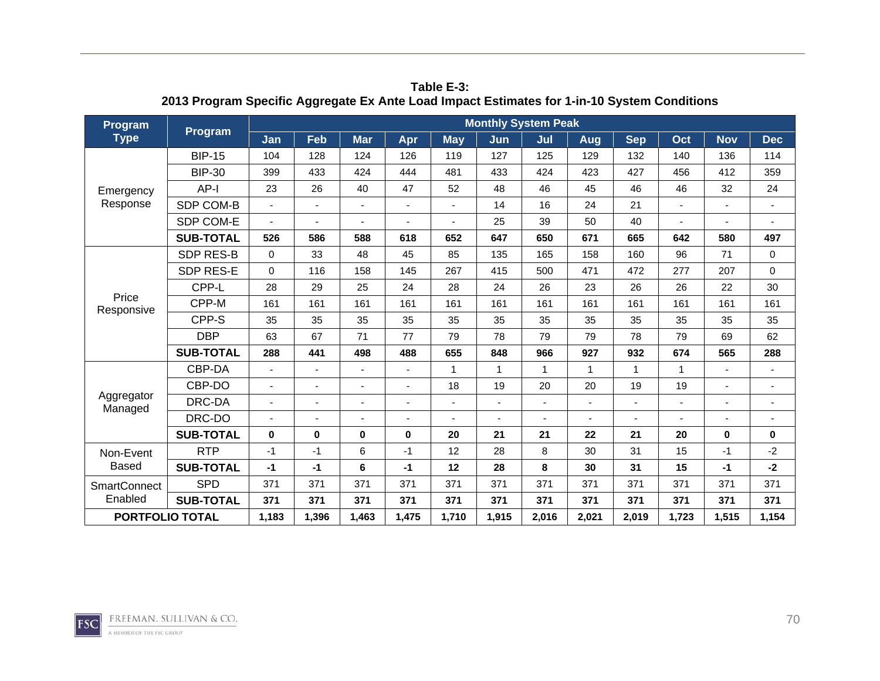**Table E-3:**
**2013 Program Specific Aggregate Ex Ante Load Impact Estimates for 1-in-10 System Conditions**

| Program Type | Program | Monthly System Peak | | | | | | | | | | | |
|---|---|---|---|---|---|---|---|---|---|---|---|---|---|
| | | Jan | Feb | Mar | Apr | May | Jun | Jul | Aug | Sep | Oct | Nov | Dec |
| Emergency Response | BIP-15 | 104 | 128 | 124 | 126 | 119 | 127 | 125 | 129 | 132 | 140 | 136 | 114 |
| | BIP-30 | 399 | 433 | 424 | 444 | 481 | 433 | 424 | 423 | 427 | 456 | 412 | 359 |
| | AP-I | 23 | 26 | 40 | 47 | 52 | 48 | 46 | 45 | 46 | 46 | 32 | 24 |
| | SDP COM-B | - | - | - | - | - | 14 | 16 | 24 | 21 | - | - | - |
| | SDP COM-E | - | - | - | - | - | 25 | 39 | 50 | 40 | - | - | - |
| | **SUB-TOTAL** | **526** | **586** | **588** | **618** | **652** | **647** | **650** | **671** | **665** | **642** | **580** | **497** |
| Price Responsive | SDP RES-B | 0 | 33 | 48 | 45 | 85 | 135 | 165 | 158 | 160 | 96 | 71 | 0 |
| | SDP RES-E | 0 | 116 | 158 | 145 | 267 | 415 | 500 | 471 | 472 | 277 | 207 | 0 |
| | CPP-L | 28 | 29 | 25 | 24 | 28 | 24 | 26 | 23 | 26 | 26 | 22 | 30 |
| | CPP-M | 161 | 161 | 161 | 161 | 161 | 161 | 161 | 161 | 161 | 161 | 161 | 161 |
| | CPP-S | 35 | 35 | 35 | 35 | 35 | 35 | 35 | 35 | 35 | 35 | 35 | 35 |
| | DBP | 63 | 67 | 71 | 77 | 79 | 78 | 79 | 79 | 78 | 79 | 69 | 62 |
| | **SUB-TOTAL** | **288** | **441** | **498** | **488** | **655** | **848** | **966** | **927** | **932** | **674** | **565** | **288** |
| Aggregator Managed | CBP-DA | - | - | - | - | 1 | 1 | 1 | 1 | 1 | 1 | - | - |
| | CBP-DO | - | - | - | - | 18 | 19 | 20 | 20 | 19 | 19 | - | - |
| | DRC-DA | - | - | - | - | - | - | - | - | - | - | - | - |
| | DRC-DO | - | - | - | - | - | - | - | - | - | - | - | - |
| | **SUB-TOTAL** | **0** | **0** | **0** | **0** | **20** | **21** | **21** | **22** | **21** | **20** | **0** | **0** |
| Non-Event Based | RTP | -1 | -1 | 6 | -1 | 12 | 28 | 8 | 30 | 31 | 15 | -1 | -2 |
| | **SUB-TOTAL** | **-1** | **-1** | **6** | **-1** | **12** | **28** | **8** | **30** | **31** | **15** | **-1** | **-2** |
| SmartConnect Enabled | SPD | 371 | 371 | 371 | 371 | 371 | 371 | 371 | 371 | 371 | 371 | 371 | 371 |
| | **SUB-TOTAL** | **371** | **371** | **371** | **371** | **371** | **371** | **371** | **371** | **371** | **371** | **371** | **371** |
| **PORTFOLIO TOTAL** | | **1,183** | **1,396** | **1,463** | **1,475** | **1,710** | **1,915** | **2,016** | **2,021** | **2,019** | **1,723** | **1,515** | **1,154** |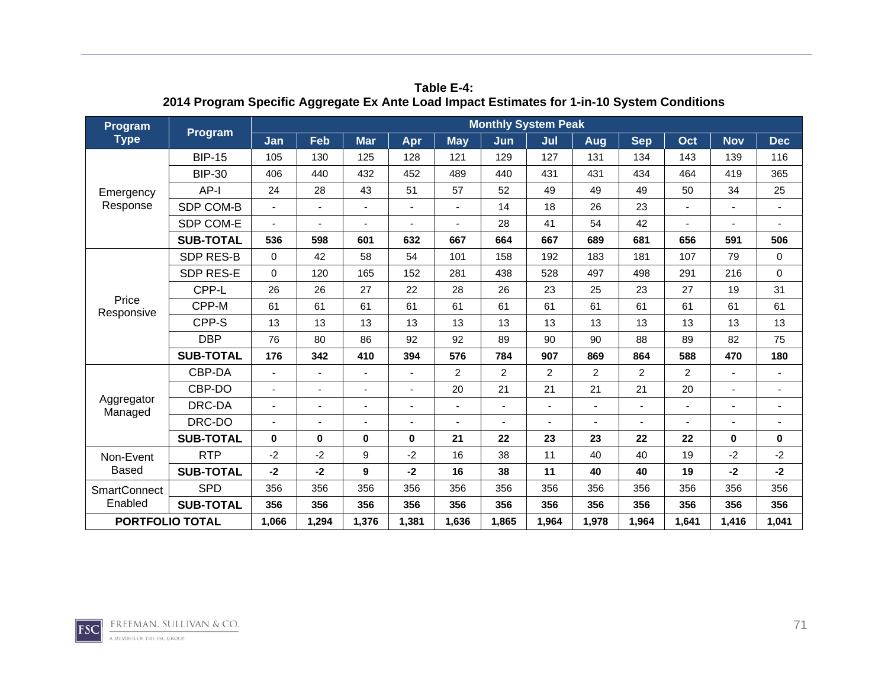**Table E-4:**
**2014 Program Specific Aggregate Ex Ante Load Impact Estimates for 1-in-10 System Conditions**

| Program Type | Program | Monthly System Peak | | | | | | | | | | | |
|---|---|---|---|---|---|---|---|---|---|---|---|---|---|
| | | Jan | Feb | Mar | Apr | May | Jun | Jul | Aug | Sep | Oct | Nov | Dec |
| Emergency Response | BIP-15 | 105 | 130 | 125 | 128 | 121 | 129 | 127 | 131 | 134 | 143 | 139 | 116 |
| | BIP-30 | 406 | 440 | 432 | 452 | 489 | 440 | 431 | 431 | 434 | 464 | 419 | 365 |
| | AP-I | 24 | 28 | 43 | 51 | 57 | 52 | 49 | 49 | 49 | 50 | 34 | 25 |
| | SDP COM-B | - | - | - | - | - | 14 | 18 | 26 | 23 | - | - | - |
| | SDP COM-E | - | - | - | - | - | 28 | 41 | 54 | 42 | - | - | - |
| | **SUB-TOTAL** | **536** | **598** | **601** | **632** | **667** | **664** | **667** | **689** | **681** | **656** | **591** | **506** |
| Price Responsive | SDP RES-B | 0 | 42 | 58 | 54 | 101 | 158 | 192 | 183 | 181 | 107 | 79 | 0 |
| | SDP RES-E | 0 | 120 | 165 | 152 | 281 | 438 | 528 | 497 | 498 | 291 | 216 | 0 |
| | CPP-L | 26 | 26 | 27 | 22 | 28 | 26 | 23 | 25 | 23 | 27 | 19 | 31 |
| | CPP-M | 61 | 61 | 61 | 61 | 61 | 61 | 61 | 61 | 61 | 61 | 61 | 61 |
| | CPP-S | 13 | 13 | 13 | 13 | 13 | 13 | 13 | 13 | 13 | 13 | 13 | 13 |
| | DBP | 76 | 80 | 86 | 92 | 92 | 89 | 90 | 90 | 88 | 89 | 82 | 75 |
| | **SUB-TOTAL** | **176** | **342** | **410** | **394** | **576** | **784** | **907** | **869** | **864** | **588** | **470** | **180** |
| Aggregator Managed | CBP-DA | - | - | - | - | 2 | 2 | 2 | 2 | 2 | 2 | - | - |
| | CBP-DO | - | - | - | - | 20 | 21 | 21 | 21 | 21 | 20 | - | - |
| | DRC-DA | - | - | - | - | - | - | - | - | - | - | - | - |
| | DRC-DO | - | - | - | - | - | - | - | - | - | - | - | - |
| | **SUB-TOTAL** | **0** | **0** | **0** | **0** | **21** | **22** | **23** | **23** | **22** | **22** | **0** | **0** |
| Non-Event Based | RTP | -2 | -2 | 9 | -2 | 16 | 38 | 11 | 40 | 40 | 19 | -2 | -2 |
| | **SUB-TOTAL** | **-2** | **-2** | **9** | **-2** | **16** | **38** | **11** | **40** | **40** | **19** | **-2** | **-2** |
| SmartConnect Enabled | SPD | 356 | 356 | 356 | 356 | 356 | 356 | 356 | 356 | 356 | 356 | 356 | 356 |
| | **SUB-TOTAL** | **356** | **356** | **356** | **356** | **356** | **356** | **356** | **356** | **356** | **356** | **356** | **356** |
| **PORTFOLIO TOTAL** | | **1,066** | **1,294** | **1,376** | **1,381** | **1,636** | **1,865** | **1,964** | **1,978** | **1,964** | **1,641** | **1,416** | **1,041** |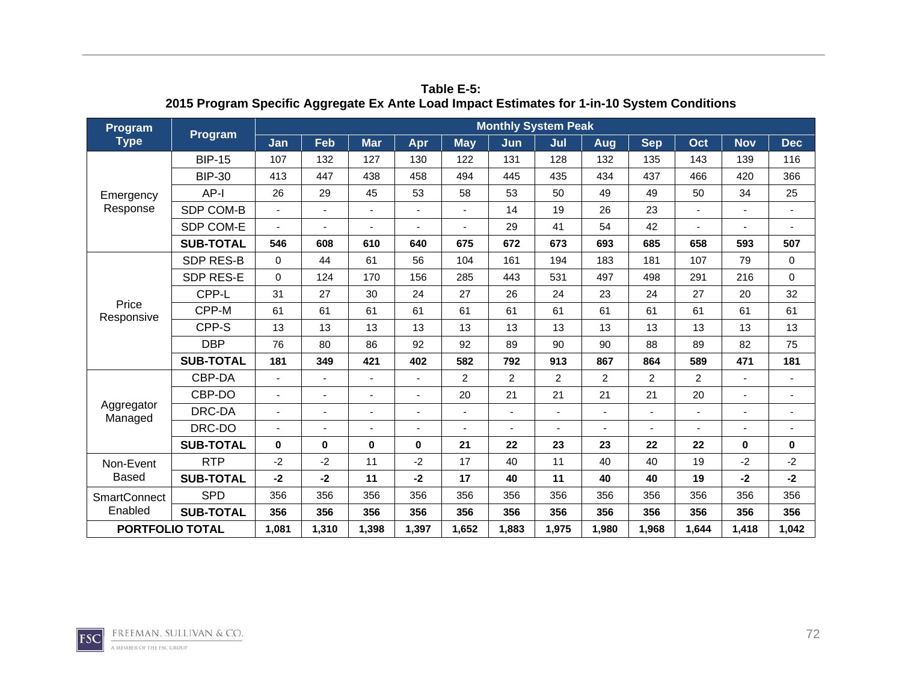**Table E-5:**
**2015 Program Specific Aggregate Ex Ante Load Impact Estimates for 1-in-10 System Conditions**

| Program Type | Program | Monthly System Peak | | | | | | | | | | | |
|---|---|---|---|---|---|---|---|---|---|---|---|---|---|
| | | Jan | Feb | Mar | Apr | May | Jun | Jul | Aug | Sep | Oct | Nov | Dec |
| Emergency Response | BIP-15 | 107 | 132 | 127 | 130 | 122 | 131 | 128 | 132 | 135 | 143 | 139 | 116 |
| | BIP-30 | 413 | 447 | 438 | 458 | 494 | 445 | 435 | 434 | 437 | 466 | 420 | 366 |
| | AP-I | 26 | 29 | 45 | 53 | 58 | 53 | 50 | 49 | 49 | 50 | 34 | 25 |
| | SDP COM-B | - | - | - | - | - | 14 | 19 | 26 | 23 | - | - | - |
| | SDP COM-E | - | - | - | - | - | 29 | 41 | 54 | 42 | - | - | - |
| | **SUB-TOTAL** | **546** | **608** | **610** | **640** | **675** | **672** | **673** | **693** | **685** | **658** | **593** | **507** |
| Price Responsive | SDP RES-B | 0 | 44 | 61 | 56 | 104 | 161 | 194 | 183 | 181 | 107 | 79 | 0 |
| | SDP RES-E | 0 | 124 | 170 | 156 | 285 | 443 | 531 | 497 | 498 | 291 | 216 | 0 |
| | CPP-L | 31 | 27 | 30 | 24 | 27 | 26 | 24 | 23 | 24 | 27 | 20 | 32 |
| | CPP-M | 61 | 61 | 61 | 61 | 61 | 61 | 61 | 61 | 61 | 61 | 61 | 61 |
| | CPP-S | 13 | 13 | 13 | 13 | 13 | 13 | 13 | 13 | 13 | 13 | 13 | 13 |
| | DBP | 76 | 80 | 86 | 92 | 92 | 89 | 90 | 90 | 88 | 89 | 82 | 75 |
| | **SUB-TOTAL** | **181** | **349** | **421** | **402** | **582** | **792** | **913** | **867** | **864** | **589** | **471** | **181** |
| Aggregator Managed | CBP-DA | - | - | - | - | 2 | 2 | 2 | 2 | 2 | 2 | - | - |
| | CBP-DO | - | - | - | - | 20 | 21 | 21 | 21 | 21 | 20 | - | - |
| | DRC-DA | - | - | - | - | - | - | - | - | - | - | - | - |
| | DRC-DO | - | - | - | - | - | - | - | - | - | - | - | - |
| | **SUB-TOTAL** | **0** | **0** | **0** | **0** | **21** | **22** | **23** | **23** | **22** | **22** | **0** | **0** |
| Non-Event Based | RTP | -2 | -2 | 11 | -2 | 17 | 40 | 11 | 40 | 40 | 19 | -2 | -2 |
| | **SUB-TOTAL** | **-2** | **-2** | **11** | **-2** | **17** | **40** | **11** | **40** | **40** | **19** | **-2** | **-2** |
| SmartConnect Enabled | SPD | 356 | 356 | 356 | 356 | 356 | 356 | 356 | 356 | 356 | 356 | 356 | 356 |
| | **SUB-TOTAL** | **356** | **356** | **356** | **356** | **356** | **356** | **356** | **356** | **356** | **356** | **356** | **356** |
| **PORTFOLIO TOTAL** | | **1,081** | **1,310** | **1,398** | **1,397** | **1,652** | **1,883** | **1,975** | **1,980** | **1,968** | **1,644** | **1,418** | **1,042** |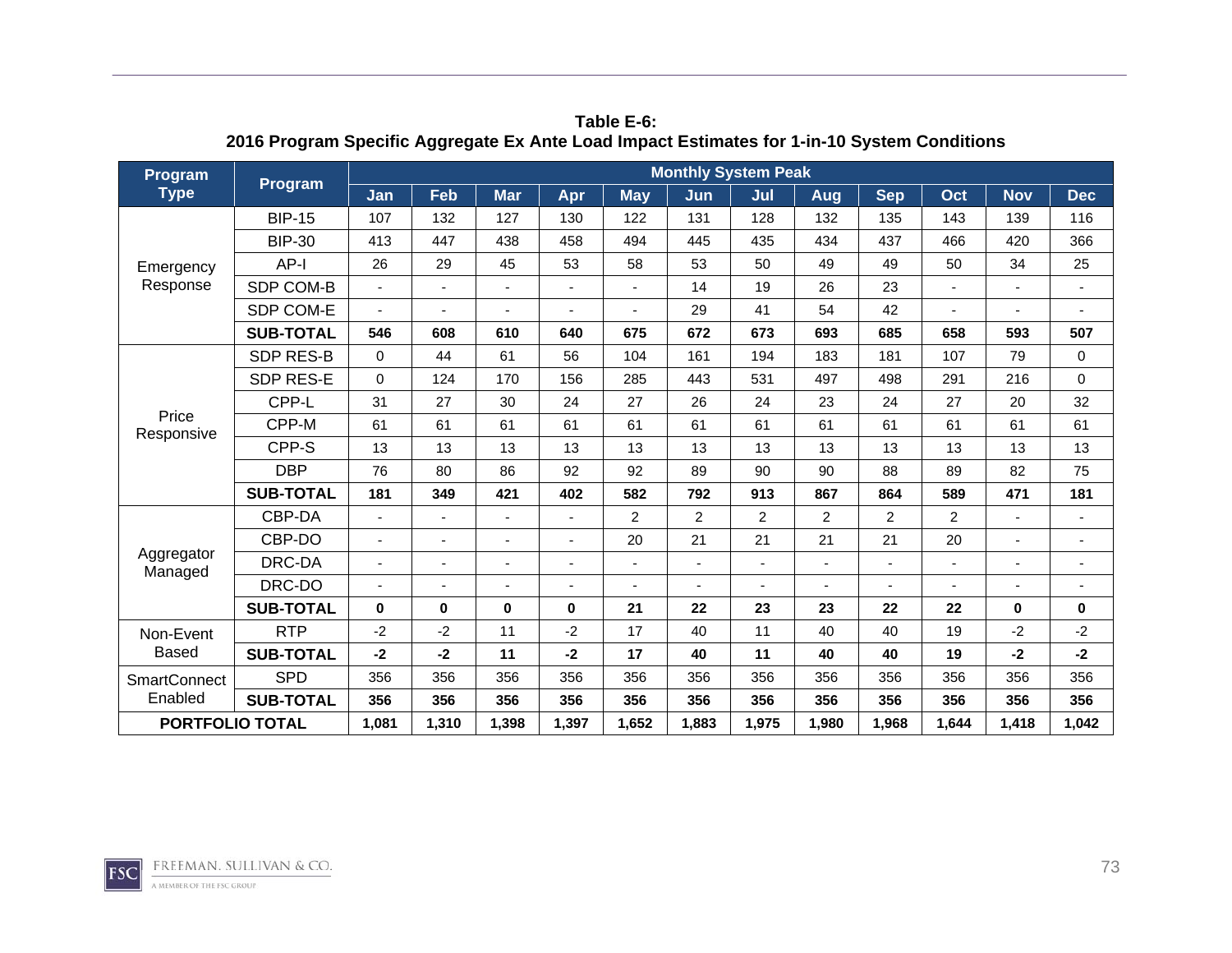**Table E-6:**
**2016 Program Specific Aggregate Ex Ante Load Impact Estimates for 1-in-10 System Conditions**

| Program Type | Program | Monthly System Peak | | | | | | | | | | | |
|---|---|---|---|---|---|---|---|---|---|---|---|---|---|
| | | Jan | Feb | Mar | Apr | May | Jun | Jul | Aug | Sep | Oct | Nov | Dec |
| Emergency Response | BIP-15 | 107 | 132 | 127 | 130 | 122 | 131 | 128 | 132 | 135 | 143 | 139 | 116 |
| | BIP-30 | 413 | 447 | 438 | 458 | 494 | 445 | 435 | 434 | 437 | 466 | 420 | 366 |
| | AP-I | 26 | 29 | 45 | 53 | 58 | 53 | 50 | 49 | 49 | 50 | 34 | 25 |
| | SDP COM-B | - | - | - | - | - | 14 | 19 | 26 | 23 | - | - | - |
| | SDP COM-E | - | - | - | - | - | 29 | 41 | 54 | 42 | - | - | - |
| | **SUB-TOTAL** | **546** | **608** | **610** | **640** | **675** | **672** | **673** | **693** | **685** | **658** | **593** | **507** |
| Price Responsive | SDP RES-B | 0 | 44 | 61 | 56 | 104 | 161 | 194 | 183 | 181 | 107 | 79 | 0 |
| | SDP RES-E | 0 | 124 | 170 | 156 | 285 | 443 | 531 | 497 | 498 | 291 | 216 | 0 |
| | CPP-L | 31 | 27 | 30 | 24 | 27 | 26 | 24 | 23 | 24 | 27 | 20 | 32 |
| | CPP-M | 61 | 61 | 61 | 61 | 61 | 61 | 61 | 61 | 61 | 61 | 61 | 61 |
| | CPP-S | 13 | 13 | 13 | 13 | 13 | 13 | 13 | 13 | 13 | 13 | 13 | 13 |
| | DBP | 76 | 80 | 86 | 92 | 92 | 89 | 90 | 90 | 88 | 89 | 82 | 75 |
| | **SUB-TOTAL** | **181** | **349** | **421** | **402** | **582** | **792** | **913** | **867** | **864** | **589** | **471** | **181** |
| Aggregator Managed | CBP-DA | - | - | - | - | 2 | 2 | 2 | 2 | 2 | 2 | - | - |
| | CBP-DO | - | - | - | - | 20 | 21 | 21 | 21 | 21 | 20 | - | - |
| | DRC-DA | - | - | - | - | - | - | - | - | - | - | - | - |
| | DRC-DO | - | - | - | - | - | - | - | - | - | - | - | - |
| | **SUB-TOTAL** | **0** | **0** | **0** | **0** | **21** | **22** | **23** | **23** | **22** | **22** | **0** | **0** |
| Non-Event Based | RTP | -2 | -2 | 11 | -2 | 17 | 40 | 11 | 40 | 40 | 19 | -2 | -2 |
| | **SUB-TOTAL** | **-2** | **-2** | **11** | **-2** | **17** | **40** | **11** | **40** | **40** | **19** | **-2** | **-2** |
| SmartConnect Enabled | SPD | 356 | 356 | 356 | 356 | 356 | 356 | 356 | 356 | 356 | 356 | 356 | 356 |
| | **SUB-TOTAL** | **356** | **356** | **356** | **356** | **356** | **356** | **356** | **356** | **356** | **356** | **356** | **356** |
| **PORTFOLIO TOTAL** | | **1,081** | **1,310** | **1,398** | **1,397** | **1,652** | **1,883** | **1,975** | **1,980** | **1,968** | **1,644** | **1,418** | **1,042** |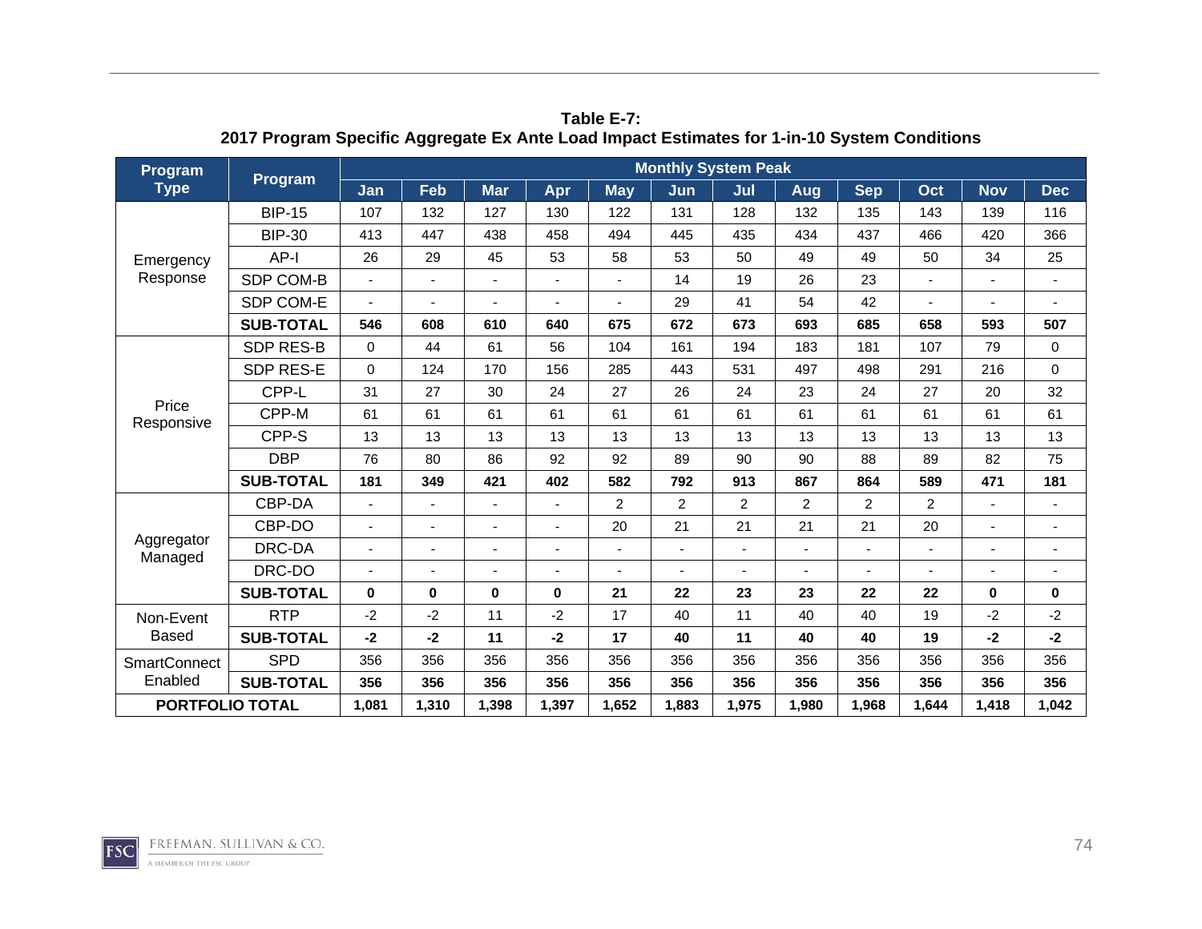**Table E-7:**
**2017 Program Specific Aggregate Ex Ante Load Impact Estimates for 1-in-10 System Conditions**

| Program Type | Program | Monthly System Peak | | | | | | | | | | | |
|---|---|---|---|---|---|---|---|---|---|---|---|---|---|
| | | Jan | Feb | Mar | Apr | May | Jun | Jul | Aug | Sep | Oct | Nov | Dec |
| Emergency Response | BIP-15 | 107 | 132 | 127 | 130 | 122 | 131 | 128 | 132 | 135 | 143 | 139 | 116 |
| | BIP-30 | 413 | 447 | 438 | 458 | 494 | 445 | 435 | 434 | 437 | 466 | 420 | 366 |
| | AP-I | 26 | 29 | 45 | 53 | 58 | 53 | 50 | 49 | 49 | 50 | 34 | 25 |
| | SDP COM-B | - | - | - | - | - | 14 | 19 | 26 | 23 | - | - | - |
| | SDP COM-E | - | - | - | - | - | 29 | 41 | 54 | 42 | - | - | - |
| | **SUB-TOTAL** | **546** | **608** | **610** | **640** | **675** | **672** | **673** | **693** | **685** | **658** | **593** | **507** |
| Price Responsive | SDP RES-B | 0 | 44 | 61 | 56 | 104 | 161 | 194 | 183 | 181 | 107 | 79 | 0 |
| | SDP RES-E | 0 | 124 | 170 | 156 | 285 | 443 | 531 | 497 | 498 | 291 | 216 | 0 |
| | CPP-L | 31 | 27 | 30 | 24 | 27 | 26 | 24 | 23 | 24 | 27 | 20 | 32 |
| | CPP-M | 61 | 61 | 61 | 61 | 61 | 61 | 61 | 61 | 61 | 61 | 61 | 61 |
| | CPP-S | 13 | 13 | 13 | 13 | 13 | 13 | 13 | 13 | 13 | 13 | 13 | 13 |
| | DBP | 76 | 80 | 86 | 92 | 92 | 89 | 90 | 90 | 88 | 89 | 82 | 75 |
| | **SUB-TOTAL** | **181** | **349** | **421** | **402** | **582** | **792** | **913** | **867** | **864** | **589** | **471** | **181** |
| Aggregator Managed | CBP-DA | - | - | - | - | 2 | 2 | 2 | 2 | 2 | 2 | - | - |
| | CBP-DO | - | - | - | - | 20 | 21 | 21 | 21 | 21 | 20 | - | - |
| | DRC-DA | - | - | - | - | - | - | - | - | - | - | - | - |
| | DRC-DO | - | - | - | - | - | - | - | - | - | - | - | - |
| | **SUB-TOTAL** | **0** | **0** | **0** | **0** | **21** | **22** | **23** | **23** | **22** | **22** | **0** | **0** |
| Non-Event Based | RTP | -2 | -2 | 11 | -2 | 17 | 40 | 11 | 40 | 40 | 19 | -2 | -2 |
| | **SUB-TOTAL** | **-2** | **-2** | **11** | **-2** | **17** | **40** | **11** | **40** | **40** | **19** | **-2** | **-2** |
| SmartConnect Enabled | SPD | 356 | 356 | 356 | 356 | 356 | 356 | 356 | 356 | 356 | 356 | 356 | 356 |
| | **SUB-TOTAL** | **356** | **356** | **356** | **356** | **356** | **356** | **356** | **356** | **356** | **356** | **356** | **356** |
| **PORTFOLIO TOTAL** | | **1,081** | **1,310** | **1,398** | **1,397** | **1,652** | **1,883** | **1,975** | **1,980** | **1,968** | **1,644** | **1,418** | **1,042** |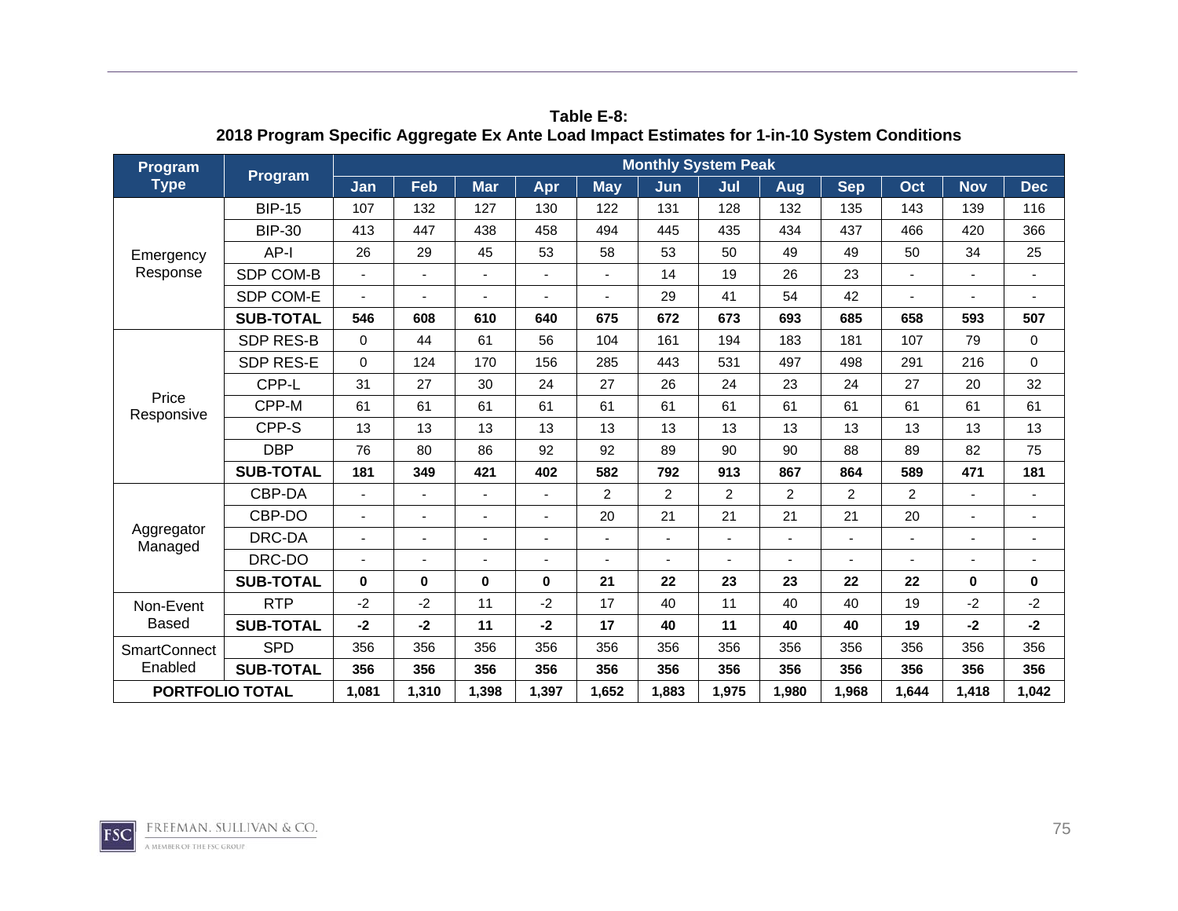**Table E-8:**
**2018 Program Specific Aggregate Ex Ante Load Impact Estimates for 1-in-10 System Conditions**

| Program Type | Program | Monthly System Peak | | | | | | | | | | | |
|---|---|---|---|---|---|---|---|---|---|---|---|---|---|
| | | Jan | Feb | Mar | Apr | May | Jun | Jul | Aug | Sep | Oct | Nov | Dec |
| Emergency Response | BIP-15 | 107 | 132 | 127 | 130 | 122 | 131 | 128 | 132 | 135 | 143 | 139 | 116 |
| | BIP-30 | 413 | 447 | 438 | 458 | 494 | 445 | 435 | 434 | 437 | 466 | 420 | 366 |
| | AP-I | 26 | 29 | 45 | 53 | 58 | 53 | 50 | 49 | 49 | 50 | 34 | 25 |
| | SDP COM-B | - | - | - | - | - | 14 | 19 | 26 | 23 | - | - | - |
| | SDP COM-E | - | - | - | - | - | 29 | 41 | 54 | 42 | - | - | - |
| | **SUB-TOTAL** | **546** | **608** | **610** | **640** | **675** | **672** | **673** | **693** | **685** | **658** | **593** | **507** |
| Price Responsive | SDP RES-B | 0 | 44 | 61 | 56 | 104 | 161 | 194 | 183 | 181 | 107 | 79 | 0 |
| | SDP RES-E | 0 | 124 | 170 | 156 | 285 | 443 | 531 | 497 | 498 | 291 | 216 | 0 |
| | CPP-L | 31 | 27 | 30 | 24 | 27 | 26 | 24 | 23 | 24 | 27 | 20 | 32 |
| | CPP-M | 61 | 61 | 61 | 61 | 61 | 61 | 61 | 61 | 61 | 61 | 61 | 61 |
| | CPP-S | 13 | 13 | 13 | 13 | 13 | 13 | 13 | 13 | 13 | 13 | 13 | 13 |
| | DBP | 76 | 80 | 86 | 92 | 92 | 89 | 90 | 90 | 88 | 89 | 82 | 75 |
| | **SUB-TOTAL** | **181** | **349** | **421** | **402** | **582** | **792** | **913** | **867** | **864** | **589** | **471** | **181** |
| Aggregator Managed | CBP-DA | - | - | - | - | 2 | 2 | 2 | 2 | 2 | 2 | - | - |
| | CBP-DO | - | - | - | - | 20 | 21 | 21 | 21 | 21 | 20 | - | - |
| | DRC-DA | - | - | - | - | - | - | - | - | - | - | - | - |
| | DRC-DO | - | - | - | - | - | - | - | - | - | - | - | - |
| | **SUB-TOTAL** | **0** | **0** | **0** | **0** | **21** | **22** | **23** | **23** | **22** | **22** | **0** | **0** |
| Non-Event Based | RTP | -2 | -2 | 11 | -2 | 17 | 40 | 11 | 40 | 40 | 19 | -2 | -2 |
| | **SUB-TOTAL** | **-2** | **-2** | **11** | **-2** | **17** | **40** | **11** | **40** | **40** | **19** | **-2** | **-2** |
| SmartConnect Enabled | SPD | 356 | 356 | 356 | 356 | 356 | 356 | 356 | 356 | 356 | 356 | 356 | 356 |
| | **SUB-TOTAL** | **356** | **356** | **356** | **356** | **356** | **356** | **356** | **356** | **356** | **356** | **356** | **356** |
| **PORTFOLIO TOTAL** | | **1,081** | **1,310** | **1,398** | **1,397** | **1,652** | **1,883** | **1,975** | **1,980** | **1,968** | **1,644** | **1,418** | **1,042** |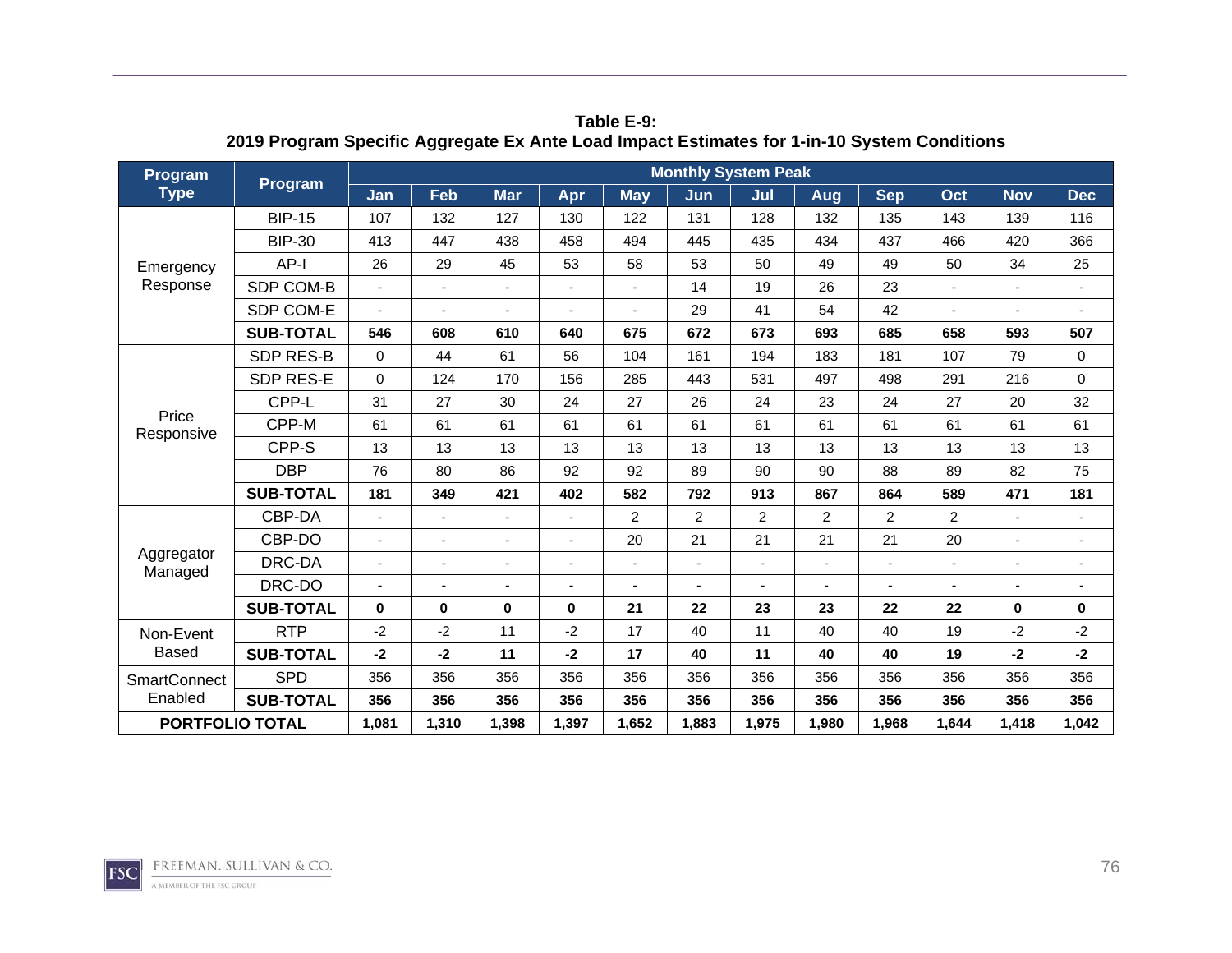**Table E-9:**
**2019 Program Specific Aggregate Ex Ante Load Impact Estimates for 1-in-10 System Conditions**

| Program Type | Program | Monthly System Peak | | | | | | | | | | | |
|---|---|---|---|---|---|---|---|---|---|---|---|---|---|
| | | Jan | Feb | Mar | Apr | May | Jun | Jul | Aug | Sep | Oct | Nov | Dec |
| Emergency Response | BIP-15 | 107 | 132 | 127 | 130 | 122 | 131 | 128 | 132 | 135 | 143 | 139 | 116 |
| | BIP-30 | 413 | 447 | 438 | 458 | 494 | 445 | 435 | 434 | 437 | 466 | 420 | 366 |
| | AP-I | 26 | 29 | 45 | 53 | 58 | 53 | 50 | 49 | 49 | 50 | 34 | 25 |
| | SDP COM-B | - | - | - | - | - | 14 | 19 | 26 | 23 | - | - | - |
| | SDP COM-E | - | - | - | - | - | 29 | 41 | 54 | 42 | - | - | - |
| | **SUB-TOTAL** | **546** | **608** | **610** | **640** | **675** | **672** | **673** | **693** | **685** | **658** | **593** | **507** |
| Price Responsive | SDP RES-B | 0 | 44 | 61 | 56 | 104 | 161 | 194 | 183 | 181 | 107 | 79 | 0 |
| | SDP RES-E | 0 | 124 | 170 | 156 | 285 | 443 | 531 | 497 | 498 | 291 | 216 | 0 |
| | CPP-L | 31 | 27 | 30 | 24 | 27 | 26 | 24 | 23 | 24 | 27 | 20 | 32 |
| | CPP-M | 61 | 61 | 61 | 61 | 61 | 61 | 61 | 61 | 61 | 61 | 61 | 61 |
| | CPP-S | 13 | 13 | 13 | 13 | 13 | 13 | 13 | 13 | 13 | 13 | 13 | 13 |
| | DBP | 76 | 80 | 86 | 92 | 92 | 89 | 90 | 90 | 88 | 89 | 82 | 75 |
| | **SUB-TOTAL** | **181** | **349** | **421** | **402** | **582** | **792** | **913** | **867** | **864** | **589** | **471** | **181** |
| Aggregator Managed | CBP-DA | - | - | - | - | 2 | 2 | 2 | 2 | 2 | 2 | - | - |
| | CBP-DO | - | - | - | - | 20 | 21 | 21 | 21 | 21 | 20 | - | - |
| | DRC-DA | - | - | - | - | - | - | - | - | - | - | - | - |
| | DRC-DO | - | - | - | - | - | - | - | - | - | - | - | - |
| | **SUB-TOTAL** | **0** | **0** | **0** | **0** | **21** | **22** | **23** | **23** | **22** | **22** | **0** | **0** |
| Non-Event Based | RTP | -2 | -2 | 11 | -2 | 17 | 40 | 11 | 40 | 40 | 19 | -2 | -2 |
| | **SUB-TOTAL** | **-2** | **-2** | **11** | **-2** | **17** | **40** | **11** | **40** | **40** | **19** | **-2** | **-2** |
| SmartConnect Enabled | SPD | 356 | 356 | 356 | 356 | 356 | 356 | 356 | 356 | 356 | 356 | 356 | 356 |
| | **SUB-TOTAL** | **356** | **356** | **356** | **356** | **356** | **356** | **356** | **356** | **356** | **356** | **356** | **356** |
| **PORTFOLIO TOTAL** | | **1,081** | **1,310** | **1,398** | **1,397** | **1,652** | **1,883** | **1,975** | **1,980** | **1,968** | **1,644** | **1,418** | **1,042** |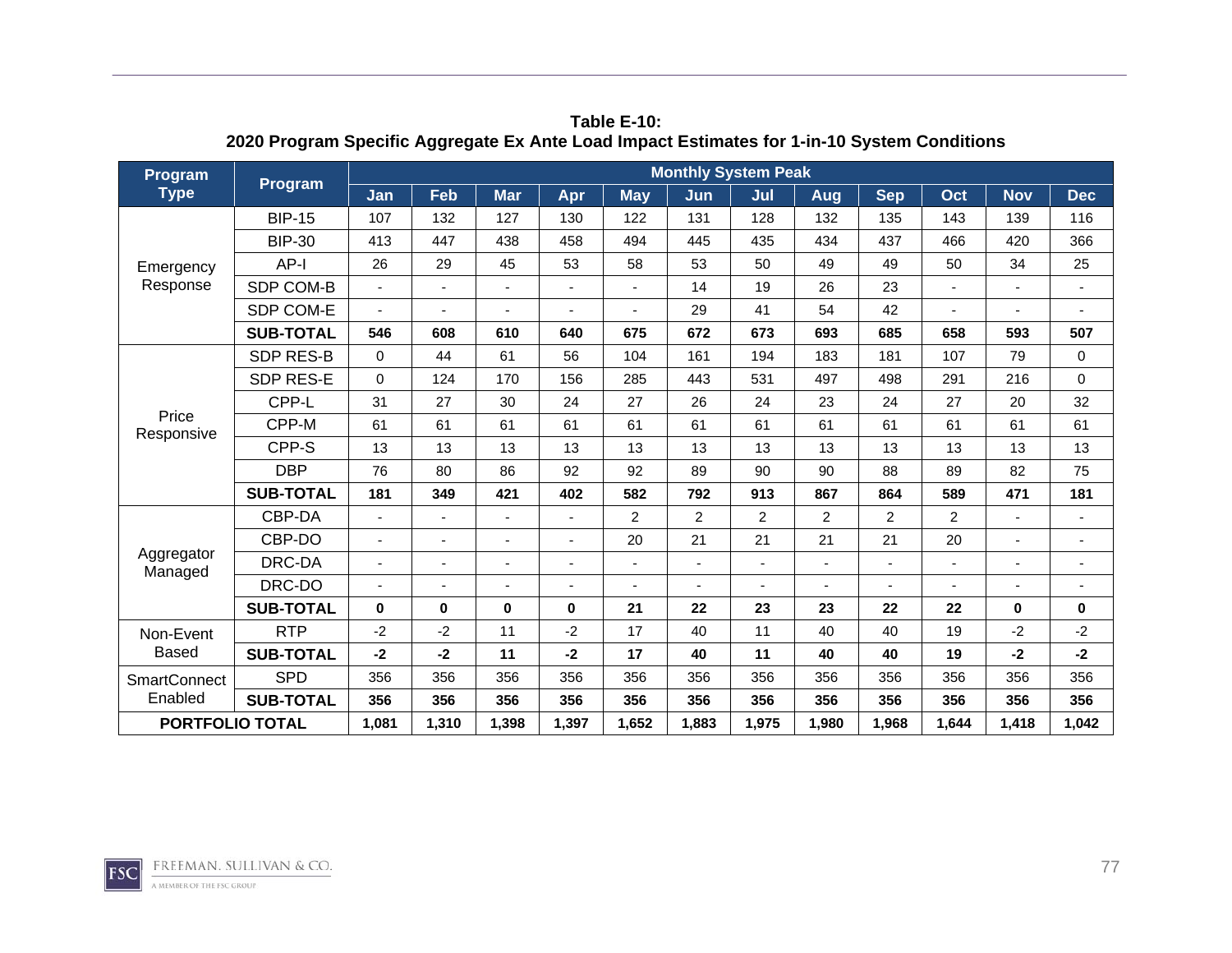**Table E-10:**
**2020 Program Specific Aggregate Ex Ante Load Impact Estimates for 1-in-10 System Conditions**

| Program Type | Program | Monthly System Peak | | | | | | | | | | | |
|---|---|---|---|---|---|---|---|---|---|---|---|---|---|
| | | Jan | Feb | Mar | Apr | May | Jun | Jul | Aug | Sep | Oct | Nov | Dec |
| Emergency Response | BIP-15 | 107 | 132 | 127 | 130 | 122 | 131 | 128 | 132 | 135 | 143 | 139 | 116 |
| | BIP-30 | 413 | 447 | 438 | 458 | 494 | 445 | 435 | 434 | 437 | 466 | 420 | 366 |
| | AP-I | 26 | 29 | 45 | 53 | 58 | 53 | 50 | 49 | 49 | 50 | 34 | 25 |
| | SDP COM-B | - | - | - | - | - | 14 | 19 | 26 | 23 | - | - | - |
| | SDP COM-E | - | - | - | - | - | 29 | 41 | 54 | 42 | - | - | - |
| | **SUB-TOTAL** | **546** | **608** | **610** | **640** | **675** | **672** | **673** | **693** | **685** | **658** | **593** | **507** |
| Price Responsive | SDP RES-B | 0 | 44 | 61 | 56 | 104 | 161 | 194 | 183 | 181 | 107 | 79 | 0 |
| | SDP RES-E | 0 | 124 | 170 | 156 | 285 | 443 | 531 | 497 | 498 | 291 | 216 | 0 |
| | CPP-L | 31 | 27 | 30 | 24 | 27 | 26 | 24 | 23 | 24 | 27 | 20 | 32 |
| | CPP-M | 61 | 61 | 61 | 61 | 61 | 61 | 61 | 61 | 61 | 61 | 61 | 61 |
| | CPP-S | 13 | 13 | 13 | 13 | 13 | 13 | 13 | 13 | 13 | 13 | 13 | 13 |
| | DBP | 76 | 80 | 86 | 92 | 92 | 89 | 90 | 90 | 88 | 89 | 82 | 75 |
| | **SUB-TOTAL** | **181** | **349** | **421** | **402** | **582** | **792** | **913** | **867** | **864** | **589** | **471** | **181** |
| Aggregator Managed | CBP-DA | - | - | - | - | 2 | 2 | 2 | 2 | 2 | 2 | - | - |
| | CBP-DO | - | - | - | - | 20 | 21 | 21 | 21 | 21 | 20 | - | - |
| | DRC-DA | - | - | - | - | - | - | - | - | - | - | - | - |
| | DRC-DO | - | - | - | - | - | - | - | - | - | - | - | - |
| | **SUB-TOTAL** | **0** | **0** | **0** | **0** | **21** | **22** | **23** | **23** | **22** | **22** | **0** | **0** |
| Non-Event Based | RTP | -2 | -2 | 11 | -2 | 17 | 40 | 11 | 40 | 40 | 19 | -2 | -2 |
| | **SUB-TOTAL** | **-2** | **-2** | **11** | **-2** | **17** | **40** | **11** | **40** | **40** | **19** | **-2** | **-2** |
| SmartConnect Enabled | SPD | 356 | 356 | 356 | 356 | 356 | 356 | 356 | 356 | 356 | 356 | 356 | 356 |
| | **SUB-TOTAL** | **356** | **356** | **356** | **356** | **356** | **356** | **356** | **356** | **356** | **356** | **356** | **356** |
| **PORTFOLIO TOTAL** | | **1,081** | **1,310** | **1,398** | **1,397** | **1,652** | **1,883** | **1,975** | **1,980** | **1,968** | **1,644** | **1,418** | **1,042** |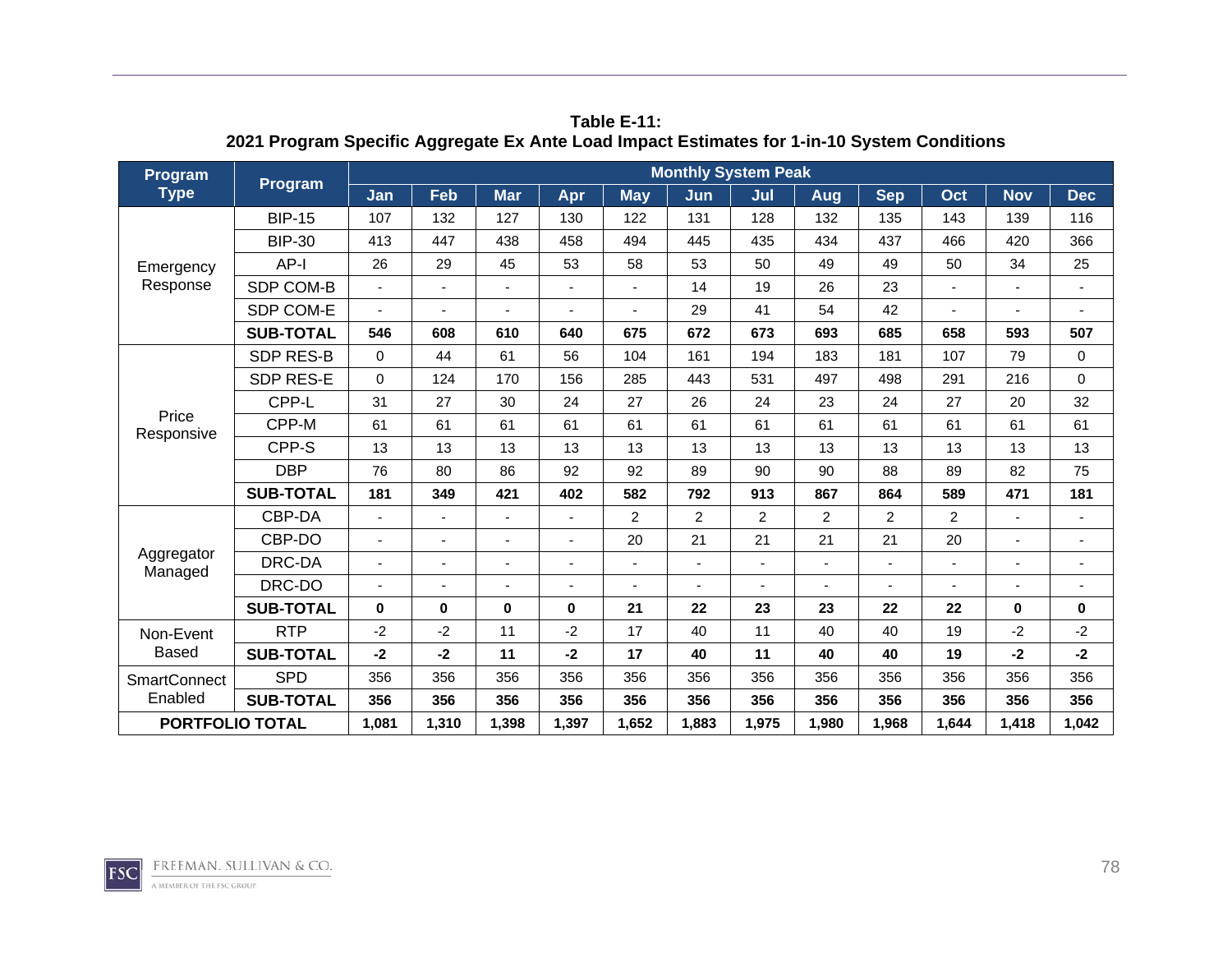**Table E-11:**
**2021 Program Specific Aggregate Ex Ante Load Impact Estimates for 1-in-10 System Conditions**

| Program Type | Program | Monthly System Peak | | | | | | | | | | | |
|---|---|---|---|---|---|---|---|---|---|---|---|---|---|
| | | Jan | Feb | Mar | Apr | May | Jun | Jul | Aug | Sep | Oct | Nov | Dec |
| Emergency Response | BIP-15 | 107 | 132 | 127 | 130 | 122 | 131 | 128 | 132 | 135 | 143 | 139 | 116 |
| | BIP-30 | 413 | 447 | 438 | 458 | 494 | 445 | 435 | 434 | 437 | 466 | 420 | 366 |
| | AP-I | 26 | 29 | 45 | 53 | 58 | 53 | 50 | 49 | 49 | 50 | 34 | 25 |
| | SDP COM-B | - | - | - | - | - | 14 | 19 | 26 | 23 | - | - | - |
| | SDP COM-E | - | - | - | - | - | 29 | 41 | 54 | 42 | - | - | - |
| | **SUB-TOTAL** | **546** | **608** | **610** | **640** | **675** | **672** | **673** | **693** | **685** | **658** | **593** | **507** |
| Price Responsive | SDP RES-B | 0 | 44 | 61 | 56 | 104 | 161 | 194 | 183 | 181 | 107 | 79 | 0 |
| | SDP RES-E | 0 | 124 | 170 | 156 | 285 | 443 | 531 | 497 | 498 | 291 | 216 | 0 |
| | CPP-L | 31 | 27 | 30 | 24 | 27 | 26 | 24 | 23 | 24 | 27 | 20 | 32 |
| | CPP-M | 61 | 61 | 61 | 61 | 61 | 61 | 61 | 61 | 61 | 61 | 61 | 61 |
| | CPP-S | 13 | 13 | 13 | 13 | 13 | 13 | 13 | 13 | 13 | 13 | 13 | 13 |
| | DBP | 76 | 80 | 86 | 92 | 92 | 89 | 90 | 90 | 88 | 89 | 82 | 75 |
| | **SUB-TOTAL** | **181** | **349** | **421** | **402** | **582** | **792** | **913** | **867** | **864** | **589** | **471** | **181** |
| Aggregator Managed | CBP-DA | - | - | - | - | 2 | 2 | 2 | 2 | 2 | 2 | - | - |
| | CBP-DO | - | - | - | - | 20 | 21 | 21 | 21 | 21 | 20 | - | - |
| | DRC-DA | - | - | - | - | - | - | - | - | - | - | - | - |
| | DRC-DO | - | - | - | - | - | - | - | - | - | - | - | - |
| | **SUB-TOTAL** | **0** | **0** | **0** | **0** | **21** | **22** | **23** | **23** | **22** | **22** | **0** | **0** |
| Non-Event Based | RTP | -2 | -2 | 11 | -2 | 17 | 40 | 11 | 40 | 40 | 19 | -2 | -2 |
| | **SUB-TOTAL** | **-2** | **-2** | **11** | **-2** | **17** | **40** | **11** | **40** | **40** | **19** | **-2** | **-2** |
| SmartConnect Enabled | SPD | 356 | 356 | 356 | 356 | 356 | 356 | 356 | 356 | 356 | 356 | 356 | 356 |
| | **SUB-TOTAL** | **356** | **356** | **356** | **356** | **356** | **356** | **356** | **356** | **356** | **356** | **356** | **356** |
| **PORTFOLIO TOTAL** | | **1,081** | **1,310** | **1,398** | **1,397** | **1,652** | **1,883** | **1,975** | **1,980** | **1,968** | **1,644** | **1,418** | **1,042** |